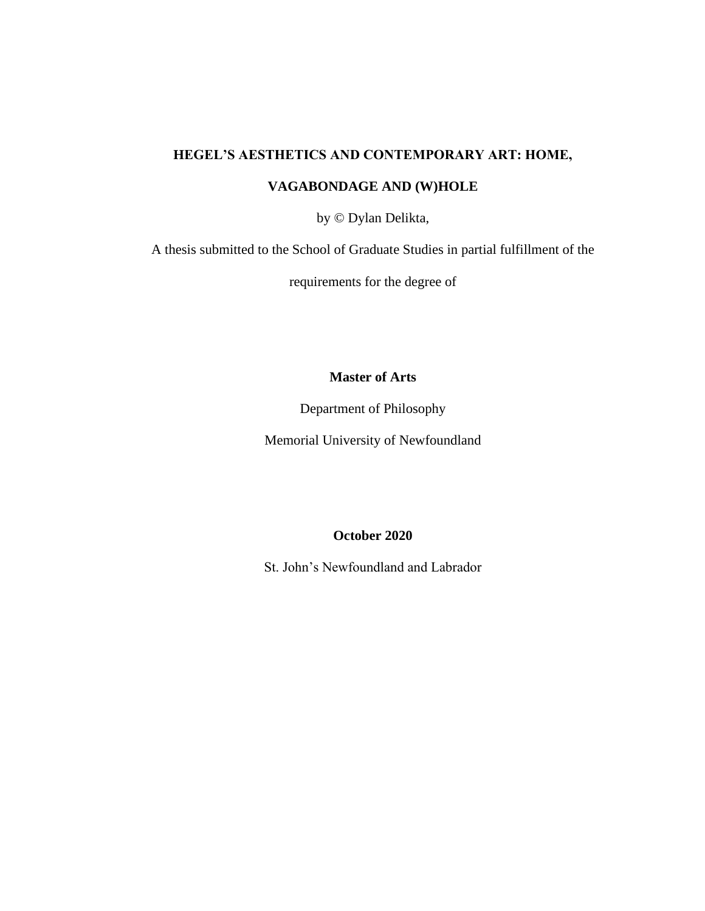# HEGEL'S AESTHETICS AND CONTEMPORARY ART: HOME, VAGABONDAGE AND (W)HOLE

by © Dylan Delikta,

A thesis submitted to the School of Graduate Studies in partial fulfillment of the requirements for the degree of

**Master of Arts**

Department of Philosophy

Memorial University of Newfoundland

**October 2020**

St. John's Newfoundland and Labrador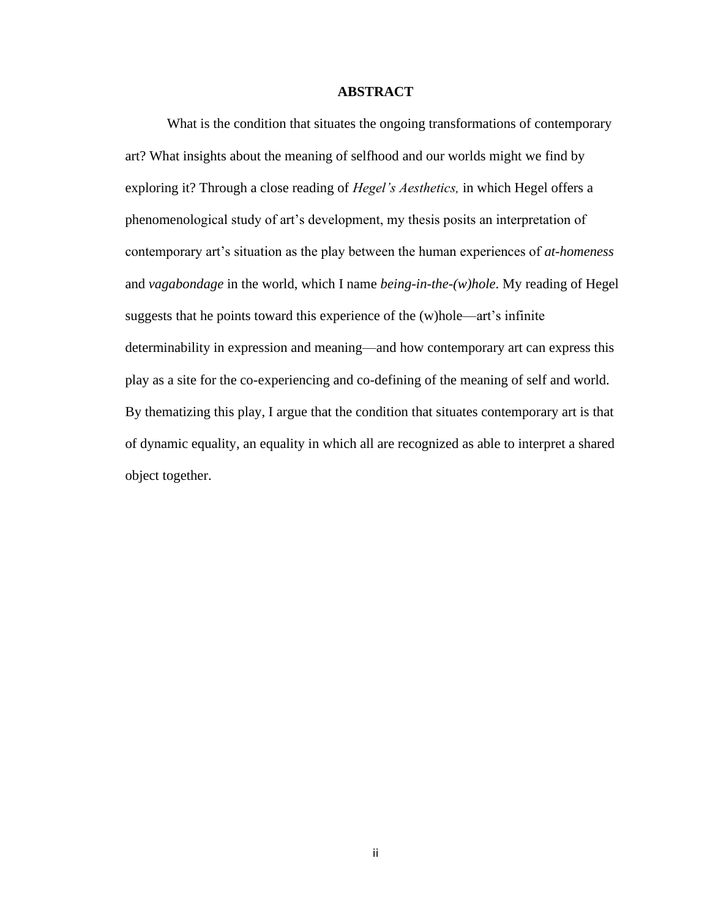# ABSTRACT

What is the condition that situates the ongoing transformations of contemporary art? What insights about the meaning of selfhood and our worlds might we find by exploring it? Through a close reading of *Hegel's Aesthetics,* in which Hegel offers a phenomenological study of art's development, my thesis posits an interpretation of contemporary art's situation as the play between the human experiences of *at-homeness* and *vagabondage* in the world, which I name *being-in-the-(w)hole*. My reading of Hegel suggests that he points toward this experience of the (w)hole—art's infinite determinability in expression and meaning—and how contemporary art can express this play as a site for the co-experiencing and co-defining of the meaning of self and world. By thematizing this play, I argue that the condition that situates contemporary art is that of dynamic equality, an equality in which all are recognized as able to interpret a shared object together.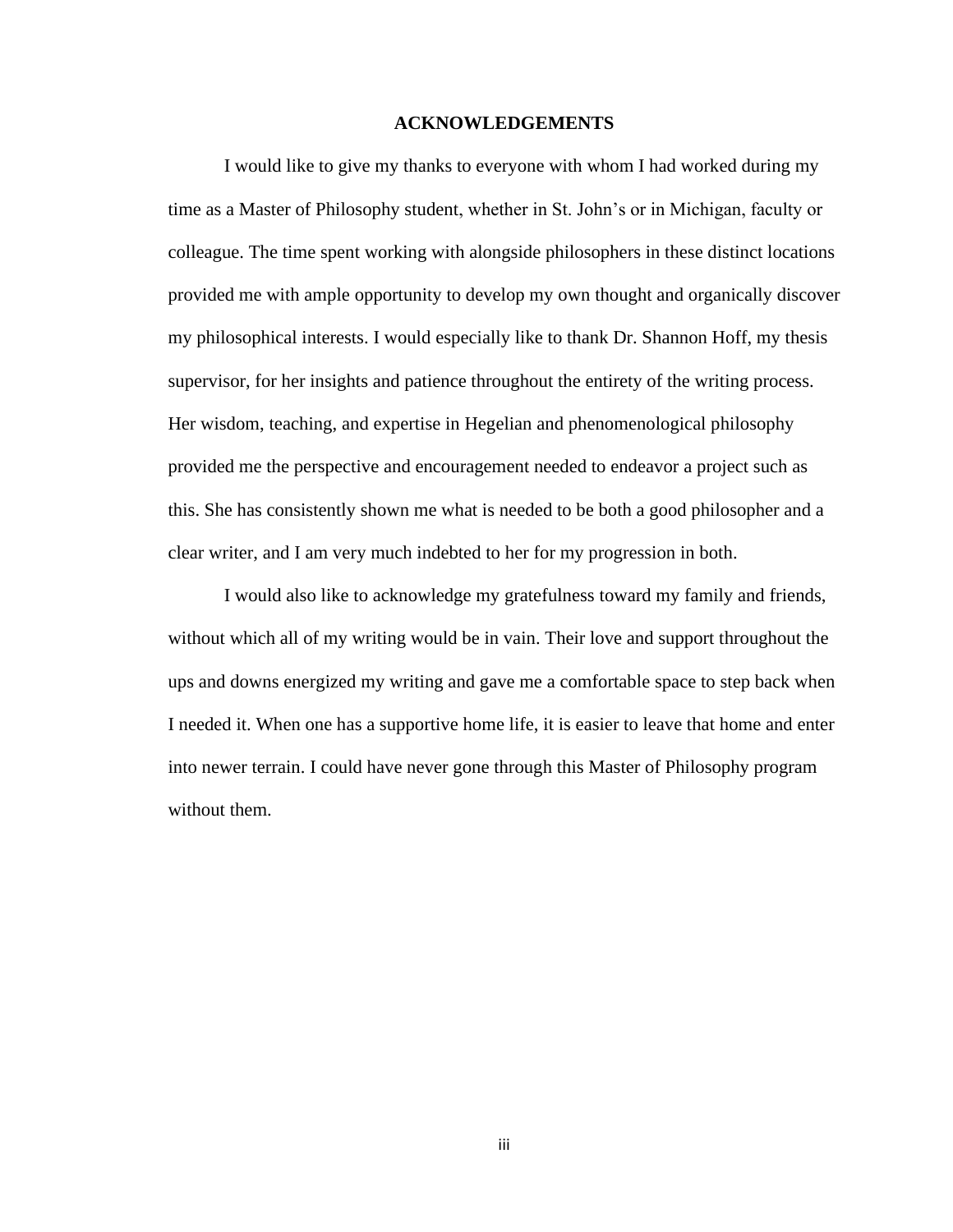# ACKNOWLEDGEMENTS

I would like to give my thanks to everyone with whom I had worked during my time as a Master of Philosophy student, whether in St. John's or in Michigan, faculty or colleague. The time spent working with alongside philosophers in these distinct locations provided me with ample opportunity to develop my own thought and organically discover my philosophical interests. I would especially like to thank Dr. Shannon Hoff, my thesis supervisor, for her insights and patience throughout the entirety of the writing process. Her wisdom, teaching, and expertise in Hegelian and phenomenological philosophy provided me the perspective and encouragement needed to endeavor a project such as this. She has consistently shown me what is needed to be both a good philosopher and a clear writer, and I am very much indebted to her for my progression in both.

I would also like to acknowledge my gratefulness toward my family and friends, without which all of my writing would be in vain. Their love and support throughout the ups and downs energized my writing and gave me a comfortable space to step back when I needed it. When one has a supportive home life, it is easier to leave that home and enter into newer terrain. I could have never gone through this Master of Philosophy program without them.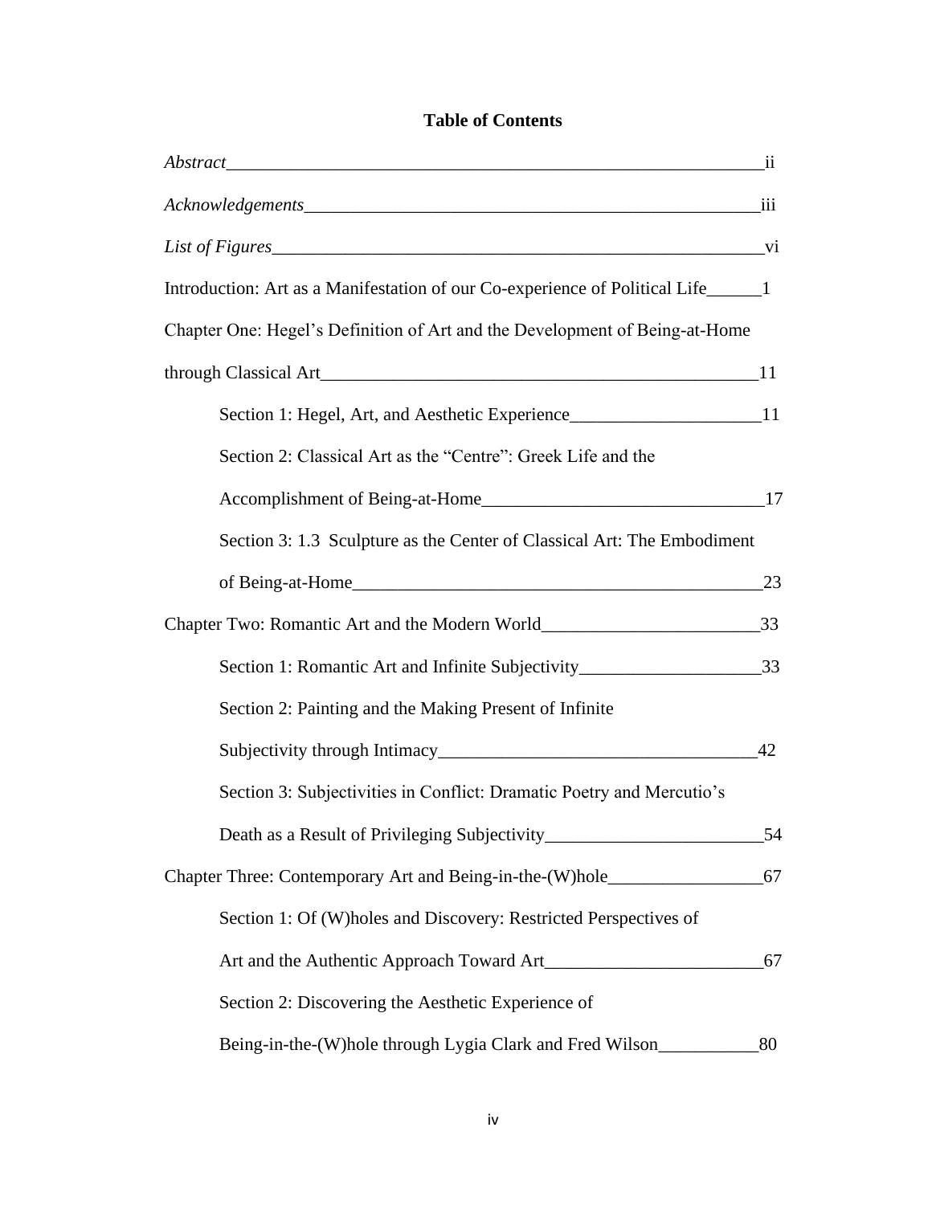## Table of Contents

*Abstract* ii

*Acknowledgements* iii

*List of Figures* vi

Introduction: Art as a Manifestation of our Co-experience of Political Life 1

Chapter One: Hegel's Definition of Art and the Development of Being-at-Home through Classical Art 11

- Section 1: Hegel, Art, and Aesthetic Experience 11
- Section 2: Classical Art as the "Centre": Greek Life and the Accomplishment of Being-at-Home 17
- Section 3: 1.3 Sculpture as the Center of Classical Art: The Embodiment of Being-at-Home 23

Chapter Two: Romantic Art and the Modern World 33

- Section 1: Romantic Art and Infinite Subjectivity 33
- Section 2: Painting and the Making Present of Infinite Subjectivity through Intimacy 42
- Section 3: Subjectivities in Conflict: Dramatic Poetry and Mercutio's Death as a Result of Privileging Subjectivity 54

Chapter Three: Contemporary Art and Being-in-the-(W)hole 67

- Section 1: Of (W)holes and Discovery: Restricted Perspectives of Art and the Authentic Approach Toward Art 67
- Section 2: Discovering the Aesthetic Experience of Being-in-the-(W)hole through Lygia Clark and Fred Wilson 80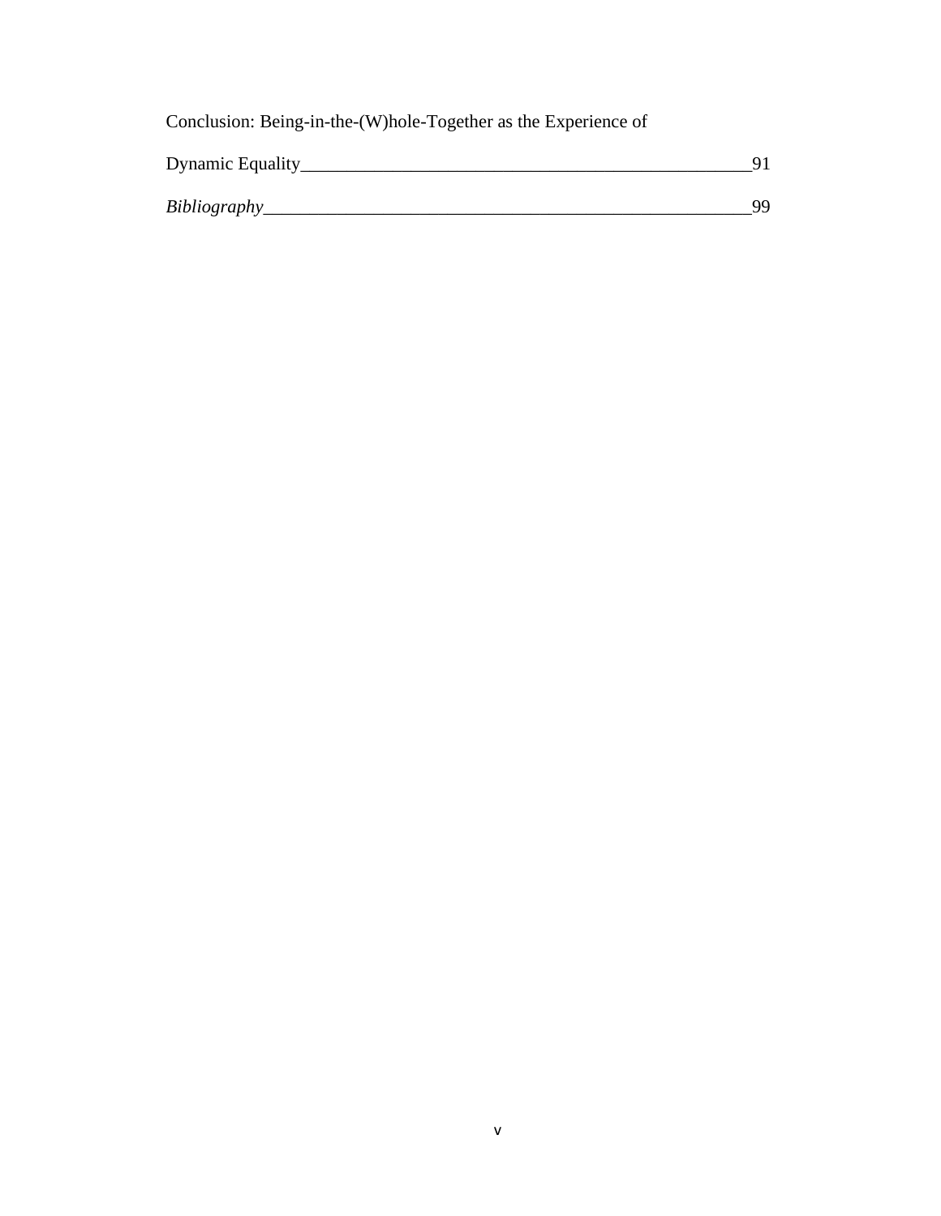Conclusion: Being-in-the-(W)hole-Together as the Experience of

Dynamic Equality_____________________________________________________91

*Bibliography*_______________________________________________________99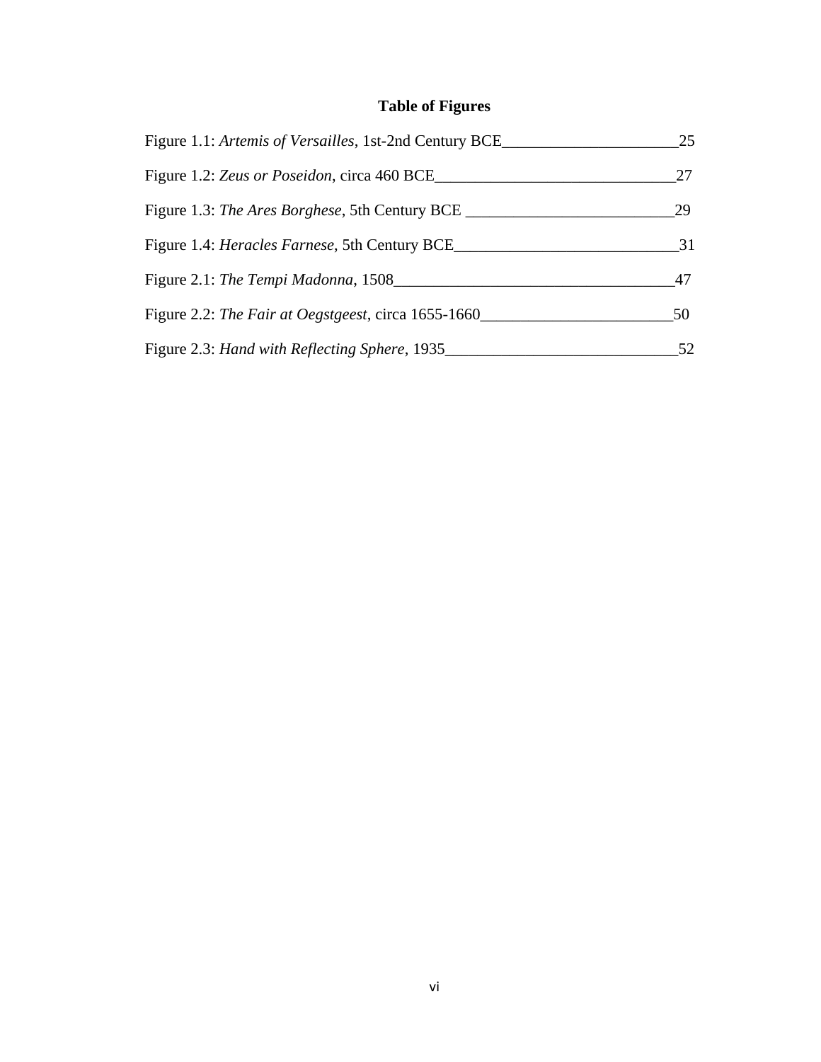# Table of Figures

Figure 1.1: *Artemis of Versailles*, 1st-2nd Century BCE 25

Figure 1.2: *Zeus or Poseidon*, circa 460 BCE 27

Figure 1.3: *The Ares Borghese*, 5th Century BCE 29

Figure 1.4: *Heracles Farnese*, 5th Century BCE 31

Figure 2.1: *The Tempi Madonna*, 1508 47

Figure 2.2: *The Fair at Oegstgeest*, circa 1655-1660 50

Figure 2.3: *Hand with Reflecting Sphere*, 1935 52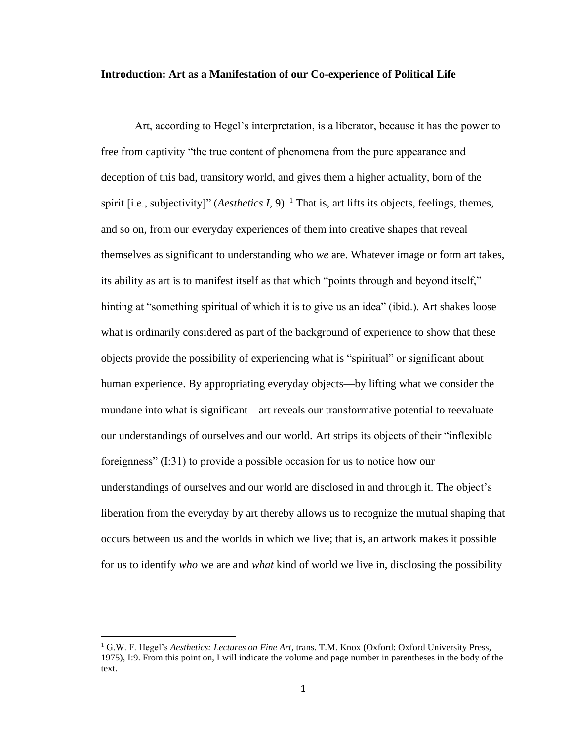**Introduction: Art as a Manifestation of our Co-experience of Political Life**

Art, according to Hegel's interpretation, is a liberator, because it has the power to free from captivity "the true content of phenomena from the pure appearance and deception of this bad, transitory world, and gives them a higher actuality, born of the spirit [i.e., subjectivity]" (*Aesthetics I*, 9). [1] That is, art lifts its objects, feelings, themes, and so on, from our everyday experiences of them into creative shapes that reveal themselves as significant to understanding who *we* are. Whatever image or form art takes, its ability as art is to manifest itself as that which "points through and beyond itself," hinting at "something spiritual of which it is to give us an idea" (ibid.). Art shakes loose what is ordinarily considered as part of the background of experience to show that these objects provide the possibility of experiencing what is "spiritual" or significant about human experience. By appropriating everyday objects—by lifting what we consider the mundane into what is significant—art reveals our transformative potential to reevaluate our understandings of ourselves and our world. Art strips its objects of their "inflexible foreignness" (I:31) to provide a possible occasion for us to notice how our understandings of ourselves and our world are disclosed in and through it. The object's liberation from the everyday by art thereby allows us to recognize the mutual shaping that occurs between us and the worlds in which we live; that is, an artwork makes it possible for us to identify *who* we are and *what* kind of world we live in, disclosing the possibility

[1] G.W. F. Hegel's *Aesthetics: Lectures on Fine Art*, trans. T.M. Knox (Oxford: Oxford University Press, 1975), I:9. From this point on, I will indicate the volume and page number in parentheses in the body of the text.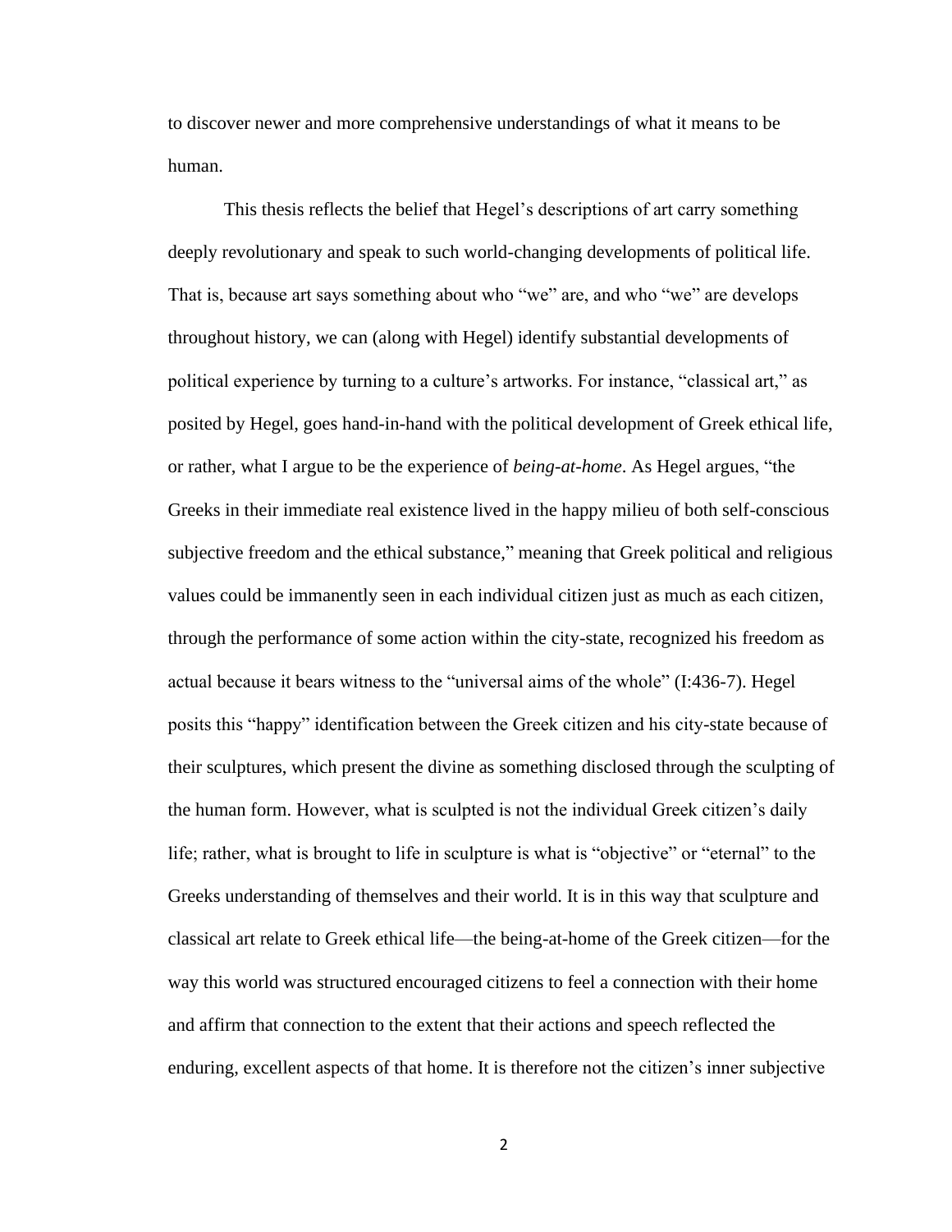to discover newer and more comprehensive understandings of what it means to be human.

This thesis reflects the belief that Hegel's descriptions of art carry something deeply revolutionary and speak to such world-changing developments of political life. That is, because art says something about who "we" are, and who "we" are develops throughout history, we can (along with Hegel) identify substantial developments of political experience by turning to a culture's artworks. For instance, "classical art," as posited by Hegel, goes hand-in-hand with the political development of Greek ethical life, or rather, what I argue to be the experience of *being-at-home*. As Hegel argues, "the Greeks in their immediate real existence lived in the happy milieu of both self-conscious subjective freedom and the ethical substance," meaning that Greek political and religious values could be immanently seen in each individual citizen just as much as each citizen, through the performance of some action within the city-state, recognized his freedom as actual because it bears witness to the "universal aims of the whole" (I:436-7). Hegel posits this "happy" identification between the Greek citizen and his city-state because of their sculptures, which present the divine as something disclosed through the sculpting of the human form. However, what is sculpted is not the individual Greek citizen's daily life; rather, what is brought to life in sculpture is what is "objective" or "eternal" to the Greeks understanding of themselves and their world. It is in this way that sculpture and classical art relate to Greek ethical life—the being-at-home of the Greek citizen—for the way this world was structured encouraged citizens to feel a connection with their home and affirm that connection to the extent that their actions and speech reflected the enduring, excellent aspects of that home. It is therefore not the citizen's inner subjective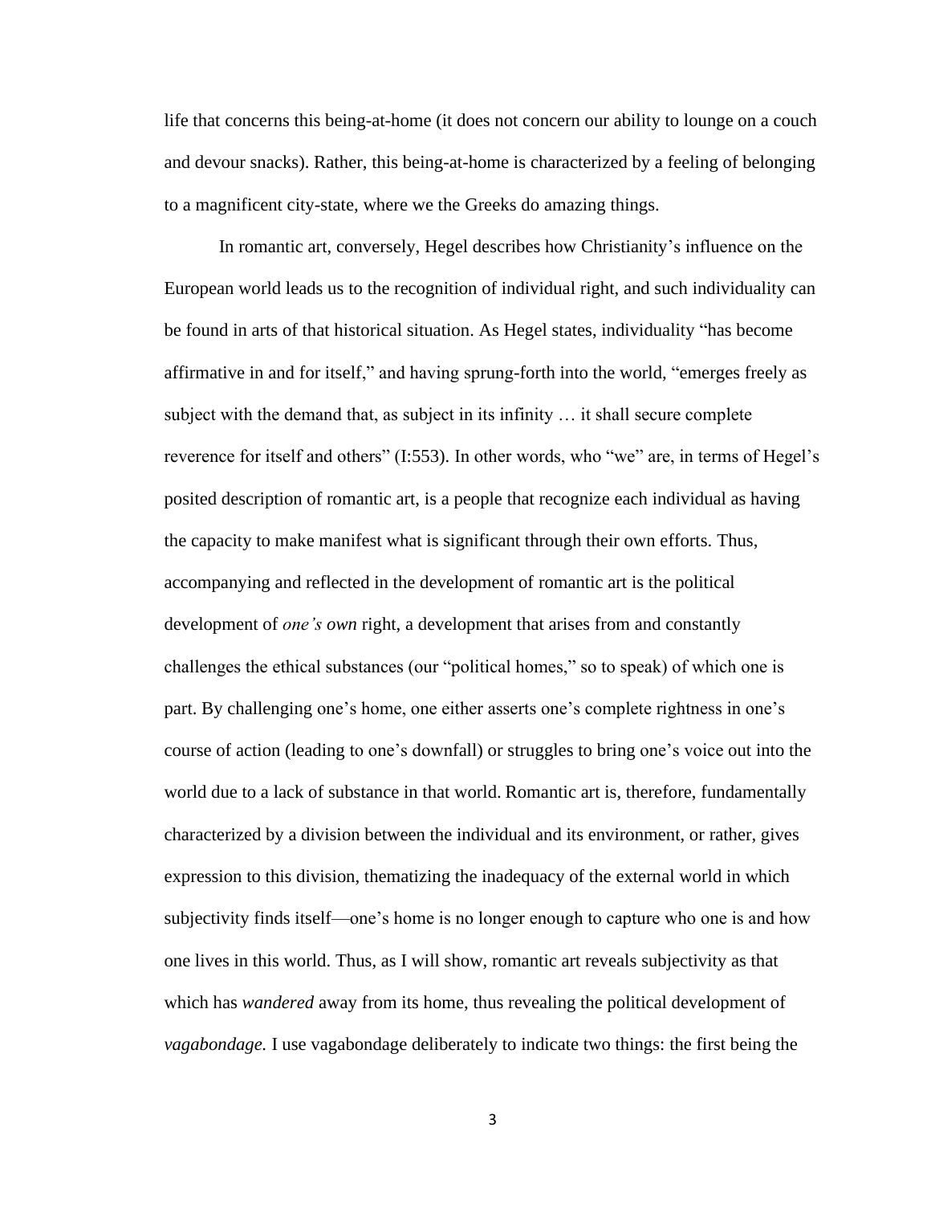life that concerns this being-at-home (it does not concern our ability to lounge on a couch and devour snacks). Rather, this being-at-home is characterized by a feeling of belonging to a magnificent city-state, where we the Greeks do amazing things.

In romantic art, conversely, Hegel describes how Christianity's influence on the European world leads us to the recognition of individual right, and such individuality can be found in arts of that historical situation. As Hegel states, individuality "has become affirmative in and for itself," and having sprung-forth into the world, "emerges freely as subject with the demand that, as subject in its infinity … it shall secure complete reverence for itself and others" (I:553). In other words, who "we" are, in terms of Hegel's posited description of romantic art, is a people that recognize each individual as having the capacity to make manifest what is significant through their own efforts. Thus, accompanying and reflected in the development of romantic art is the political development of *one's own* right, a development that arises from and constantly challenges the ethical substances (our "political homes," so to speak) of which one is part. By challenging one's home, one either asserts one's complete rightness in one's course of action (leading to one's downfall) or struggles to bring one's voice out into the world due to a lack of substance in that world. Romantic art is, therefore, fundamentally characterized by a division between the individual and its environment, or rather, gives expression to this division, thematizing the inadequacy of the external world in which subjectivity finds itself—one's home is no longer enough to capture who one is and how one lives in this world. Thus, as I will show, romantic art reveals subjectivity as that which has *wandered* away from its home, thus revealing the political development of *vagabondage.* I use vagabondage deliberately to indicate two things: the first being the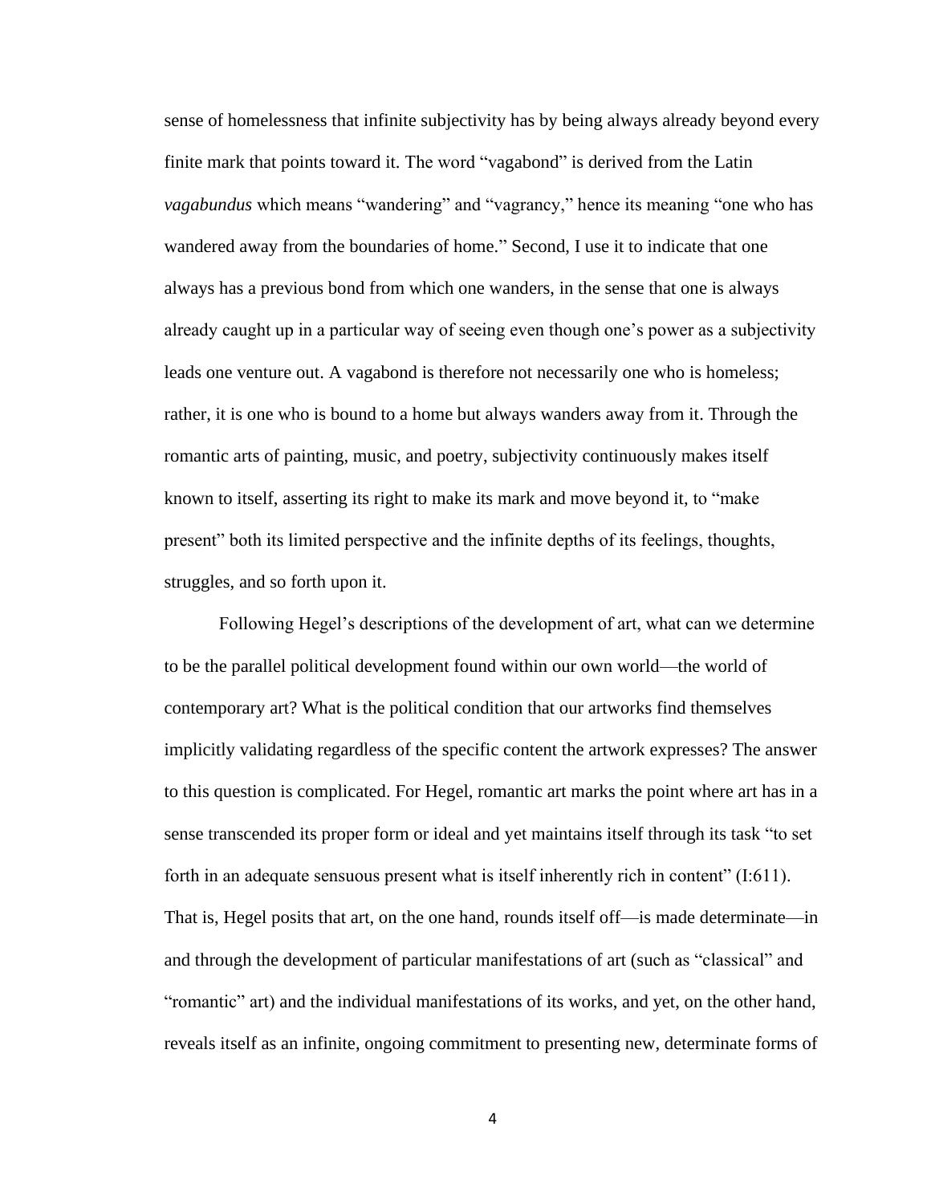sense of homelessness that infinite subjectivity has by being always already beyond every finite mark that points toward it. The word "vagabond" is derived from the Latin *vagabundus* which means "wandering" and "vagrancy," hence its meaning "one who has wandered away from the boundaries of home." Second, I use it to indicate that one always has a previous bond from which one wanders, in the sense that one is always already caught up in a particular way of seeing even though one's power as a subjectivity leads one venture out. A vagabond is therefore not necessarily one who is homeless; rather, it is one who is bound to a home but always wanders away from it. Through the romantic arts of painting, music, and poetry, subjectivity continuously makes itself known to itself, asserting its right to make its mark and move beyond it, to "make present" both its limited perspective and the infinite depths of its feelings, thoughts, struggles, and so forth upon it.

Following Hegel's descriptions of the development of art, what can we determine to be the parallel political development found within our own world—the world of contemporary art? What is the political condition that our artworks find themselves implicitly validating regardless of the specific content the artwork expresses? The answer to this question is complicated. For Hegel, romantic art marks the point where art has in a sense transcended its proper form or ideal and yet maintains itself through its task "to set forth in an adequate sensuous present what is itself inherently rich in content" (I:611). That is, Hegel posits that art, on the one hand, rounds itself off—is made determinate—in and through the development of particular manifestations of art (such as "classical" and "romantic" art) and the individual manifestations of its works, and yet, on the other hand, reveals itself as an infinite, ongoing commitment to presenting new, determinate forms of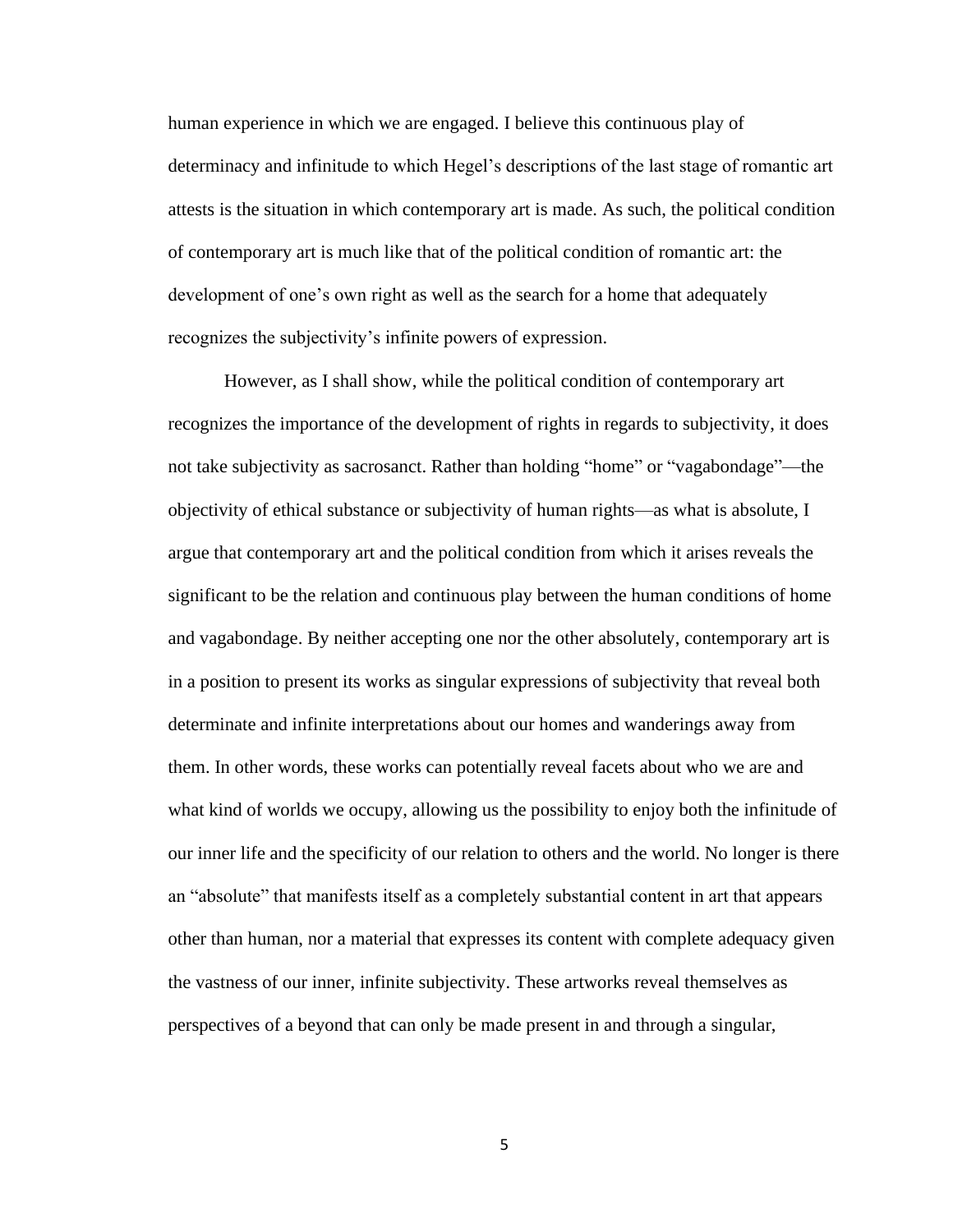human experience in which we are engaged. I believe this continuous play of determinacy and infinitude to which Hegel's descriptions of the last stage of romantic art attests is the situation in which contemporary art is made. As such, the political condition of contemporary art is much like that of the political condition of romantic art: the development of one's own right as well as the search for a home that adequately recognizes the subjectivity's infinite powers of expression.

However, as I shall show, while the political condition of contemporary art recognizes the importance of the development of rights in regards to subjectivity, it does not take subjectivity as sacrosanct. Rather than holding "home" or "vagabondage"—the objectivity of ethical substance or subjectivity of human rights—as what is absolute, I argue that contemporary art and the political condition from which it arises reveals the significant to be the relation and continuous play between the human conditions of home and vagabondage. By neither accepting one nor the other absolutely, contemporary art is in a position to present its works as singular expressions of subjectivity that reveal both determinate and infinite interpretations about our homes and wanderings away from them. In other words, these works can potentially reveal facets about who we are and what kind of worlds we occupy, allowing us the possibility to enjoy both the infinitude of our inner life and the specificity of our relation to others and the world. No longer is there an "absolute" that manifests itself as a completely substantial content in art that appears other than human, nor a material that expresses its content with complete adequacy given the vastness of our inner, infinite subjectivity. These artworks reveal themselves as perspectives of a beyond that can only be made present in and through a singular,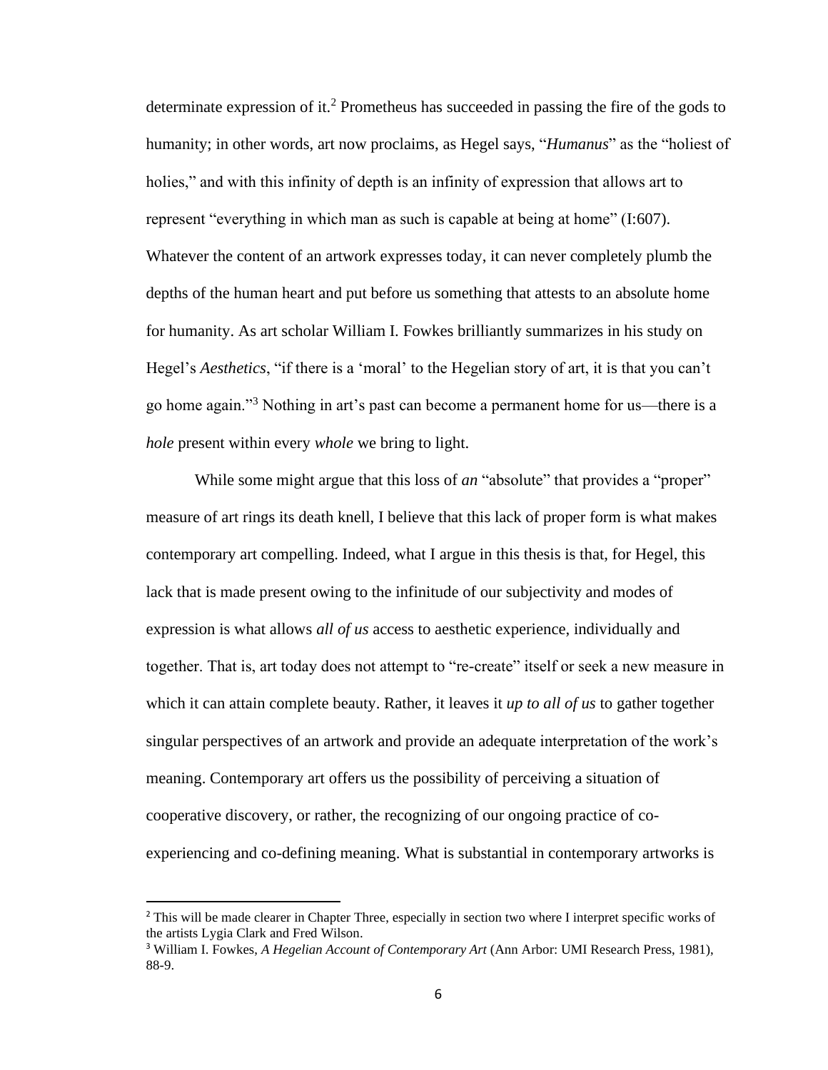determinate expression of it.[2] Prometheus has succeeded in passing the fire of the gods to humanity; in other words, art now proclaims, as Hegel says, "*Humanus*" as the "holiest of holies," and with this infinity of depth is an infinity of expression that allows art to represent "everything in which man as such is capable at being at home" (I:607). Whatever the content of an artwork expresses today, it can never completely plumb the depths of the human heart and put before us something that attests to an absolute home for humanity. As art scholar William I. Fowkes brilliantly summarizes in his study on Hegel's *Aesthetics*, "if there is a 'moral' to the Hegelian story of art, it is that you can't go home again."[3] Nothing in art's past can become a permanent home for us—there is a *hole* present within every *whole* we bring to light.

While some might argue that this loss of *an* "absolute" that provides a "proper" measure of art rings its death knell, I believe that this lack of proper form is what makes contemporary art compelling. Indeed, what I argue in this thesis is that, for Hegel, this lack that is made present owing to the infinitude of our subjectivity and modes of expression is what allows *all of us* access to aesthetic experience, individually and together. That is, art today does not attempt to "re-create" itself or seek a new measure in which it can attain complete beauty. Rather, it leaves it *up to all of us* to gather together singular perspectives of an artwork and provide an adequate interpretation of the work's meaning. Contemporary art offers us the possibility of perceiving a situation of cooperative discovery, or rather, the recognizing of our ongoing practice of co-experiencing and co-defining meaning. What is substantial in contemporary artworks is

---

[2] This will be made clearer in Chapter Three, especially in section two where I interpret specific works of the artists Lygia Clark and Fred Wilson.

[3] William I. Fowkes, *A Hegelian Account of Contemporary Art* (Ann Arbor: UMI Research Press, 1981), 88-9.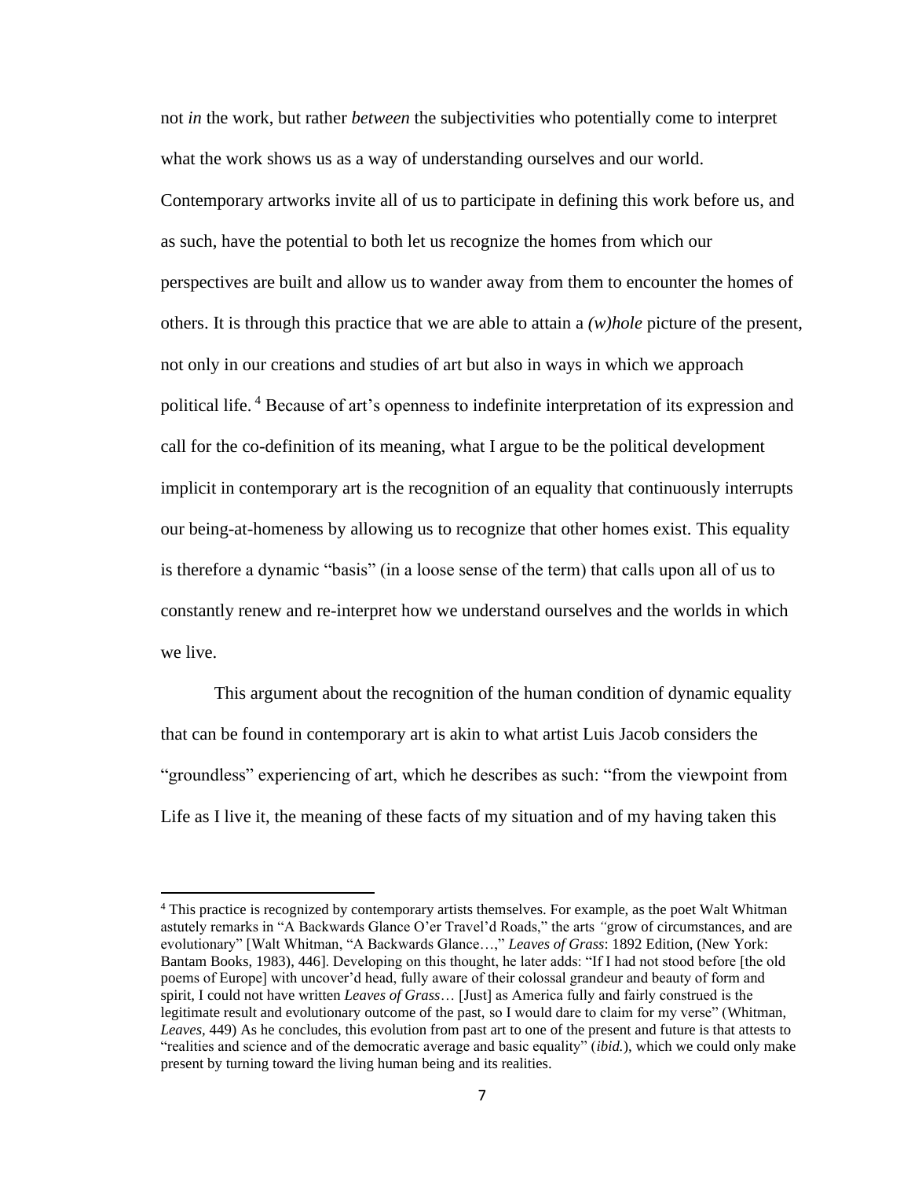not *in* the work, but rather *between* the subjectivities who potentially come to interpret what the work shows us as a way of understanding ourselves and our world. Contemporary artworks invite all of us to participate in defining this work before us, and as such, have the potential to both let us recognize the homes from which our perspectives are built and allow us to wander away from them to encounter the homes of others. It is through this practice that we are able to attain a *(w)hole* picture of the present, not only in our creations and studies of art but also in ways in which we approach political life. [4] Because of art's openness to indefinite interpretation of its expression and call for the co-definition of its meaning, what I argue to be the political development implicit in contemporary art is the recognition of an equality that continuously interrupts our being-at-homeness by allowing us to recognize that other homes exist. This equality is therefore a dynamic "basis" (in a loose sense of the term) that calls upon all of us to constantly renew and re-interpret how we understand ourselves and the worlds in which we live.

This argument about the recognition of the human condition of dynamic equality that can be found in contemporary art is akin to what artist Luis Jacob considers the "groundless" experiencing of art, which he describes as such: "from the viewpoint from Life as I live it, the meaning of these facts of my situation and of my having taken this

---

[4] This practice is recognized by contemporary artists themselves. For example, as the poet Walt Whitman astutely remarks in "A Backwards Glance O'er Travel'd Roads," the arts "grow of circumstances, and are evolutionary" [Walt Whitman, "A Backwards Glance…," *Leaves of Grass*: 1892 Edition, (New York: Bantam Books, 1983), 446]. Developing on this thought, he later adds: "If I had not stood before [the old poems of Europe] with uncover'd head, fully aware of their colossal grandeur and beauty of form and spirit, I could not have written *Leaves of Grass*… [Just] as America fully and fairly construed is the legitimate result and evolutionary outcome of the past, so I would dare to claim for my verse" (Whitman, *Leaves*, 449) As he concludes, this evolution from past art to one of the present and future is that attests to "realities and science and of the democratic average and basic equality" (*ibid.*), which we could only make present by turning toward the living human being and its realities.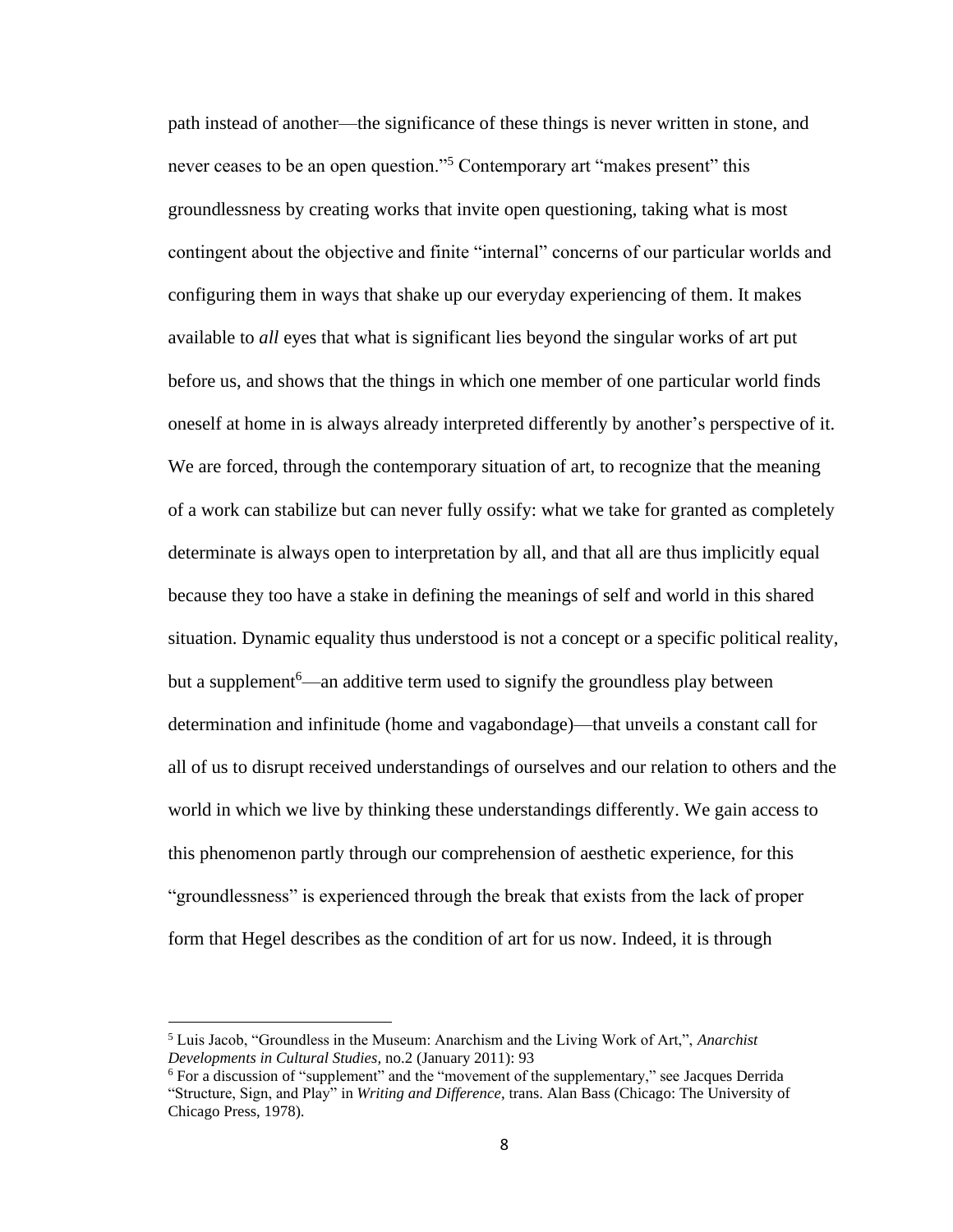path instead of another—the significance of these things is never written in stone, and never ceases to be an open question."[5] Contemporary art "makes present" this groundlessness by creating works that invite open questioning, taking what is most contingent about the objective and finite "internal" concerns of our particular worlds and configuring them in ways that shake up our everyday experiencing of them. It makes available to *all* eyes that what is significant lies beyond the singular works of art put before us, and shows that the things in which one member of one particular world finds oneself at home in is always already interpreted differently by another's perspective of it. We are forced, through the contemporary situation of art, to recognize that the meaning of a work can stabilize but can never fully ossify: what we take for granted as completely determinate is always open to interpretation by all, and that all are thus implicitly equal because they too have a stake in defining the meanings of self and world in this shared situation. Dynamic equality thus understood is not a concept or a specific political reality, but a supplement[6]—an additive term used to signify the groundless play between determination and infinitude (home and vagabondage)—that unveils a constant call for all of us to disrupt received understandings of ourselves and our relation to others and the world in which we live by thinking these understandings differently. We gain access to this phenomenon partly through our comprehension of aesthetic experience, for this "groundlessness" is experienced through the break that exists from the lack of proper form that Hegel describes as the condition of art for us now. Indeed, it is through

[5] Luis Jacob, "Groundless in the Museum: Anarchism and the Living Work of Art,", *Anarchist Developments in Cultural Studies,* no.2 (January 2011): 93

[6] For a discussion of "supplement" and the "movement of the supplementary," see Jacques Derrida "Structure, Sign, and Play" in *Writing and Difference*, trans. Alan Bass (Chicago: The University of Chicago Press, 1978).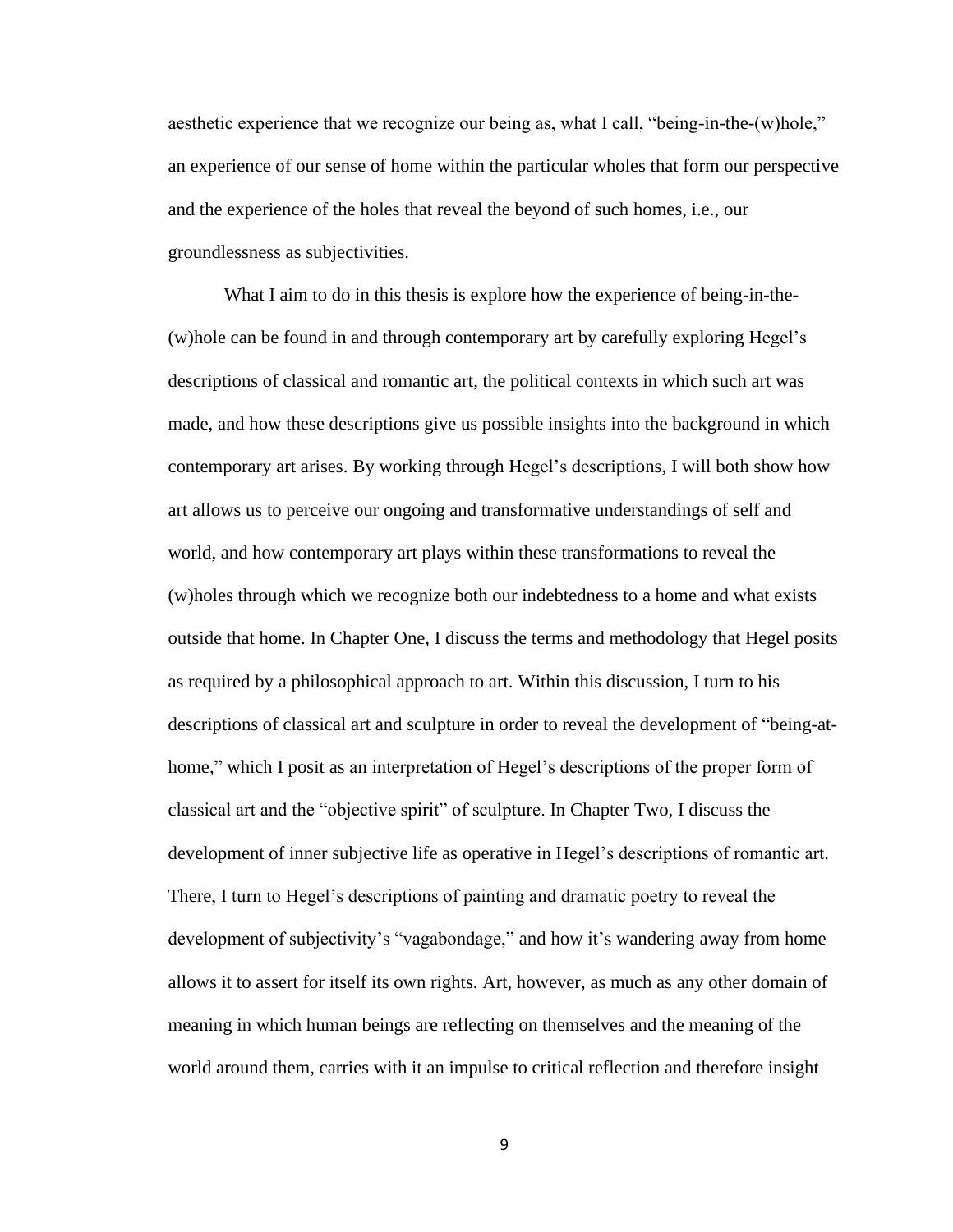aesthetic experience that we recognize our being as, what I call, "being-in-the-(w)hole," an experience of our sense of home within the particular wholes that form our perspective and the experience of the holes that reveal the beyond of such homes, i.e., our groundlessness as subjectivities.

What I aim to do in this thesis is explore how the experience of being-in-the-(w)hole can be found in and through contemporary art by carefully exploring Hegel's descriptions of classical and romantic art, the political contexts in which such art was made, and how these descriptions give us possible insights into the background in which contemporary art arises. By working through Hegel's descriptions, I will both show how art allows us to perceive our ongoing and transformative understandings of self and world, and how contemporary art plays within these transformations to reveal the (w)holes through which we recognize both our indebtedness to a home and what exists outside that home. In Chapter One, I discuss the terms and methodology that Hegel posits as required by a philosophical approach to art. Within this discussion, I turn to his descriptions of classical art and sculpture in order to reveal the development of "being-at-home," which I posit as an interpretation of Hegel's descriptions of the proper form of classical art and the "objective spirit" of sculpture. In Chapter Two, I discuss the development of inner subjective life as operative in Hegel's descriptions of romantic art. There, I turn to Hegel's descriptions of painting and dramatic poetry to reveal the development of subjectivity's "vagabondage," and how it's wandering away from home allows it to assert for itself its own rights. Art, however, as much as any other domain of meaning in which human beings are reflecting on themselves and the meaning of the world around them, carries with it an impulse to critical reflection and therefore insight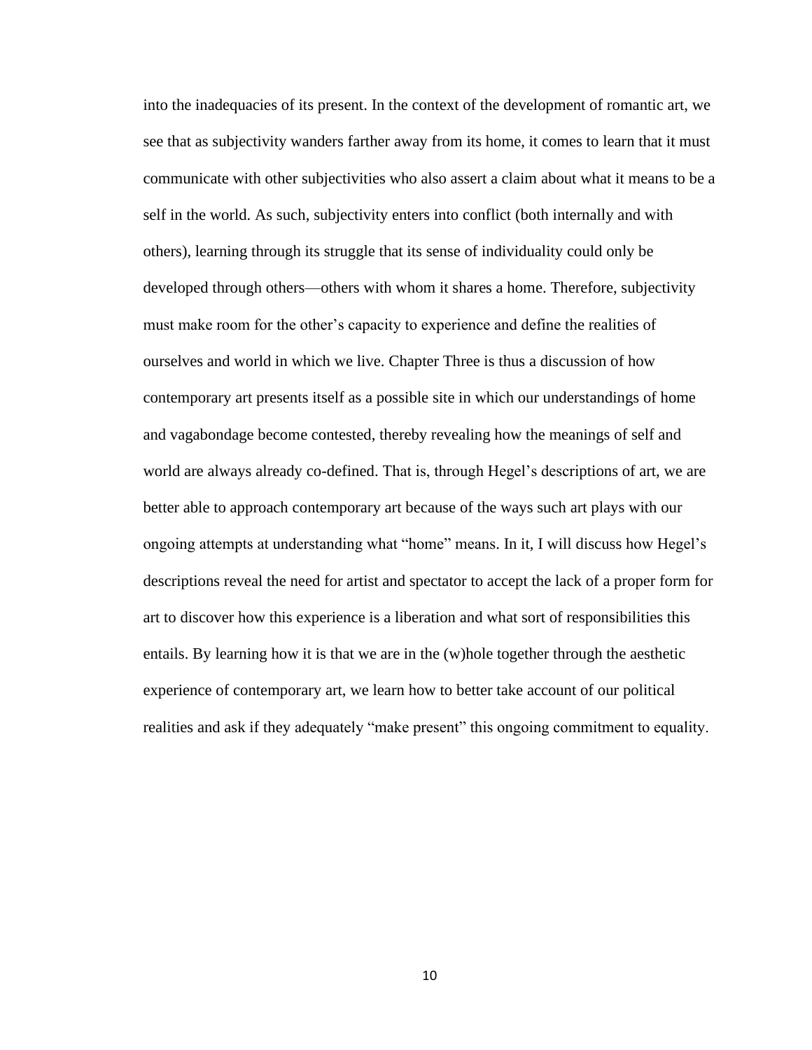into the inadequacies of its present. In the context of the development of romantic art, we see that as subjectivity wanders farther away from its home, it comes to learn that it must communicate with other subjectivities who also assert a claim about what it means to be a self in the world. As such, subjectivity enters into conflict (both internally and with others), learning through its struggle that its sense of individuality could only be developed through others—others with whom it shares a home. Therefore, subjectivity must make room for the other's capacity to experience and define the realities of ourselves and world in which we live. Chapter Three is thus a discussion of how contemporary art presents itself as a possible site in which our understandings of home and vagabondage become contested, thereby revealing how the meanings of self and world are always already co-defined. That is, through Hegel's descriptions of art, we are better able to approach contemporary art because of the ways such art plays with our ongoing attempts at understanding what "home" means. In it, I will discuss how Hegel's descriptions reveal the need for artist and spectator to accept the lack of a proper form for art to discover how this experience is a liberation and what sort of responsibilities this entails. By learning how it is that we are in the (w)hole together through the aesthetic experience of contemporary art, we learn how to better take account of our political realities and ask if they adequately "make present" this ongoing commitment to equality.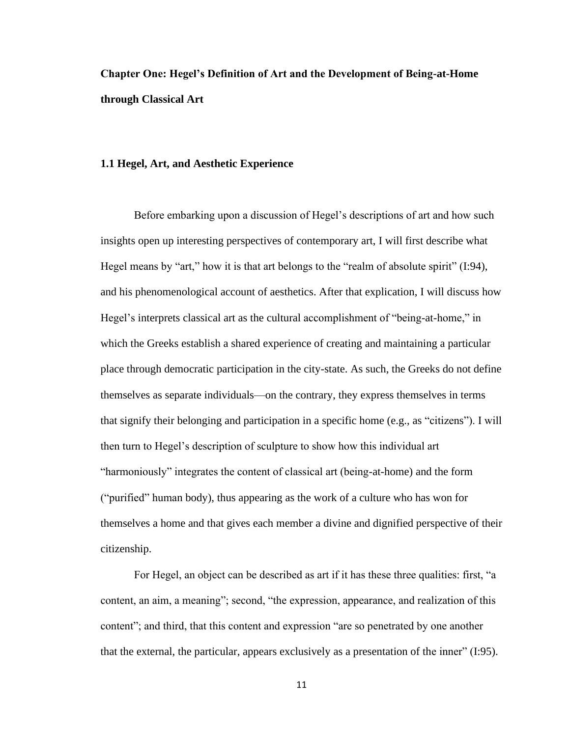# Chapter One: Hegel's Definition of Art and the Development of Being-at-Home through Classical Art

## 1.1 Hegel, Art, and Aesthetic Experience

Before embarking upon a discussion of Hegel's descriptions of art and how such insights open up interesting perspectives of contemporary art, I will first describe what Hegel means by "art," how it is that art belongs to the "realm of absolute spirit" (I:94), and his phenomenological account of aesthetics. After that explication, I will discuss how Hegel's interprets classical art as the cultural accomplishment of "being-at-home," in which the Greeks establish a shared experience of creating and maintaining a particular place through democratic participation in the city-state. As such, the Greeks do not define themselves as separate individuals—on the contrary, they express themselves in terms that signify their belonging and participation in a specific home (e.g., as "citizens"). I will then turn to Hegel's description of sculpture to show how this individual art "harmoniously" integrates the content of classical art (being-at-home) and the form ("purified" human body), thus appearing as the work of a culture who has won for themselves a home and that gives each member a divine and dignified perspective of their citizenship.

For Hegel, an object can be described as art if it has these three qualities: first, "a content, an aim, a meaning"; second, "the expression, appearance, and realization of this content"; and third, that this content and expression "are so penetrated by one another that the external, the particular, appears exclusively as a presentation of the inner" (I:95).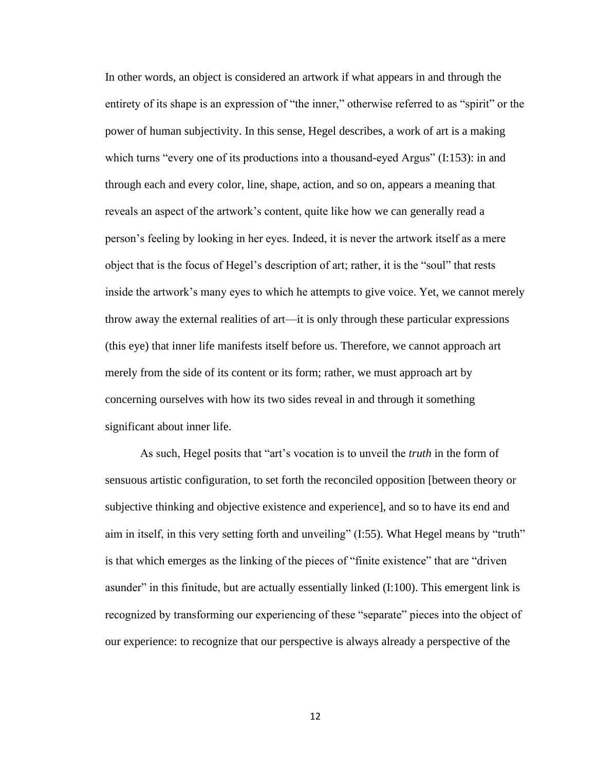In other words, an object is considered an artwork if what appears in and through the entirety of its shape is an expression of "the inner," otherwise referred to as "spirit" or the power of human subjectivity. In this sense, Hegel describes, a work of art is a making which turns "every one of its productions into a thousand-eyed Argus" (I:153): in and through each and every color, line, shape, action, and so on, appears a meaning that reveals an aspect of the artwork's content, quite like how we can generally read a person's feeling by looking in her eyes. Indeed, it is never the artwork itself as a mere object that is the focus of Hegel's description of art; rather, it is the "soul" that rests inside the artwork's many eyes to which he attempts to give voice. Yet, we cannot merely throw away the external realities of art—it is only through these particular expressions (this eye) that inner life manifests itself before us. Therefore, we cannot approach art merely from the side of its content or its form; rather, we must approach art by concerning ourselves with how its two sides reveal in and through it something significant about inner life.

As such, Hegel posits that "art's vocation is to unveil the *truth* in the form of sensuous artistic configuration, to set forth the reconciled opposition [between theory or subjective thinking and objective existence and experience], and so to have its end and aim in itself, in this very setting forth and unveiling" (I:55). What Hegel means by "truth" is that which emerges as the linking of the pieces of "finite existence" that are "driven asunder" in this finitude, but are actually essentially linked (I:100). This emergent link is recognized by transforming our experiencing of these "separate" pieces into the object of our experience: to recognize that our perspective is always already a perspective of the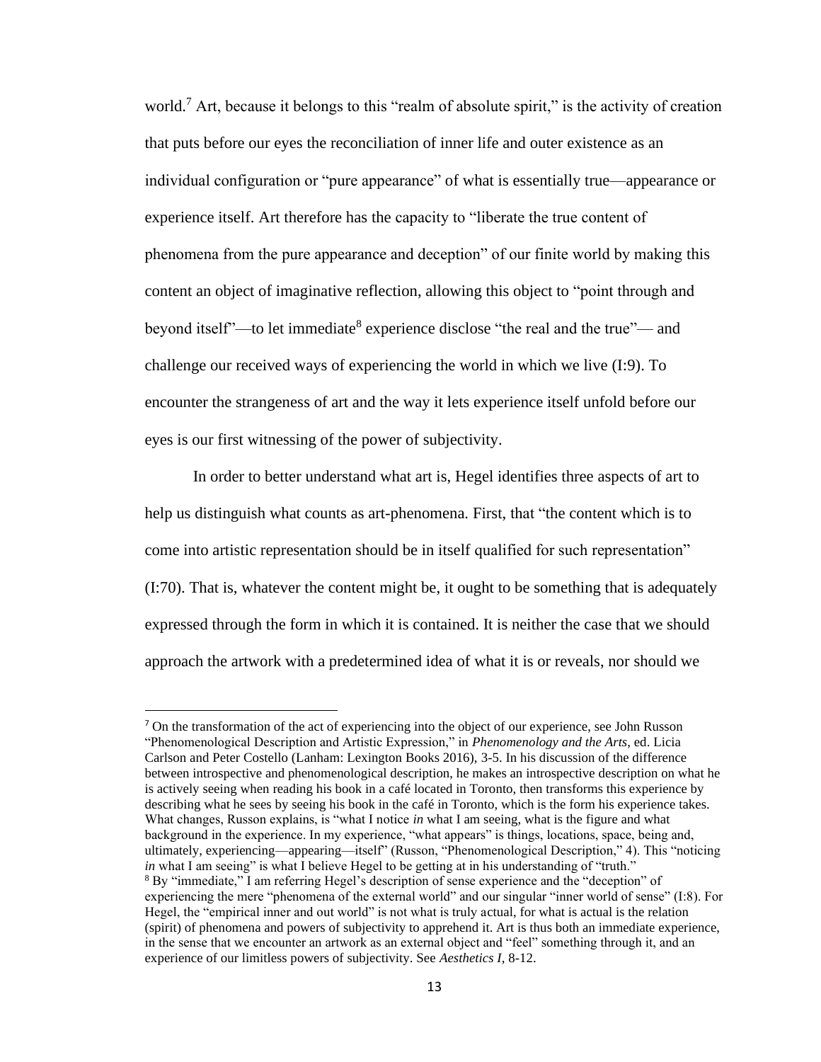world.[7] Art, because it belongs to this "realm of absolute spirit," is the activity of creation that puts before our eyes the reconciliation of inner life and outer existence as an individual configuration or "pure appearance" of what is essentially true—appearance or experience itself. Art therefore has the capacity to "liberate the true content of phenomena from the pure appearance and deception" of our finite world by making this content an object of imaginative reflection, allowing this object to "point through and beyond itself"—to let immediate[8] experience disclose "the real and the true"— and challenge our received ways of experiencing the world in which we live (I:9). To encounter the strangeness of art and the way it lets experience itself unfold before our eyes is our first witnessing of the power of subjectivity.

In order to better understand what art is, Hegel identifies three aspects of art to help us distinguish what counts as art-phenomena. First, that "the content which is to come into artistic representation should be in itself qualified for such representation" (I:70). That is, whatever the content might be, it ought to be something that is adequately expressed through the form in which it is contained. It is neither the case that we should approach the artwork with a predetermined idea of what it is or reveals, nor should we

---

[7] On the transformation of the act of experiencing into the object of our experience, see John Russon "Phenomenological Description and Artistic Expression," in *Phenomenology and the Arts*, ed. Licia Carlson and Peter Costello (Lanham: Lexington Books 2016), 3-5. In his discussion of the difference between introspective and phenomenological description, he makes an introspective description on what he is actively seeing when reading his book in a café located in Toronto, then transforms this experience by describing what he sees by seeing his book in the café in Toronto, which is the form his experience takes. What changes, Russon explains, is "what I notice *in* what I am seeing, what is the figure and what background in the experience. In my experience, "what appears" is things, locations, space, being and, ultimately, experiencing—appearing—itself" (Russon, "Phenomenological Description," 4). This "noticing *in* what I am seeing" is what I believe Hegel to be getting at in his understanding of "truth."

[8] By "immediate," I am referring Hegel's description of sense experience and the "deception" of experiencing the mere "phenomena of the external world" and our singular "inner world of sense" (I:8). For Hegel, the "empirical inner and out world" is not what is truly actual, for what is actual is the relation (spirit) of phenomena and powers of subjectivity to apprehend it. Art is thus both an immediate experience, in the sense that we encounter an artwork as an external object and "feel" something through it, and an experience of our limitless powers of subjectivity. See *Aesthetics I*, 8-12.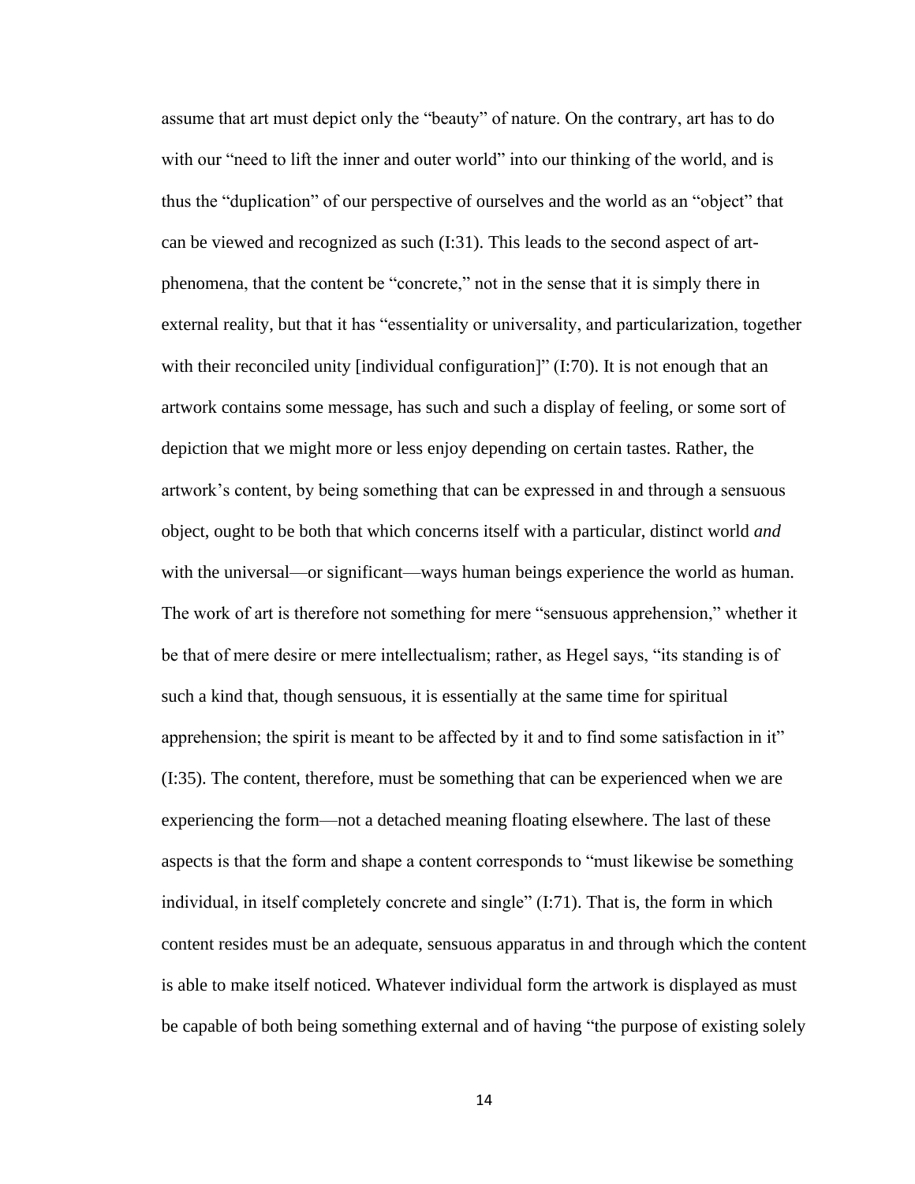assume that art must depict only the "beauty" of nature. On the contrary, art has to do with our "need to lift the inner and outer world" into our thinking of the world, and is thus the "duplication" of our perspective of ourselves and the world as an "object" that can be viewed and recognized as such (I:31). This leads to the second aspect of art-phenomena, that the content be "concrete," not in the sense that it is simply there in external reality, but that it has "essentiality or universality, and particularization, together with their reconciled unity [individual configuration]" (I:70). It is not enough that an artwork contains some message, has such and such a display of feeling, or some sort of depiction that we might more or less enjoy depending on certain tastes. Rather, the artwork's content, by being something that can be expressed in and through a sensuous object, ought to be both that which concerns itself with a particular, distinct world *and* with the universal—or significant—ways human beings experience the world as human. The work of art is therefore not something for mere "sensuous apprehension," whether it be that of mere desire or mere intellectualism; rather, as Hegel says, "its standing is of such a kind that, though sensuous, it is essentially at the same time for spiritual apprehension; the spirit is meant to be affected by it and to find some satisfaction in it" (I:35). The content, therefore, must be something that can be experienced when we are experiencing the form—not a detached meaning floating elsewhere. The last of these aspects is that the form and shape a content corresponds to "must likewise be something individual, in itself completely concrete and single" (I:71). That is, the form in which content resides must be an adequate, sensuous apparatus in and through which the content is able to make itself noticed. Whatever individual form the artwork is displayed as must be capable of both being something external and of having "the purpose of existing solely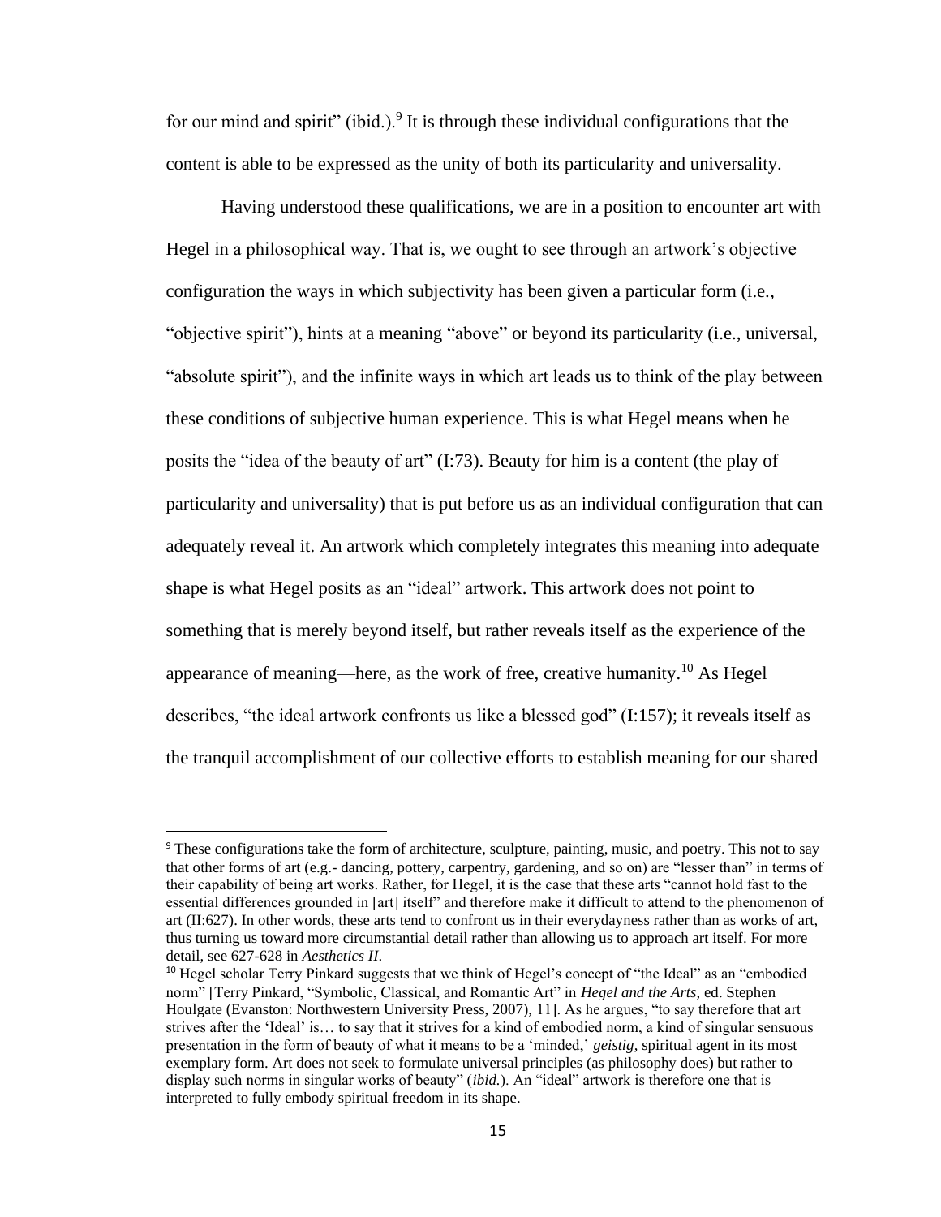for our mind and spirit" (ibid.).[9] It is through these individual configurations that the content is able to be expressed as the unity of both its particularity and universality.

Having understood these qualifications, we are in a position to encounter art with Hegel in a philosophical way. That is, we ought to see through an artwork's objective configuration the ways in which subjectivity has been given a particular form (i.e., "objective spirit"), hints at a meaning "above" or beyond its particularity (i.e., universal, "absolute spirit"), and the infinite ways in which art leads us to think of the play between these conditions of subjective human experience. This is what Hegel means when he posits the "idea of the beauty of art" (I:73). Beauty for him is a content (the play of particularity and universality) that is put before us as an individual configuration that can adequately reveal it. An artwork which completely integrates this meaning into adequate shape is what Hegel posits as an "ideal" artwork. This artwork does not point to something that is merely beyond itself, but rather reveals itself as the experience of the appearance of meaning—here, as the work of free, creative humanity.[10] As Hegel describes, "the ideal artwork confronts us like a blessed god" (I:157); it reveals itself as the tranquil accomplishment of our collective efforts to establish meaning for our shared

---

[9] These configurations take the form of architecture, sculpture, painting, music, and poetry. This not to say that other forms of art (e.g.- dancing, pottery, carpentry, gardening, and so on) are "lesser than" in terms of their capability of being art works. Rather, for Hegel, it is the case that these arts "cannot hold fast to the essential differences grounded in [art] itself" and therefore make it difficult to attend to the phenomenon of art (II:627). In other words, these arts tend to confront us in their everydayness rather than as works of art, thus turning us toward more circumstantial detail rather than allowing us to approach art itself. For more detail, see 627-628 in *Aesthetics II*.

[10] Hegel scholar Terry Pinkard suggests that we think of Hegel's concept of "the Ideal" as an "embodied norm" [Terry Pinkard, "Symbolic, Classical, and Romantic Art" in *Hegel and the Arts*, ed. Stephen Houlgate (Evanston: Northwestern University Press, 2007), 11]. As he argues, "to say therefore that art strives after the 'Ideal' is… to say that it strives for a kind of embodied norm, a kind of singular sensuous presentation in the form of beauty of what it means to be a 'minded,' *geistig*, spiritual agent in its most exemplary form. Art does not seek to formulate universal principles (as philosophy does) but rather to display such norms in singular works of beauty" (*ibid.*). An "ideal" artwork is therefore one that is interpreted to fully embody spiritual freedom in its shape.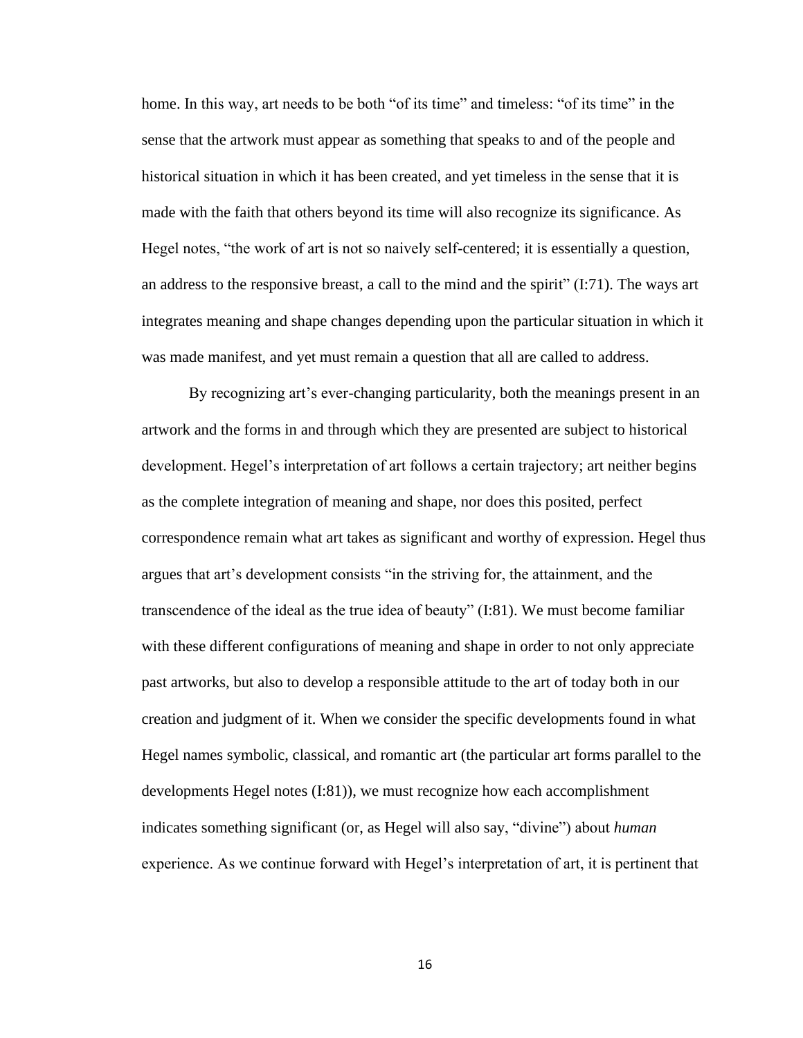home. In this way, art needs to be both "of its time" and timeless: "of its time" in the sense that the artwork must appear as something that speaks to and of the people and historical situation in which it has been created, and yet timeless in the sense that it is made with the faith that others beyond its time will also recognize its significance. As Hegel notes, "the work of art is not so naively self-centered; it is essentially a question, an address to the responsive breast, a call to the mind and the spirit" (I:71). The ways art integrates meaning and shape changes depending upon the particular situation in which it was made manifest, and yet must remain a question that all are called to address.

By recognizing art's ever-changing particularity, both the meanings present in an artwork and the forms in and through which they are presented are subject to historical development. Hegel's interpretation of art follows a certain trajectory; art neither begins as the complete integration of meaning and shape, nor does this posited, perfect correspondence remain what art takes as significant and worthy of expression. Hegel thus argues that art's development consists "in the striving for, the attainment, and the transcendence of the ideal as the true idea of beauty" (I:81). We must become familiar with these different configurations of meaning and shape in order to not only appreciate past artworks, but also to develop a responsible attitude to the art of today both in our creation and judgment of it. When we consider the specific developments found in what Hegel names symbolic, classical, and romantic art (the particular art forms parallel to the developments Hegel notes (I:81)), we must recognize how each accomplishment indicates something significant (or, as Hegel will also say, "divine") about *human* experience. As we continue forward with Hegel's interpretation of art, it is pertinent that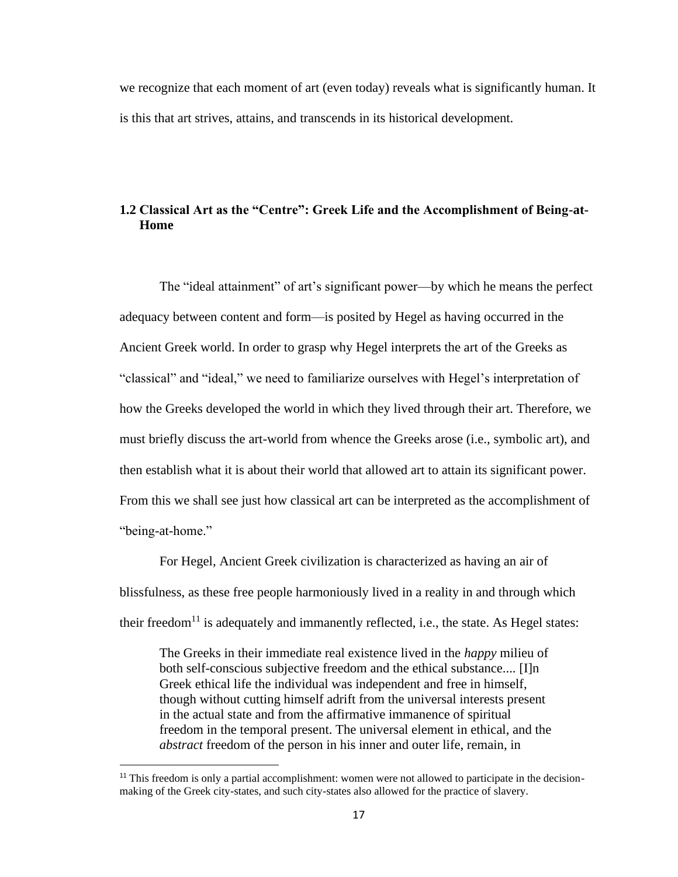we recognize that each moment of art (even today) reveals what is significantly human. It is this that art strives, attains, and transcends in its historical development.

## 1.2 Classical Art as the "Centre": Greek Life and the Accomplishment of Being-at-Home

The "ideal attainment" of art's significant power—by which he means the perfect adequacy between content and form—is posited by Hegel as having occurred in the Ancient Greek world. In order to grasp why Hegel interprets the art of the Greeks as "classical" and "ideal," we need to familiarize ourselves with Hegel's interpretation of how the Greeks developed the world in which they lived through their art. Therefore, we must briefly discuss the art-world from whence the Greeks arose (i.e., symbolic art), and then establish what it is about their world that allowed art to attain its significant power. From this we shall see just how classical art can be interpreted as the accomplishment of "being-at-home."

For Hegel, Ancient Greek civilization is characterized as having an air of blissfulness, as these free people harmoniously lived in a reality in and through which their freedom[11] is adequately and immanently reflected, i.e., the state. As Hegel states:

> The Greeks in their immediate real existence lived in the *happy* milieu of both self-conscious subjective freedom and the ethical substance.... [I]n Greek ethical life the individual was independent and free in himself, though without cutting himself adrift from the universal interests present in the actual state and from the affirmative immanence of spiritual freedom in the temporal present. The universal element in ethical, and the *abstract* freedom of the person in his inner and outer life, remain, in

[11] This freedom is only a partial accomplishment: women were not allowed to participate in the decision-making of the Greek city-states, and such city-states also allowed for the practice of slavery.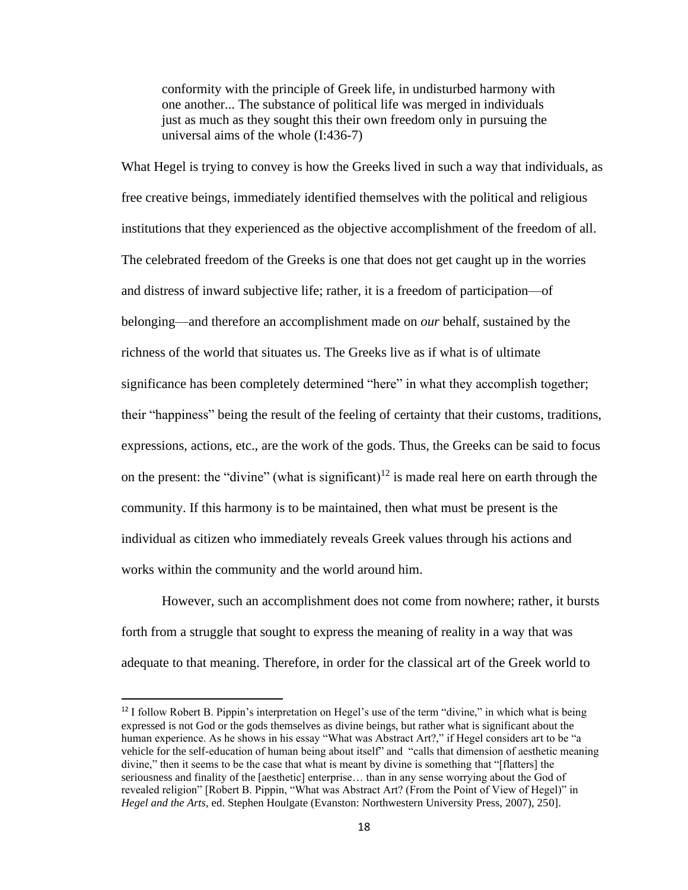> conformity with the principle of Greek life, in undisturbed harmony with one another... The substance of political life was merged in individuals just as much as they sought this their own freedom only in pursuing the universal aims of the whole (I:436-7)

What Hegel is trying to convey is how the Greeks lived in such a way that individuals, as free creative beings, immediately identified themselves with the political and religious institutions that they experienced as the objective accomplishment of the freedom of all. The celebrated freedom of the Greeks is one that does not get caught up in the worries and distress of inward subjective life; rather, it is a freedom of participation—of belonging—and therefore an accomplishment made on *our* behalf, sustained by the richness of the world that situates us. The Greeks live as if what is of ultimate significance has been completely determined "here" in what they accomplish together; their "happiness" being the result of the feeling of certainty that their customs, traditions, expressions, actions, etc., are the work of the gods. Thus, the Greeks can be said to focus on the present: the "divine" (what is significant)[12] is made real here on earth through the community. If this harmony is to be maintained, then what must be present is the individual as citizen who immediately reveals Greek values through his actions and works within the community and the world around him.

However, such an accomplishment does not come from nowhere; rather, it bursts forth from a struggle that sought to express the meaning of reality in a way that was adequate to that meaning. Therefore, in order for the classical art of the Greek world to

---

[12] I follow Robert B. Pippin's interpretation on Hegel's use of the term "divine," in which what is being expressed is not God or the gods themselves as divine beings, but rather what is significant about the human experience. As he shows in his essay "What was Abstract Art?," if Hegel considers art to be "a vehicle for the self-education of human being about itself" and "calls that dimension of aesthetic meaning divine," then it seems to be the case that what is meant by divine is something that "[flatters] the seriousness and finality of the [aesthetic] enterprise… than in any sense worrying about the God of revealed religion" [Robert B. Pippin, "What was Abstract Art? (From the Point of View of Hegel)" in *Hegel and the Arts*, ed. Stephen Houlgate (Evanston: Northwestern University Press, 2007), 250].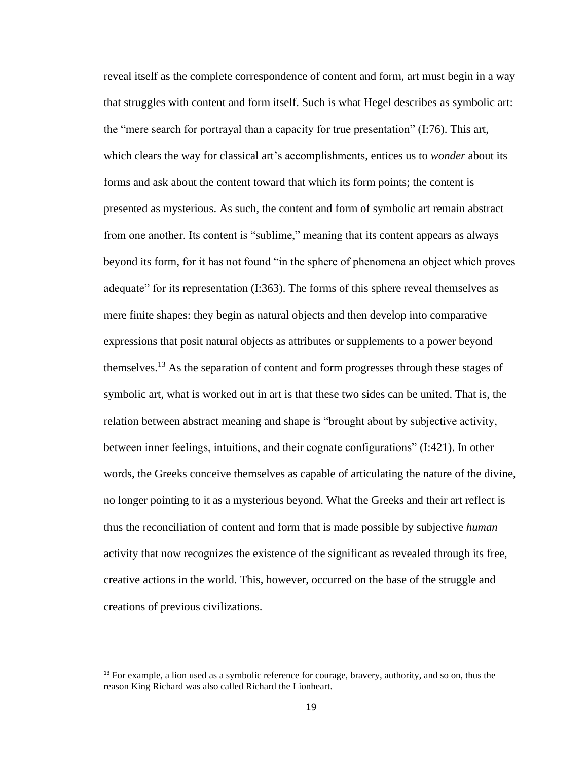reveal itself as the complete correspondence of content and form, art must begin in a way that struggles with content and form itself. Such is what Hegel describes as symbolic art: the "mere search for portrayal than a capacity for true presentation" (I:76). This art, which clears the way for classical art's accomplishments, entices us to *wonder* about its forms and ask about the content toward that which its form points; the content is presented as mysterious. As such, the content and form of symbolic art remain abstract from one another. Its content is "sublime," meaning that its content appears as always beyond its form, for it has not found "in the sphere of phenomena an object which proves adequate" for its representation (I:363). The forms of this sphere reveal themselves as mere finite shapes: they begin as natural objects and then develop into comparative expressions that posit natural objects as attributes or supplements to a power beyond themselves.[13] As the separation of content and form progresses through these stages of symbolic art, what is worked out in art is that these two sides can be united. That is, the relation between abstract meaning and shape is "brought about by subjective activity, between inner feelings, intuitions, and their cognate configurations" (I:421). In other words, the Greeks conceive themselves as capable of articulating the nature of the divine, no longer pointing to it as a mysterious beyond. What the Greeks and their art reflect is thus the reconciliation of content and form that is made possible by subjective *human* activity that now recognizes the existence of the significant as revealed through its free, creative actions in the world. This, however, occurred on the base of the struggle and creations of previous civilizations.

---

[13] For example, a lion used as a symbolic reference for courage, bravery, authority, and so on, thus the reason King Richard was also called Richard the Lionheart.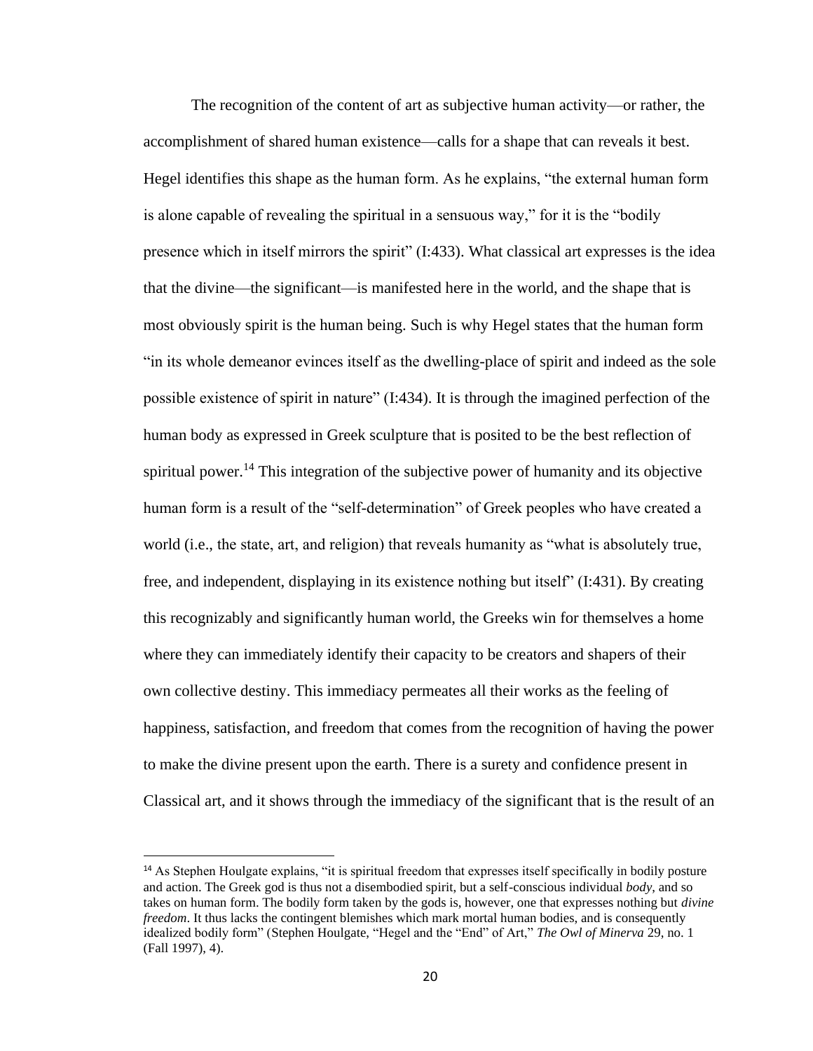The recognition of the content of art as subjective human activity—or rather, the accomplishment of shared human existence—calls for a shape that can reveals it best. Hegel identifies this shape as the human form. As he explains, "the external human form is alone capable of revealing the spiritual in a sensuous way," for it is the "bodily presence which in itself mirrors the spirit" (I:433). What classical art expresses is the idea that the divine—the significant—is manifested here in the world, and the shape that is most obviously spirit is the human being. Such is why Hegel states that the human form "in its whole demeanor evinces itself as the dwelling-place of spirit and indeed as the sole possible existence of spirit in nature" (I:434). It is through the imagined perfection of the human body as expressed in Greek sculpture that is posited to be the best reflection of spiritual power.[14] This integration of the subjective power of humanity and its objective human form is a result of the "self-determination" of Greek peoples who have created a world (i.e., the state, art, and religion) that reveals humanity as "what is absolutely true, free, and independent, displaying in its existence nothing but itself" (I:431). By creating this recognizably and significantly human world, the Greeks win for themselves a home where they can immediately identify their capacity to be creators and shapers of their own collective destiny. This immediacy permeates all their works as the feeling of happiness, satisfaction, and freedom that comes from the recognition of having the power to make the divine present upon the earth. There is a surety and confidence present in Classical art, and it shows through the immediacy of the significant that is the result of an

[14] As Stephen Houlgate explains, "it is spiritual freedom that expresses itself specifically in bodily posture and action. The Greek god is thus not a disembodied spirit, but a self-conscious individual *body*, and so takes on human form. The bodily form taken by the gods is, however, one that expresses nothing but *divine freedom*. It thus lacks the contingent blemishes which mark mortal human bodies, and is consequently idealized bodily form" (Stephen Houlgate, "Hegel and the "End" of Art," *The Owl of Minerva* 29, no. 1 (Fall 1997), 4).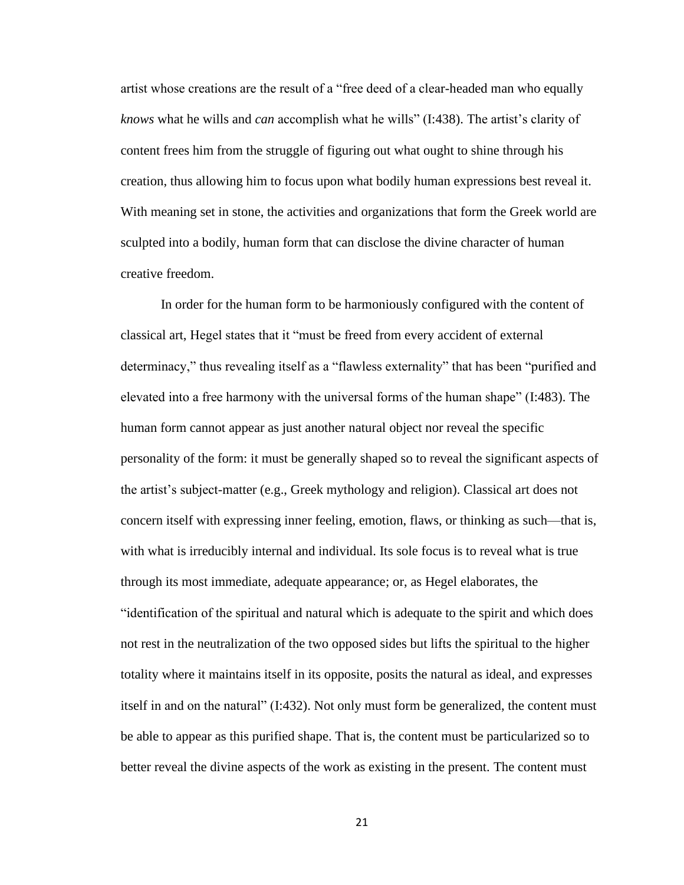artist whose creations are the result of a "free deed of a clear-headed man who equally *knows* what he wills and *can* accomplish what he wills" (I:438). The artist's clarity of content frees him from the struggle of figuring out what ought to shine through his creation, thus allowing him to focus upon what bodily human expressions best reveal it. With meaning set in stone, the activities and organizations that form the Greek world are sculpted into a bodily, human form that can disclose the divine character of human creative freedom.

In order for the human form to be harmoniously configured with the content of classical art, Hegel states that it "must be freed from every accident of external determinacy," thus revealing itself as a "flawless externality" that has been "purified and elevated into a free harmony with the universal forms of the human shape" (I:483). The human form cannot appear as just another natural object nor reveal the specific personality of the form: it must be generally shaped so to reveal the significant aspects of the artist's subject-matter (e.g., Greek mythology and religion). Classical art does not concern itself with expressing inner feeling, emotion, flaws, or thinking as such—that is, with what is irreducibly internal and individual. Its sole focus is to reveal what is true through its most immediate, adequate appearance; or, as Hegel elaborates, the "identification of the spiritual and natural which is adequate to the spirit and which does not rest in the neutralization of the two opposed sides but lifts the spiritual to the higher totality where it maintains itself in its opposite, posits the natural as ideal, and expresses itself in and on the natural" (I:432). Not only must form be generalized, the content must be able to appear as this purified shape. That is, the content must be particularized so to better reveal the divine aspects of the work as existing in the present. The content must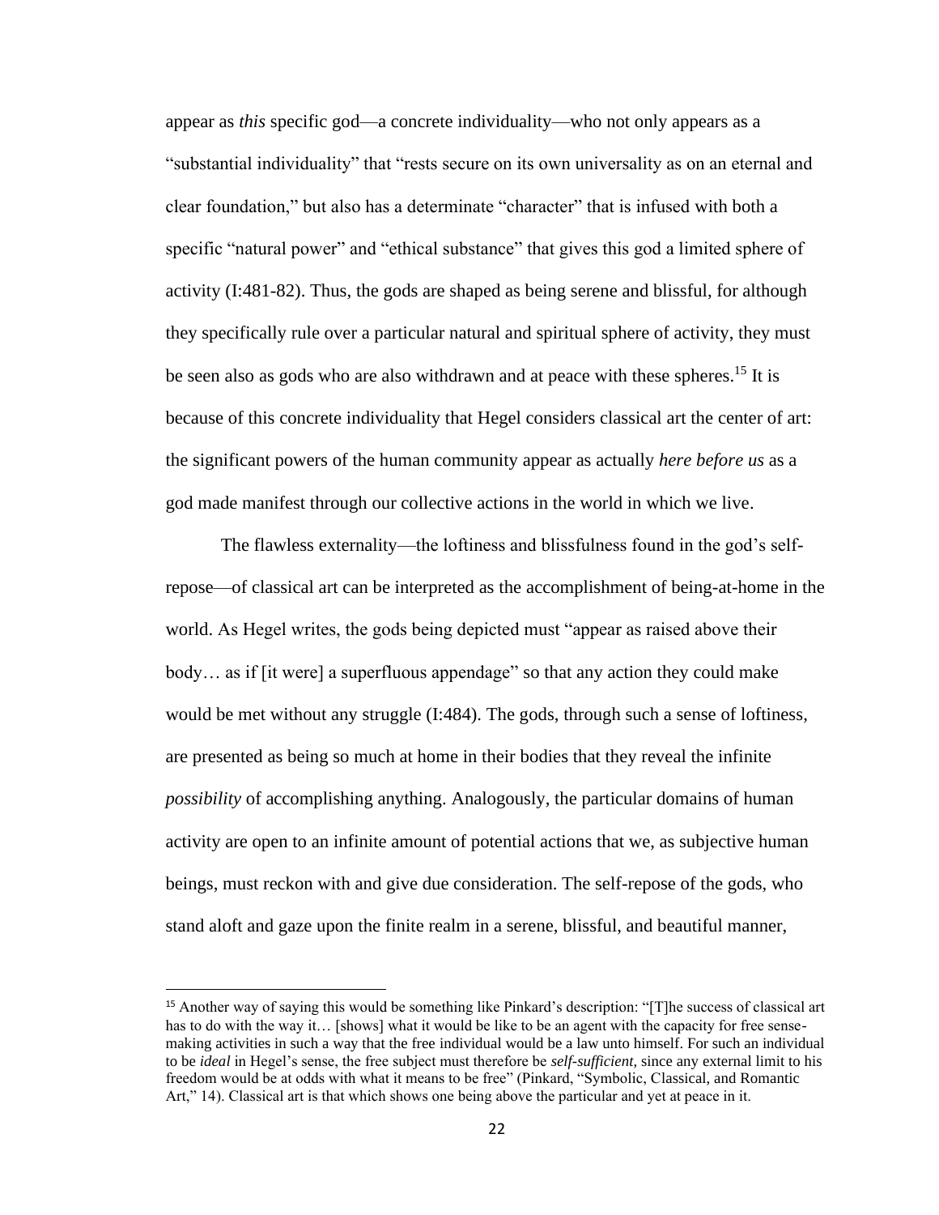appear as *this* specific god—a concrete individuality—who not only appears as a "substantial individuality" that "rests secure on its own universality as on an eternal and clear foundation," but also has a determinate "character" that is infused with both a specific "natural power" and "ethical substance" that gives this god a limited sphere of activity (I:481-82). Thus, the gods are shaped as being serene and blissful, for although they specifically rule over a particular natural and spiritual sphere of activity, they must be seen also as gods who are also withdrawn and at peace with these spheres.[15] It is because of this concrete individuality that Hegel considers classical art the center of art: the significant powers of the human community appear as actually *here before us* as a god made manifest through our collective actions in the world in which we live.

The flawless externality—the loftiness and blissfulness found in the god's self-repose—of classical art can be interpreted as the accomplishment of being-at-home in the world. As Hegel writes, the gods being depicted must "appear as raised above their body… as if [it were] a superfluous appendage" so that any action they could make would be met without any struggle (I:484). The gods, through such a sense of loftiness, are presented as being so much at home in their bodies that they reveal the infinite *possibility* of accomplishing anything. Analogously, the particular domains of human activity are open to an infinite amount of potential actions that we, as subjective human beings, must reckon with and give due consideration. The self-repose of the gods, who stand aloft and gaze upon the finite realm in a serene, blissful, and beautiful manner,

[15] Another way of saying this would be something like Pinkard's description: "[T]he success of classical art has to do with the way it… [shows] what it would be like to be an agent with the capacity for free sense-making activities in such a way that the free individual would be a law unto himself. For such an individual to be *ideal* in Hegel's sense, the free subject must therefore be *self-sufficient*, since any external limit to his freedom would be at odds with what it means to be free" (Pinkard, "Symbolic, Classical, and Romantic Art," 14). Classical art is that which shows one being above the particular and yet at peace in it.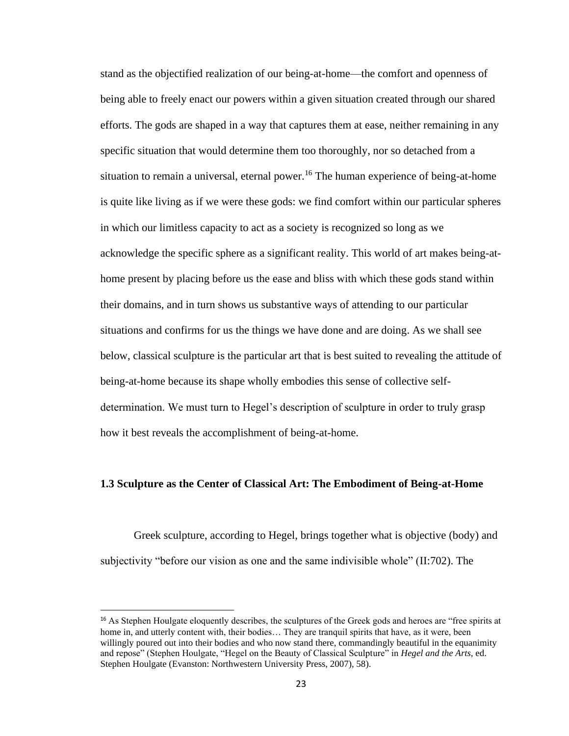stand as the objectified realization of our being-at-home—the comfort and openness of being able to freely enact our powers within a given situation created through our shared efforts. The gods are shaped in a way that captures them at ease, neither remaining in any specific situation that would determine them too thoroughly, nor so detached from a situation to remain a universal, eternal power.[16] The human experience of being-at-home is quite like living as if we were these gods: we find comfort within our particular spheres in which our limitless capacity to act as a society is recognized so long as we acknowledge the specific sphere as a significant reality. This world of art makes being-at-home present by placing before us the ease and bliss with which these gods stand within their domains, and in turn shows us substantive ways of attending to our particular situations and confirms for us the things we have done and are doing. As we shall see below, classical sculpture is the particular art that is best suited to revealing the attitude of being-at-home because its shape wholly embodies this sense of collective self-determination. We must turn to Hegel's description of sculpture in order to truly grasp how it best reveals the accomplishment of being-at-home.

### 1.3 Sculpture as the Center of Classical Art: The Embodiment of Being-at-Home

Greek sculpture, according to Hegel, brings together what is objective (body) and subjectivity "before our vision as one and the same indivisible whole" (II:702). The

[16] As Stephen Houlgate eloquently describes, the sculptures of the Greek gods and heroes are "free spirits at home in, and utterly content with, their bodies… They are tranquil spirits that have, as it were, been willingly poured out into their bodies and who now stand there, commandingly beautiful in the equanimity and repose" (Stephen Houlgate, "Hegel on the Beauty of Classical Sculpture" in *Hegel and the Arts*, ed. Stephen Houlgate (Evanston: Northwestern University Press, 2007), 58).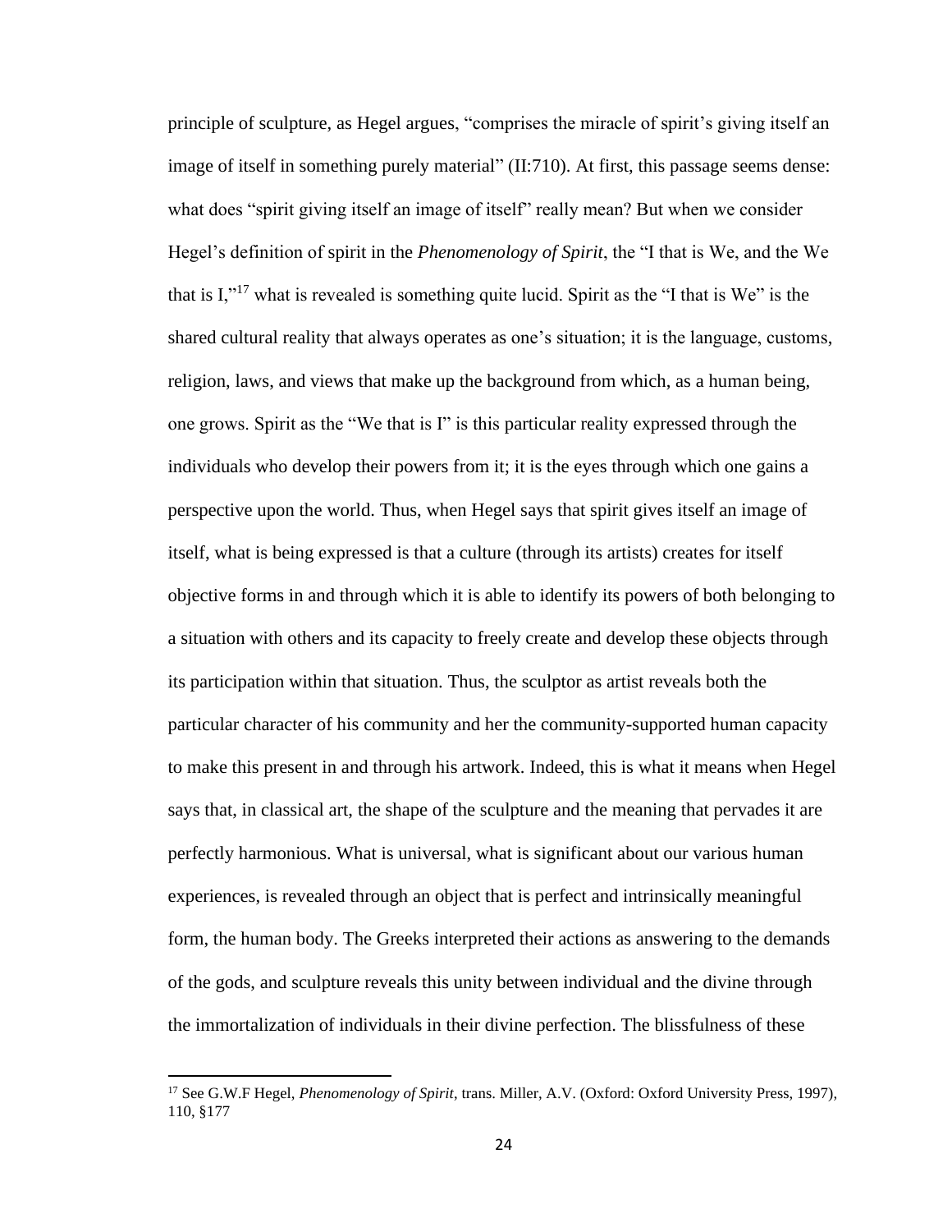principle of sculpture, as Hegel argues, "comprises the miracle of spirit's giving itself an image of itself in something purely material" (II:710). At first, this passage seems dense: what does "spirit giving itself an image of itself" really mean? But when we consider Hegel's definition of spirit in the *Phenomenology of Spirit*, the "I that is We, and the We that is I,"[17] what is revealed is something quite lucid. Spirit as the "I that is We" is the shared cultural reality that always operates as one's situation; it is the language, customs, religion, laws, and views that make up the background from which, as a human being, one grows. Spirit as the "We that is I" is this particular reality expressed through the individuals who develop their powers from it; it is the eyes through which one gains a perspective upon the world. Thus, when Hegel says that spirit gives itself an image of itself, what is being expressed is that a culture (through its artists) creates for itself objective forms in and through which it is able to identify its powers of both belonging to a situation with others and its capacity to freely create and develop these objects through its participation within that situation. Thus, the sculptor as artist reveals both the particular character of his community and her the community-supported human capacity to make this present in and through his artwork. Indeed, this is what it means when Hegel says that, in classical art, the shape of the sculpture and the meaning that pervades it are perfectly harmonious. What is universal, what is significant about our various human experiences, is revealed through an object that is perfect and intrinsically meaningful form, the human body. The Greeks interpreted their actions as answering to the demands of the gods, and sculpture reveals this unity between individual and the divine through the immortalization of individuals in their divine perfection. The blissfulness of these

[17] See G.W.F Hegel, *Phenomenology of Spirit*, trans. Miller, A.V. (Oxford: Oxford University Press, 1997), 110, §177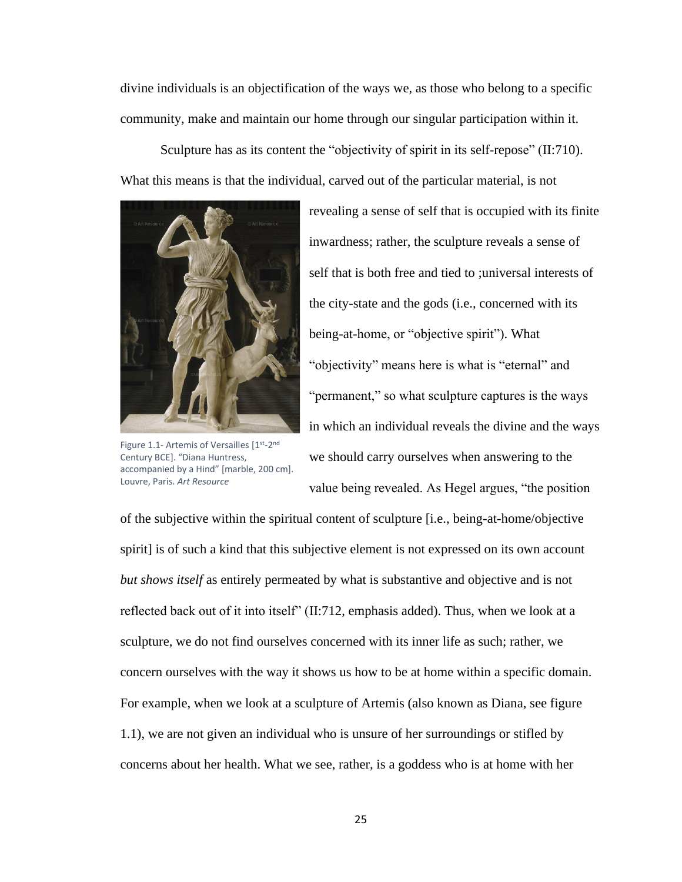divine individuals is an objectification of the ways we, as those who belong to a specific community, make and maintain our home through our singular participation within it.

Sculpture has as its content the "objectivity of spirit in its self-repose" (II:710). What this means is that the individual, carved out of the particular material, is not revealing a sense of self that is occupied with its finite inwardness; rather, the sculpture reveals a sense of self that is both free and tied to ;universal interests of the city-state and the gods (i.e., concerned with its being-at-home, or "objective spirit"). What "objectivity" means here is what is "eternal" and "permanent," so what sculpture captures is the ways in which an individual reveals the divine and the ways we should carry ourselves when answering to the value being revealed. As Hegel argues, "the position of the subjective within the spiritual content of sculpture [i.e., being-at-home/objective spirit] is of such a kind that this subjective element is not expressed on its own account *but shows itself* as entirely permeated by what is substantive and objective and is not reflected back out of it into itself" (II:712, emphasis added). Thus, when we look at a sculpture, we do not find ourselves concerned with its inner life as such; rather, we concern ourselves with the way it shows us how to be at home within a specific domain. For example, when we look at a sculpture of Artemis (also known as Diana, see figure 1.1), we are not given an individual who is unsure of her surroundings or stifled by concerns about her health. What we see, rather, is a goddess who is at home with her

Figure 1.1- Artemis of Versailles [1st-2nd Century BCE]. "Diana Huntress, accompanied by a Hind" [marble, 200 cm]. Louvre, Paris. *Art Resource*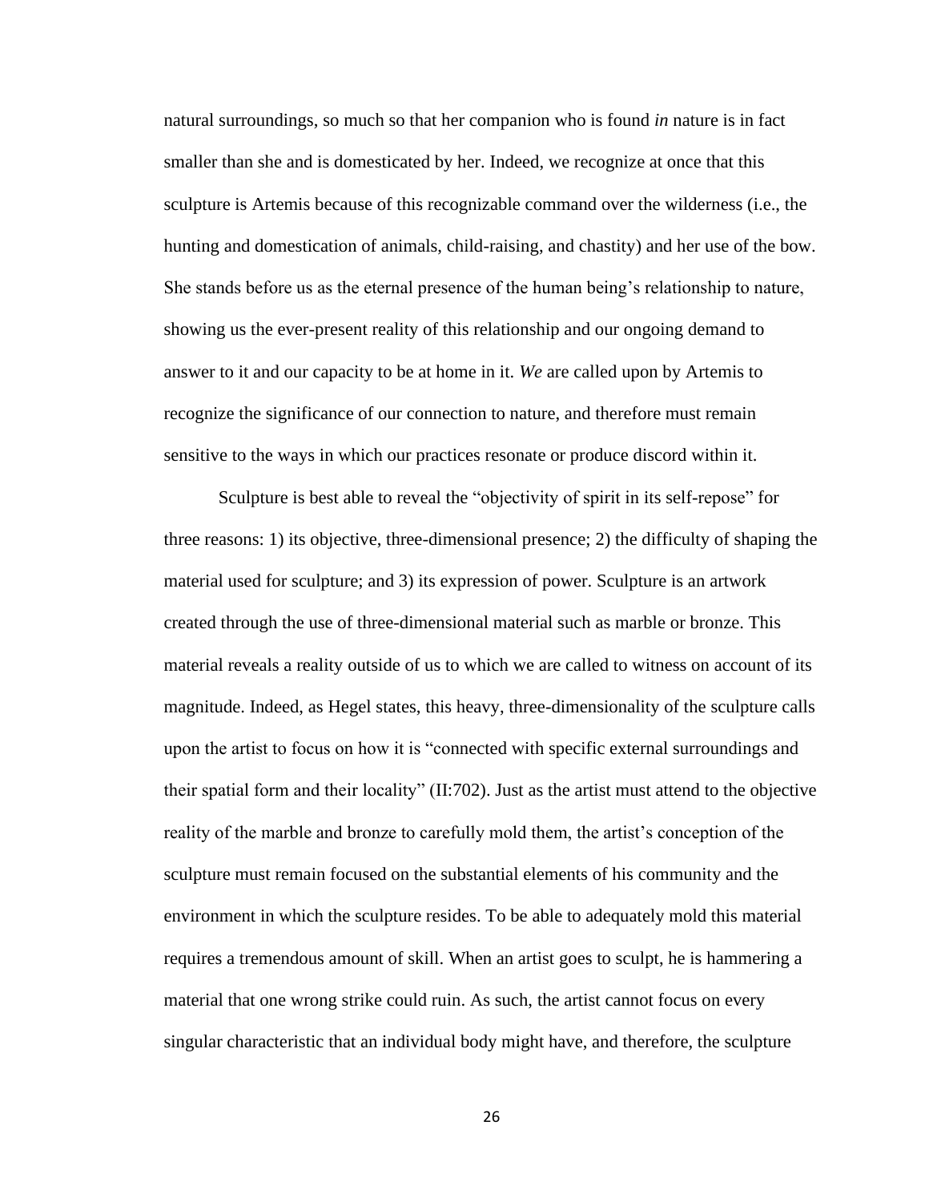natural surroundings, so much so that her companion who is found *in* nature is in fact smaller than she and is domesticated by her. Indeed, we recognize at once that this sculpture is Artemis because of this recognizable command over the wilderness (i.e., the hunting and domestication of animals, child-raising, and chastity) and her use of the bow. She stands before us as the eternal presence of the human being's relationship to nature, showing us the ever-present reality of this relationship and our ongoing demand to answer to it and our capacity to be at home in it. *We* are called upon by Artemis to recognize the significance of our connection to nature, and therefore must remain sensitive to the ways in which our practices resonate or produce discord within it.

Sculpture is best able to reveal the "objectivity of spirit in its self-repose" for three reasons: 1) its objective, three-dimensional presence; 2) the difficulty of shaping the material used for sculpture; and 3) its expression of power. Sculpture is an artwork created through the use of three-dimensional material such as marble or bronze. This material reveals a reality outside of us to which we are called to witness on account of its magnitude. Indeed, as Hegel states, this heavy, three-dimensionality of the sculpture calls upon the artist to focus on how it is "connected with specific external surroundings and their spatial form and their locality" (II:702). Just as the artist must attend to the objective reality of the marble and bronze to carefully mold them, the artist's conception of the sculpture must remain focused on the substantial elements of his community and the environment in which the sculpture resides. To be able to adequately mold this material requires a tremendous amount of skill. When an artist goes to sculpt, he is hammering a material that one wrong strike could ruin. As such, the artist cannot focus on every singular characteristic that an individual body might have, and therefore, the sculpture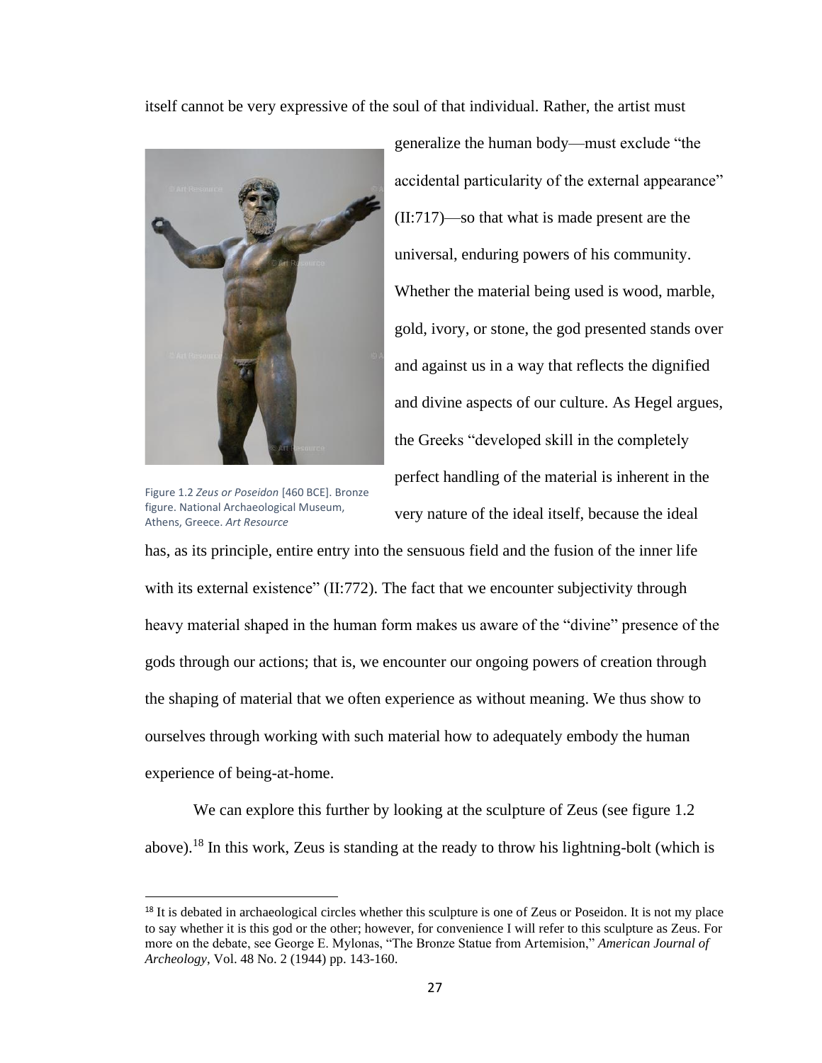itself cannot be very expressive of the soul of that individual. Rather, the artist must generalize the human body—must exclude "the accidental particularity of the external appearance" (II:717)—so that what is made present are the universal, enduring powers of his community. Whether the material being used is wood, marble, gold, ivory, or stone, the god presented stands over and against us in a way that reflects the dignified and divine aspects of our culture. As Hegel argues, the Greeks "developed skill in the completely perfect handling of the material is inherent in the very nature of the ideal itself, because the ideal has, as its principle, entire entry into the sensuous field and the fusion of the inner life with its external existence" (II:772). The fact that we encounter subjectivity through heavy material shaped in the human form makes us aware of the "divine" presence of the gods through our actions; that is, we encounter our ongoing powers of creation through the shaping of material that we often experience as without meaning. We thus show to ourselves through working with such material how to adequately embody the human experience of being-at-home.

Figure 1.2 *Zeus or Poseidon* [460 BCE]. Bronze figure. National Archaeological Museum, Athens, Greece. *Art Resource*

We can explore this further by looking at the sculpture of Zeus (see figure 1.2 above).[18] In this work, Zeus is standing at the ready to throw his lightning-bolt (which is

[18] It is debated in archaeological circles whether this sculpture is one of Zeus or Poseidon. It is not my place to say whether it is this god or the other; however, for convenience I will refer to this sculpture as Zeus. For more on the debate, see George E. Mylonas, "The Bronze Statue from Artemision," *American Journal of Archeology*, Vol. 48 No. 2 (1944) pp. 143-160.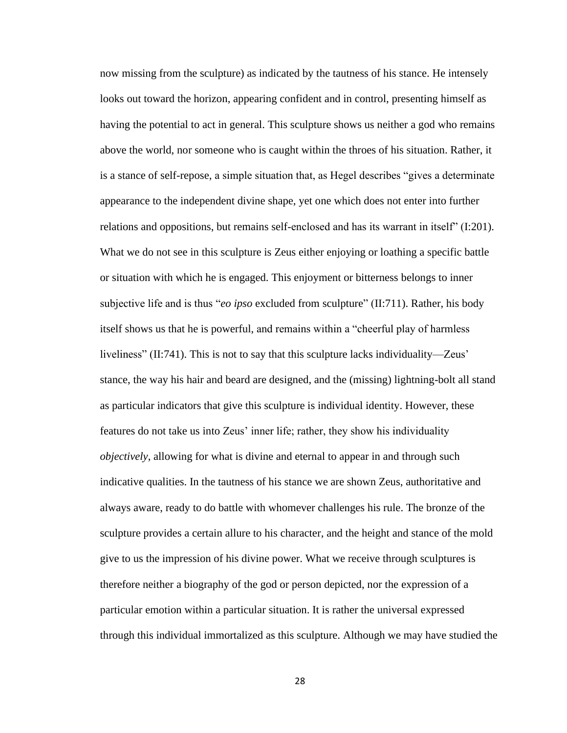now missing from the sculpture) as indicated by the tautness of his stance. He intensely looks out toward the horizon, appearing confident and in control, presenting himself as having the potential to act in general. This sculpture shows us neither a god who remains above the world, nor someone who is caught within the throes of his situation. Rather, it is a stance of self-repose, a simple situation that, as Hegel describes "gives a determinate appearance to the independent divine shape, yet one which does not enter into further relations and oppositions, but remains self-enclosed and has its warrant in itself" (I:201). What we do not see in this sculpture is Zeus either enjoying or loathing a specific battle or situation with which he is engaged. This enjoyment or bitterness belongs to inner subjective life and is thus "*eo ipso* excluded from sculpture" (II:711). Rather, his body itself shows us that he is powerful, and remains within a "cheerful play of harmless liveliness" (II:741). This is not to say that this sculpture lacks individuality—Zeus' stance, the way his hair and beard are designed, and the (missing) lightning-bolt all stand as particular indicators that give this sculpture is individual identity. However, these features do not take us into Zeus' inner life; rather, they show his individuality *objectively*, allowing for what is divine and eternal to appear in and through such indicative qualities. In the tautness of his stance we are shown Zeus, authoritative and always aware, ready to do battle with whomever challenges his rule. The bronze of the sculpture provides a certain allure to his character, and the height and stance of the mold give to us the impression of his divine power. What we receive through sculptures is therefore neither a biography of the god or person depicted, nor the expression of a particular emotion within a particular situation. It is rather the universal expressed through this individual immortalized as this sculpture. Although we may have studied the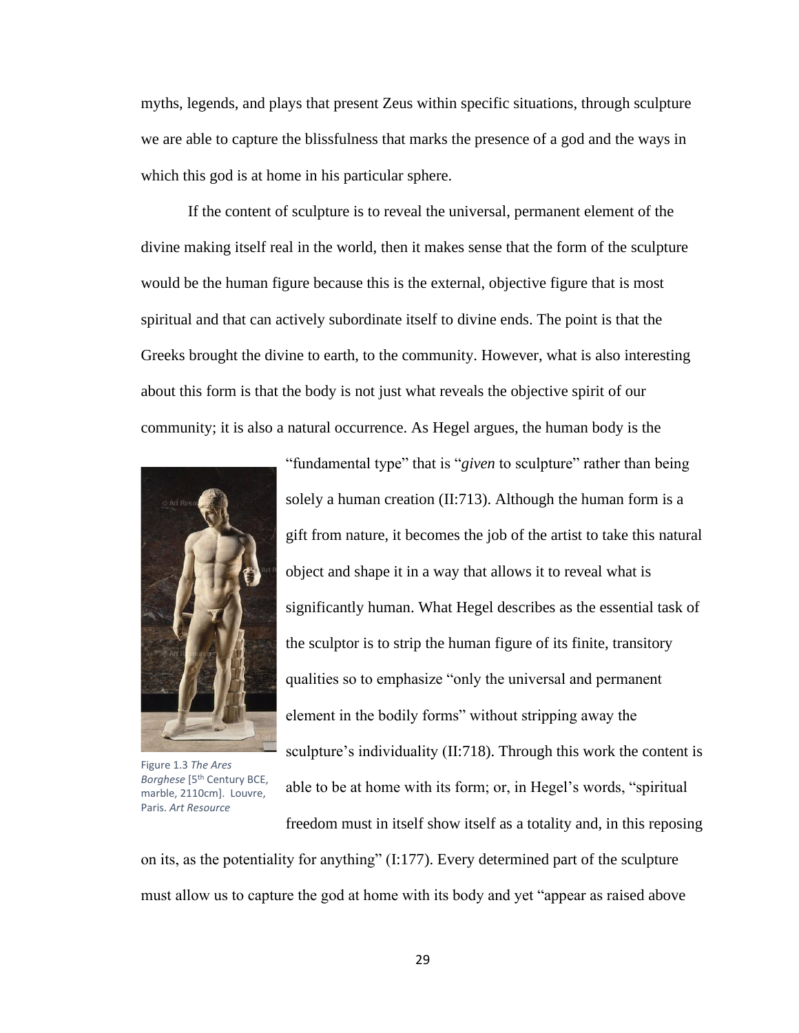myths, legends, and plays that present Zeus within specific situations, through sculpture we are able to capture the blissfulness that marks the presence of a god and the ways in which this god is at home in his particular sphere.

If the content of sculpture is to reveal the universal, permanent element of the divine making itself real in the world, then it makes sense that the form of the sculpture would be the human figure because this is the external, objective figure that is most spiritual and that can actively subordinate itself to divine ends. The point is that the Greeks brought the divine to earth, to the community. However, what is also interesting about this form is that the body is not just what reveals the objective spirit of our community; it is also a natural occurrence. As Hegel argues, the human body is the "fundamental type" that is "*given* to sculpture" rather than being solely a human creation (II:713). Although the human form is a gift from nature, it becomes the job of the artist to take this natural object and shape it in a way that allows it to reveal what is significantly human. What Hegel describes as the essential task of the sculptor is to strip the human figure of its finite, transitory qualities so to emphasize "only the universal and permanent element in the bodily forms" without stripping away the sculpture's individuality (II:718). Through this work the content is able to be at home with its form; or, in Hegel's words, "spiritual freedom must in itself show itself as a totality and, in this reposing on its, as the potentiality for anything" (I:177). Every determined part of the sculpture must allow us to capture the god at home with its body and yet "appear as raised above

Figure 1.3 *The Ares Borghese* [5th Century BCE, marble, 2110cm]. Louvre, Paris. *Art Resource*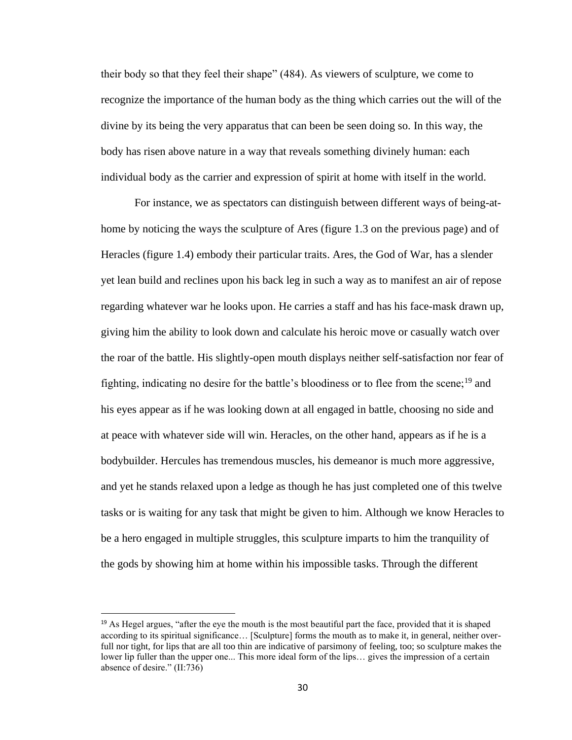their body so that they feel their shape" (484). As viewers of sculpture, we come to recognize the importance of the human body as the thing which carries out the will of the divine by its being the very apparatus that can been be seen doing so. In this way, the body has risen above nature in a way that reveals something divinely human: each individual body as the carrier and expression of spirit at home with itself in the world.

For instance, we as spectators can distinguish between different ways of being-at-home by noticing the ways the sculpture of Ares (figure 1.3 on the previous page) and of Heracles (figure 1.4) embody their particular traits. Ares, the God of War, has a slender yet lean build and reclines upon his back leg in such a way as to manifest an air of repose regarding whatever war he looks upon. He carries a staff and has his face-mask drawn up, giving him the ability to look down and calculate his heroic move or casually watch over the roar of the battle. His slightly-open mouth displays neither self-satisfaction nor fear of fighting, indicating no desire for the battle's bloodiness or to flee from the scene;[19] and his eyes appear as if he was looking down at all engaged in battle, choosing no side and at peace with whatever side will win. Heracles, on the other hand, appears as if he is a bodybuilder. Hercules has tremendous muscles, his demeanor is much more aggressive, and yet he stands relaxed upon a ledge as though he has just completed one of this twelve tasks or is waiting for any task that might be given to him. Although we know Heracles to be a hero engaged in multiple struggles, this sculpture imparts to him the tranquility of the gods by showing him at home within his impossible tasks. Through the different

[19] As Hegel argues, "after the eye the mouth is the most beautiful part the face, provided that it is shaped according to its spiritual significance… [Sculpture] forms the mouth as to make it, in general, neither over-full nor tight, for lips that are all too thin are indicative of parsimony of feeling, too; so sculpture makes the lower lip fuller than the upper one... This more ideal form of the lips… gives the impression of a certain absence of desire." (II:736)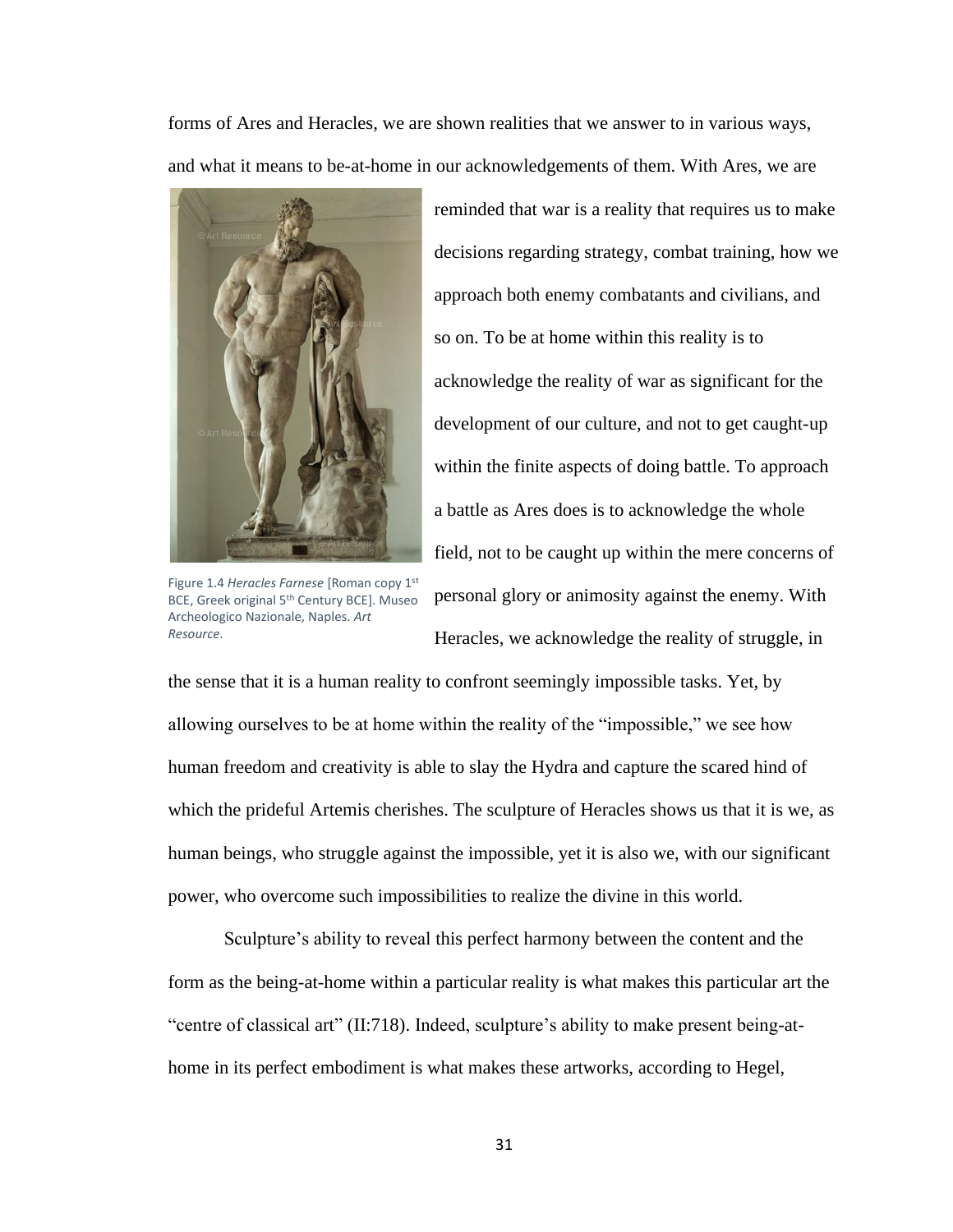forms of Ares and Heracles, we are shown realities that we answer to in various ways, and what it means to be-at-home in our acknowledgements of them. With Ares, we are reminded that war is a reality that requires us to make decisions regarding strategy, combat training, how we approach both enemy combatants and civilians, and so on. To be at home within this reality is to acknowledge the reality of war as significant for the development of our culture, and not to get caught-up within the finite aspects of doing battle. To approach a battle as Ares does is to acknowledge the whole field, not to be caught up within the mere concerns of personal glory or animosity against the enemy. With Heracles, we acknowledge the reality of struggle, in the sense that it is a human reality to confront seemingly impossible tasks. Yet, by allowing ourselves to be at home within the reality of the "impossible," we see how human freedom and creativity is able to slay the Hydra and capture the scared hind of which the prideful Artemis cherishes. The sculpture of Heracles shows us that it is we, as human beings, who struggle against the impossible, yet it is also we, with our significant power, who overcome such impossibilities to realize the divine in this world.

Figure 1.4 *Heracles Farnese* [Roman copy 1st BCE, Greek original 5th Century BCE]. Museo Archeologico Nazionale, Naples. *Art Resource*.

Sculpture's ability to reveal this perfect harmony between the content and the form as the being-at-home within a particular reality is what makes this particular art the "centre of classical art" (II:718). Indeed, sculpture's ability to make present being-at-home in its perfect embodiment is what makes these artworks, according to Hegel,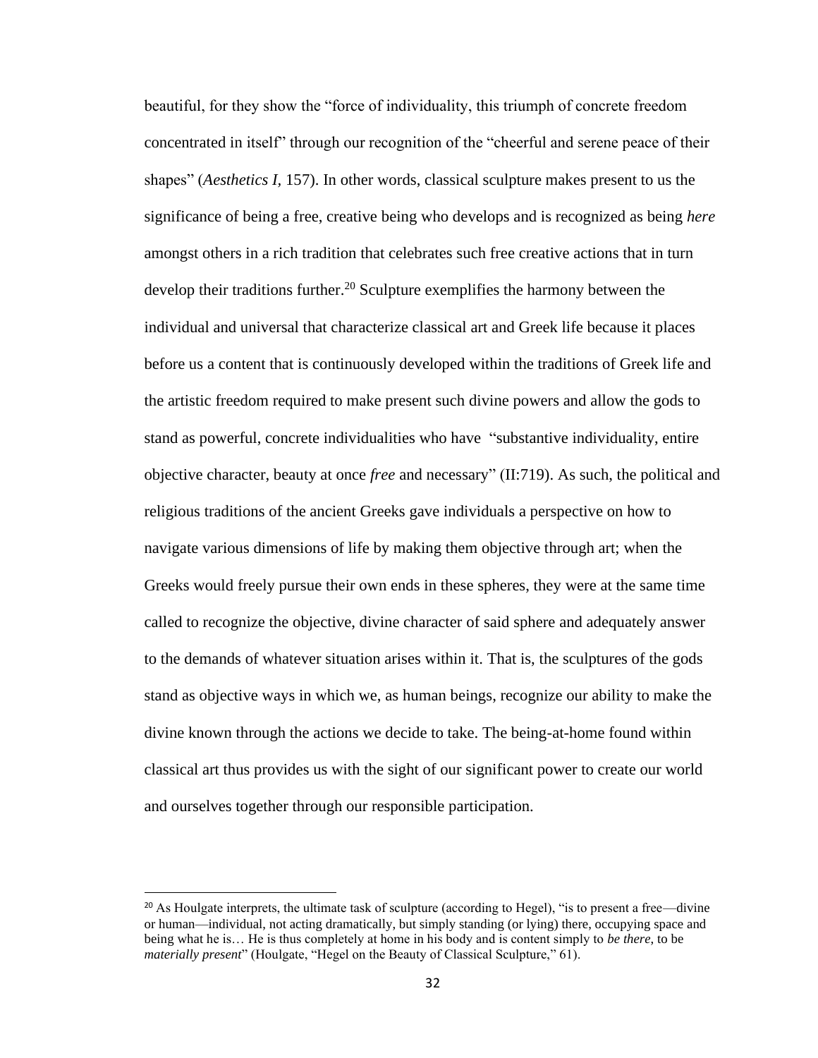beautiful, for they show the "force of individuality, this triumph of concrete freedom concentrated in itself" through our recognition of the "cheerful and serene peace of their shapes" (*Aesthetics I*, 157). In other words, classical sculpture makes present to us the significance of being a free, creative being who develops and is recognized as being *here* amongst others in a rich tradition that celebrates such free creative actions that in turn develop their traditions further.[20] Sculpture exemplifies the harmony between the individual and universal that characterize classical art and Greek life because it places before us a content that is continuously developed within the traditions of Greek life and the artistic freedom required to make present such divine powers and allow the gods to stand as powerful, concrete individualities who have "substantive individuality, entire objective character, beauty at once *free* and necessary" (II:719). As such, the political and religious traditions of the ancient Greeks gave individuals a perspective on how to navigate various dimensions of life by making them objective through art; when the Greeks would freely pursue their own ends in these spheres, they were at the same time called to recognize the objective, divine character of said sphere and adequately answer to the demands of whatever situation arises within it. That is, the sculptures of the gods stand as objective ways in which we, as human beings, recognize our ability to make the divine known through the actions we decide to take. The being-at-home found within classical art thus provides us with the sight of our significant power to create our world and ourselves together through our responsible participation.

[20] As Houlgate interprets, the ultimate task of sculpture (according to Hegel), "is to present a free—divine or human—individual, not acting dramatically, but simply standing (or lying) there, occupying space and being what he is… He is thus completely at home in his body and is content simply to *be there*, to be *materially present*" (Houlgate, "Hegel on the Beauty of Classical Sculpture," 61).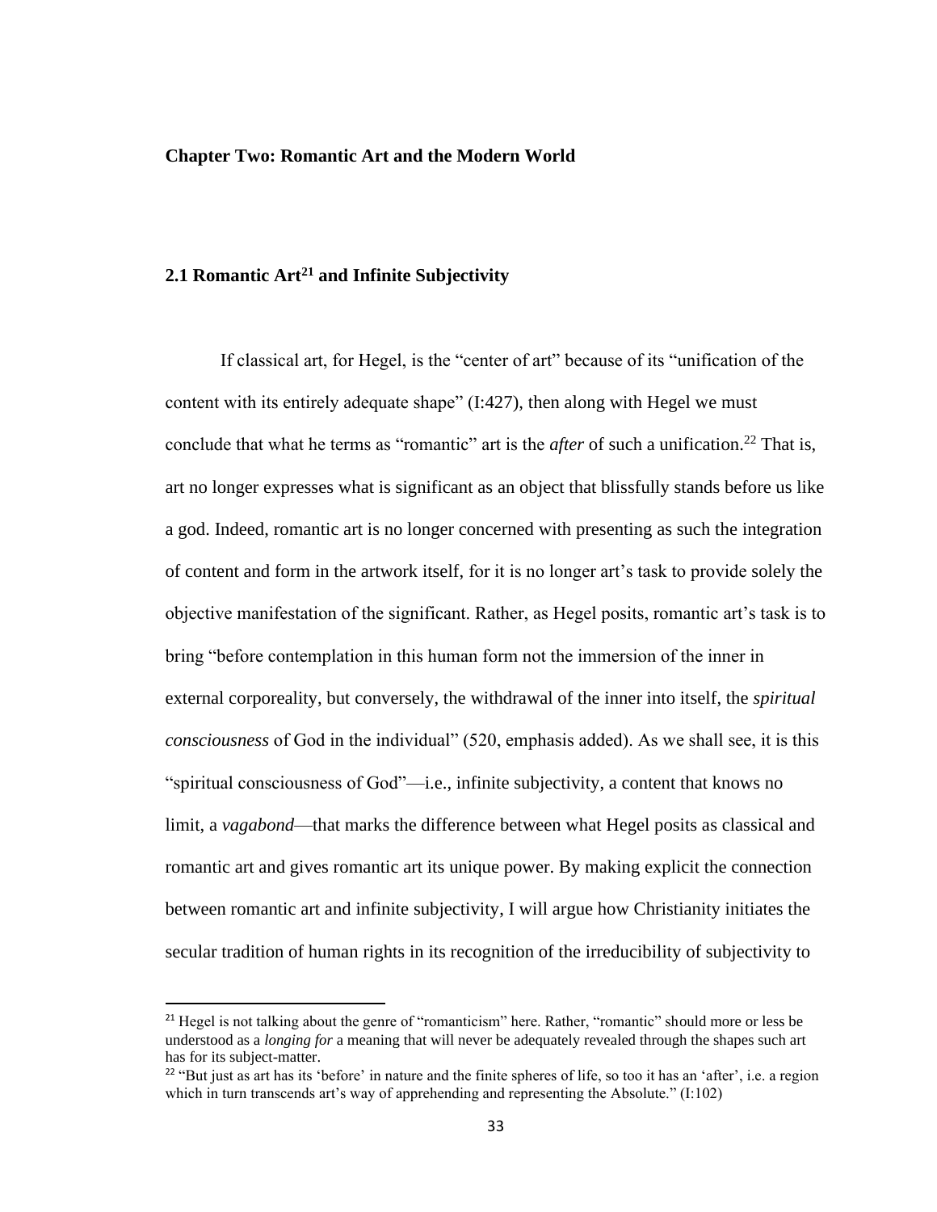## Chapter Two: Romantic Art and the Modern World

### 2.1 Romantic Art[21] and Infinite Subjectivity

If classical art, for Hegel, is the "center of art" because of its "unification of the content with its entirely adequate shape" (I:427), then along with Hegel we must conclude that what he terms as "romantic" art is the *after* of such a unification.[22] That is, art no longer expresses what is significant as an object that blissfully stands before us like a god. Indeed, romantic art is no longer concerned with presenting as such the integration of content and form in the artwork itself, for it is no longer art's task to provide solely the objective manifestation of the significant. Rather, as Hegel posits, romantic art's task is to bring "before contemplation in this human form not the immersion of the inner in external corporeality, but conversely, the withdrawal of the inner into itself, the *spiritual consciousness* of God in the individual" (520, emphasis added). As we shall see, it is this "spiritual consciousness of God"—i.e., infinite subjectivity, a content that knows no limit, a *vagabond*—that marks the difference between what Hegel posits as classical and romantic art and gives romantic art its unique power. By making explicit the connection between romantic art and infinite subjectivity, I will argue how Christianity initiates the secular tradition of human rights in its recognition of the irreducibility of subjectivity to

[21] Hegel is not talking about the genre of "romanticism" here. Rather, "romantic" should more or less be understood as a *longing for* a meaning that will never be adequately revealed through the shapes such art has for its subject-matter.

[22] "But just as art has its 'before' in nature and the finite spheres of life, so too it has an 'after', i.e. a region which in turn transcends art's way of apprehending and representing the Absolute." (I:102)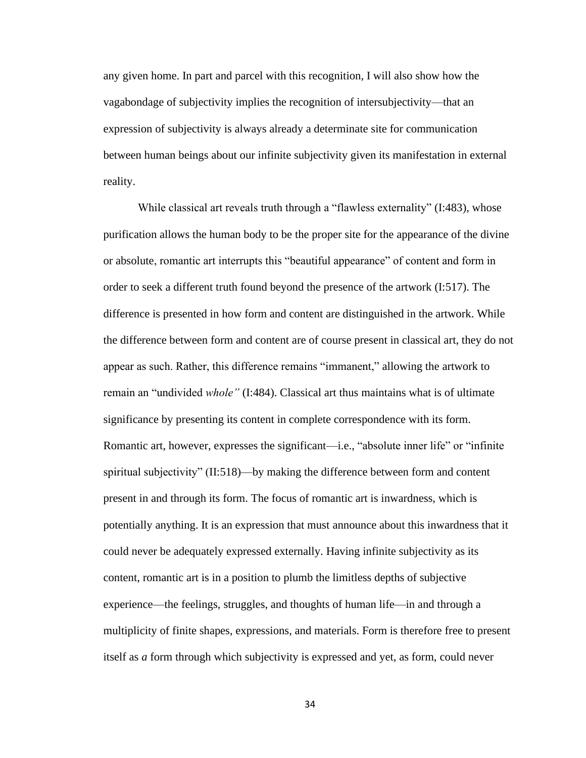any given home. In part and parcel with this recognition, I will also show how the vagabondage of subjectivity implies the recognition of intersubjectivity—that an expression of subjectivity is always already a determinate site for communication between human beings about our infinite subjectivity given its manifestation in external reality.

While classical art reveals truth through a "flawless externality" (I:483), whose purification allows the human body to be the proper site for the appearance of the divine or absolute, romantic art interrupts this "beautiful appearance" of content and form in order to seek a different truth found beyond the presence of the artwork (I:517). The difference is presented in how form and content are distinguished in the artwork. While the difference between form and content are of course present in classical art, they do not appear as such. Rather, this difference remains "immanent," allowing the artwork to remain an "undivided *whole"* (I:484). Classical art thus maintains what is of ultimate significance by presenting its content in complete correspondence with its form. Romantic art, however, expresses the significant—i.e., "absolute inner life" or "infinite spiritual subjectivity" (II:518)—by making the difference between form and content present in and through its form. The focus of romantic art is inwardness, which is potentially anything. It is an expression that must announce about this inwardness that it could never be adequately expressed externally. Having infinite subjectivity as its content, romantic art is in a position to plumb the limitless depths of subjective experience—the feelings, struggles, and thoughts of human life—in and through a multiplicity of finite shapes, expressions, and materials. Form is therefore free to present itself as *a* form through which subjectivity is expressed and yet, as form, could never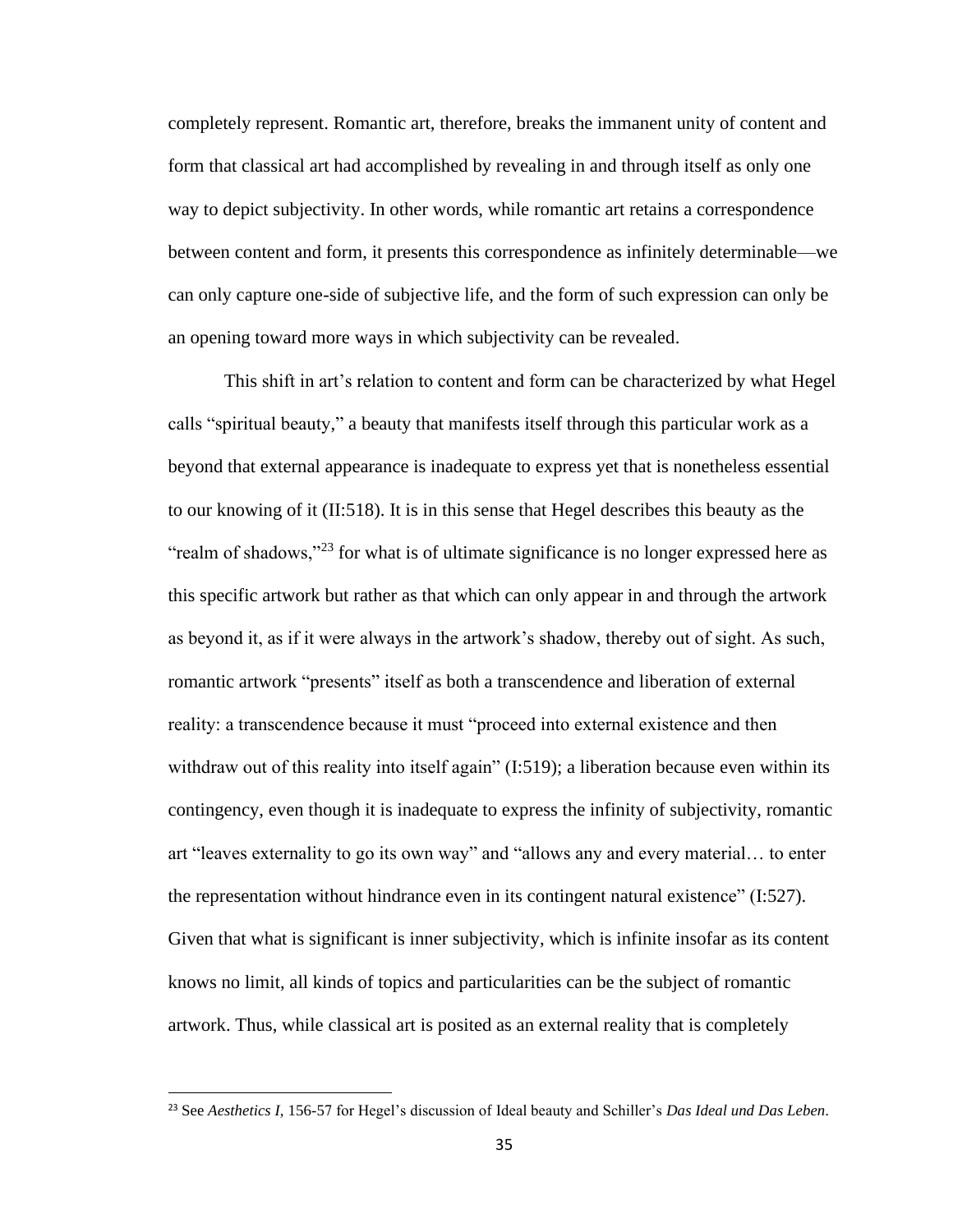completely represent. Romantic art, therefore, breaks the immanent unity of content and form that classical art had accomplished by revealing in and through itself as only one way to depict subjectivity. In other words, while romantic art retains a correspondence between content and form, it presents this correspondence as infinitely determinable—we can only capture one-side of subjective life, and the form of such expression can only be an opening toward more ways in which subjectivity can be revealed.

This shift in art's relation to content and form can be characterized by what Hegel calls "spiritual beauty," a beauty that manifests itself through this particular work as a beyond that external appearance is inadequate to express yet that is nonetheless essential to our knowing of it (II:518). It is in this sense that Hegel describes this beauty as the "realm of shadows,"[23] for what is of ultimate significance is no longer expressed here as this specific artwork but rather as that which can only appear in and through the artwork as beyond it, as if it were always in the artwork's shadow, thereby out of sight. As such, romantic artwork "presents" itself as both a transcendence and liberation of external reality: a transcendence because it must "proceed into external existence and then withdraw out of this reality into itself again" (I:519); a liberation because even within its contingency, even though it is inadequate to express the infinity of subjectivity, romantic art "leaves externality to go its own way" and "allows any and every material… to enter the representation without hindrance even in its contingent natural existence" (I:527). Given that what is significant is inner subjectivity, which is infinite insofar as its content knows no limit, all kinds of topics and particularities can be the subject of romantic artwork. Thus, while classical art is posited as an external reality that is completely

[23] See *Aesthetics I,* 156-57 for Hegel's discussion of Ideal beauty and Schiller's *Das Ideal und Das Leben*.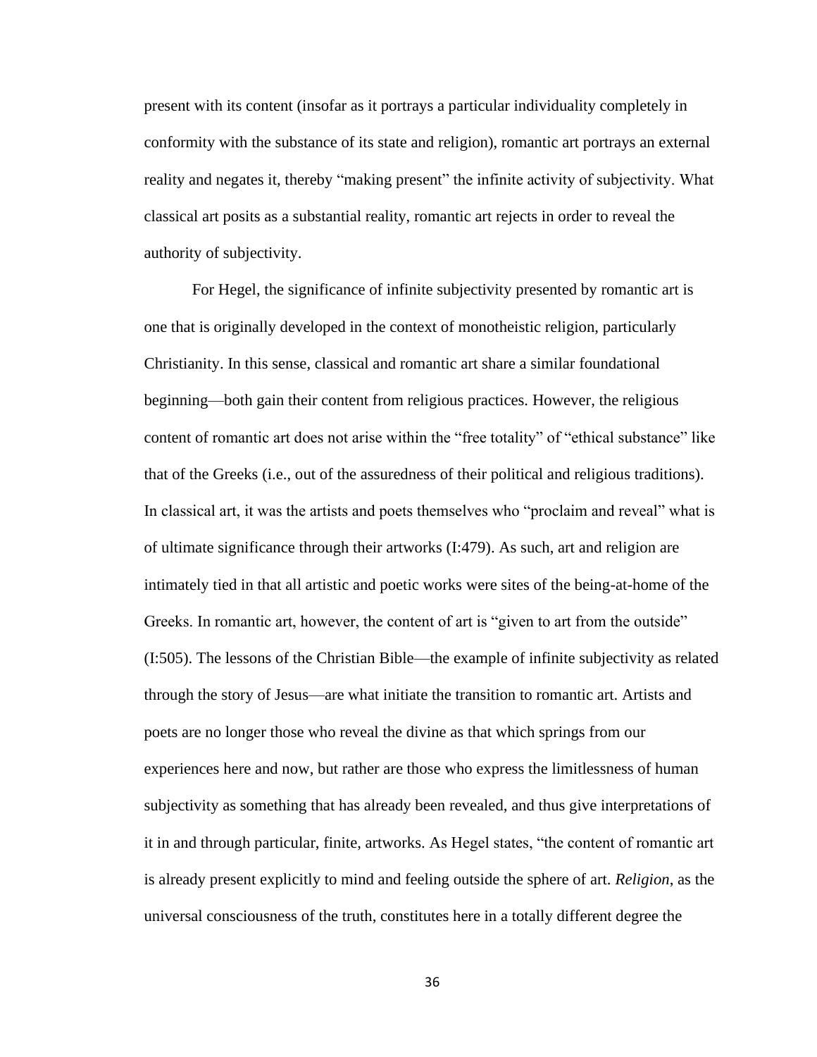present with its content (insofar as it portrays a particular individuality completely in conformity with the substance of its state and religion), romantic art portrays an external reality and negates it, thereby "making present" the infinite activity of subjectivity. What classical art posits as a substantial reality, romantic art rejects in order to reveal the authority of subjectivity.

For Hegel, the significance of infinite subjectivity presented by romantic art is one that is originally developed in the context of monotheistic religion, particularly Christianity. In this sense, classical and romantic art share a similar foundational beginning—both gain their content from religious practices. However, the religious content of romantic art does not arise within the "free totality" of "ethical substance" like that of the Greeks (i.e., out of the assuredness of their political and religious traditions). In classical art, it was the artists and poets themselves who "proclaim and reveal" what is of ultimate significance through their artworks (I:479). As such, art and religion are intimately tied in that all artistic and poetic works were sites of the being-at-home of the Greeks. In romantic art, however, the content of art is "given to art from the outside" (I:505). The lessons of the Christian Bible—the example of infinite subjectivity as related through the story of Jesus—are what initiate the transition to romantic art. Artists and poets are no longer those who reveal the divine as that which springs from our experiences here and now, but rather are those who express the limitlessness of human subjectivity as something that has already been revealed, and thus give interpretations of it in and through particular, finite, artworks. As Hegel states, "the content of romantic art is already present explicitly to mind and feeling outside the sphere of art. *Religion*, as the universal consciousness of the truth, constitutes here in a totally different degree the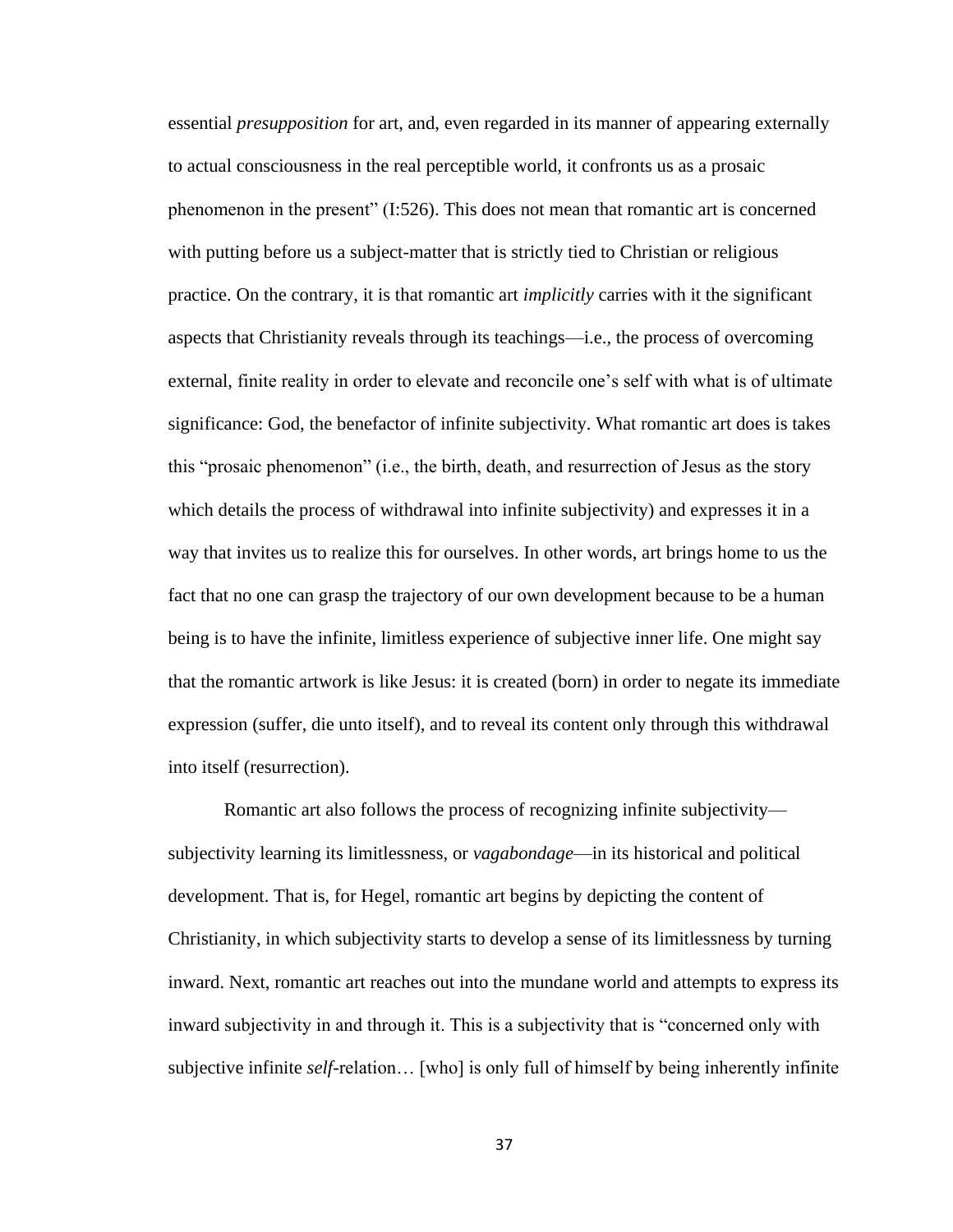essential *presupposition* for art, and, even regarded in its manner of appearing externally to actual consciousness in the real perceptible world, it confronts us as a prosaic phenomenon in the present" (I:526). This does not mean that romantic art is concerned with putting before us a subject-matter that is strictly tied to Christian or religious practice. On the contrary, it is that romantic art *implicitly* carries with it the significant aspects that Christianity reveals through its teachings—i.e., the process of overcoming external, finite reality in order to elevate and reconcile one's self with what is of ultimate significance: God, the benefactor of infinite subjectivity. What romantic art does is takes this "prosaic phenomenon" (i.e., the birth, death, and resurrection of Jesus as the story which details the process of withdrawal into infinite subjectivity) and expresses it in a way that invites us to realize this for ourselves. In other words, art brings home to us the fact that no one can grasp the trajectory of our own development because to be a human being is to have the infinite, limitless experience of subjective inner life. One might say that the romantic artwork is like Jesus: it is created (born) in order to negate its immediate expression (suffer, die unto itself), and to reveal its content only through this withdrawal into itself (resurrection).

Romantic art also follows the process of recognizing infinite subjectivity—subjectivity learning its limitlessness, or *vagabondage*—in its historical and political development. That is, for Hegel, romantic art begins by depicting the content of Christianity, in which subjectivity starts to develop a sense of its limitlessness by turning inward. Next, romantic art reaches out into the mundane world and attempts to express its inward subjectivity in and through it. This is a subjectivity that is "concerned only with subjective infinite *self*-relation… [who] is only full of himself by being inherently infinite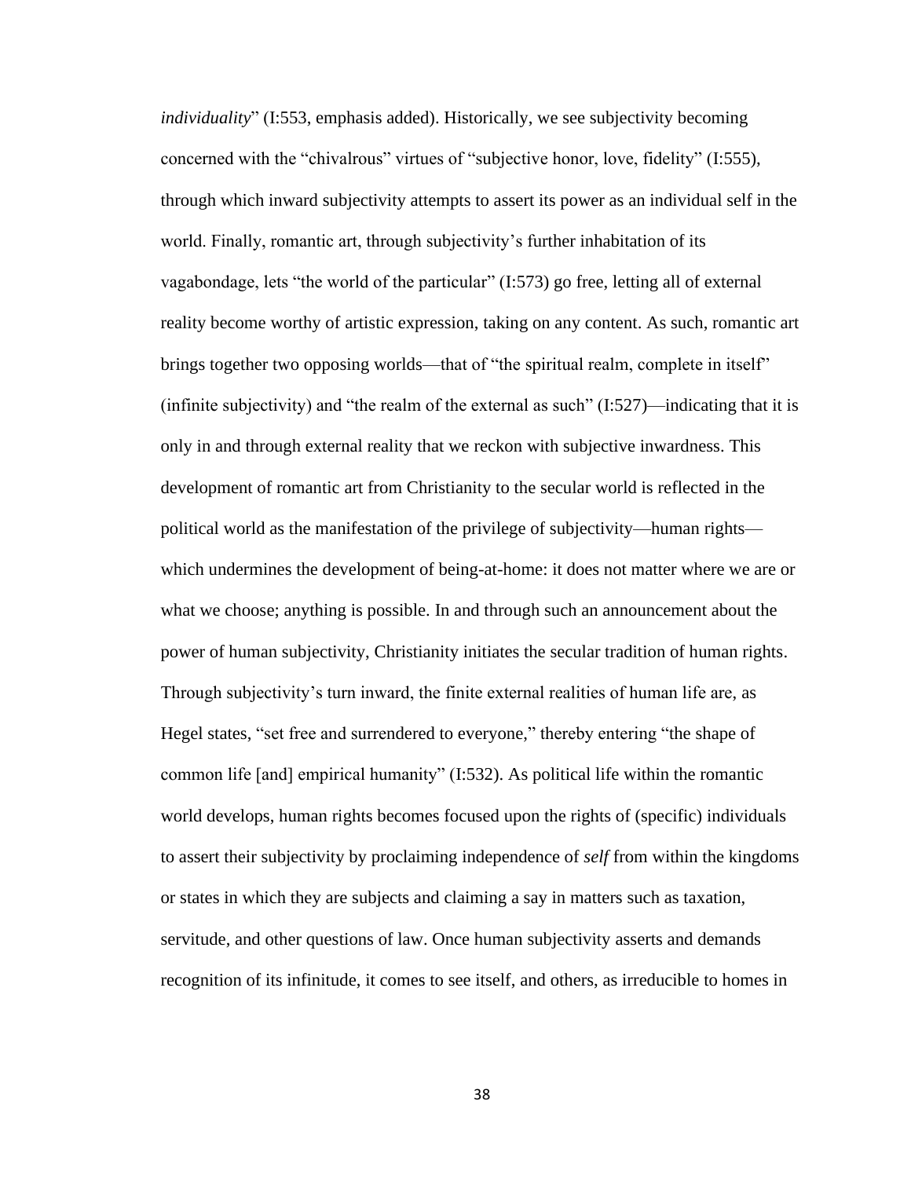*individuality*" (I:553, emphasis added). Historically, we see subjectivity becoming concerned with the "chivalrous" virtues of "subjective honor, love, fidelity" (I:555), through which inward subjectivity attempts to assert its power as an individual self in the world. Finally, romantic art, through subjectivity's further inhabitation of its vagabondage, lets "the world of the particular" (I:573) go free, letting all of external reality become worthy of artistic expression, taking on any content. As such, romantic art brings together two opposing worlds—that of "the spiritual realm, complete in itself" (infinite subjectivity) and "the realm of the external as such" (I:527)—indicating that it is only in and through external reality that we reckon with subjective inwardness. This development of romantic art from Christianity to the secular world is reflected in the political world as the manifestation of the privilege of subjectivity—human rights—which undermines the development of being-at-home: it does not matter where we are or what we choose; anything is possible. In and through such an announcement about the power of human subjectivity, Christianity initiates the secular tradition of human rights. Through subjectivity's turn inward, the finite external realities of human life are, as Hegel states, "set free and surrendered to everyone," thereby entering "the shape of common life [and] empirical humanity" (I:532). As political life within the romantic world develops, human rights becomes focused upon the rights of (specific) individuals to assert their subjectivity by proclaiming independence of *self* from within the kingdoms or states in which they are subjects and claiming a say in matters such as taxation, servitude, and other questions of law. Once human subjectivity asserts and demands recognition of its infinitude, it comes to see itself, and others, as irreducible to homes in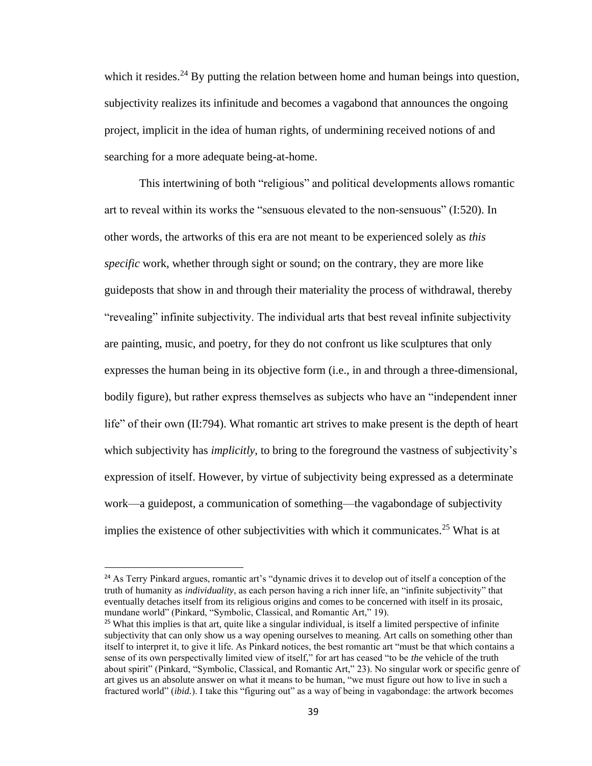which it resides.[24] By putting the relation between home and human beings into question, subjectivity realizes its infinitude and becomes a vagabond that announces the ongoing project, implicit in the idea of human rights, of undermining received notions of and searching for a more adequate being-at-home.

This intertwining of both "religious" and political developments allows romantic art to reveal within its works the "sensuous elevated to the non-sensuous" (I:520). In other words, the artworks of this era are not meant to be experienced solely as *this specific* work, whether through sight or sound; on the contrary, they are more like guideposts that show in and through their materiality the process of withdrawal, thereby "revealing" infinite subjectivity. The individual arts that best reveal infinite subjectivity are painting, music, and poetry, for they do not confront us like sculptures that only expresses the human being in its objective form (i.e., in and through a three-dimensional, bodily figure), but rather express themselves as subjects who have an "independent inner life" of their own (II:794). What romantic art strives to make present is the depth of heart which subjectivity has *implicitly*, to bring to the foreground the vastness of subjectivity's expression of itself. However, by virtue of subjectivity being expressed as a determinate work—a guidepost, a communication of something—the vagabondage of subjectivity implies the existence of other subjectivities with which it communicates.[25] What is at

---

[24] As Terry Pinkard argues, romantic art's "dynamic drives it to develop out of itself a conception of the truth of humanity as *individuality*, as each person having a rich inner life, an "infinite subjectivity" that eventually detaches itself from its religious origins and comes to be concerned with itself in its prosaic, mundane world" (Pinkard, "Symbolic, Classical, and Romantic Art," 19).

[25] What this implies is that art, quite like a singular individual, is itself a limited perspective of infinite subjectivity that can only show us a way opening ourselves to meaning. Art calls on something other than itself to interpret it, to give it life. As Pinkard notices, the best romantic art "must be that which contains a sense of its own perspectivally limited view of itself," for art has ceased "to be *the* vehicle of the truth about spirit" (Pinkard, "Symbolic, Classical, and Romantic Art," 23). No singular work or specific genre of art gives us an absolute answer on what it means to be human, "we must figure out how to live in such a fractured world" (*ibid.*). I take this "figuring out" as a way of being in vagabondage: the artwork becomes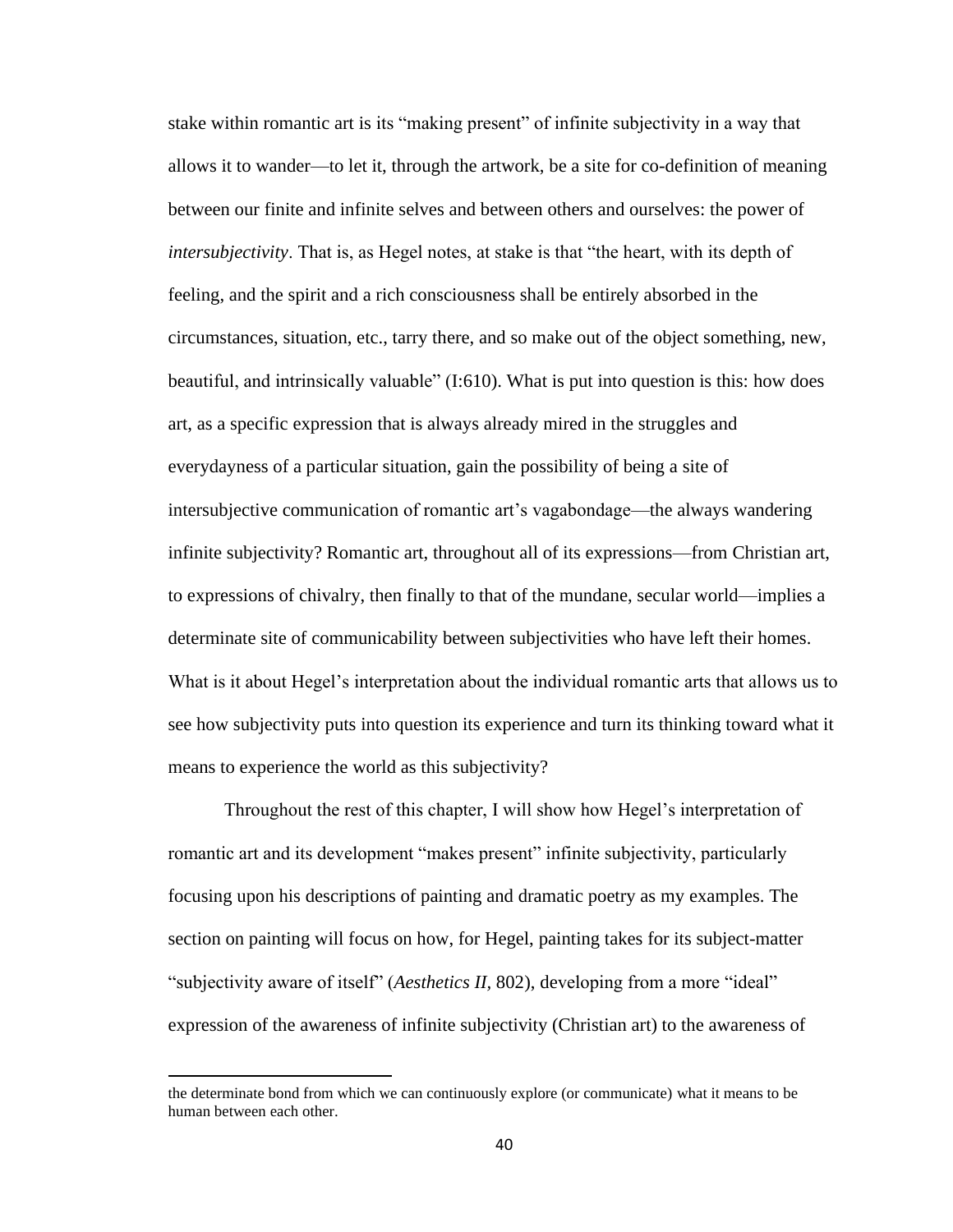stake within romantic art is its "making present" of infinite subjectivity in a way that allows it to wander—to let it, through the artwork, be a site for co-definition of meaning between our finite and infinite selves and between others and ourselves: the power of *intersubjectivity*. That is, as Hegel notes, at stake is that "the heart, with its depth of feeling, and the spirit and a rich consciousness shall be entirely absorbed in the circumstances, situation, etc., tarry there, and so make out of the object something, new, beautiful, and intrinsically valuable" (I:610). What is put into question is this: how does art, as a specific expression that is always already mired in the struggles and everydayness of a particular situation, gain the possibility of being a site of intersubjective communication of romantic art's vagabondage—the always wandering infinite subjectivity? Romantic art, throughout all of its expressions—from Christian art, to expressions of chivalry, then finally to that of the mundane, secular world—implies a determinate site of communicability between subjectivities who have left their homes. What is it about Hegel's interpretation about the individual romantic arts that allows us to see how subjectivity puts into question its experience and turn its thinking toward what it means to experience the world as this subjectivity?

Throughout the rest of this chapter, I will show how Hegel's interpretation of romantic art and its development "makes present" infinite subjectivity, particularly focusing upon his descriptions of painting and dramatic poetry as my examples. The section on painting will focus on how, for Hegel, painting takes for its subject-matter "subjectivity aware of itself" (*Aesthetics II*, 802), developing from a more "ideal" expression of the awareness of infinite subjectivity (Christian art) to the awareness of

---

the determinate bond from which we can continuously explore (or communicate) what it means to be human between each other.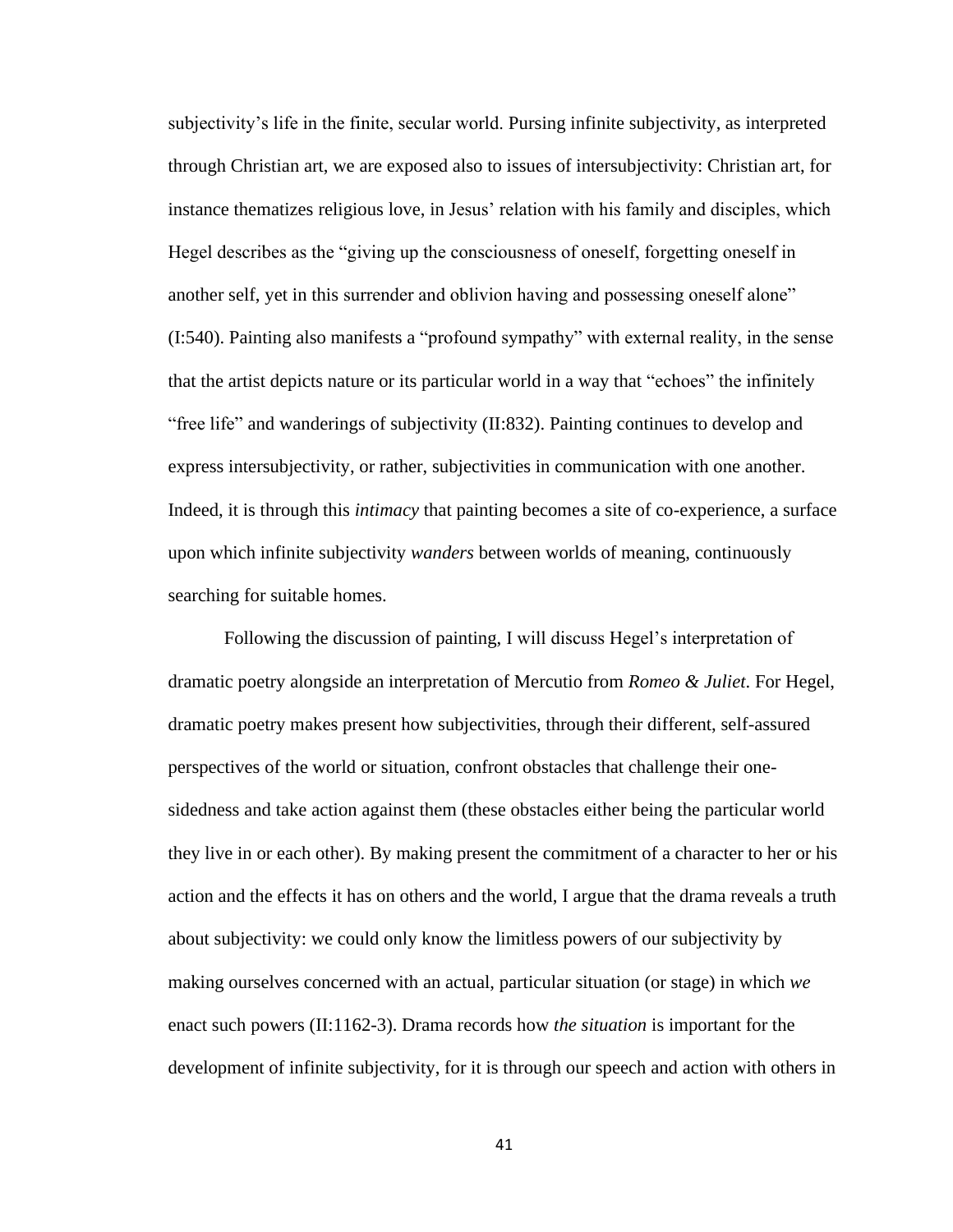subjectivity's life in the finite, secular world. Pursing infinite subjectivity, as interpreted through Christian art, we are exposed also to issues of intersubjectivity: Christian art, for instance thematizes religious love, in Jesus' relation with his family and disciples, which Hegel describes as the "giving up the consciousness of oneself, forgetting oneself in another self, yet in this surrender and oblivion having and possessing oneself alone" (I:540). Painting also manifests a "profound sympathy" with external reality, in the sense that the artist depicts nature or its particular world in a way that "echoes" the infinitely "free life" and wanderings of subjectivity (II:832). Painting continues to develop and express intersubjectivity, or rather, subjectivities in communication with one another. Indeed, it is through this *intimacy* that painting becomes a site of co-experience, a surface upon which infinite subjectivity *wanders* between worlds of meaning, continuously searching for suitable homes.

Following the discussion of painting, I will discuss Hegel's interpretation of dramatic poetry alongside an interpretation of Mercutio from *Romeo & Juliet*. For Hegel, dramatic poetry makes present how subjectivities, through their different, self-assured perspectives of the world or situation, confront obstacles that challenge their one-sidedness and take action against them (these obstacles either being the particular world they live in or each other). By making present the commitment of a character to her or his action and the effects it has on others and the world, I argue that the drama reveals a truth about subjectivity: we could only know the limitless powers of our subjectivity by making ourselves concerned with an actual, particular situation (or stage) in which *we* enact such powers (II:1162-3). Drama records how *the situation* is important for the development of infinite subjectivity, for it is through our speech and action with others in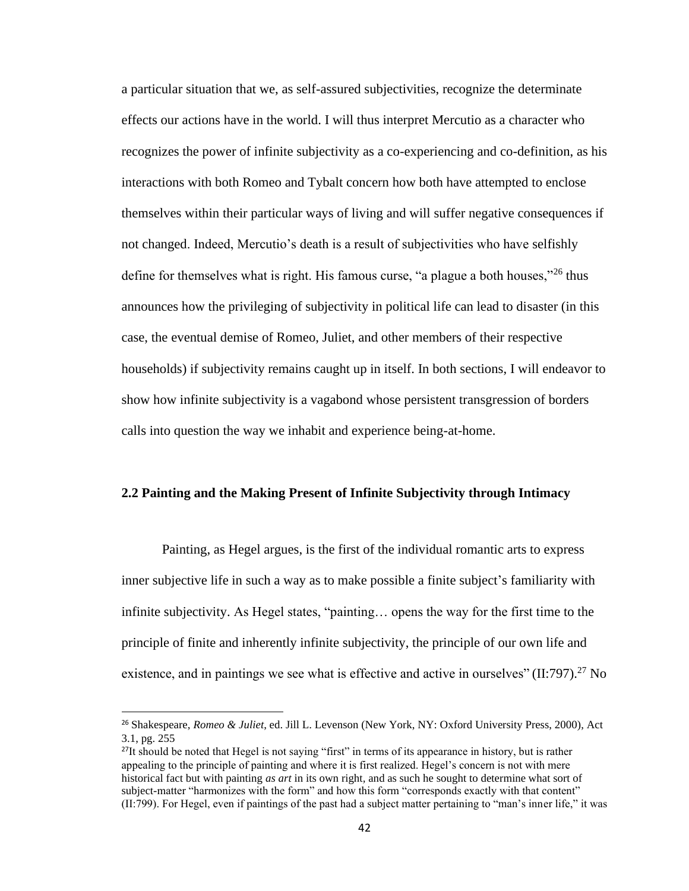a particular situation that we, as self-assured subjectivities, recognize the determinate effects our actions have in the world. I will thus interpret Mercutio as a character who recognizes the power of infinite subjectivity as a co-experiencing and co-definition, as his interactions with both Romeo and Tybalt concern how both have attempted to enclose themselves within their particular ways of living and will suffer negative consequences if not changed. Indeed, Mercutio's death is a result of subjectivities who have selfishly define for themselves what is right. His famous curse, "a plague a both houses,"[26] thus announces how the privileging of subjectivity in political life can lead to disaster (in this case, the eventual demise of Romeo, Juliet, and other members of their respective households) if subjectivity remains caught up in itself. In both sections, I will endeavor to show how infinite subjectivity is a vagabond whose persistent transgression of borders calls into question the way we inhabit and experience being-at-home.

## 2.2 Painting and the Making Present of Infinite Subjectivity through Intimacy

Painting, as Hegel argues, is the first of the individual romantic arts to express inner subjective life in such a way as to make possible a finite subject's familiarity with infinite subjectivity. As Hegel states, "painting… opens the way for the first time to the principle of finite and inherently infinite subjectivity, the principle of our own life and existence, and in paintings we see what is effective and active in ourselves" (II:797).[27] No

---

[26] Shakespeare, *Romeo & Juliet*, ed. Jill L. Levenson (New York, NY: Oxford University Press, 2000), Act 3.1, pg. 255

[27] It should be noted that Hegel is not saying "first" in terms of its appearance in history, but is rather appealing to the principle of painting and where it is first realized. Hegel's concern is not with mere historical fact but with painting *as art* in its own right, and as such he sought to determine what sort of subject-matter "harmonizes with the form" and how this form "corresponds exactly with that content" (II:799). For Hegel, even if paintings of the past had a subject matter pertaining to "man's inner life," it was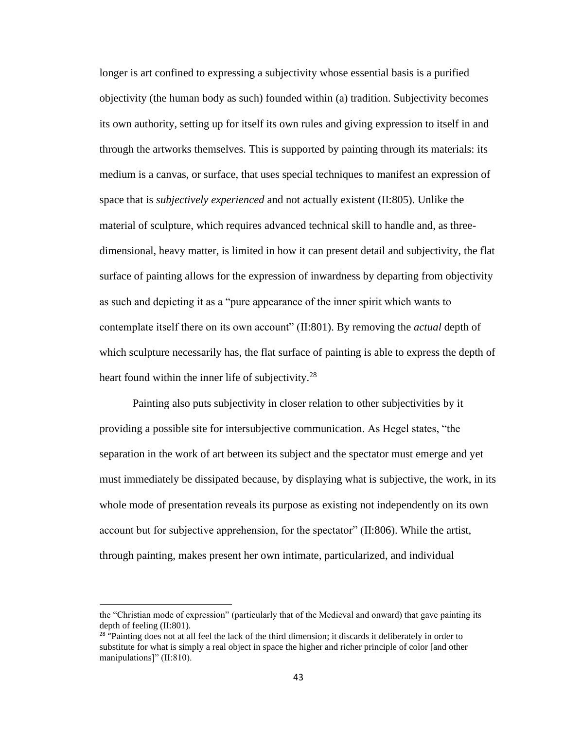longer is art confined to expressing a subjectivity whose essential basis is a purified objectivity (the human body as such) founded within (a) tradition. Subjectivity becomes its own authority, setting up for itself its own rules and giving expression to itself in and through the artworks themselves. This is supported by painting through its materials: its medium is a canvas, or surface, that uses special techniques to manifest an expression of space that is *subjectively experienced* and not actually existent (II:805). Unlike the material of sculpture, which requires advanced technical skill to handle and, as three-dimensional, heavy matter, is limited in how it can present detail and subjectivity, the flat surface of painting allows for the expression of inwardness by departing from objectivity as such and depicting it as a "pure appearance of the inner spirit which wants to contemplate itself there on its own account" (II:801). By removing the *actual* depth of which sculpture necessarily has, the flat surface of painting is able to express the depth of heart found within the inner life of subjectivity.[28]

Painting also puts subjectivity in closer relation to other subjectivities by it providing a possible site for intersubjective communication. As Hegel states, "the separation in the work of art between its subject and the spectator must emerge and yet must immediately be dissipated because, by displaying what is subjective, the work, in its whole mode of presentation reveals its purpose as existing not independently on its own account but for subjective apprehension, for the spectator" (II:806). While the artist, through painting, makes present her own intimate, particularized, and individual

---

the "Christian mode of expression" (particularly that of the Medieval and onward) that gave painting its depth of feeling (II:801).

[28] "Painting does not at all feel the lack of the third dimension; it discards it deliberately in order to substitute for what is simply a real object in space the higher and richer principle of color [and other manipulations]" (II:810).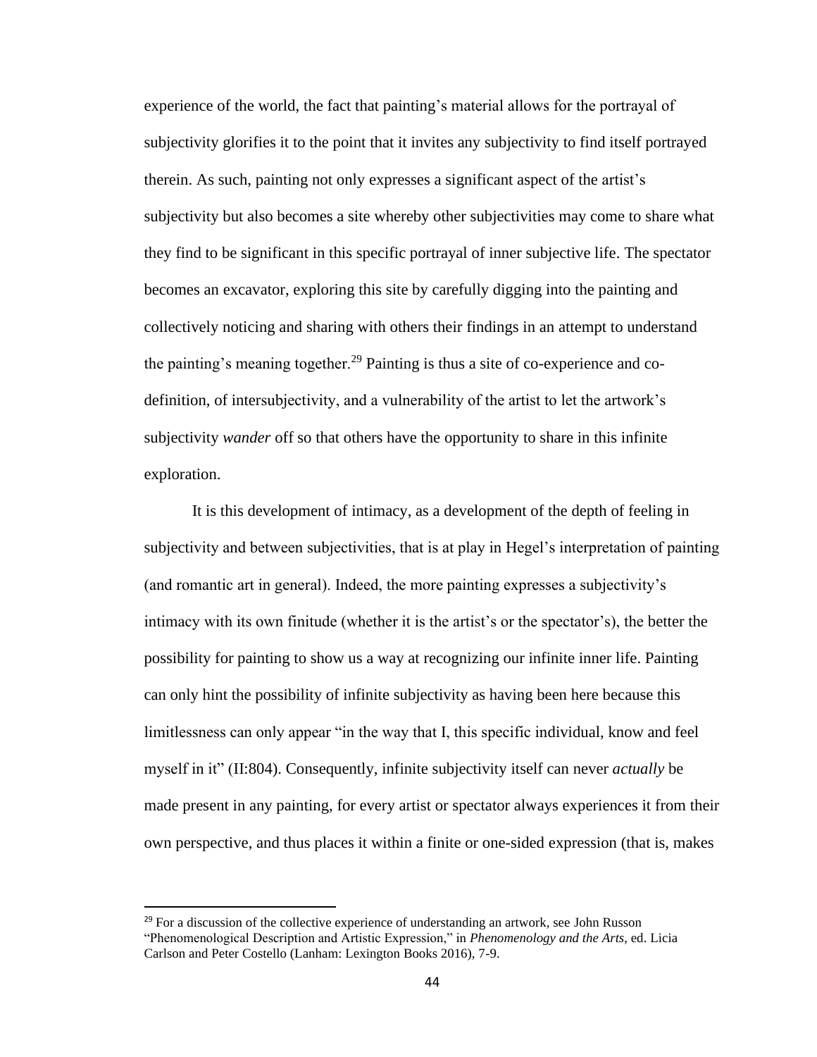experience of the world, the fact that painting's material allows for the portrayal of subjectivity glorifies it to the point that it invites any subjectivity to find itself portrayed therein. As such, painting not only expresses a significant aspect of the artist's subjectivity but also becomes a site whereby other subjectivities may come to share what they find to be significant in this specific portrayal of inner subjective life. The spectator becomes an excavator, exploring this site by carefully digging into the painting and collectively noticing and sharing with others their findings in an attempt to understand the painting's meaning together.[29] Painting is thus a site of co-experience and co-definition, of intersubjectivity, and a vulnerability of the artist to let the artwork's subjectivity *wander* off so that others have the opportunity to share in this infinite exploration.

It is this development of intimacy, as a development of the depth of feeling in subjectivity and between subjectivities, that is at play in Hegel's interpretation of painting (and romantic art in general). Indeed, the more painting expresses a subjectivity's intimacy with its own finitude (whether it is the artist's or the spectator's), the better the possibility for painting to show us a way at recognizing our infinite inner life. Painting can only hint the possibility of infinite subjectivity as having been here because this limitlessness can only appear "in the way that I, this specific individual, know and feel myself in it" (II:804). Consequently, infinite subjectivity itself can never *actually* be made present in any painting, for every artist or spectator always experiences it from their own perspective, and thus places it within a finite or one-sided expression (that is, makes

---

[29] For a discussion of the collective experience of understanding an artwork, see John Russon "Phenomenological Description and Artistic Expression," in *Phenomenology and the Arts*, ed. Licia Carlson and Peter Costello (Lanham: Lexington Books 2016), 7-9.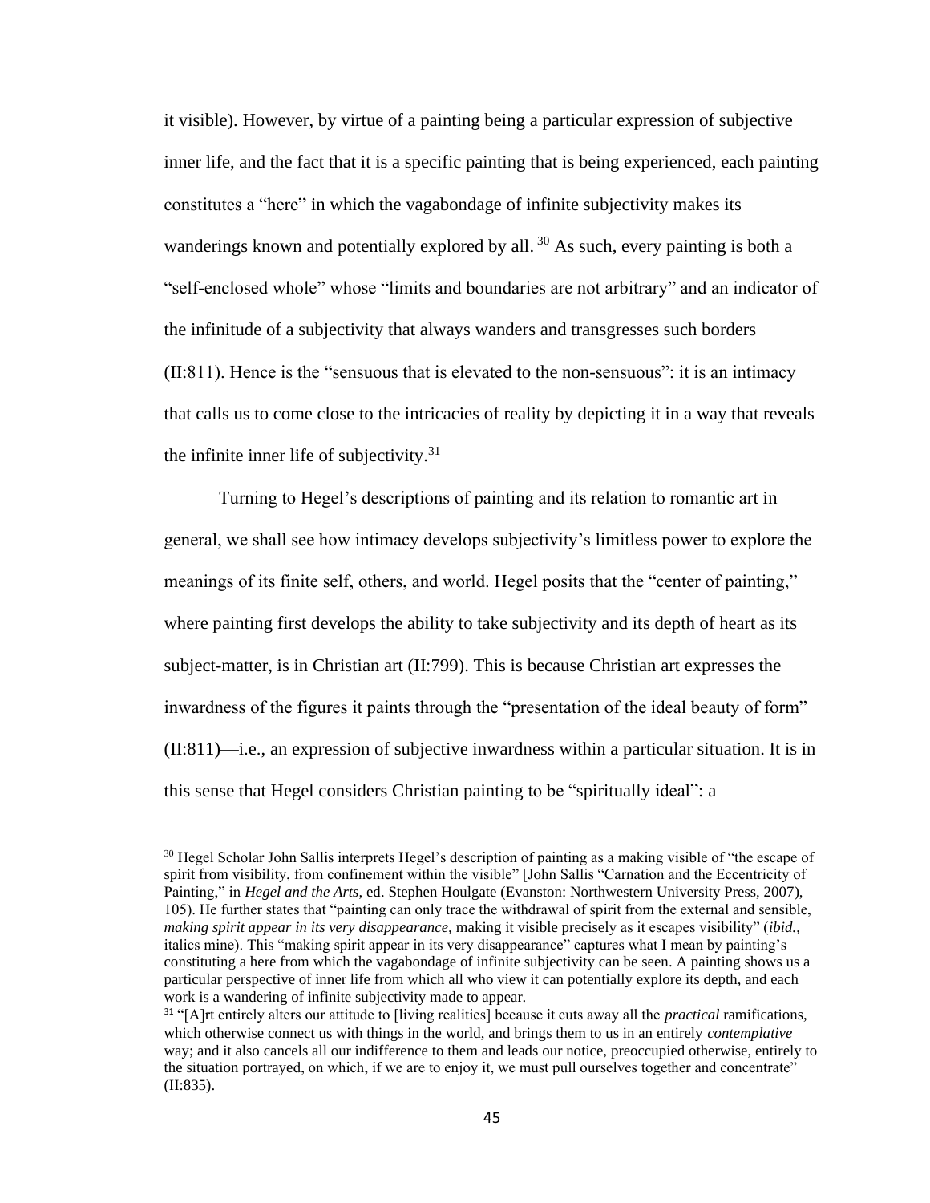it visible). However, by virtue of a painting being a particular expression of subjective inner life, and the fact that it is a specific painting that is being experienced, each painting constitutes a "here" in which the vagabondage of infinite subjectivity makes its wanderings known and potentially explored by all. [30] As such, every painting is both a "self-enclosed whole" whose "limits and boundaries are not arbitrary" and an indicator of the infinitude of a subjectivity that always wanders and transgresses such borders (II:811). Hence is the "sensuous that is elevated to the non-sensuous": it is an intimacy that calls us to come close to the intricacies of reality by depicting it in a way that reveals the infinite inner life of subjectivity.[31]

Turning to Hegel's descriptions of painting and its relation to romantic art in general, we shall see how intimacy develops subjectivity's limitless power to explore the meanings of its finite self, others, and world. Hegel posits that the "center of painting," where painting first develops the ability to take subjectivity and its depth of heart as its subject-matter, is in Christian art (II:799). This is because Christian art expresses the inwardness of the figures it paints through the "presentation of the ideal beauty of form" (II:811)—i.e., an expression of subjective inwardness within a particular situation. It is in this sense that Hegel considers Christian painting to be "spiritually ideal": a

---

[30] Hegel Scholar John Sallis interprets Hegel's description of painting as a making visible of "the escape of spirit from visibility, from confinement within the visible" [John Sallis "Carnation and the Eccentricity of Painting," in *Hegel and the Arts*, ed. Stephen Houlgate (Evanston: Northwestern University Press, 2007), 105). He further states that "painting can only trace the withdrawal of spirit from the external and sensible, *making spirit appear in its very disappearance*, making it visible precisely as it escapes visibility" (*ibid.*, italics mine). This "making spirit appear in its very disappearance" captures what I mean by painting's constituting a here from which the vagabondage of infinite subjectivity can be seen. A painting shows us a particular perspective of inner life from which all who view it can potentially explore its depth, and each work is a wandering of infinite subjectivity made to appear.

[31] "[A]rt entirely alters our attitude to [living realities] because it cuts away all the *practical* ramifications, which otherwise connect us with things in the world, and brings them to us in an entirely *contemplative* way; and it also cancels all our indifference to them and leads our notice, preoccupied otherwise, entirely to the situation portrayed, on which, if we are to enjoy it, we must pull ourselves together and concentrate" (II:835).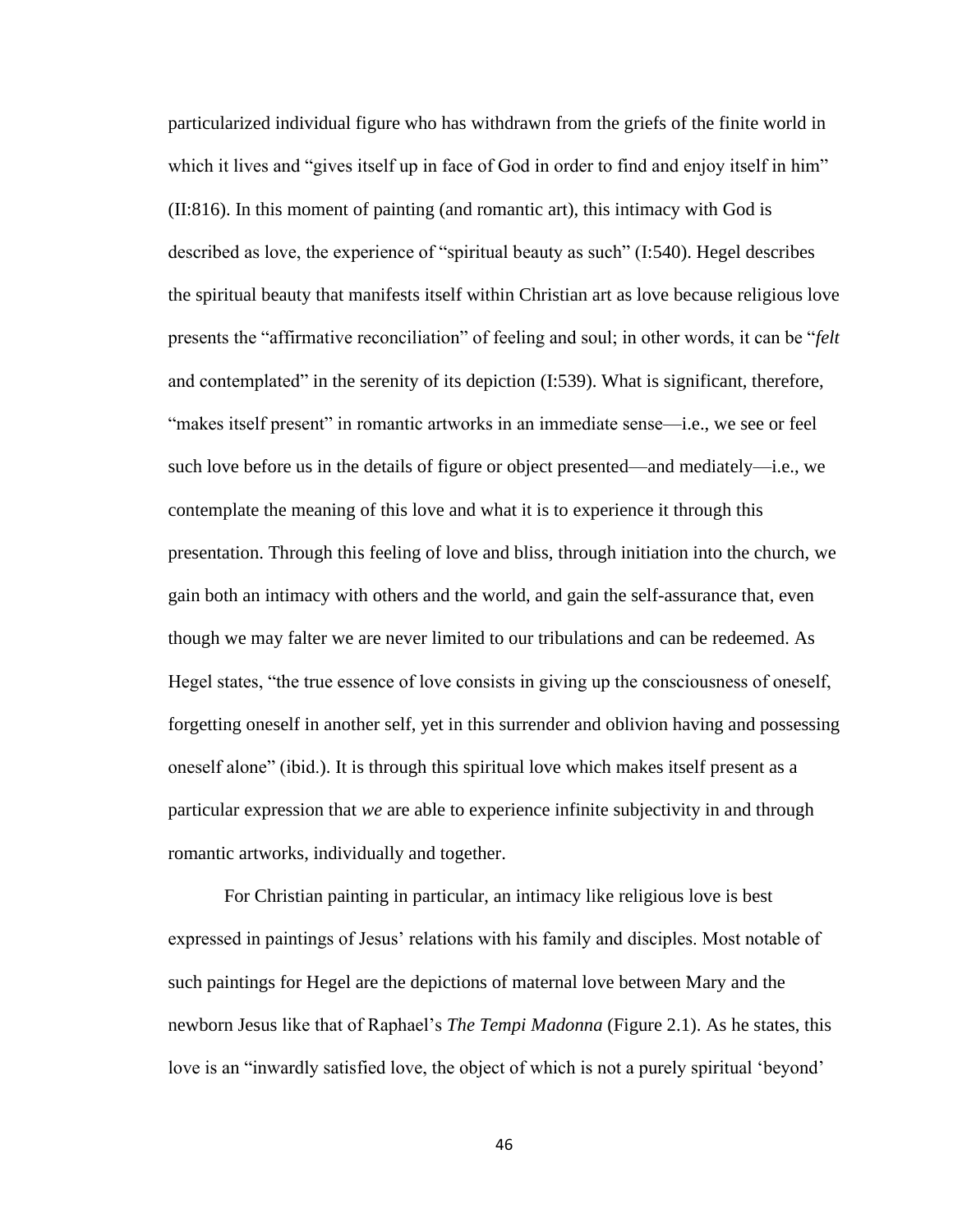particularized individual figure who has withdrawn from the griefs of the finite world in which it lives and "gives itself up in face of God in order to find and enjoy itself in him" (II:816). In this moment of painting (and romantic art), this intimacy with God is described as love, the experience of "spiritual beauty as such" (I:540). Hegel describes the spiritual beauty that manifests itself within Christian art as love because religious love presents the "affirmative reconciliation" of feeling and soul; in other words, it can be "*felt* and contemplated" in the serenity of its depiction (I:539). What is significant, therefore, "makes itself present" in romantic artworks in an immediate sense—i.e., we see or feel such love before us in the details of figure or object presented—and mediately—i.e., we contemplate the meaning of this love and what it is to experience it through this presentation. Through this feeling of love and bliss, through initiation into the church, we gain both an intimacy with others and the world, and gain the self-assurance that, even though we may falter we are never limited to our tribulations and can be redeemed. As Hegel states, "the true essence of love consists in giving up the consciousness of oneself, forgetting oneself in another self, yet in this surrender and oblivion having and possessing oneself alone" (ibid.). It is through this spiritual love which makes itself present as a particular expression that *we* are able to experience infinite subjectivity in and through romantic artworks, individually and together.

For Christian painting in particular, an intimacy like religious love is best expressed in paintings of Jesus' relations with his family and disciples. Most notable of such paintings for Hegel are the depictions of maternal love between Mary and the newborn Jesus like that of Raphael's *The Tempi Madonna* (Figure 2.1). As he states, this love is an "inwardly satisfied love, the object of which is not a purely spiritual 'beyond'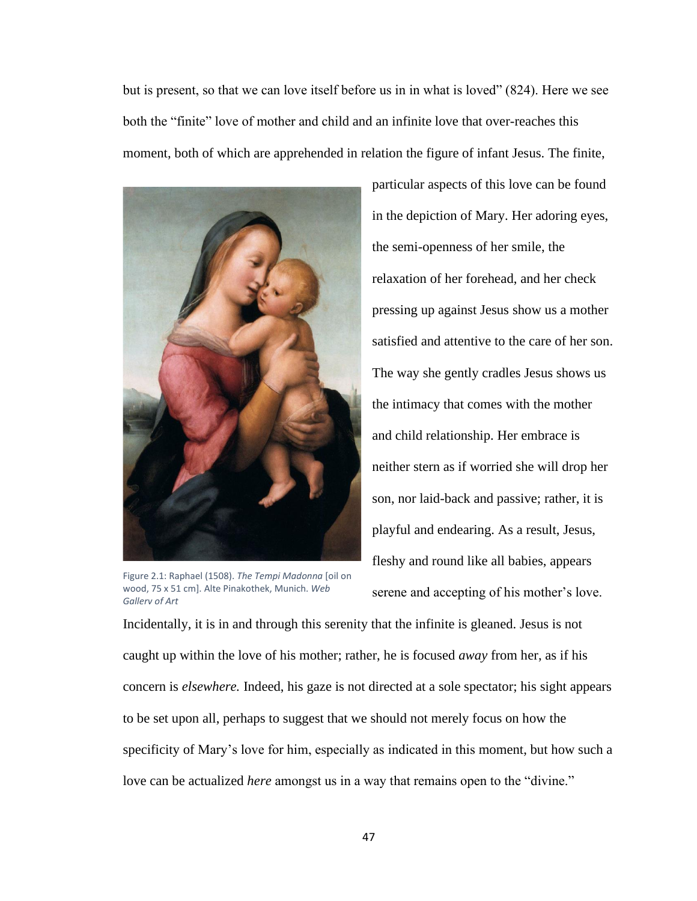but is present, so that we can love itself before us in in what is loved" (824). Here we see both the "finite" love of mother and child and an infinite love that over-reaches this moment, both of which are apprehended in relation the figure of infant Jesus. The finite, particular aspects of this love can be found in the depiction of Mary. Her adoring eyes, the semi-openness of her smile, the relaxation of her forehead, and her check pressing up against Jesus show us a mother satisfied and attentive to the care of her son. The way she gently cradles Jesus shows us the intimacy that comes with the mother and child relationship. Her embrace is neither stern as if worried she will drop her son, nor laid-back and passive; rather, it is playful and endearing. As a result, Jesus, fleshy and round like all babies, appears serene and accepting of his mother's love.

Figure 2.1: Raphael (1508). *The Tempi Madonna* [oil on wood, 75 x 51 cm]. Alte Pinakothek, Munich. *Web Gallery of Art*

Incidentally, it is in and through this serenity that the infinite is gleaned. Jesus is not caught up within the love of his mother; rather, he is focused *away* from her, as if his concern is *elsewhere.* Indeed, his gaze is not directed at a sole spectator; his sight appears to be set upon all, perhaps to suggest that we should not merely focus on how the specificity of Mary's love for him, especially as indicated in this moment, but how such a love can be actualized *here* amongst us in a way that remains open to the "divine."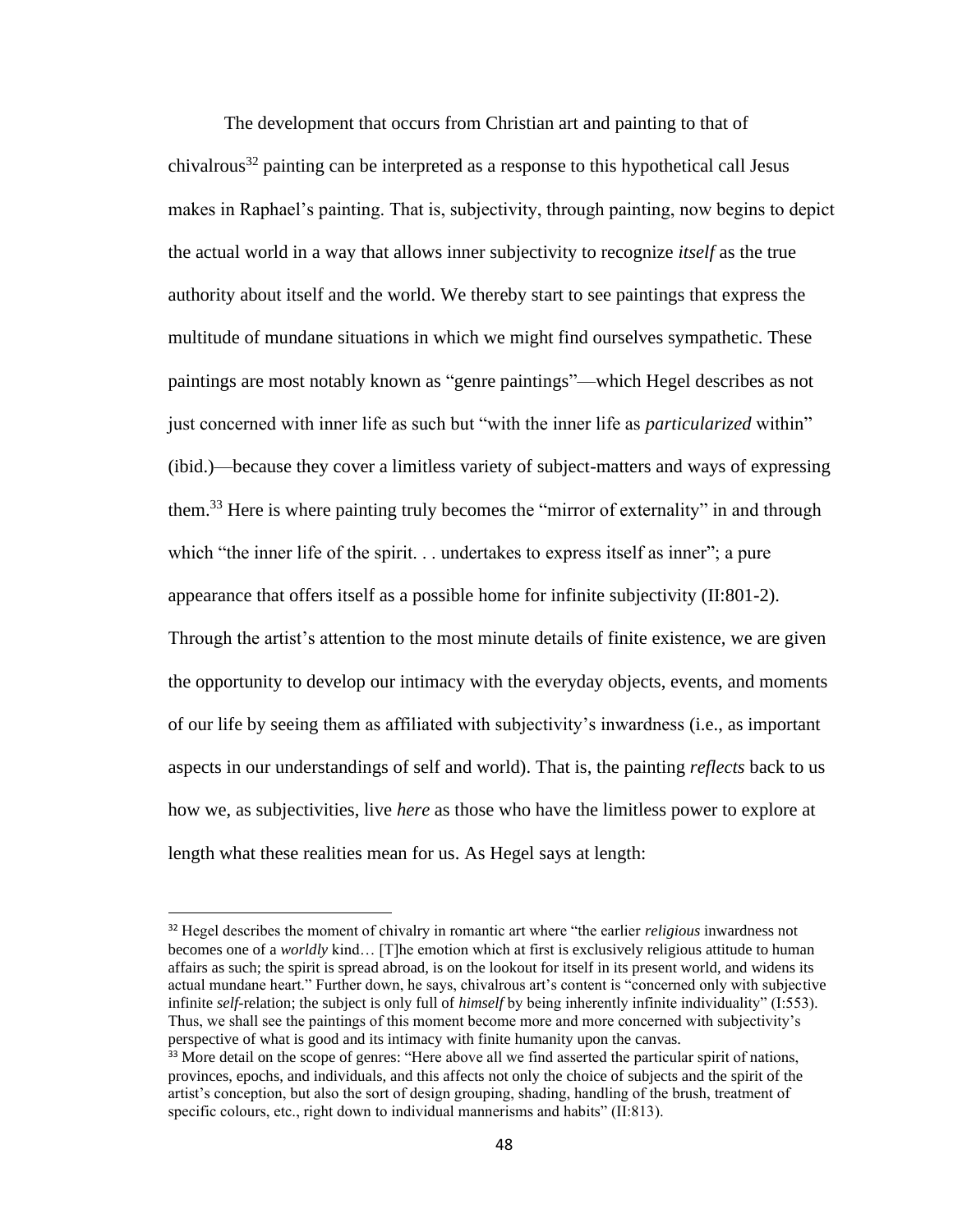The development that occurs from Christian art and painting to that of chivalrous[32] painting can be interpreted as a response to this hypothetical call Jesus makes in Raphael's painting. That is, subjectivity, through painting, now begins to depict the actual world in a way that allows inner subjectivity to recognize *itself* as the true authority about itself and the world. We thereby start to see paintings that express the multitude of mundane situations in which we might find ourselves sympathetic. These paintings are most notably known as "genre paintings"—which Hegel describes as not just concerned with inner life as such but "with the inner life as *particularized* within" (ibid.)—because they cover a limitless variety of subject-matters and ways of expressing them.[33] Here is where painting truly becomes the "mirror of externality" in and through which "the inner life of the spirit. . . undertakes to express itself as inner"; a pure appearance that offers itself as a possible home for infinite subjectivity (II:801-2). Through the artist's attention to the most minute details of finite existence, we are given the opportunity to develop our intimacy with the everyday objects, events, and moments of our life by seeing them as affiliated with subjectivity's inwardness (i.e., as important aspects in our understandings of self and world). That is, the painting *reflects* back to us how we, as subjectivities, live *here* as those who have the limitless power to explore at length what these realities mean for us. As Hegel says at length:

---

[32] Hegel describes the moment of chivalry in romantic art where "the earlier *religious* inwardness not becomes one of a *worldly* kind… [T]he emotion which at first is exclusively religious attitude to human affairs as such; the spirit is spread abroad, is on the lookout for itself in its present world, and widens its actual mundane heart." Further down, he says, chivalrous art's content is "concerned only with subjective infinite *self*-relation; the subject is only full of *himself* by being inherently infinite individuality" (I:553). Thus, we shall see the paintings of this moment become more and more concerned with subjectivity's perspective of what is good and its intimacy with finite humanity upon the canvas.

[33] More detail on the scope of genres: "Here above all we find asserted the particular spirit of nations, provinces, epochs, and individuals, and this affects not only the choice of subjects and the spirit of the artist's conception, but also the sort of design grouping, shading, handling of the brush, treatment of specific colours, etc., right down to individual mannerisms and habits" (II:813).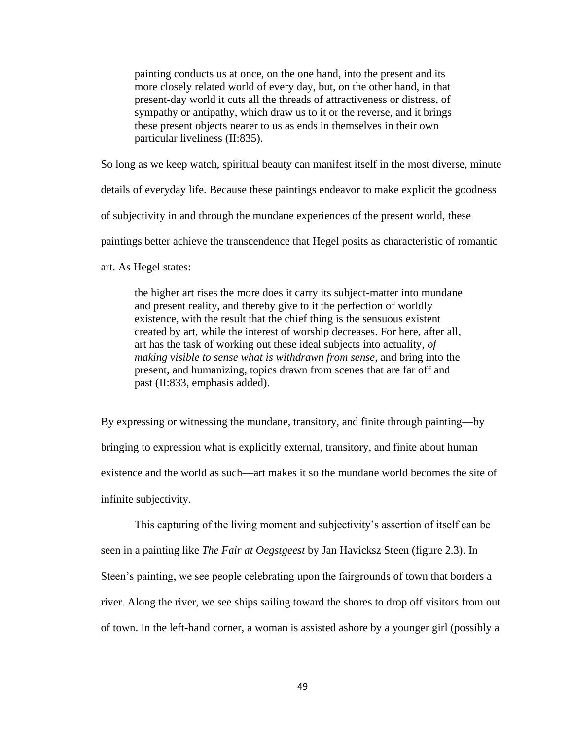> painting conducts us at once, on the one hand, into the present and its more closely related world of every day, but, on the other hand, in that present-day world it cuts all the threads of attractiveness or distress, of sympathy or antipathy, which draw us to it or the reverse, and it brings these present objects nearer to us as ends in themselves in their own particular liveliness (II:835).

So long as we keep watch, spiritual beauty can manifest itself in the most diverse, minute details of everyday life. Because these paintings endeavor to make explicit the goodness of subjectivity in and through the mundane experiences of the present world, these paintings better achieve the transcendence that Hegel posits as characteristic of romantic art. As Hegel states:

> the higher art rises the more does it carry its subject-matter into mundane and present reality, and thereby give to it the perfection of worldly existence, with the result that the chief thing is the sensuous existent created by art, while the interest of worship decreases. For here, after all, art has the task of working out these ideal subjects into actuality, *of making visible to sense what is withdrawn from sense*, and bring into the present, and humanizing, topics drawn from scenes that are far off and past (II:833, emphasis added).

By expressing or witnessing the mundane, transitory, and finite through painting—by bringing to expression what is explicitly external, transitory, and finite about human existence and the world as such—art makes it so the mundane world becomes the site of infinite subjectivity.

This capturing of the living moment and subjectivity's assertion of itself can be seen in a painting like *The Fair at Oegstgeest* by Jan Havicksz Steen (figure 2.3). In Steen's painting, we see people celebrating upon the fairgrounds of town that borders a river. Along the river, we see ships sailing toward the shores to drop off visitors from out of town. In the left-hand corner, a woman is assisted ashore by a younger girl (possibly a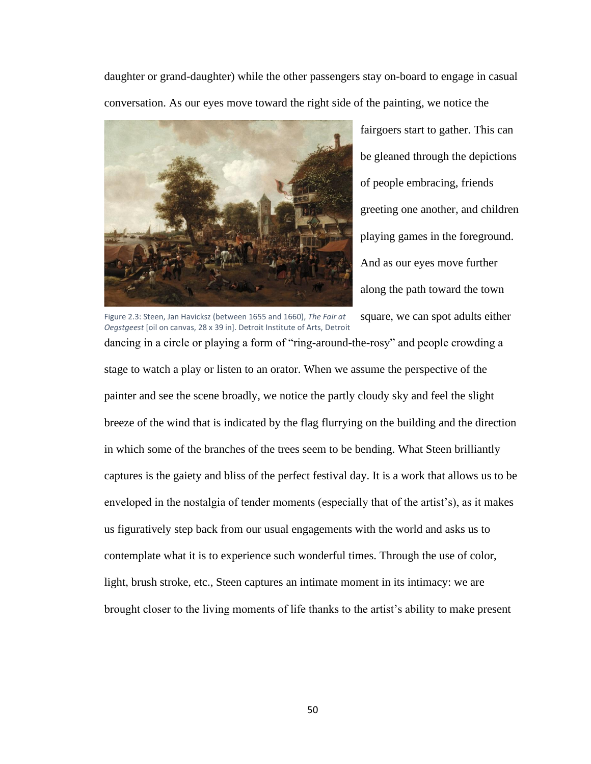daughter or grand-daughter) while the other passengers stay on-board to engage in casual conversation. As our eyes move toward the right side of the painting, we notice the fairgoers start to gather. This can be gleaned through the depictions of people embracing, friends greeting one another, and children playing games in the foreground. And as our eyes move further along the path toward the town square, we can spot adults either dancing in a circle or playing a form of "ring-around-the-rosy" and people crowding a stage to watch a play or listen to an orator. When we assume the perspective of the painter and see the scene broadly, we notice the partly cloudy sky and feel the slight breeze of the wind that is indicated by the flag flurrying on the building and the direction in which some of the branches of the trees seem to be bending. What Steen brilliantly captures is the gaiety and bliss of the perfect festival day. It is a work that allows us to be enveloped in the nostalgia of tender moments (especially that of the artist's), as it makes us figuratively step back from our usual engagements with the world and asks us to contemplate what it is to experience such wonderful times. Through the use of color, light, brush stroke, etc., Steen captures an intimate moment in its intimacy: we are brought closer to the living moments of life thanks to the artist's ability to make present

Figure 2.3: Steen, Jan Havicksz (between 1655 and 1660), *The Fair at Oegstgeest* [oil on canvas, 28 x 39 in]. Detroit Institute of Arts, Detroit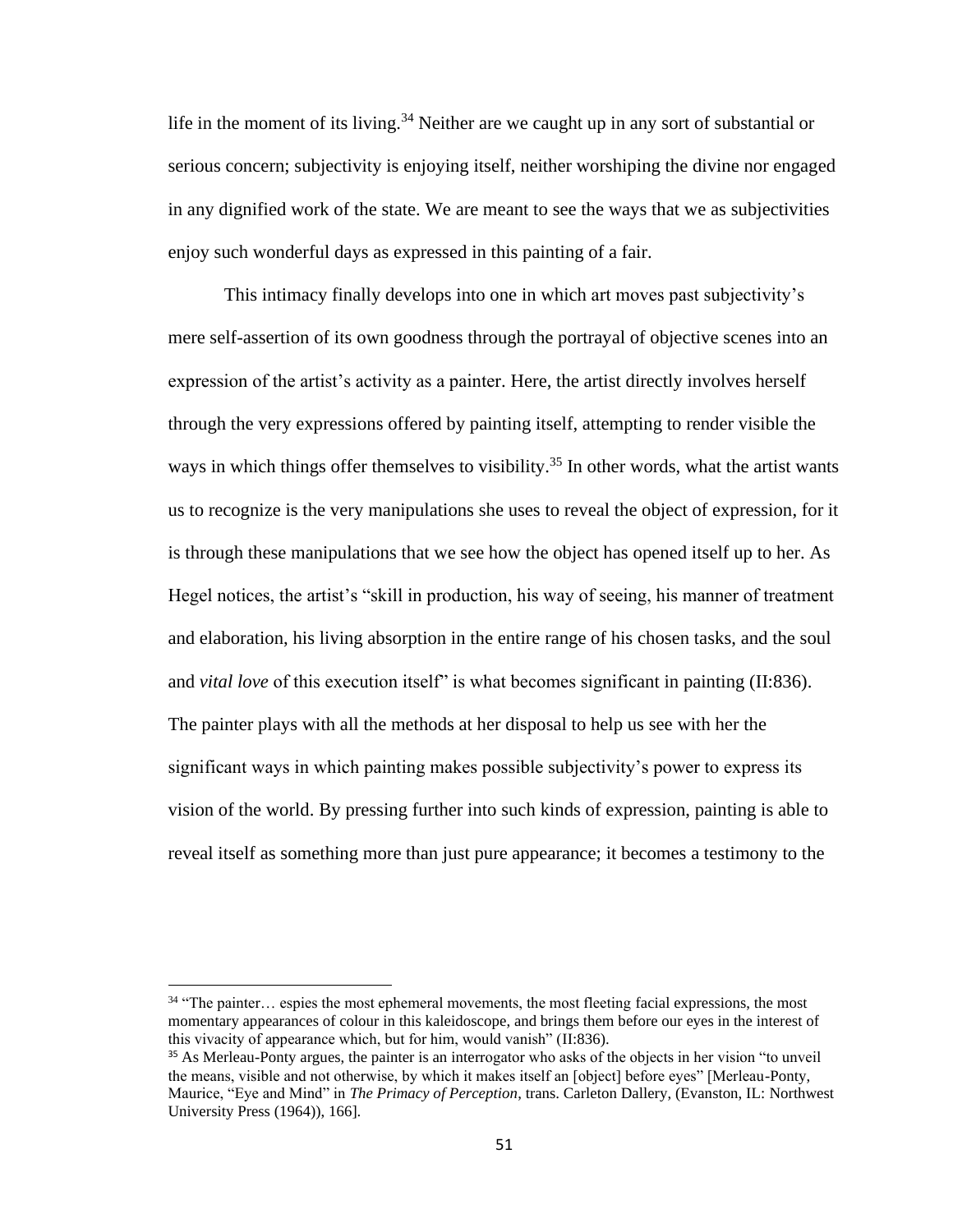life in the moment of its living.[34] Neither are we caught up in any sort of substantial or serious concern; subjectivity is enjoying itself, neither worshiping the divine nor engaged in any dignified work of the state. We are meant to see the ways that we as subjectivities enjoy such wonderful days as expressed in this painting of a fair.

This intimacy finally develops into one in which art moves past subjectivity's mere self-assertion of its own goodness through the portrayal of objective scenes into an expression of the artist's activity as a painter. Here, the artist directly involves herself through the very expressions offered by painting itself, attempting to render visible the ways in which things offer themselves to visibility.[35] In other words, what the artist wants us to recognize is the very manipulations she uses to reveal the object of expression, for it is through these manipulations that we see how the object has opened itself up to her. As Hegel notices, the artist's "skill in production, his way of seeing, his manner of treatment and elaboration, his living absorption in the entire range of his chosen tasks, and the soul and *vital love* of this execution itself" is what becomes significant in painting (II:836). The painter plays with all the methods at her disposal to help us see with her the significant ways in which painting makes possible subjectivity's power to express its vision of the world. By pressing further into such kinds of expression, painting is able to reveal itself as something more than just pure appearance; it becomes a testimony to the

---

[34] "The painter… espies the most ephemeral movements, the most fleeting facial expressions, the most momentary appearances of colour in this kaleidoscope, and brings them before our eyes in the interest of this vivacity of appearance which, but for him, would vanish" (II:836).

[35] As Merleau-Ponty argues, the painter is an interrogator who asks of the objects in her vision "to unveil the means, visible and not otherwise, by which it makes itself an [object] before eyes" [Merleau-Ponty, Maurice, "Eye and Mind" in *The Primacy of Perception*, trans. Carleton Dallery, (Evanston, IL: Northwest University Press (1964)), 166].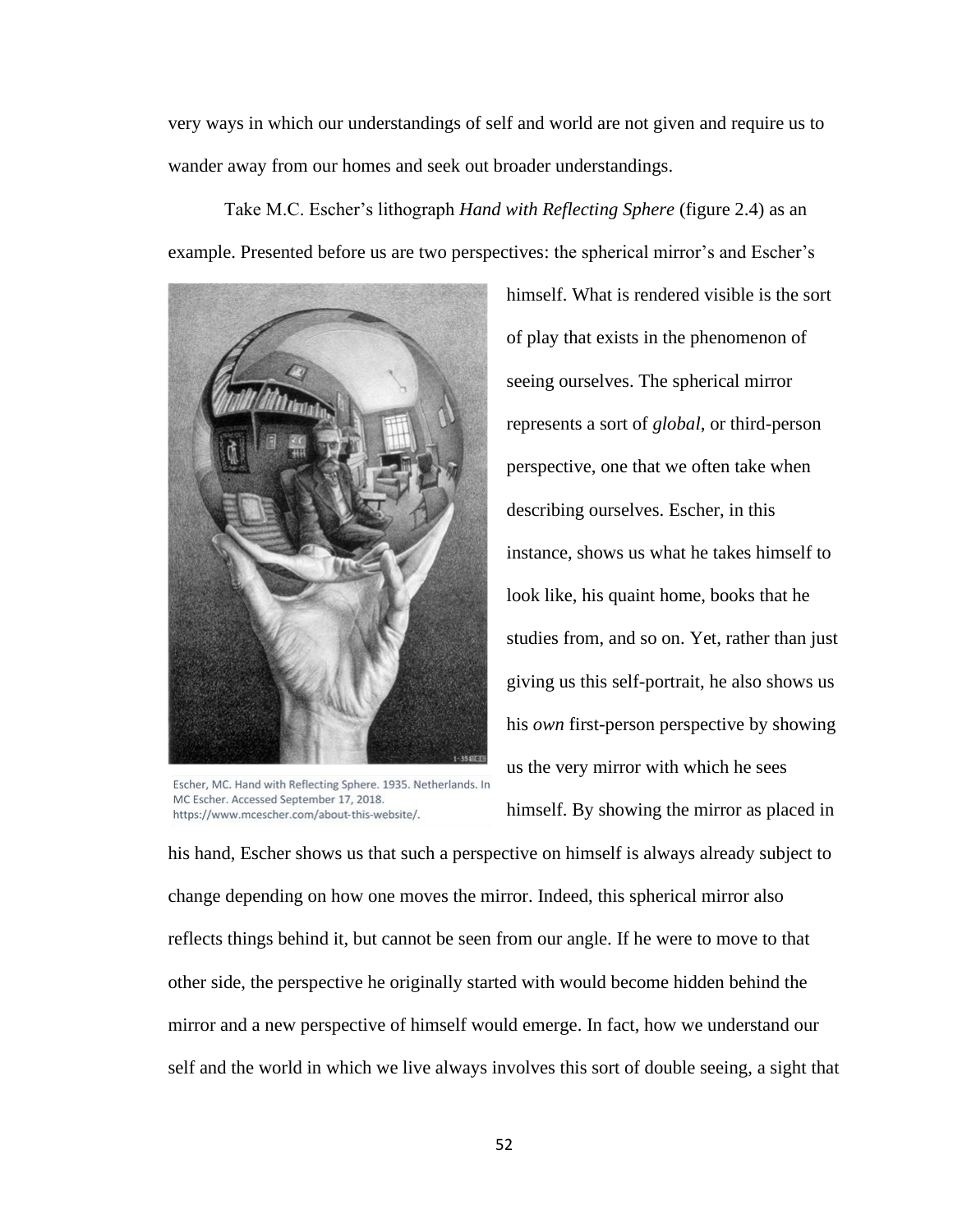very ways in which our understandings of self and world are not given and require us to wander away from our homes and seek out broader understandings.

Take M.C. Escher's lithograph *Hand with Reflecting Sphere* (figure 2.4) as an example. Presented before us are two perspectives: the spherical mirror's and Escher's himself. What is rendered visible is the sort of play that exists in the phenomenon of seeing ourselves. The spherical mirror represents a sort of *global*, or third-person perspective, one that we often take when describing ourselves. Escher, in this instance, shows us what he takes himself to look like, his quaint home, books that he studies from, and so on. Yet, rather than just giving us this self-portrait, he also shows us his *own* first-person perspective by showing us the very mirror with which he sees himself. By showing the mirror as placed in his hand, Escher shows us that such a perspective on himself is always already subject to change depending on how one moves the mirror. Indeed, this spherical mirror also reflects things behind it, but cannot be seen from our angle. If he were to move to that other side, the perspective he originally started with would become hidden behind the mirror and a new perspective of himself would emerge. In fact, how we understand our self and the world in which we live always involves this sort of double seeing, a sight that

Escher, MC. Hand with Reflecting Sphere. 1935. Netherlands. In MC Escher. Accessed September 17, 2018. https://www.mcescher.com/about-this-website/.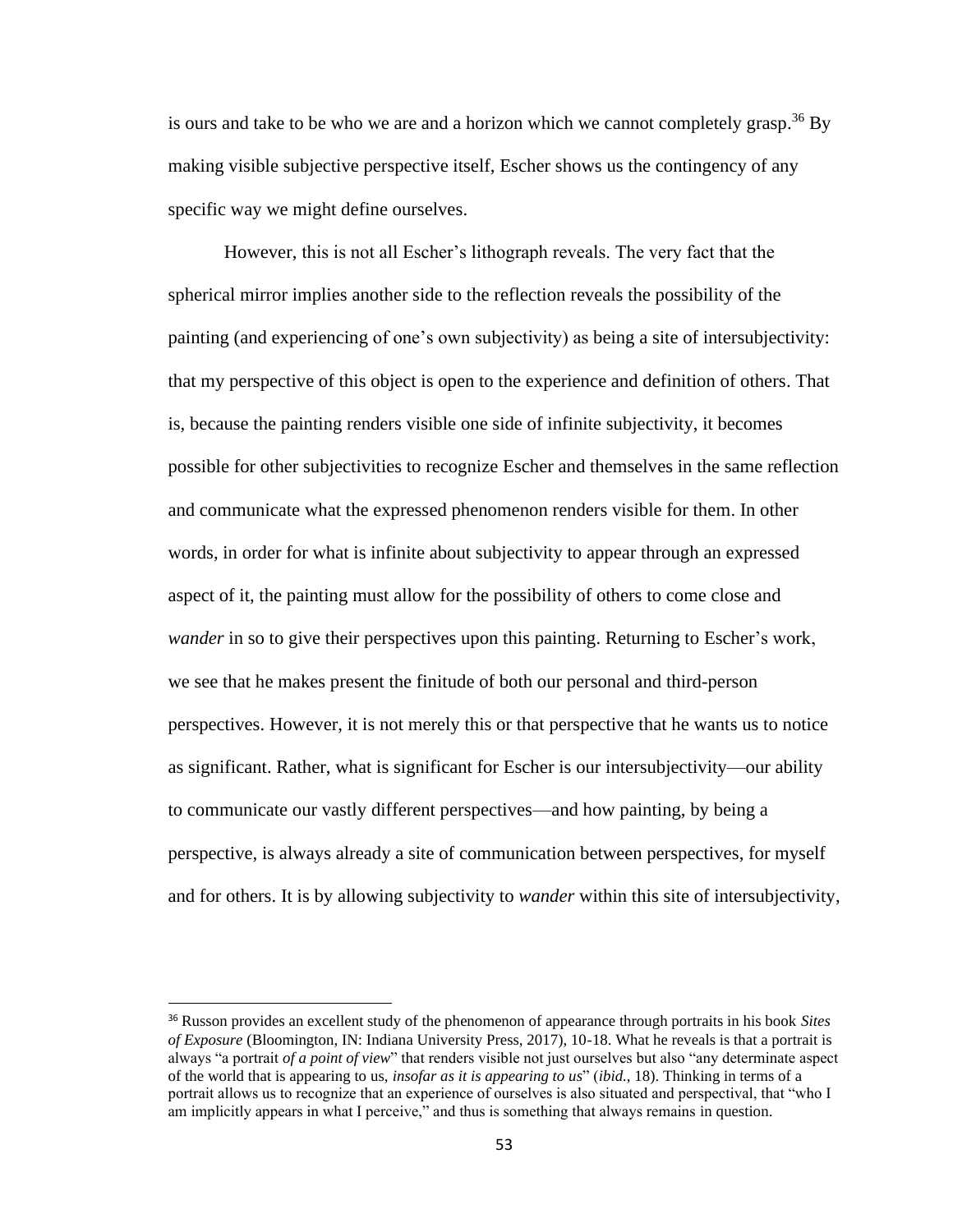is ours and take to be who we are and a horizon which we cannot completely grasp.[36] By making visible subjective perspective itself, Escher shows us the contingency of any specific way we might define ourselves.

However, this is not all Escher's lithograph reveals. The very fact that the spherical mirror implies another side to the reflection reveals the possibility of the painting (and experiencing of one's own subjectivity) as being a site of intersubjectivity: that my perspective of this object is open to the experience and definition of others. That is, because the painting renders visible one side of infinite subjectivity, it becomes possible for other subjectivities to recognize Escher and themselves in the same reflection and communicate what the expressed phenomenon renders visible for them. In other words, in order for what is infinite about subjectivity to appear through an expressed aspect of it, the painting must allow for the possibility of others to come close and *wander* in so to give their perspectives upon this painting. Returning to Escher's work, we see that he makes present the finitude of both our personal and third-person perspectives. However, it is not merely this or that perspective that he wants us to notice as significant. Rather, what is significant for Escher is our intersubjectivity—our ability to communicate our vastly different perspectives—and how painting, by being a perspective, is always already a site of communication between perspectives, for myself and for others. It is by allowing subjectivity to *wander* within this site of intersubjectivity,

---

[36] Russon provides an excellent study of the phenomenon of appearance through portraits in his book *Sites of Exposure* (Bloomington, IN: Indiana University Press, 2017), 10-18. What he reveals is that a portrait is always "a portrait *of a point of view*" that renders visible not just ourselves but also "any determinate aspect of the world that is appearing to us, *insofar as it is appearing to us*" (*ibid.,* 18). Thinking in terms of a portrait allows us to recognize that an experience of ourselves is also situated and perspectival, that "who I am implicitly appears in what I perceive," and thus is something that always remains in question.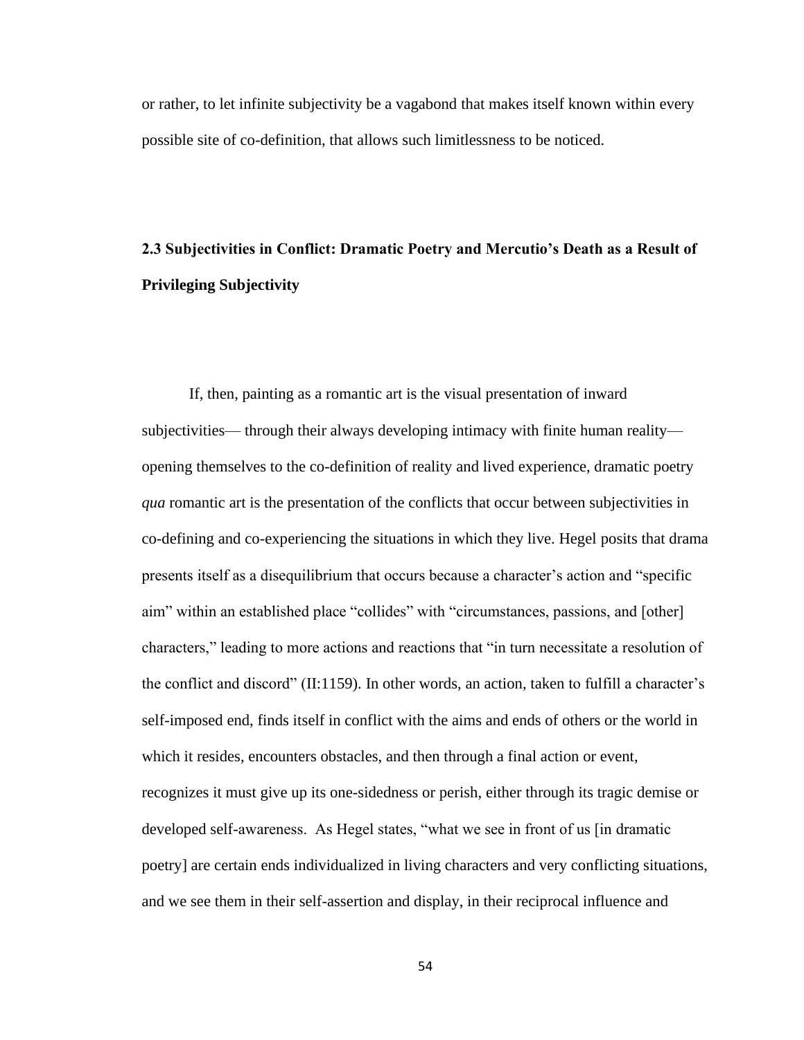or rather, to let infinite subjectivity be a vagabond that makes itself known within every possible site of co-definition, that allows such limitlessness to be noticed.

## 2.3 Subjectivities in Conflict: Dramatic Poetry and Mercutio's Death as a Result of Privileging Subjectivity

If, then, painting as a romantic art is the visual presentation of inward subjectivities— through their always developing intimacy with finite human reality— opening themselves to the co-definition of reality and lived experience, dramatic poetry *qua* romantic art is the presentation of the conflicts that occur between subjectivities in co-defining and co-experiencing the situations in which they live. Hegel posits that drama presents itself as a disequilibrium that occurs because a character's action and "specific aim" within an established place "collides" with "circumstances, passions, and [other] characters," leading to more actions and reactions that "in turn necessitate a resolution of the conflict and discord" (II:1159). In other words, an action, taken to fulfill a character's self-imposed end, finds itself in conflict with the aims and ends of others or the world in which it resides, encounters obstacles, and then through a final action or event, recognizes it must give up its one-sidedness or perish, either through its tragic demise or developed self-awareness. As Hegel states, "what we see in front of us [in dramatic poetry] are certain ends individualized in living characters and very conflicting situations, and we see them in their self-assertion and display, in their reciprocal influence and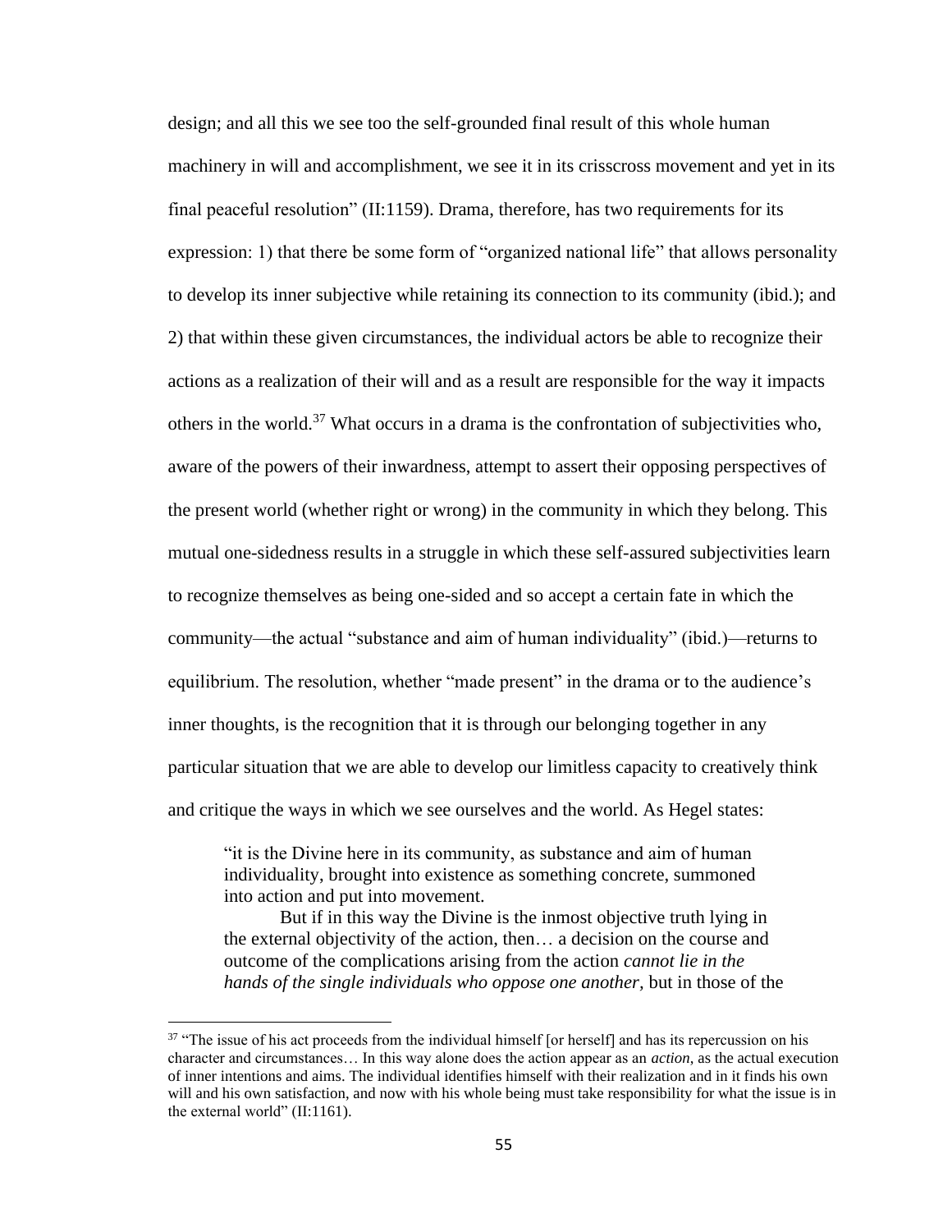design; and all this we see too the self-grounded final result of this whole human machinery in will and accomplishment, we see it in its crisscross movement and yet in its final peaceful resolution" (II:1159). Drama, therefore, has two requirements for its expression: 1) that there be some form of "organized national life" that allows personality to develop its inner subjective while retaining its connection to its community (ibid.); and 2) that within these given circumstances, the individual actors be able to recognize their actions as a realization of their will and as a result are responsible for the way it impacts others in the world.[37] What occurs in a drama is the confrontation of subjectivities who, aware of the powers of their inwardness, attempt to assert their opposing perspectives of the present world (whether right or wrong) in the community in which they belong. This mutual one-sidedness results in a struggle in which these self-assured subjectivities learn to recognize themselves as being one-sided and so accept a certain fate in which the community—the actual "substance and aim of human individuality" (ibid.)—returns to equilibrium. The resolution, whether "made present" in the drama or to the audience's inner thoughts, is the recognition that it is through our belonging together in any particular situation that we are able to develop our limitless capacity to creatively think and critique the ways in which we see ourselves and the world. As Hegel states:

> "it is the Divine here in its community, as substance and aim of human individuality, brought into existence as something concrete, summoned into action and put into movement.
>
> But if in this way the Divine is the inmost objective truth lying in the external objectivity of the action, then… a decision on the course and outcome of the complications arising from the action *cannot lie in the hands of the single individuals who oppose one another*, but in those of the

[37] "The issue of his act proceeds from the individual himself [or herself] and has its repercussion on his character and circumstances… In this way alone does the action appear as an *action*, as the actual execution of inner intentions and aims. The individual identifies himself with their realization and in it finds his own will and his own satisfaction, and now with his whole being must take responsibility for what the issue is in the external world" (II:1161).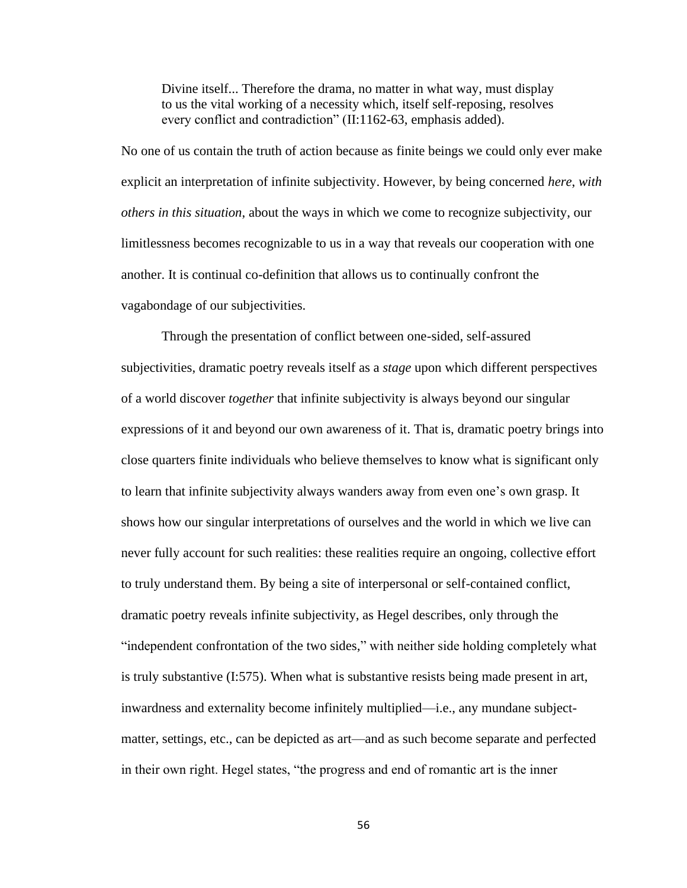> Divine itself... Therefore the drama, no matter in what way, must display to us the vital working of a necessity which, itself self-reposing, resolves every conflict and contradiction" (II:1162-63, emphasis added).

No one of us contain the truth of action because as finite beings we could only ever make explicit an interpretation of infinite subjectivity. However, by being concerned *here*, *with others in this situation*, about the ways in which we come to recognize subjectivity, our limitlessness becomes recognizable to us in a way that reveals our cooperation with one another. It is continual co-definition that allows us to continually confront the vagabondage of our subjectivities.

Through the presentation of conflict between one-sided, self-assured subjectivities, dramatic poetry reveals itself as a *stage* upon which different perspectives of a world discover *together* that infinite subjectivity is always beyond our singular expressions of it and beyond our own awareness of it. That is, dramatic poetry brings into close quarters finite individuals who believe themselves to know what is significant only to learn that infinite subjectivity always wanders away from even one's own grasp. It shows how our singular interpretations of ourselves and the world in which we live can never fully account for such realities: these realities require an ongoing, collective effort to truly understand them. By being a site of interpersonal or self-contained conflict, dramatic poetry reveals infinite subjectivity, as Hegel describes, only through the "independent confrontation of the two sides," with neither side holding completely what is truly substantive (I:575). When what is substantive resists being made present in art, inwardness and externality become infinitely multiplied—i.e., any mundane subject-matter, settings, etc., can be depicted as art—and as such become separate and perfected in their own right. Hegel states, "the progress and end of romantic art is the inner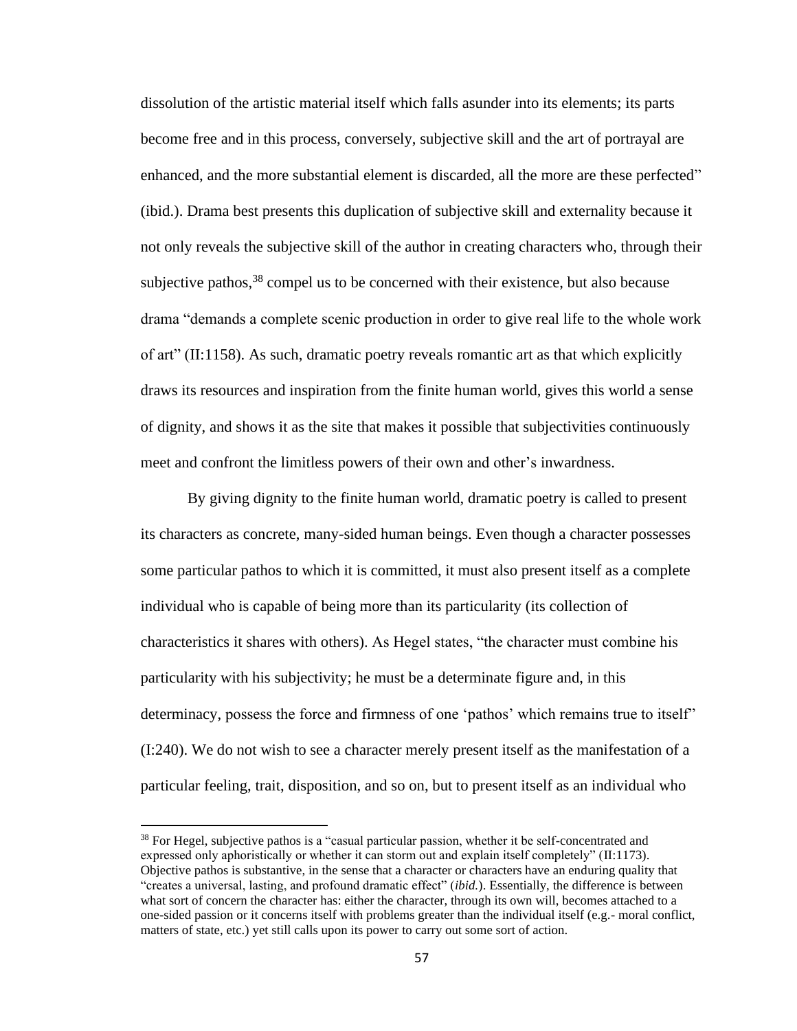dissolution of the artistic material itself which falls asunder into its elements; its parts become free and in this process, conversely, subjective skill and the art of portrayal are enhanced, and the more substantial element is discarded, all the more are these perfected" (ibid.). Drama best presents this duplication of subjective skill and externality because it not only reveals the subjective skill of the author in creating characters who, through their subjective pathos,[38] compel us to be concerned with their existence, but also because drama "demands a complete scenic production in order to give real life to the whole work of art" (II:1158). As such, dramatic poetry reveals romantic art as that which explicitly draws its resources and inspiration from the finite human world, gives this world a sense of dignity, and shows it as the site that makes it possible that subjectivities continuously meet and confront the limitless powers of their own and other's inwardness.

By giving dignity to the finite human world, dramatic poetry is called to present its characters as concrete, many-sided human beings. Even though a character possesses some particular pathos to which it is committed, it must also present itself as a complete individual who is capable of being more than its particularity (its collection of characteristics it shares with others). As Hegel states, "the character must combine his particularity with his subjectivity; he must be a determinate figure and, in this determinacy, possess the force and firmness of one 'pathos' which remains true to itself" (I:240). We do not wish to see a character merely present itself as the manifestation of a particular feeling, trait, disposition, and so on, but to present itself as an individual who

[38] For Hegel, subjective pathos is a "casual particular passion, whether it be self-concentrated and expressed only aphoristically or whether it can storm out and explain itself completely" (II:1173). Objective pathos is substantive, in the sense that a character or characters have an enduring quality that "creates a universal, lasting, and profound dramatic effect" (*ibid.*). Essentially, the difference is between what sort of concern the character has: either the character, through its own will, becomes attached to a one-sided passion or it concerns itself with problems greater than the individual itself (e.g.- moral conflict, matters of state, etc.) yet still calls upon its power to carry out some sort of action.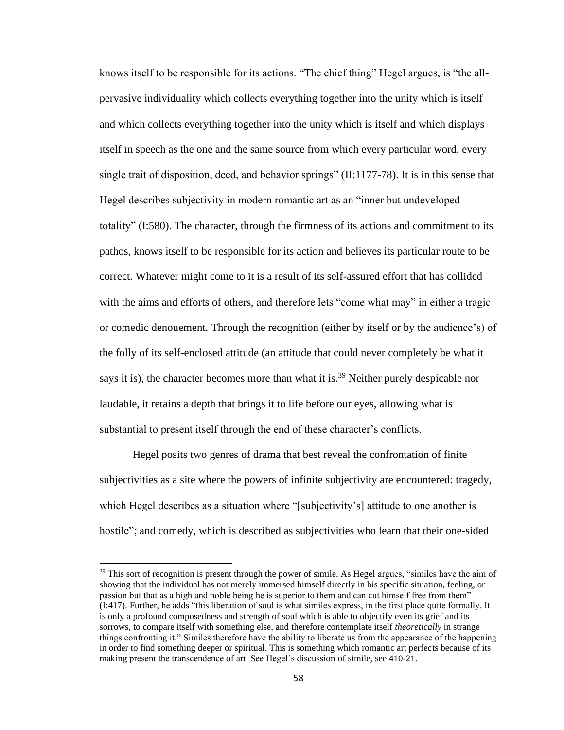knows itself to be responsible for its actions. "The chief thing" Hegel argues, is "the all-pervasive individuality which collects everything together into the unity which is itself and which collects everything together into the unity which is itself and which displays itself in speech as the one and the same source from which every particular word, every single trait of disposition, deed, and behavior springs" (II:1177-78). It is in this sense that Hegel describes subjectivity in modern romantic art as an "inner but undeveloped totality" (I:580). The character, through the firmness of its actions and commitment to its pathos, knows itself to be responsible for its action and believes its particular route to be correct. Whatever might come to it is a result of its self-assured effort that has collided with the aims and efforts of others, and therefore lets "come what may" in either a tragic or comedic denouement. Through the recognition (either by itself or by the audience's) of the folly of its self-enclosed attitude (an attitude that could never completely be what it says it is), the character becomes more than what it is.[39] Neither purely despicable nor laudable, it retains a depth that brings it to life before our eyes, allowing what is substantial to present itself through the end of these character's conflicts.

Hegel posits two genres of drama that best reveal the confrontation of finite subjectivities as a site where the powers of infinite subjectivity are encountered: tragedy, which Hegel describes as a situation where "[subjectivity's] attitude to one another is hostile"; and comedy, which is described as subjectivities who learn that their one-sided

[39] This sort of recognition is present through the power of simile. As Hegel argues, "similes have the aim of showing that the individual has not merely immersed himself directly in his specific situation, feeling, or passion but that as a high and noble being he is superior to them and can cut himself free from them" (I:417). Further, he adds "this liberation of soul is what similes express, in the first place quite formally. It is only a profound composedness and strength of soul which is able to objectify even its grief and its sorrows, to compare itself with something else, and therefore contemplate itself *theoretically* in strange things confronting it." Similes therefore have the ability to liberate us from the appearance of the happening in order to find something deeper or spiritual. This is something which romantic art perfects because of its making present the transcendence of art. See Hegel's discussion of simile, see 410-21.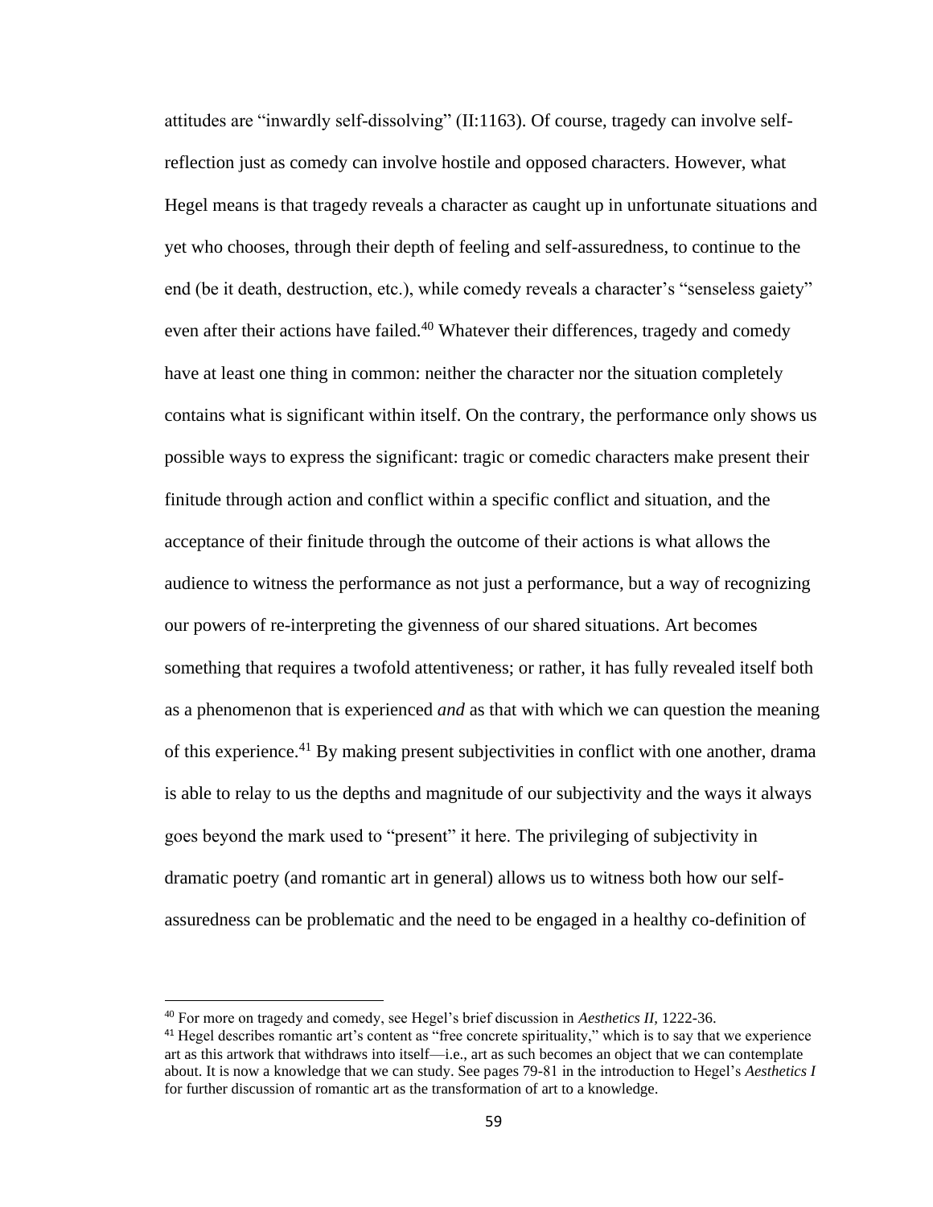attitudes are "inwardly self-dissolving" (II:1163). Of course, tragedy can involve self-reflection just as comedy can involve hostile and opposed characters. However, what Hegel means is that tragedy reveals a character as caught up in unfortunate situations and yet who chooses, through their depth of feeling and self-assuredness, to continue to the end (be it death, destruction, etc.), while comedy reveals a character's "senseless gaiety" even after their actions have failed.[40] Whatever their differences, tragedy and comedy have at least one thing in common: neither the character nor the situation completely contains what is significant within itself. On the contrary, the performance only shows us possible ways to express the significant: tragic or comedic characters make present their finitude through action and conflict within a specific conflict and situation, and the acceptance of their finitude through the outcome of their actions is what allows the audience to witness the performance as not just a performance, but a way of recognizing our powers of re-interpreting the givenness of our shared situations. Art becomes something that requires a twofold attentiveness; or rather, it has fully revealed itself both as a phenomenon that is experienced *and* as that with which we can question the meaning of this experience.[41] By making present subjectivities in conflict with one another, drama is able to relay to us the depths and magnitude of our subjectivity and the ways it always goes beyond the mark used to "present" it here. The privileging of subjectivity in dramatic poetry (and romantic art in general) allows us to witness both how our self-assuredness can be problematic and the need to be engaged in a healthy co-definition of

---

[40] For more on tragedy and comedy, see Hegel's brief discussion in *Aesthetics II*, 1222-36.

[41] Hegel describes romantic art's content as "free concrete spirituality," which is to say that we experience art as this artwork that withdraws into itself—i.e., art as such becomes an object that we can contemplate about. It is now a knowledge that we can study. See pages 79-81 in the introduction to Hegel's *Aesthetics I* for further discussion of romantic art as the transformation of art to a knowledge.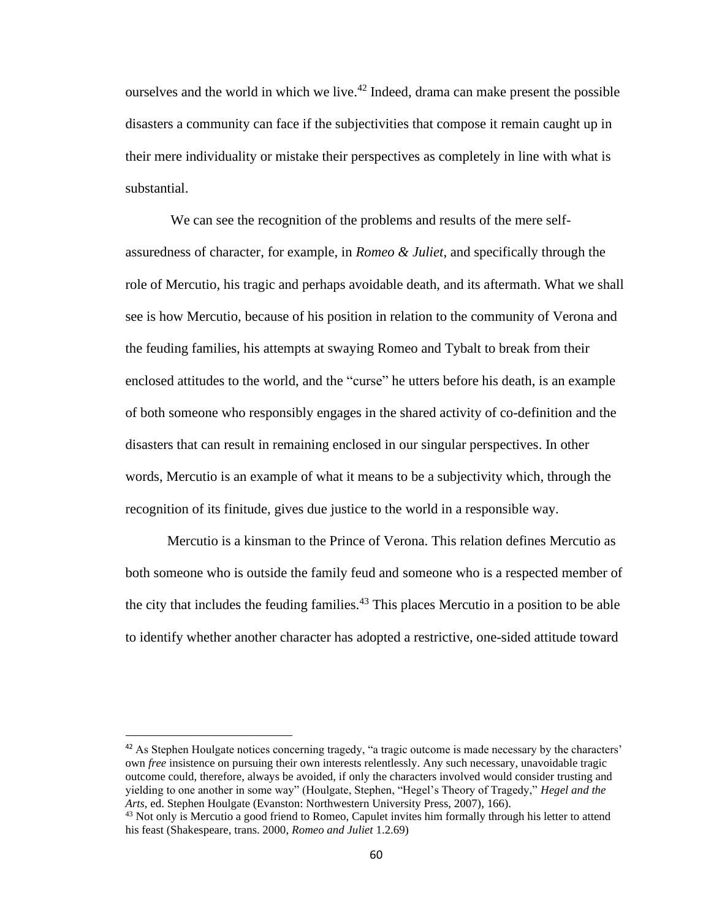ourselves and the world in which we live.[42] Indeed, drama can make present the possible disasters a community can face if the subjectivities that compose it remain caught up in their mere individuality or mistake their perspectives as completely in line with what is substantial.

We can see the recognition of the problems and results of the mere self-assuredness of character, for example, in *Romeo & Juliet*, and specifically through the role of Mercutio, his tragic and perhaps avoidable death, and its aftermath. What we shall see is how Mercutio, because of his position in relation to the community of Verona and the feuding families, his attempts at swaying Romeo and Tybalt to break from their enclosed attitudes to the world, and the "curse" he utters before his death, is an example of both someone who responsibly engages in the shared activity of co-definition and the disasters that can result in remaining enclosed in our singular perspectives. In other words, Mercutio is an example of what it means to be a subjectivity which, through the recognition of its finitude, gives due justice to the world in a responsible way.

Mercutio is a kinsman to the Prince of Verona. This relation defines Mercutio as both someone who is outside the family feud and someone who is a respected member of the city that includes the feuding families.[43] This places Mercutio in a position to be able to identify whether another character has adopted a restrictive, one-sided attitude toward

---

[42] As Stephen Houlgate notices concerning tragedy, "a tragic outcome is made necessary by the characters' own *free* insistence on pursuing their own interests relentlessly. Any such necessary, unavoidable tragic outcome could, therefore, always be avoided, if only the characters involved would consider trusting and yielding to one another in some way" (Houlgate, Stephen, "Hegel's Theory of Tragedy," *Hegel and the Arts*, ed. Stephen Houlgate (Evanston: Northwestern University Press, 2007), 166).

[43] Not only is Mercutio a good friend to Romeo, Capulet invites him formally through his letter to attend his feast (Shakespeare, trans. 2000, *Romeo and Juliet* 1.2.69)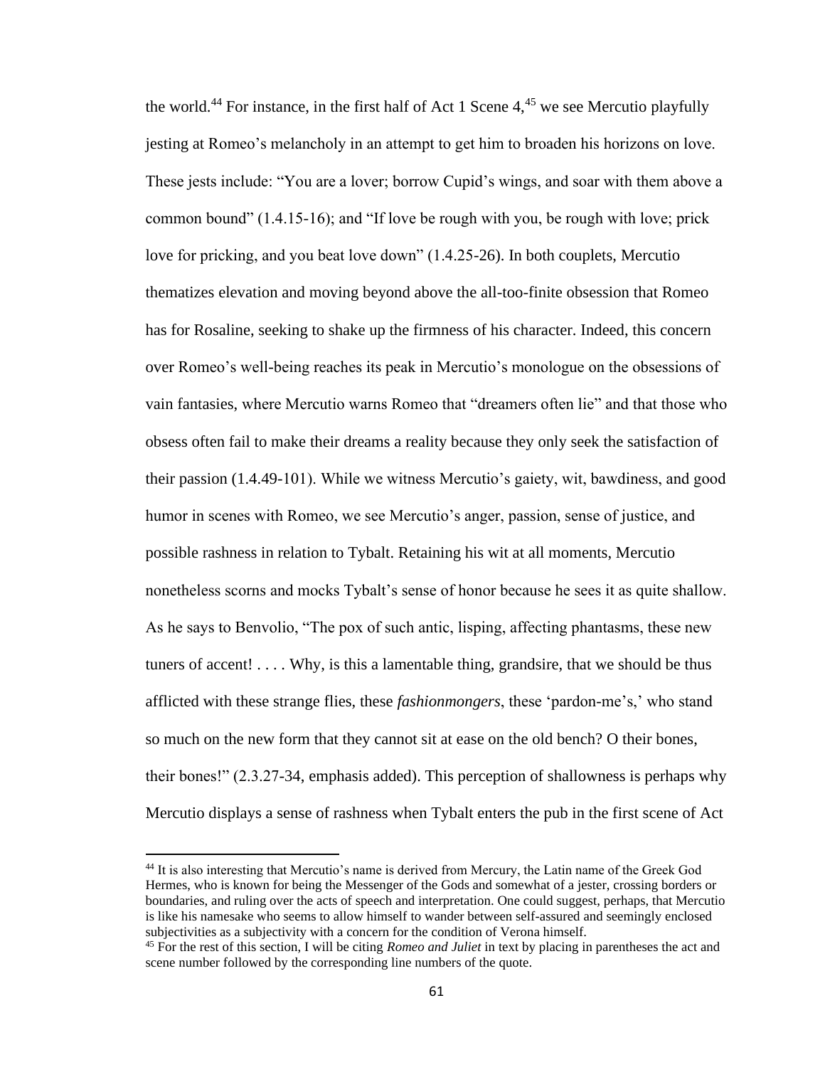the world.[44] For instance, in the first half of Act 1 Scene 4,[45] we see Mercutio playfully jesting at Romeo's melancholy in an attempt to get him to broaden his horizons on love. These jests include: "You are a lover; borrow Cupid's wings, and soar with them above a common bound" (1.4.15-16); and "If love be rough with you, be rough with love; prick love for pricking, and you beat love down" (1.4.25-26). In both couplets, Mercutio thematizes elevation and moving beyond above the all-too-finite obsession that Romeo has for Rosaline, seeking to shake up the firmness of his character. Indeed, this concern over Romeo's well-being reaches its peak in Mercutio's monologue on the obsessions of vain fantasies, where Mercutio warns Romeo that "dreamers often lie" and that those who obsess often fail to make their dreams a reality because they only seek the satisfaction of their passion (1.4.49-101). While we witness Mercutio's gaiety, wit, bawdiness, and good humor in scenes with Romeo, we see Mercutio's anger, passion, sense of justice, and possible rashness in relation to Tybalt. Retaining his wit at all moments, Mercutio nonetheless scorns and mocks Tybalt's sense of honor because he sees it as quite shallow. As he says to Benvolio, "The pox of such antic, lisping, affecting phantasms, these new tuners of accent! . . . . Why, is this a lamentable thing, grandsire, that we should be thus afflicted with these strange flies, these *fashionmongers*, these 'pardon-me's,' who stand so much on the new form that they cannot sit at ease on the old bench? O their bones, their bones!" (2.3.27-34, emphasis added). This perception of shallowness is perhaps why Mercutio displays a sense of rashness when Tybalt enters the pub in the first scene of Act

---

[44] It is also interesting that Mercutio's name is derived from Mercury, the Latin name of the Greek God Hermes, who is known for being the Messenger of the Gods and somewhat of a jester, crossing borders or boundaries, and ruling over the acts of speech and interpretation. One could suggest, perhaps, that Mercutio is like his namesake who seems to allow himself to wander between self-assured and seemingly enclosed subjectivities as a subjectivity with a concern for the condition of Verona himself.

[45] For the rest of this section, I will be citing *Romeo and Juliet* in text by placing in parentheses the act and scene number followed by the corresponding line numbers of the quote.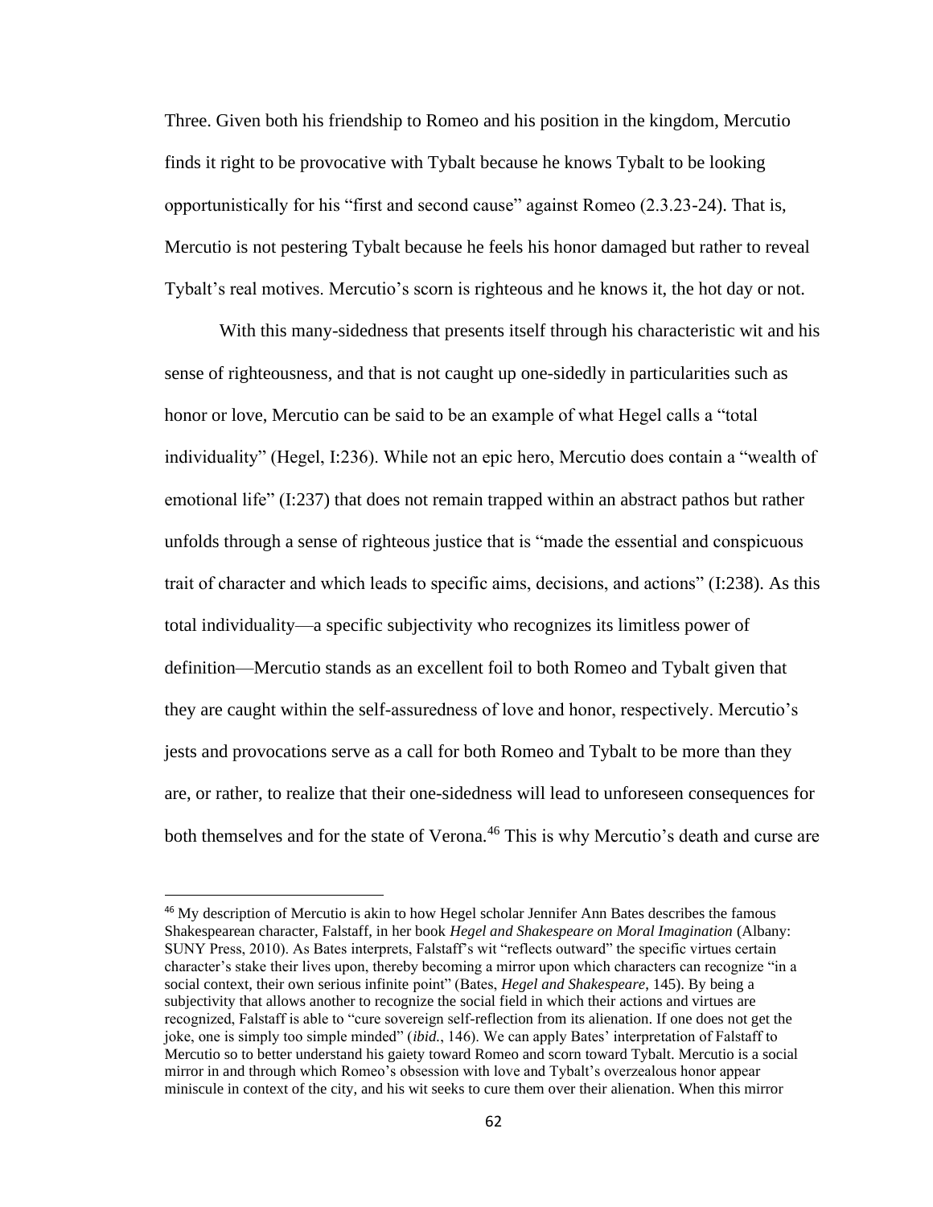Three. Given both his friendship to Romeo and his position in the kingdom, Mercutio finds it right to be provocative with Tybalt because he knows Tybalt to be looking opportunistically for his "first and second cause" against Romeo (2.3.23-24). That is, Mercutio is not pestering Tybalt because he feels his honor damaged but rather to reveal Tybalt's real motives. Mercutio's scorn is righteous and he knows it, the hot day or not.

With this many-sidedness that presents itself through his characteristic wit and his sense of righteousness, and that is not caught up one-sidedly in particularities such as honor or love, Mercutio can be said to be an example of what Hegel calls a "total individuality" (Hegel, I:236). While not an epic hero, Mercutio does contain a "wealth of emotional life" (I:237) that does not remain trapped within an abstract pathos but rather unfolds through a sense of righteous justice that is "made the essential and conspicuous trait of character and which leads to specific aims, decisions, and actions" (I:238). As this total individuality—a specific subjectivity who recognizes its limitless power of definition—Mercutio stands as an excellent foil to both Romeo and Tybalt given that they are caught within the self-assuredness of love and honor, respectively. Mercutio's jests and provocations serve as a call for both Romeo and Tybalt to be more than they are, or rather, to realize that their one-sidedness will lead to unforeseen consequences for both themselves and for the state of Verona.[46] This is why Mercutio's death and curse are

[46] My description of Mercutio is akin to how Hegel scholar Jennifer Ann Bates describes the famous Shakespearean character, Falstaff, in her book *Hegel and Shakespeare on Moral Imagination* (Albany: SUNY Press, 2010). As Bates interprets, Falstaff's wit "reflects outward" the specific virtues certain character's stake their lives upon, thereby becoming a mirror upon which characters can recognize "in a social context, their own serious infinite point" (Bates, *Hegel and Shakespeare*, 145). By being a subjectivity that allows another to recognize the social field in which their actions and virtues are recognized, Falstaff is able to "cure sovereign self-reflection from its alienation. If one does not get the joke, one is simply too simple minded" (*ibid.*, 146). We can apply Bates' interpretation of Falstaff to Mercutio so to better understand his gaiety toward Romeo and scorn toward Tybalt. Mercutio is a social mirror in and through which Romeo's obsession with love and Tybalt's overzealous honor appear miniscule in context of the city, and his wit seeks to cure them over their alienation. When this mirror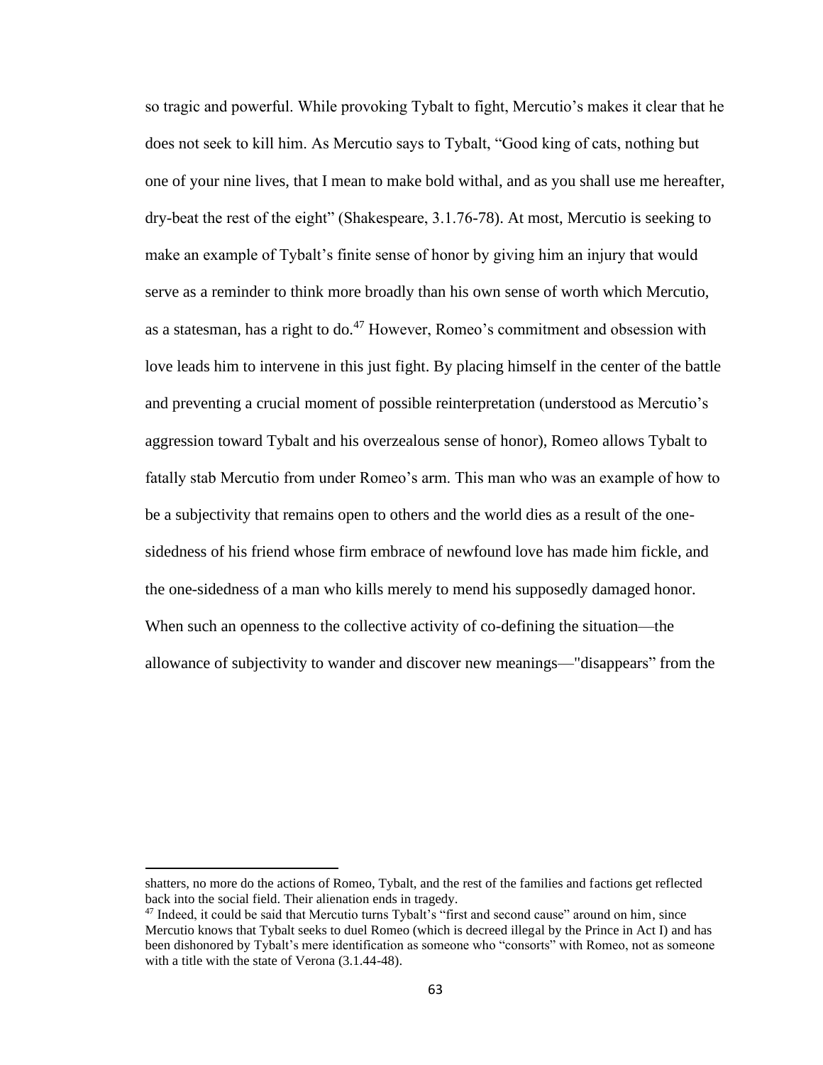so tragic and powerful. While provoking Tybalt to fight, Mercutio's makes it clear that he does not seek to kill him. As Mercutio says to Tybalt, "Good king of cats, nothing but one of your nine lives, that I mean to make bold withal, and as you shall use me hereafter, dry-beat the rest of the eight" (Shakespeare, 3.1.76-78). At most, Mercutio is seeking to make an example of Tybalt's finite sense of honor by giving him an injury that would serve as a reminder to think more broadly than his own sense of worth which Mercutio, as a statesman, has a right to do.[47] However, Romeo's commitment and obsession with love leads him to intervene in this just fight. By placing himself in the center of the battle and preventing a crucial moment of possible reinterpretation (understood as Mercutio's aggression toward Tybalt and his overzealous sense of honor), Romeo allows Tybalt to fatally stab Mercutio from under Romeo's arm. This man who was an example of how to be a subjectivity that remains open to others and the world dies as a result of the one-sidedness of his friend whose firm embrace of newfound love has made him fickle, and the one-sidedness of a man who kills merely to mend his supposedly damaged honor. When such an openness to the collective activity of co-defining the situation—the allowance of subjectivity to wander and discover new meanings—"disappears" from the

shatters, no more do the actions of Romeo, Tybalt, and the rest of the families and factions get reflected back into the social field. Their alienation ends in tragedy.

[47] Indeed, it could be said that Mercutio turns Tybalt's "first and second cause" around on him, since Mercutio knows that Tybalt seeks to duel Romeo (which is decreed illegal by the Prince in Act I) and has been dishonored by Tybalt's mere identification as someone who "consorts" with Romeo, not as someone with a title with the state of Verona (3.1.44-48).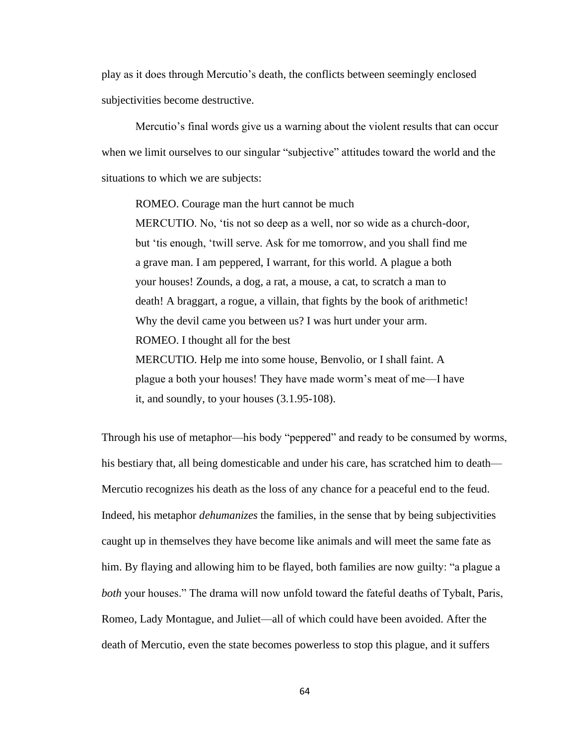play as it does through Mercutio's death, the conflicts between seemingly enclosed subjectivities become destructive.

Mercutio's final words give us a warning about the violent results that can occur when we limit ourselves to our singular "subjective" attitudes toward the world and the situations to which we are subjects:

> ROMEO. Courage man the hurt cannot be much
> MERCUTIO. No, 'tis not so deep as a well, nor so wide as a church-door, but 'tis enough, 'twill serve. Ask for me tomorrow, and you shall find me a grave man. I am peppered, I warrant, for this world. A plague a both your houses! Zounds, a dog, a rat, a mouse, a cat, to scratch a man to death! A braggart, a rogue, a villain, that fights by the book of arithmetic! Why the devil came you between us? I was hurt under your arm.
> ROMEO. I thought all for the best
> MERCUTIO. Help me into some house, Benvolio, or I shall faint. A plague a both your houses! They have made worm's meat of me—I have it, and soundly, to your houses (3.1.95-108).

Through his use of metaphor—his body "peppered" and ready to be consumed by worms, his bestiary that, all being domesticable and under his care, has scratched him to death—Mercutio recognizes his death as the loss of any chance for a peaceful end to the feud. Indeed, his metaphor *dehumanizes* the families, in the sense that by being subjectivities caught up in themselves they have become like animals and will meet the same fate as him. By flaying and allowing him to be flayed, both families are now guilty: "a plague a *both* your houses." The drama will now unfold toward the fateful deaths of Tybalt, Paris, Romeo, Lady Montague, and Juliet—all of which could have been avoided. After the death of Mercutio, even the state becomes powerless to stop this plague, and it suffers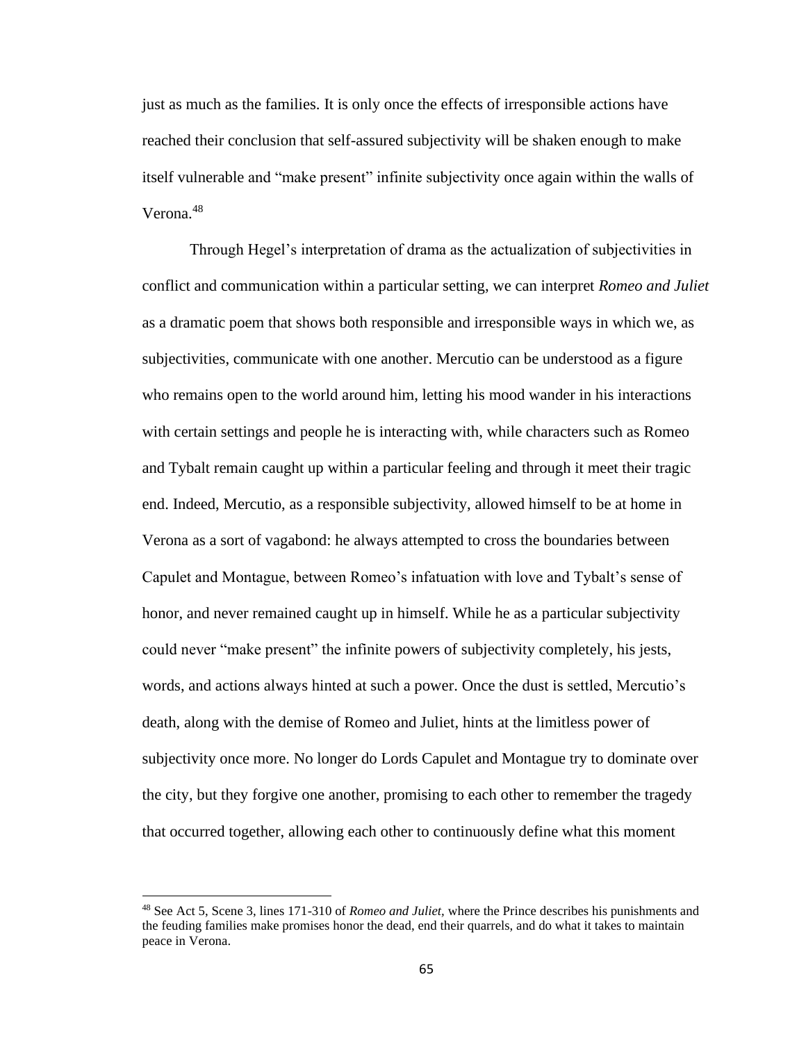just as much as the families. It is only once the effects of irresponsible actions have reached their conclusion that self-assured subjectivity will be shaken enough to make itself vulnerable and "make present" infinite subjectivity once again within the walls of Verona.[48]

Through Hegel's interpretation of drama as the actualization of subjectivities in conflict and communication within a particular setting, we can interpret *Romeo and Juliet* as a dramatic poem that shows both responsible and irresponsible ways in which we, as subjectivities, communicate with one another. Mercutio can be understood as a figure who remains open to the world around him, letting his mood wander in his interactions with certain settings and people he is interacting with, while characters such as Romeo and Tybalt remain caught up within a particular feeling and through it meet their tragic end. Indeed, Mercutio, as a responsible subjectivity, allowed himself to be at home in Verona as a sort of vagabond: he always attempted to cross the boundaries between Capulet and Montague, between Romeo's infatuation with love and Tybalt's sense of honor, and never remained caught up in himself. While he as a particular subjectivity could never "make present" the infinite powers of subjectivity completely, his jests, words, and actions always hinted at such a power. Once the dust is settled, Mercutio's death, along with the demise of Romeo and Juliet, hints at the limitless power of subjectivity once more. No longer do Lords Capulet and Montague try to dominate over the city, but they forgive one another, promising to each other to remember the tragedy that occurred together, allowing each other to continuously define what this moment

[48] See Act 5, Scene 3, lines 171-310 of *Romeo and Juliet*, where the Prince describes his punishments and the feuding families make promises honor the dead, end their quarrels, and do what it takes to maintain peace in Verona.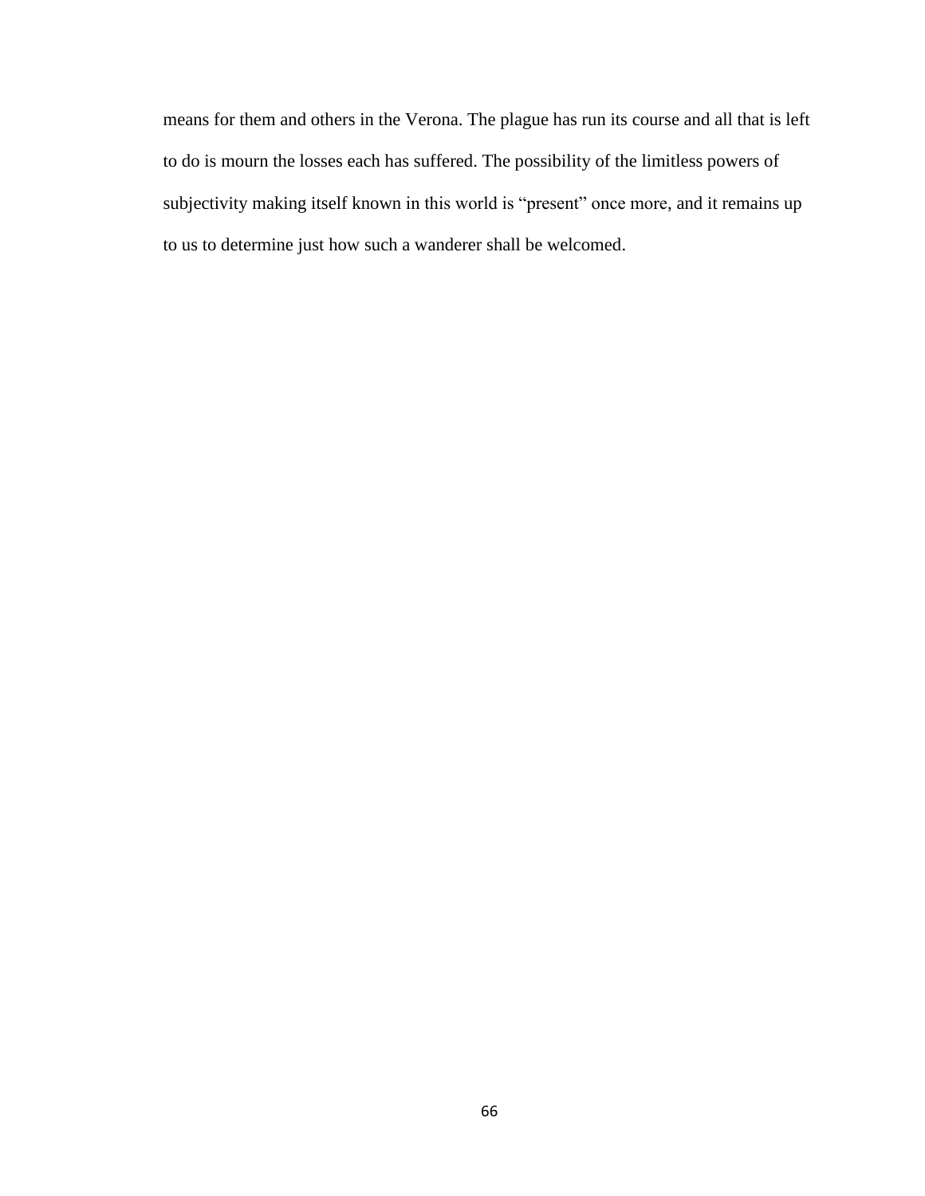means for them and others in the Verona. The plague has run its course and all that is left to do is mourn the losses each has suffered. The possibility of the limitless powers of subjectivity making itself known in this world is “present” once more, and it remains up to us to determine just how such a wanderer shall be welcomed.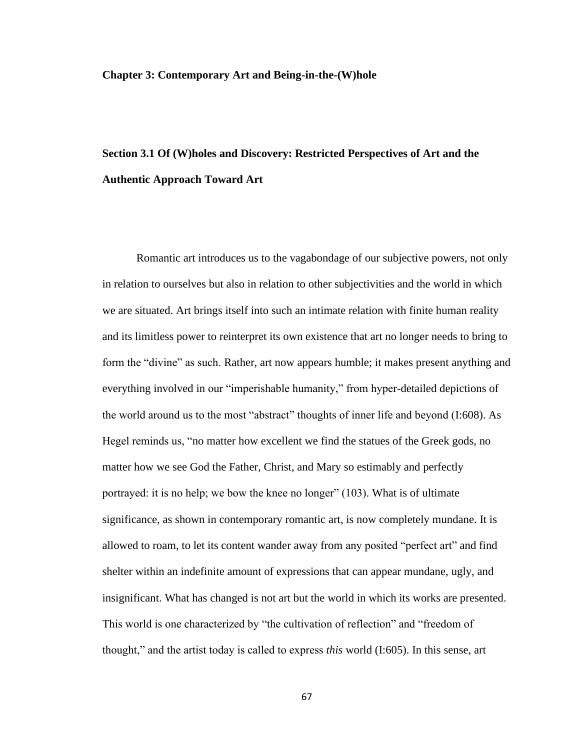## Chapter 3: Contemporary Art and Being-in-the-(W)hole

### Section 3.1 Of (W)holes and Discovery: Restricted Perspectives of Art and the Authentic Approach Toward Art

Romantic art introduces us to the vagabondage of our subjective powers, not only in relation to ourselves but also in relation to other subjectivities and the world in which we are situated. Art brings itself into such an intimate relation with finite human reality and its limitless power to reinterpret its own existence that art no longer needs to bring to form the "divine" as such. Rather, art now appears humble; it makes present anything and everything involved in our "imperishable humanity," from hyper-detailed depictions of the world around us to the most "abstract" thoughts of inner life and beyond (I:608). As Hegel reminds us, "no matter how excellent we find the statues of the Greek gods, no matter how we see God the Father, Christ, and Mary so estimably and perfectly portrayed: it is no help; we bow the knee no longer" (103). What is of ultimate significance, as shown in contemporary romantic art, is now completely mundane. It is allowed to roam, to let its content wander away from any posited "perfect art" and find shelter within an indefinite amount of expressions that can appear mundane, ugly, and insignificant. What has changed is not art but the world in which its works are presented. This world is one characterized by "the cultivation of reflection" and "freedom of thought," and the artist today is called to express *this* world (I:605). In this sense, art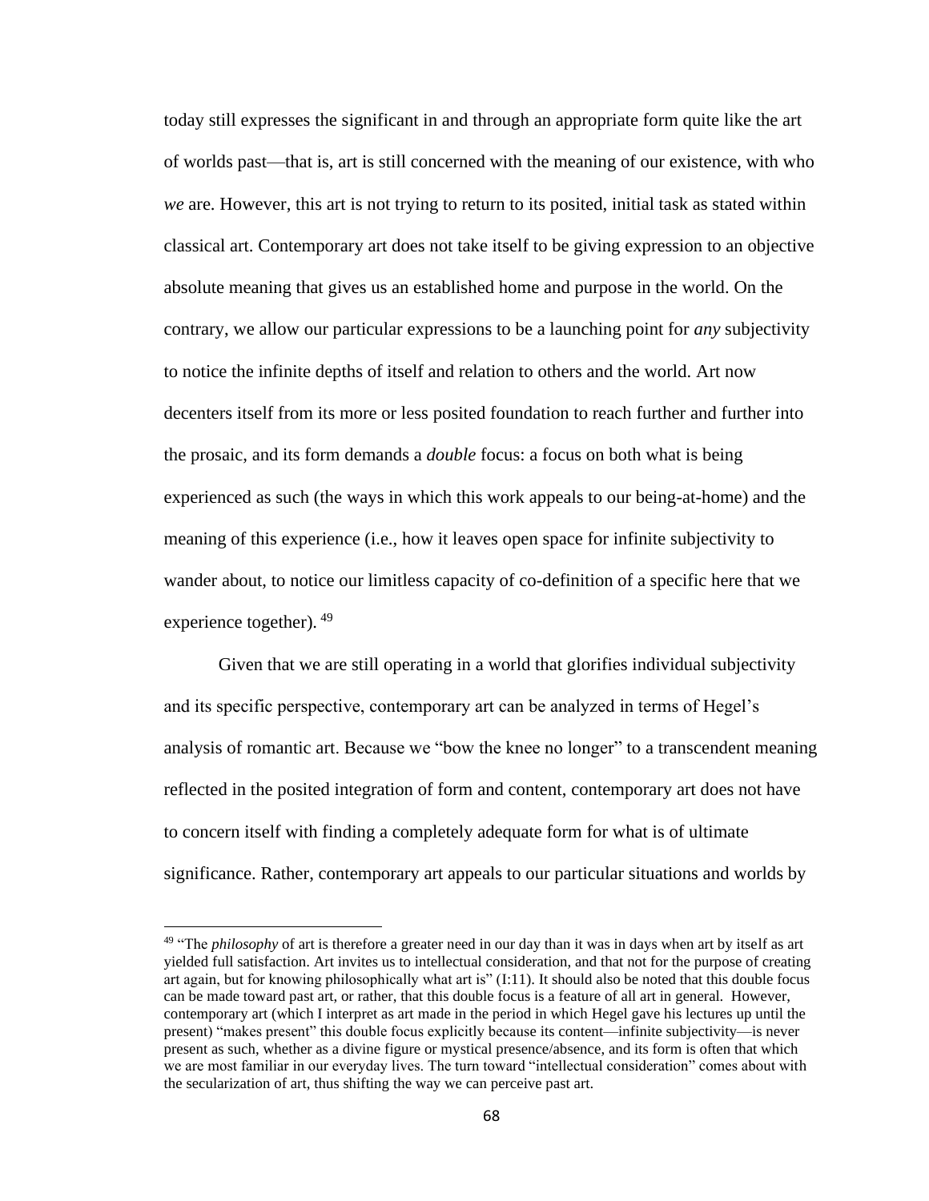today still expresses the significant in and through an appropriate form quite like the art of worlds past—that is, art is still concerned with the meaning of our existence, with who *we* are. However, this art is not trying to return to its posited, initial task as stated within classical art. Contemporary art does not take itself to be giving expression to an objective absolute meaning that gives us an established home and purpose in the world. On the contrary, we allow our particular expressions to be a launching point for *any* subjectivity to notice the infinite depths of itself and relation to others and the world. Art now decenters itself from its more or less posited foundation to reach further and further into the prosaic, and its form demands a *double* focus: a focus on both what is being experienced as such (the ways in which this work appeals to our being-at-home) and the meaning of this experience (i.e., how it leaves open space for infinite subjectivity to wander about, to notice our limitless capacity of co-definition of a specific here that we experience together).[49]

Given that we are still operating in a world that glorifies individual subjectivity and its specific perspective, contemporary art can be analyzed in terms of Hegel's analysis of romantic art. Because we "bow the knee no longer" to a transcendent meaning reflected in the posited integration of form and content, contemporary art does not have to concern itself with finding a completely adequate form for what is of ultimate significance. Rather, contemporary art appeals to our particular situations and worlds by

---

[49] "The *philosophy* of art is therefore a greater need in our day than it was in days when art by itself as art yielded full satisfaction. Art invites us to intellectual consideration, and that not for the purpose of creating art again, but for knowing philosophically what art is" (I:11). It should also be noted that this double focus can be made toward past art, or rather, that this double focus is a feature of all art in general. However, contemporary art (which I interpret as art made in the period in which Hegel gave his lectures up until the present) "makes present" this double focus explicitly because its content—infinite subjectivity—is never present as such, whether as a divine figure or mystical presence/absence, and its form is often that which we are most familiar in our everyday lives. The turn toward "intellectual consideration" comes about with the secularization of art, thus shifting the way we can perceive past art.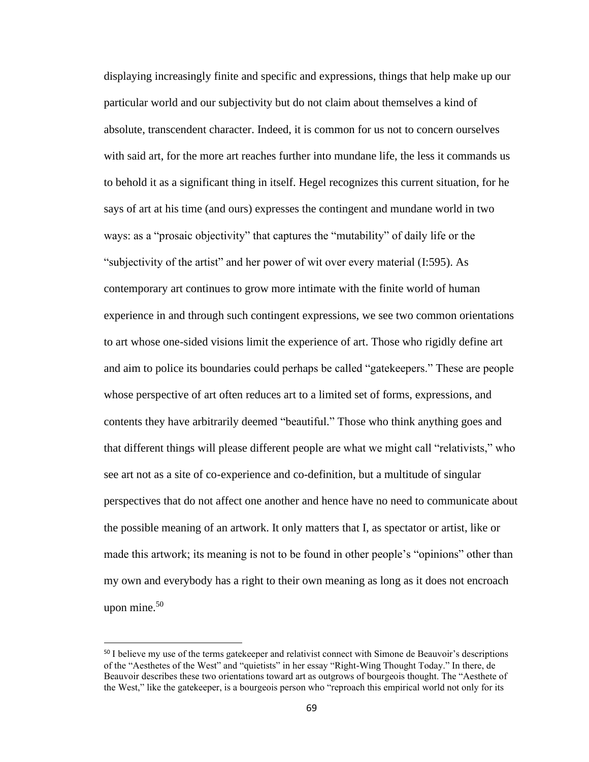displaying increasingly finite and specific and expressions, things that help make up our particular world and our subjectivity but do not claim about themselves a kind of absolute, transcendent character. Indeed, it is common for us not to concern ourselves with said art, for the more art reaches further into mundane life, the less it commands us to behold it as a significant thing in itself. Hegel recognizes this current situation, for he says of art at his time (and ours) expresses the contingent and mundane world in two ways: as a "prosaic objectivity" that captures the "mutability" of daily life or the "subjectivity of the artist" and her power of wit over every material (I:595). As contemporary art continues to grow more intimate with the finite world of human experience in and through such contingent expressions, we see two common orientations to art whose one-sided visions limit the experience of art. Those who rigidly define art and aim to police its boundaries could perhaps be called "gatekeepers." These are people whose perspective of art often reduces art to a limited set of forms, expressions, and contents they have arbitrarily deemed "beautiful." Those who think anything goes and that different things will please different people are what we might call "relativists," who see art not as a site of co-experience and co-definition, but a multitude of singular perspectives that do not affect one another and hence have no need to communicate about the possible meaning of an artwork. It only matters that I, as spectator or artist, like or made this artwork; its meaning is not to be found in other people's "opinions" other than my own and everybody has a right to their own meaning as long as it does not encroach upon mine.[50]

[50] I believe my use of the terms gatekeeper and relativist connect with Simone de Beauvoir's descriptions of the "Aesthetes of the West" and "quietists" in her essay "Right-Wing Thought Today." In there, de Beauvoir describes these two orientations toward art as outgrows of bourgeois thought. The "Aesthete of the West," like the gatekeeper, is a bourgeois person who "reproach this empirical world not only for its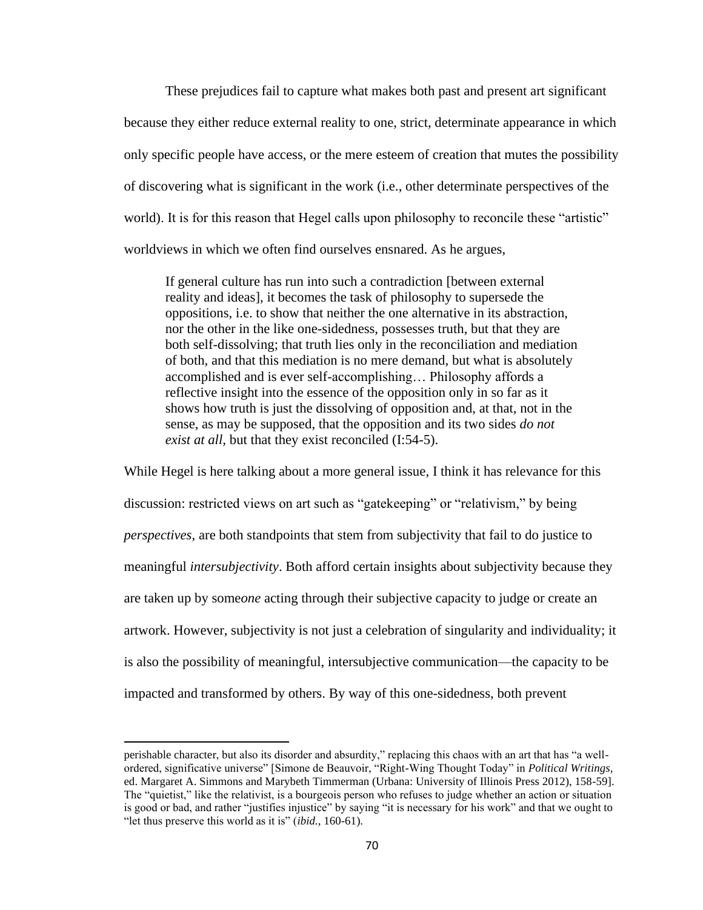These prejudices fail to capture what makes both past and present art significant because they either reduce external reality to one, strict, determinate appearance in which only specific people have access, or the mere esteem of creation that mutes the possibility of discovering what is significant in the work (i.e., other determinate perspectives of the world). It is for this reason that Hegel calls upon philosophy to reconcile these "artistic" worldviews in which we often find ourselves ensnared. As he argues,

> If general culture has run into such a contradiction [between external reality and ideas], it becomes the task of philosophy to supersede the oppositions, i.e. to show that neither the one alternative in its abstraction, nor the other in the like one-sidedness, possesses truth, but that they are both self-dissolving; that truth lies only in the reconciliation and mediation of both, and that this mediation is no mere demand, but what is absolutely accomplished and is ever self-accomplishing… Philosophy affords a reflective insight into the essence of the opposition only in so far as it shows how truth is just the dissolving of opposition and, at that, not in the sense, as may be supposed, that the opposition and its two sides *do not exist at all*, but that they exist reconciled (I:54-5).

While Hegel is here talking about a more general issue, I think it has relevance for this discussion: restricted views on art such as "gatekeeping" or "relativism," by being *perspectives*, are both standpoints that stem from subjectivity that fail to do justice to meaningful *intersubjectivity*. Both afford certain insights about subjectivity because they are taken up by some*one* acting through their subjective capacity to judge or create an artwork. However, subjectivity is not just a celebration of singularity and individuality; it is also the possibility of meaningful, intersubjective communication—the capacity to be impacted and transformed by others. By way of this one-sidedness, both prevent

---

perishable character, but also its disorder and absurdity," replacing this chaos with an art that has "a well-ordered, significative universe" [Simone de Beauvoir, "Right-Wing Thought Today" in *Political Writings*, ed. Margaret A. Simmons and Marybeth Timmerman (Urbana: University of Illinois Press 2012), 158-59]. The "quietist," like the relativist, is a bourgeois person who refuses to judge whether an action or situation is good or bad, and rather "justifies injustice" by saying "it is necessary for his work" and that we ought to "let thus preserve this world as it is" (*ibid.*, 160-61).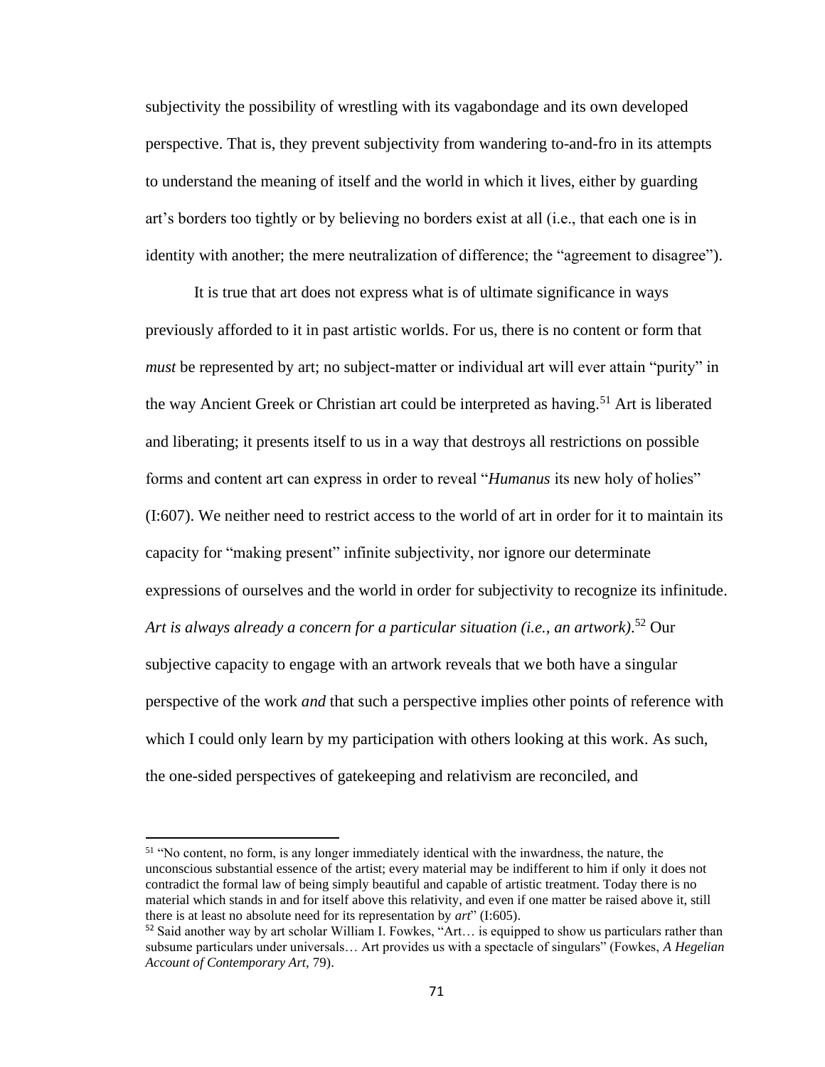subjectivity the possibility of wrestling with its vagabondage and its own developed perspective. That is, they prevent subjectivity from wandering to-and-fro in its attempts to understand the meaning of itself and the world in which it lives, either by guarding art's borders too tightly or by believing no borders exist at all (i.e., that each one is in identity with another; the mere neutralization of difference; the "agreement to disagree").

It is true that art does not express what is of ultimate significance in ways previously afforded to it in past artistic worlds. For us, there is no content or form that *must* be represented by art; no subject-matter or individual art will ever attain "purity" in the way Ancient Greek or Christian art could be interpreted as having.[51] Art is liberated and liberating; it presents itself to us in a way that destroys all restrictions on possible forms and content art can express in order to reveal "*Humanus* its new holy of holies" (I:607). We neither need to restrict access to the world of art in order for it to maintain its capacity for "making present" infinite subjectivity, nor ignore our determinate expressions of ourselves and the world in order for subjectivity to recognize its infinitude. *Art is always already a concern for a particular situation (i.e., an artwork).*[52] Our subjective capacity to engage with an artwork reveals that we both have a singular perspective of the work *and* that such a perspective implies other points of reference with which I could only learn by my participation with others looking at this work. As such, the one-sided perspectives of gatekeeping and relativism are reconciled, and

---

[51] "No content, no form, is any longer immediately identical with the inwardness, the nature, the unconscious substantial essence of the artist; every material may be indifferent to him if only it does not contradict the formal law of being simply beautiful and capable of artistic treatment. Today there is no material which stands in and for itself above this relativity, and even if one matter be raised above it, still there is at least no absolute need for its representation by *art*" (I:605).

[52] Said another way by art scholar William I. Fowkes, "Art… is equipped to show us particulars rather than subsume particulars under universals… Art provides us with a spectacle of singulars" (Fowkes, *A Hegelian Account of Contemporary Art*, 79).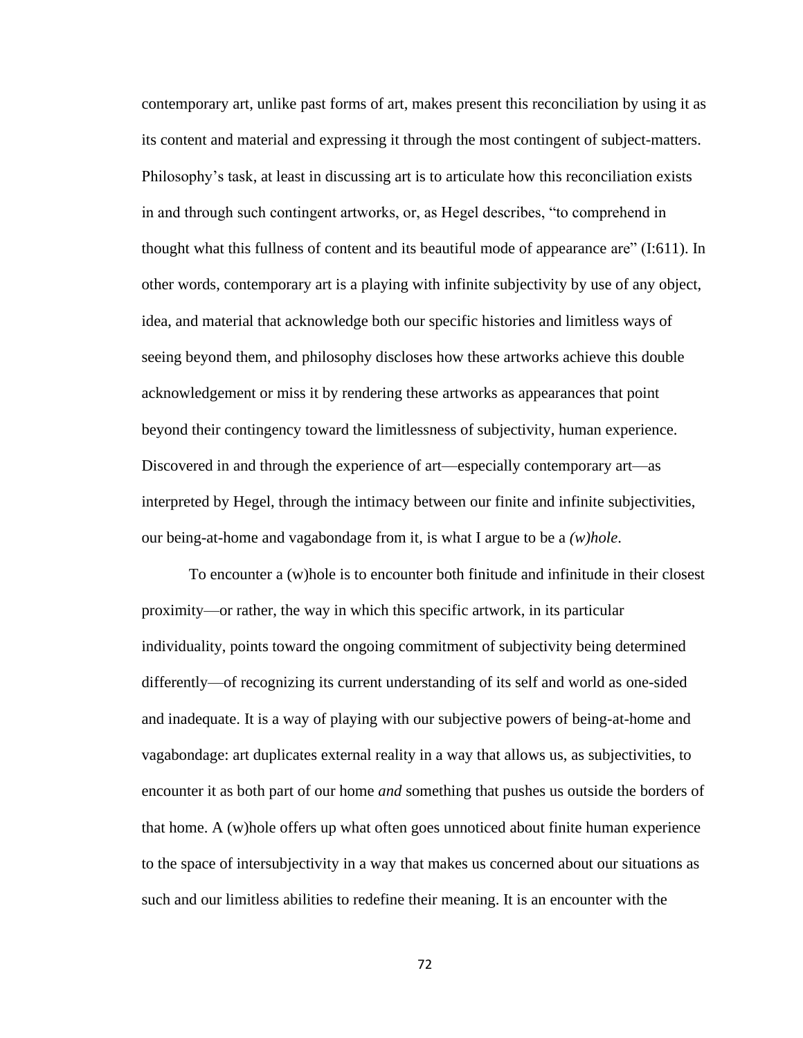contemporary art, unlike past forms of art, makes present this reconciliation by using it as its content and material and expressing it through the most contingent of subject-matters. Philosophy's task, at least in discussing art is to articulate how this reconciliation exists in and through such contingent artworks, or, as Hegel describes, "to comprehend in thought what this fullness of content and its beautiful mode of appearance are" (I:611). In other words, contemporary art is a playing with infinite subjectivity by use of any object, idea, and material that acknowledge both our specific histories and limitless ways of seeing beyond them, and philosophy discloses how these artworks achieve this double acknowledgement or miss it by rendering these artworks as appearances that point beyond their contingency toward the limitlessness of subjectivity, human experience. Discovered in and through the experience of art—especially contemporary art—as interpreted by Hegel, through the intimacy between our finite and infinite subjectivities, our being-at-home and vagabondage from it, is what I argue to be a *(w)hole*.

To encounter a (w)hole is to encounter both finitude and infinitude in their closest proximity—or rather, the way in which this specific artwork, in its particular individuality, points toward the ongoing commitment of subjectivity being determined differently—of recognizing its current understanding of its self and world as one-sided and inadequate. It is a way of playing with our subjective powers of being-at-home and vagabondage: art duplicates external reality in a way that allows us, as subjectivities, to encounter it as both part of our home *and* something that pushes us outside the borders of that home. A (w)hole offers up what often goes unnoticed about finite human experience to the space of intersubjectivity in a way that makes us concerned about our situations as such and our limitless abilities to redefine their meaning. It is an encounter with the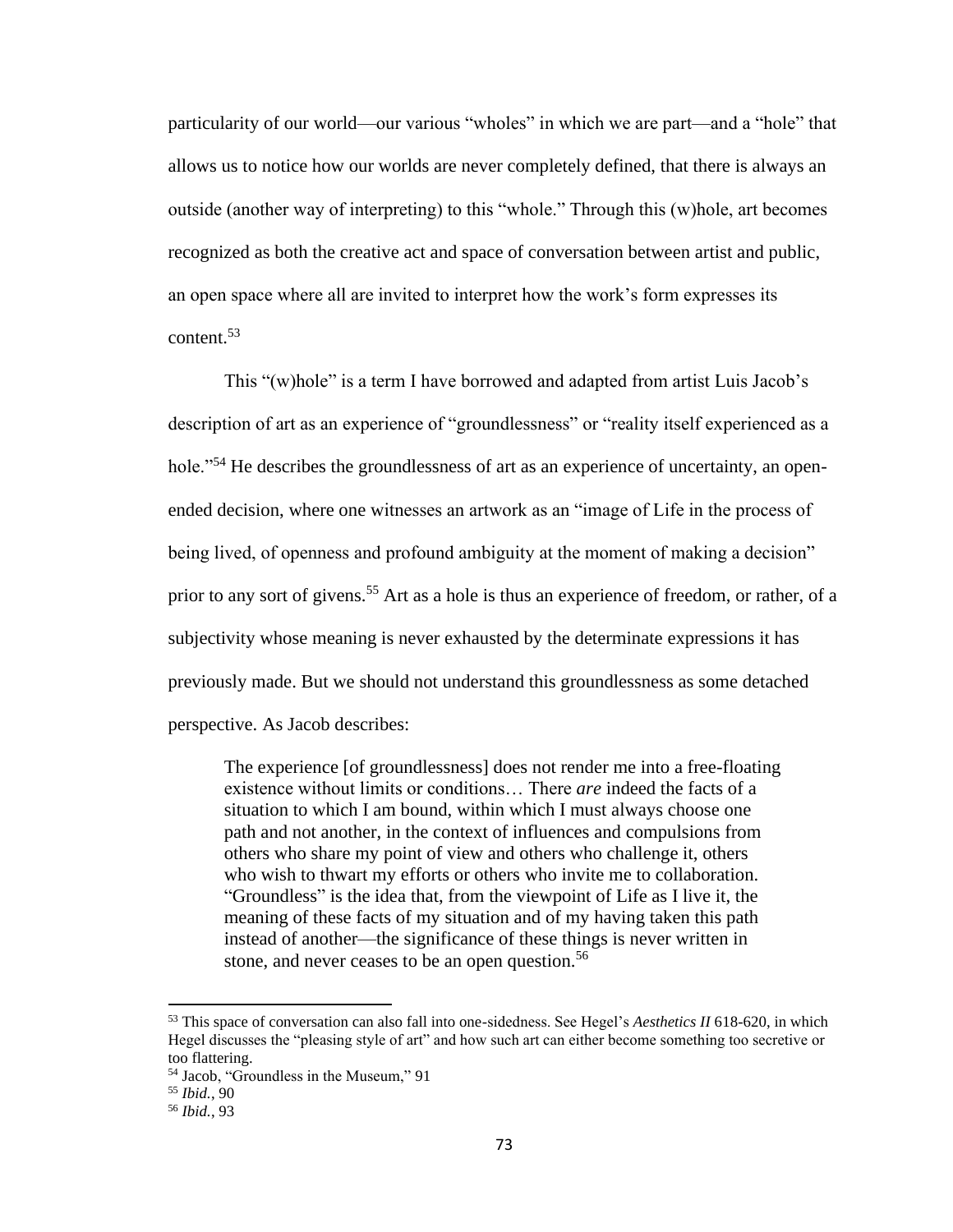particularity of our world—our various "wholes" in which we are part—and a "hole" that allows us to notice how our worlds are never completely defined, that there is always an outside (another way of interpreting) to this "whole." Through this (w)hole, art becomes recognized as both the creative act and space of conversation between artist and public, an open space where all are invited to interpret how the work's form expresses its content.[53]

This "(w)hole" is a term I have borrowed and adapted from artist Luis Jacob's description of art as an experience of "groundlessness" or "reality itself experienced as a hole."[54] He describes the groundlessness of art as an experience of uncertainty, an open-ended decision, where one witnesses an artwork as an "image of Life in the process of being lived, of openness and profound ambiguity at the moment of making a decision" prior to any sort of givens.[55] Art as a hole is thus an experience of freedom, or rather, of a subjectivity whose meaning is never exhausted by the determinate expressions it has previously made. But we should not understand this groundlessness as some detached perspective. As Jacob describes:

> The experience [of groundlessness] does not render me into a free-floating existence without limits or conditions… There *are* indeed the facts of a situation to which I am bound, within which I must always choose one path and not another, in the context of influences and compulsions from others who share my point of view and others who challenge it, others who wish to thwart my efforts or others who invite me to collaboration. "Groundless" is the idea that, from the viewpoint of Life as I live it, the meaning of these facts of my situation and of my having taken this path instead of another—the significance of these things is never written in stone, and never ceases to be an open question.[56]

---

[53] This space of conversation can also fall into one-sidedness. See Hegel's *Aesthetics II* 618-620, in which Hegel discusses the "pleasing style of art" and how such art can either become something too secretive or too flattering.

[54] Jacob, "Groundless in the Museum," 91

[55] *Ibid.*, 90

[56] *Ibid.*, 93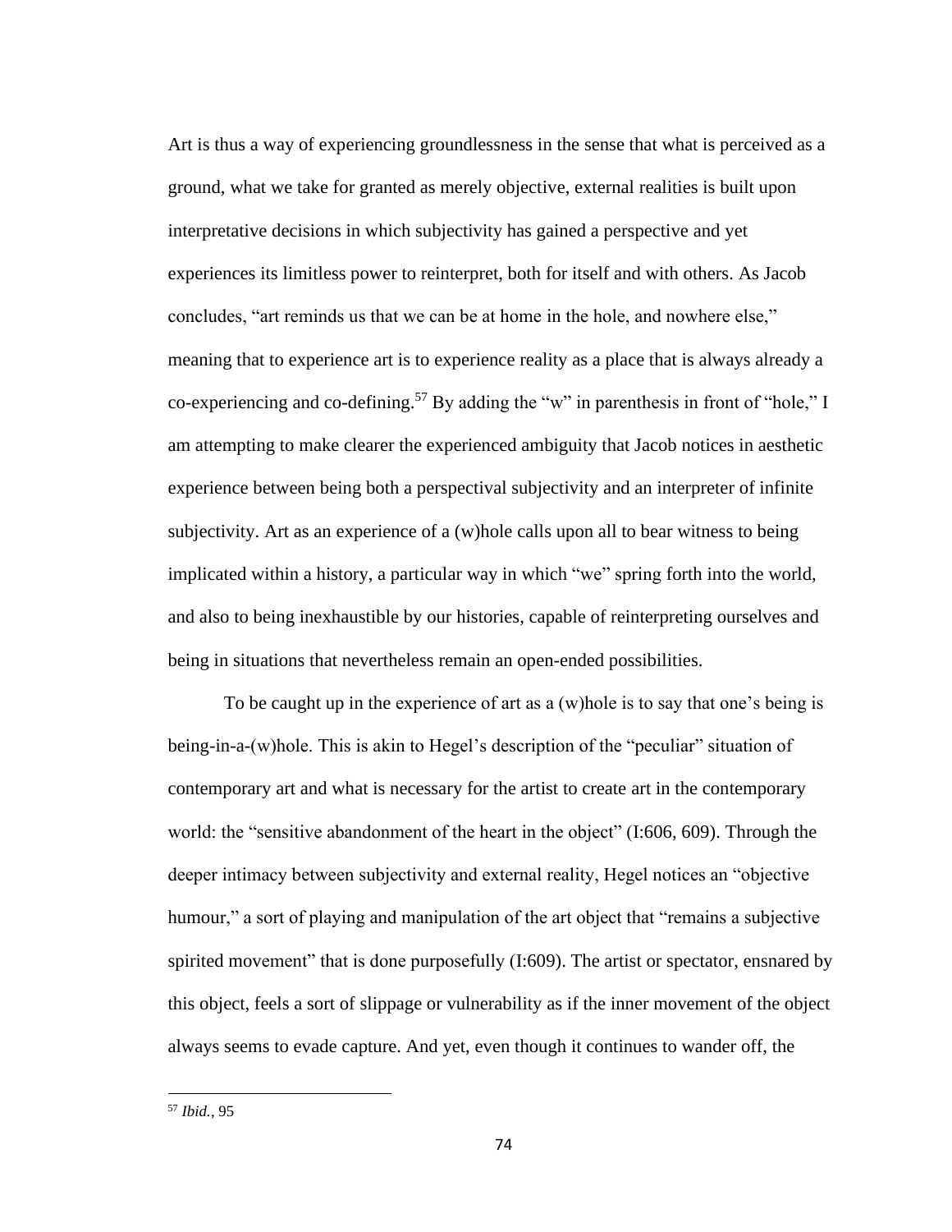Art is thus a way of experiencing groundlessness in the sense that what is perceived as a ground, what we take for granted as merely objective, external realities is built upon interpretative decisions in which subjectivity has gained a perspective and yet experiences its limitless power to reinterpret, both for itself and with others. As Jacob concludes, "art reminds us that we can be at home in the hole, and nowhere else," meaning that to experience art is to experience reality as a place that is always already a co-experiencing and co-defining.[57] By adding the "w" in parenthesis in front of "hole," I am attempting to make clearer the experienced ambiguity that Jacob notices in aesthetic experience between being both a perspectival subjectivity and an interpreter of infinite subjectivity. Art as an experience of a (w)hole calls upon all to bear witness to being implicated within a history, a particular way in which "we" spring forth into the world, and also to being inexhaustible by our histories, capable of reinterpreting ourselves and being in situations that nevertheless remain an open-ended possibilities.

To be caught up in the experience of art as a (w)hole is to say that one's being is being-in-a-(w)hole. This is akin to Hegel's description of the "peculiar" situation of contemporary art and what is necessary for the artist to create art in the contemporary world: the "sensitive abandonment of the heart in the object" (I:606, 609). Through the deeper intimacy between subjectivity and external reality, Hegel notices an "objective humour," a sort of playing and manipulation of the art object that "remains a subjective spirited movement" that is done purposefully (I:609). The artist or spectator, ensnared by this object, feels a sort of slippage or vulnerability as if the inner movement of the object always seems to evade capture. And yet, even though it continues to wander off, the

[57] *Ibid.*, 95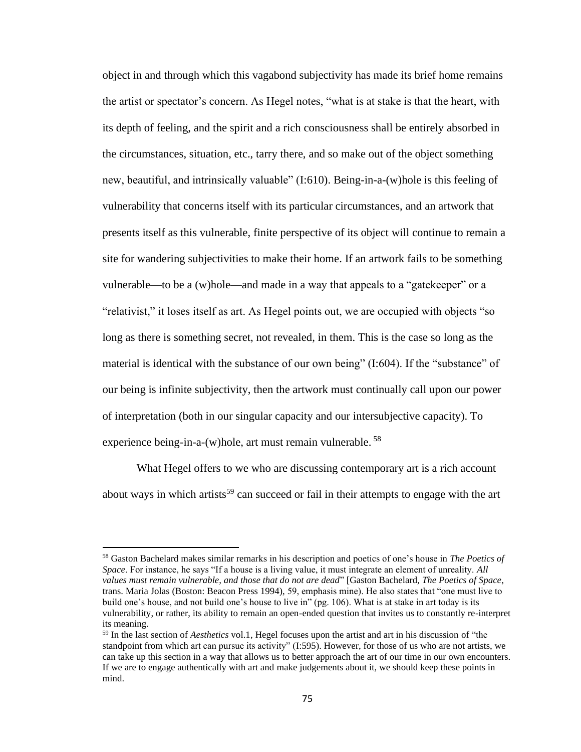object in and through which this vagabond subjectivity has made its brief home remains the artist or spectator's concern. As Hegel notes, "what is at stake is that the heart, with its depth of feeling, and the spirit and a rich consciousness shall be entirely absorbed in the circumstances, situation, etc., tarry there, and so make out of the object something new, beautiful, and intrinsically valuable" (I:610). Being-in-a-(w)hole is this feeling of vulnerability that concerns itself with its particular circumstances, and an artwork that presents itself as this vulnerable, finite perspective of its object will continue to remain a site for wandering subjectivities to make their home. If an artwork fails to be something vulnerable—to be a (w)hole—and made in a way that appeals to a "gatekeeper" or a "relativist," it loses itself as art. As Hegel points out, we are occupied with objects "so long as there is something secret, not revealed, in them. This is the case so long as the material is identical with the substance of our own being" (I:604). If the "substance" of our being is infinite subjectivity, then the artwork must continually call upon our power of interpretation (both in our singular capacity and our intersubjective capacity). To experience being-in-a-(w)hole, art must remain vulnerable. [58]

What Hegel offers to we who are discussing contemporary art is a rich account about ways in which artists[59] can succeed or fail in their attempts to engage with the art

[58] Gaston Bachelard makes similar remarks in his description and poetics of one's house in *The Poetics of Space*. For instance, he says "If a house is a living value, it must integrate an element of unreality. *All values must remain vulnerable, and those that do not are dead*" [Gaston Bachelard, *The Poetics of Space*, trans. Maria Jolas (Boston: Beacon Press 1994), 59, emphasis mine). He also states that "one must live to build one's house, and not build one's house to live in" (pg. 106). What is at stake in art today is its vulnerability, or rather, its ability to remain an open-ended question that invites us to constantly re-interpret its meaning.

[59] In the last section of *Aesthetics* vol.1, Hegel focuses upon the artist and art in his discussion of "the standpoint from which art can pursue its activity" (I:595). However, for those of us who are not artists, we can take up this section in a way that allows us to better approach the art of our time in our own encounters. If we are to engage authentically with art and make judgements about it, we should keep these points in mind.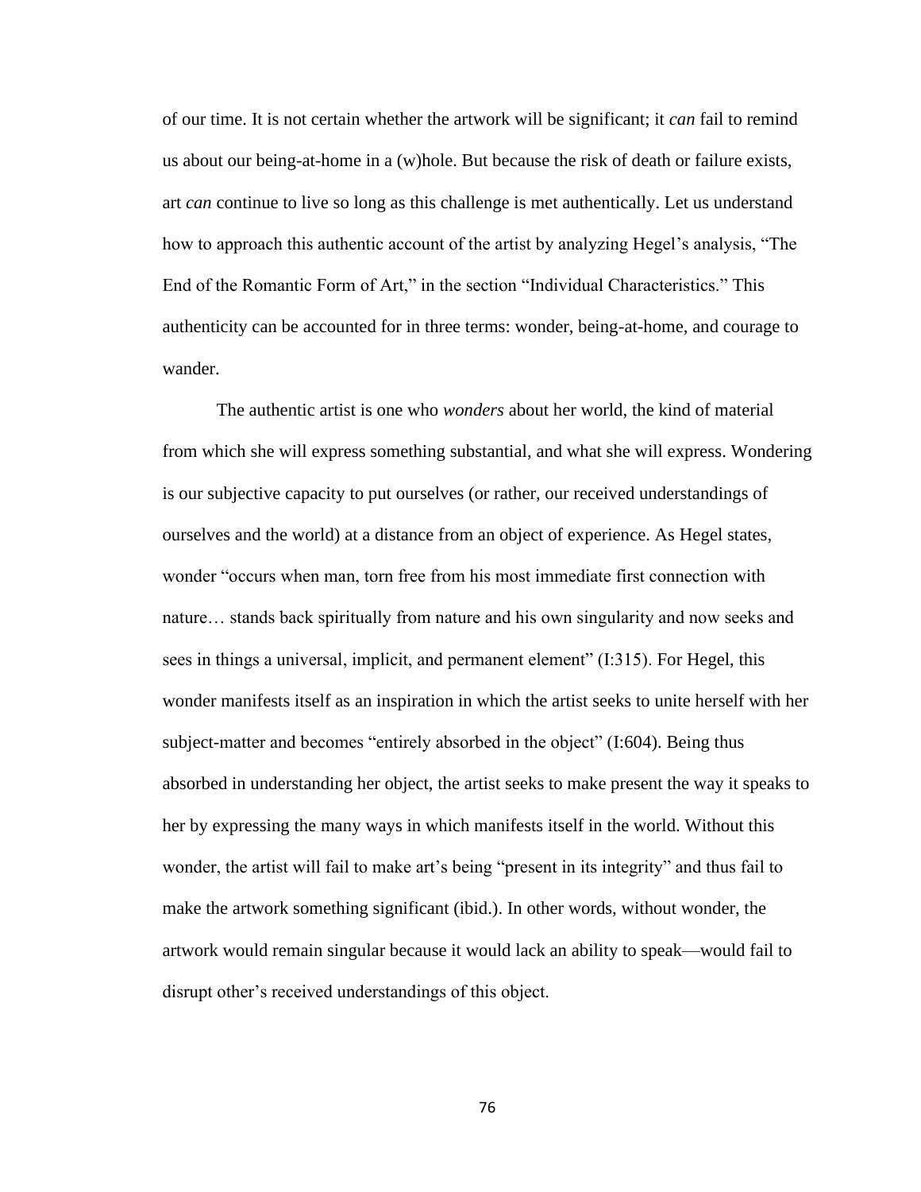of our time. It is not certain whether the artwork will be significant; it *can* fail to remind us about our being-at-home in a (w)hole. But because the risk of death or failure exists, art *can* continue to live so long as this challenge is met authentically. Let us understand how to approach this authentic account of the artist by analyzing Hegel's analysis, "The End of the Romantic Form of Art," in the section "Individual Characteristics." This authenticity can be accounted for in three terms: wonder, being-at-home, and courage to wander.

The authentic artist is one who *wonders* about her world, the kind of material from which she will express something substantial, and what she will express. Wondering is our subjective capacity to put ourselves (or rather, our received understandings of ourselves and the world) at a distance from an object of experience. As Hegel states, wonder "occurs when man, torn free from his most immediate first connection with nature… stands back spiritually from nature and his own singularity and now seeks and sees in things a universal, implicit, and permanent element" (I:315). For Hegel, this wonder manifests itself as an inspiration in which the artist seeks to unite herself with her subject-matter and becomes "entirely absorbed in the object" (I:604). Being thus absorbed in understanding her object, the artist seeks to make present the way it speaks to her by expressing the many ways in which manifests itself in the world. Without this wonder, the artist will fail to make art's being "present in its integrity" and thus fail to make the artwork something significant (ibid.). In other words, without wonder, the artwork would remain singular because it would lack an ability to speak—would fail to disrupt other's received understandings of this object.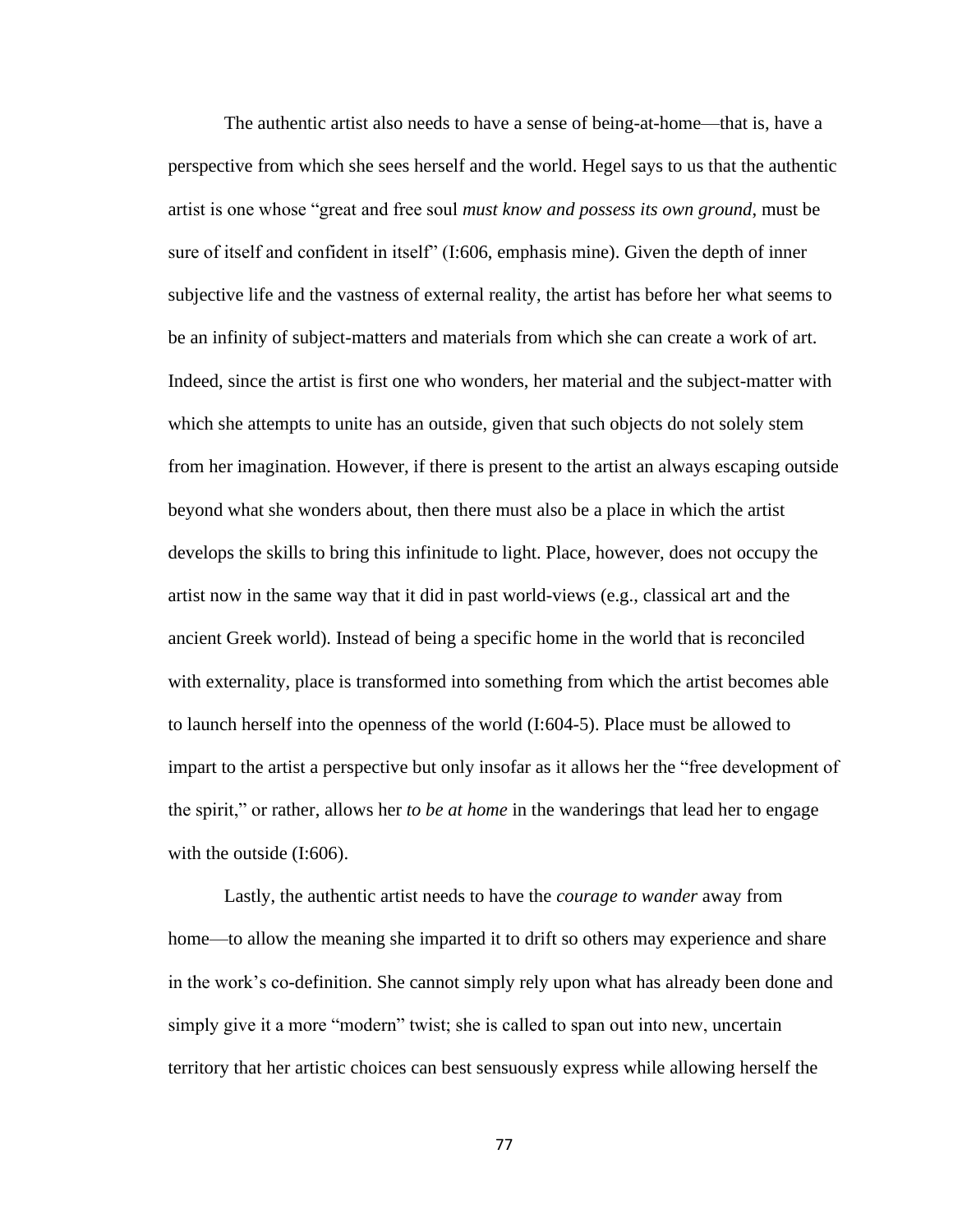The authentic artist also needs to have a sense of being-at-home—that is, have a perspective from which she sees herself and the world. Hegel says to us that the authentic artist is one whose "great and free soul *must know and possess its own ground*, must be sure of itself and confident in itself" (I:606, emphasis mine). Given the depth of inner subjective life and the vastness of external reality, the artist has before her what seems to be an infinity of subject-matters and materials from which she can create a work of art. Indeed, since the artist is first one who wonders, her material and the subject-matter with which she attempts to unite has an outside, given that such objects do not solely stem from her imagination. However, if there is present to the artist an always escaping outside beyond what she wonders about, then there must also be a place in which the artist develops the skills to bring this infinitude to light. Place, however, does not occupy the artist now in the same way that it did in past world-views (e.g., classical art and the ancient Greek world). Instead of being a specific home in the world that is reconciled with externality, place is transformed into something from which the artist becomes able to launch herself into the openness of the world (I:604-5). Place must be allowed to impart to the artist a perspective but only insofar as it allows her the "free development of the spirit," or rather, allows her *to be at home* in the wanderings that lead her to engage with the outside (I:606).

Lastly, the authentic artist needs to have the *courage to wander* away from home—to allow the meaning she imparted it to drift so others may experience and share in the work's co-definition. She cannot simply rely upon what has already been done and simply give it a more "modern" twist; she is called to span out into new, uncertain territory that her artistic choices can best sensuously express while allowing herself the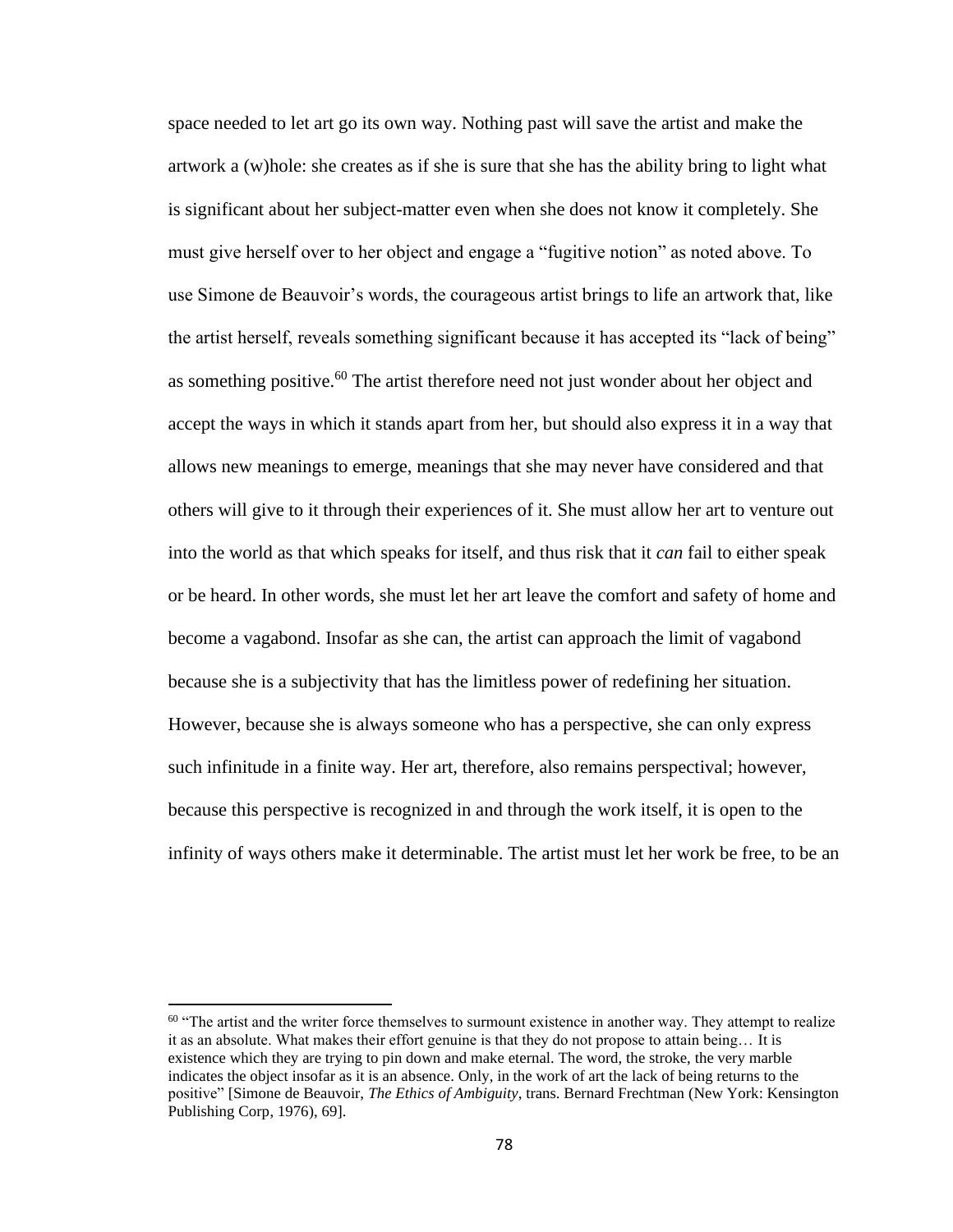space needed to let art go its own way. Nothing past will save the artist and make the artwork a (w)hole: she creates as if she is sure that she has the ability bring to light what is significant about her subject-matter even when she does not know it completely. She must give herself over to her object and engage a "fugitive notion" as noted above. To use Simone de Beauvoir's words, the courageous artist brings to life an artwork that, like the artist herself, reveals something significant because it has accepted its "lack of being" as something positive.[60] The artist therefore need not just wonder about her object and accept the ways in which it stands apart from her, but should also express it in a way that allows new meanings to emerge, meanings that she may never have considered and that others will give to it through their experiences of it. She must allow her art to venture out into the world as that which speaks for itself, and thus risk that it *can* fail to either speak or be heard. In other words, she must let her art leave the comfort and safety of home and become a vagabond. Insofar as she can, the artist can approach the limit of vagabond because she is a subjectivity that has the limitless power of redefining her situation. However, because she is always someone who has a perspective, she can only express such infinitude in a finite way. Her art, therefore, also remains perspectival; however, because this perspective is recognized in and through the work itself, it is open to the infinity of ways others make it determinable. The artist must let her work be free, to be an

[60] "The artist and the writer force themselves to surmount existence in another way. They attempt to realize it as an absolute. What makes their effort genuine is that they do not propose to attain being… It is existence which they are trying to pin down and make eternal. The word, the stroke, the very marble indicates the object insofar as it is an absence. Only, in the work of art the lack of being returns to the positive" [Simone de Beauvoir, *The Ethics of Ambiguity*, trans. Bernard Frechtman (New York: Kensington Publishing Corp, 1976), 69].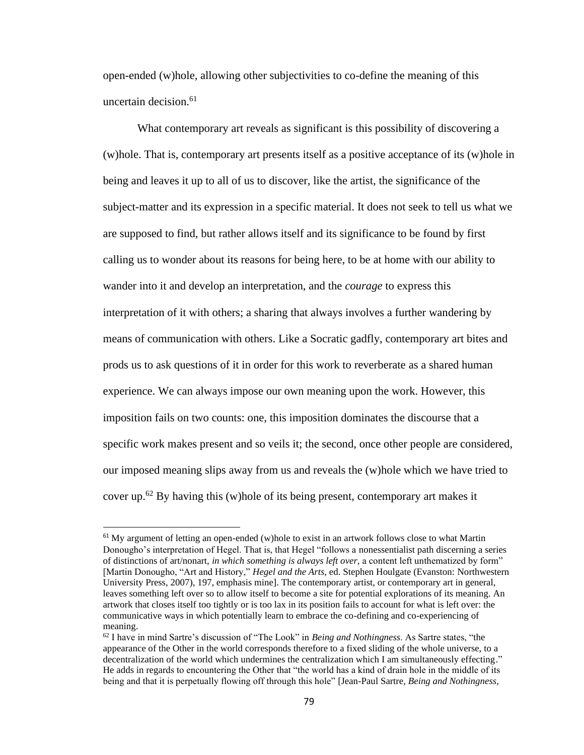open-ended (w)hole, allowing other subjectivities to co-define the meaning of this uncertain decision.[61]

What contemporary art reveals as significant is this possibility of discovering a (w)hole. That is, contemporary art presents itself as a positive acceptance of its (w)hole in being and leaves it up to all of us to discover, like the artist, the significance of the subject-matter and its expression in a specific material. It does not seek to tell us what we are supposed to find, but rather allows itself and its significance to be found by first calling us to wonder about its reasons for being here, to be at home with our ability to wander into it and develop an interpretation, and the *courage* to express this interpretation of it with others; a sharing that always involves a further wandering by means of communication with others. Like a Socratic gadfly, contemporary art bites and prods us to ask questions of it in order for this work to reverberate as a shared human experience. We can always impose our own meaning upon the work. However, this imposition fails on two counts: one, this imposition dominates the discourse that a specific work makes present and so veils it; the second, once other people are considered, our imposed meaning slips away from us and reveals the (w)hole which we have tried to cover up.[62] By having this (w)hole of its being present, contemporary art makes it

---

[61] My argument of letting an open-ended (w)hole to exist in an artwork follows close to what Martin Donougho's interpretation of Hegel. That is, that Hegel "follows a nonessentialist path discerning a series of distinctions of art/nonart, *in which something is always left over*, a content left unthematized by form" [Martin Donougho, "Art and History," *Hegel and the Arts*, ed. Stephen Houlgate (Evanston: Northwestern University Press, 2007), 197, emphasis mine]. The contemporary artist, or contemporary art in general, leaves something left over so to allow itself to become a site for potential explorations of its meaning. An artwork that closes itself too tightly or is too lax in its position fails to account for what is left over: the communicative ways in which potentially learn to embrace the co-defining and co-experiencing of meaning.

[62] I have in mind Sartre's discussion of "The Look" in *Being and Nothingness*. As Sartre states, "the appearance of the Other in the world corresponds therefore to a fixed sliding of the whole universe, to a decentralization of the world which undermines the centralization which I am simultaneously effecting." He adds in regards to encountering the Other that "the world has a kind of drain hole in the middle of its being and that it is perpetually flowing off through this hole" [Jean-Paul Sartre, *Being and Nothingness*,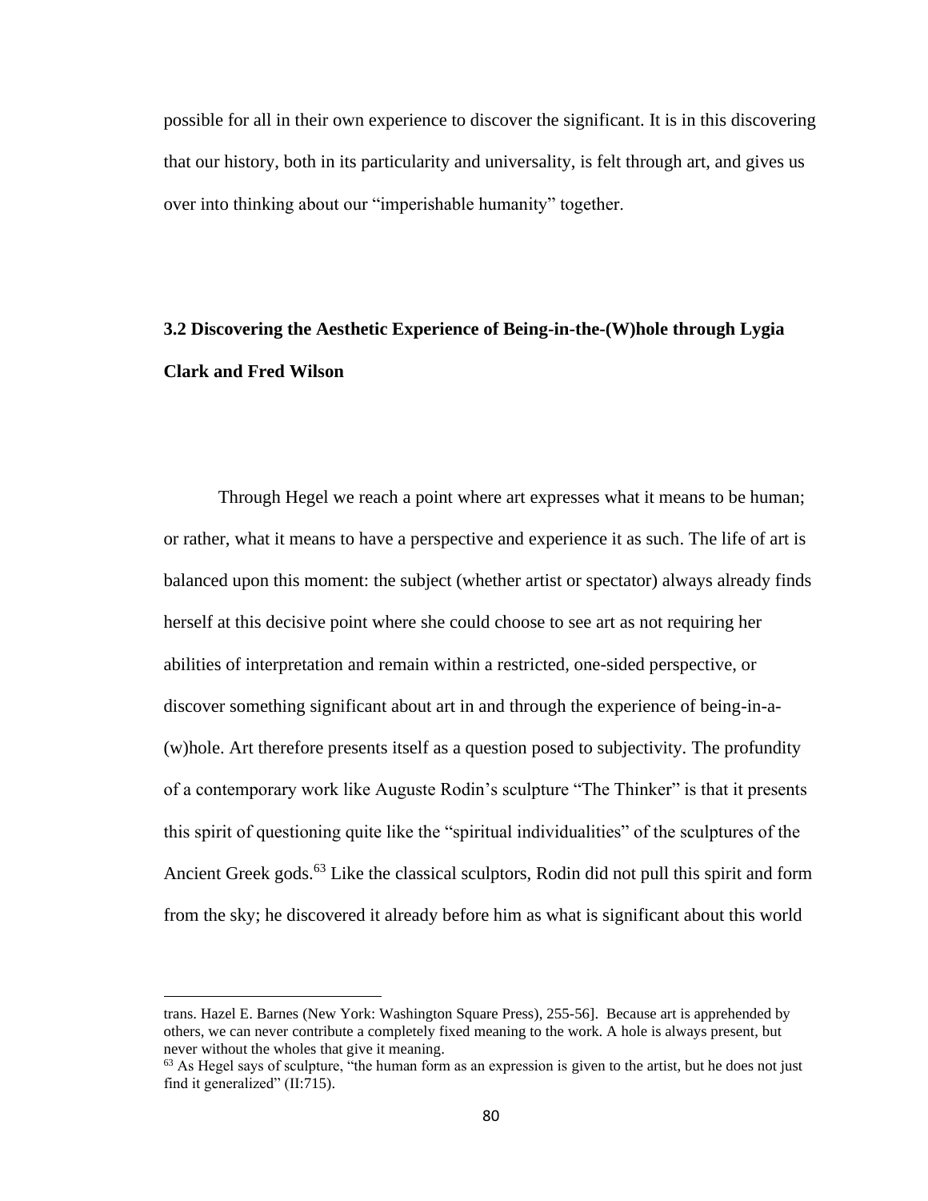possible for all in their own experience to discover the significant. It is in this discovering that our history, both in its particularity and universality, is felt through art, and gives us over into thinking about our "imperishable humanity" together.

### 3.2 Discovering the Aesthetic Experience of Being-in-the-(W)hole through Lygia Clark and Fred Wilson

Through Hegel we reach a point where art expresses what it means to be human; or rather, what it means to have a perspective and experience it as such. The life of art is balanced upon this moment: the subject (whether artist or spectator) always already finds herself at this decisive point where she could choose to see art as not requiring her abilities of interpretation and remain within a restricted, one-sided perspective, or discover something significant about art in and through the experience of being-in-a-(w)hole. Art therefore presents itself as a question posed to subjectivity. The profundity of a contemporary work like Auguste Rodin's sculpture "The Thinker" is that it presents this spirit of questioning quite like the "spiritual individualities" of the sculptures of the Ancient Greek gods.[63] Like the classical sculptors, Rodin did not pull this spirit and form from the sky; he discovered it already before him as what is significant about this world

---

trans. Hazel E. Barnes (New York: Washington Square Press), 255-56]. Because art is apprehended by others, we can never contribute a completely fixed meaning to the work. A hole is always present, but never without the wholes that give it meaning.

[63] As Hegel says of sculpture, "the human form as an expression is given to the artist, but he does not just find it generalized" (II:715).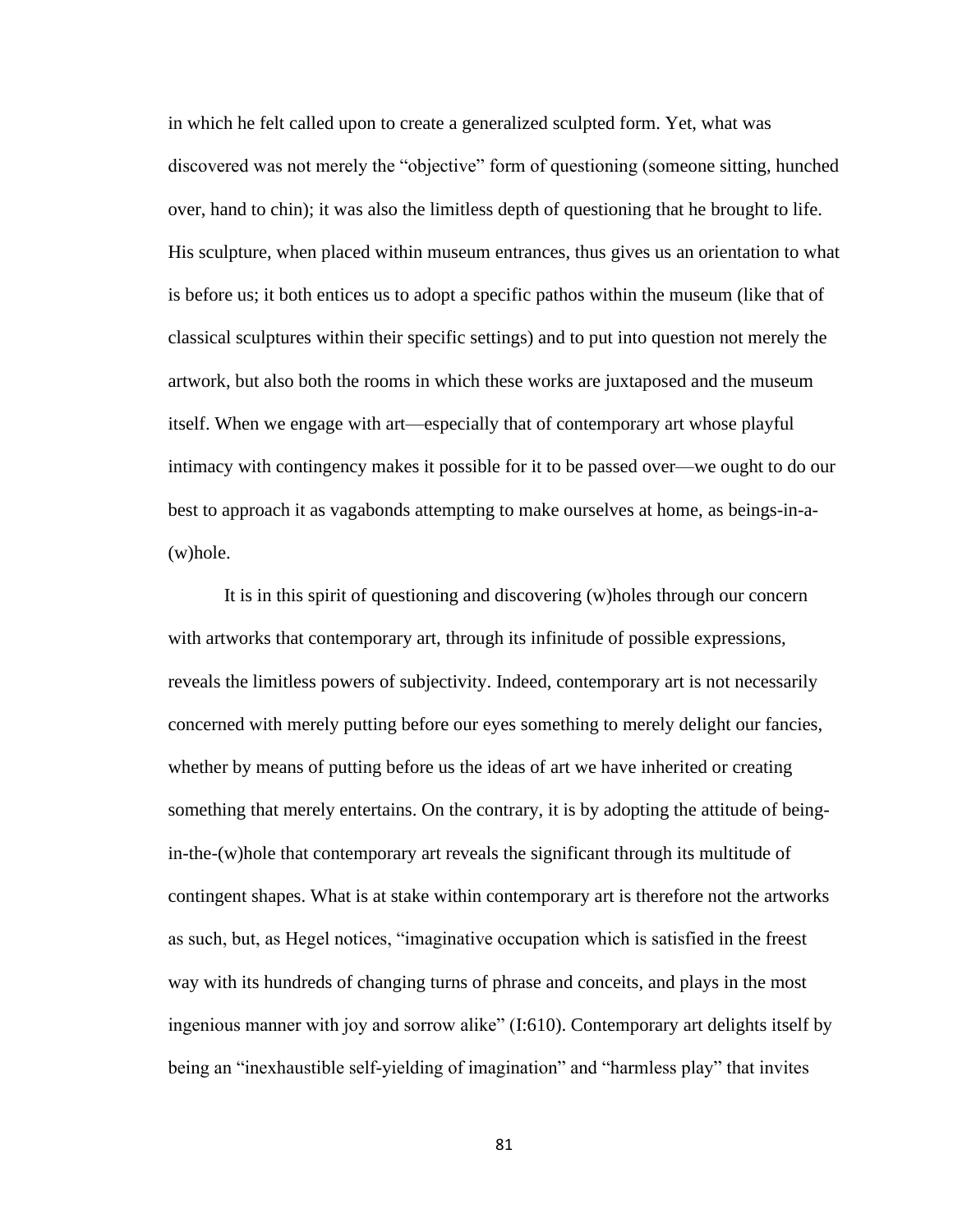in which he felt called upon to create a generalized sculpted form. Yet, what was discovered was not merely the "objective" form of questioning (someone sitting, hunched over, hand to chin); it was also the limitless depth of questioning that he brought to life. His sculpture, when placed within museum entrances, thus gives us an orientation to what is before us; it both entices us to adopt a specific pathos within the museum (like that of classical sculptures within their specific settings) and to put into question not merely the artwork, but also both the rooms in which these works are juxtaposed and the museum itself. When we engage with art—especially that of contemporary art whose playful intimacy with contingency makes it possible for it to be passed over—we ought to do our best to approach it as vagabonds attempting to make ourselves at home, as beings-in-a-(w)hole.

It is in this spirit of questioning and discovering (w)holes through our concern with artworks that contemporary art, through its infinitude of possible expressions, reveals the limitless powers of subjectivity. Indeed, contemporary art is not necessarily concerned with merely putting before our eyes something to merely delight our fancies, whether by means of putting before us the ideas of art we have inherited or creating something that merely entertains. On the contrary, it is by adopting the attitude of being-in-the-(w)hole that contemporary art reveals the significant through its multitude of contingent shapes. What is at stake within contemporary art is therefore not the artworks as such, but, as Hegel notices, "imaginative occupation which is satisfied in the freest way with its hundreds of changing turns of phrase and conceits, and plays in the most ingenious manner with joy and sorrow alike" (I:610). Contemporary art delights itself by being an "inexhaustible self-yielding of imagination" and "harmless play" that invites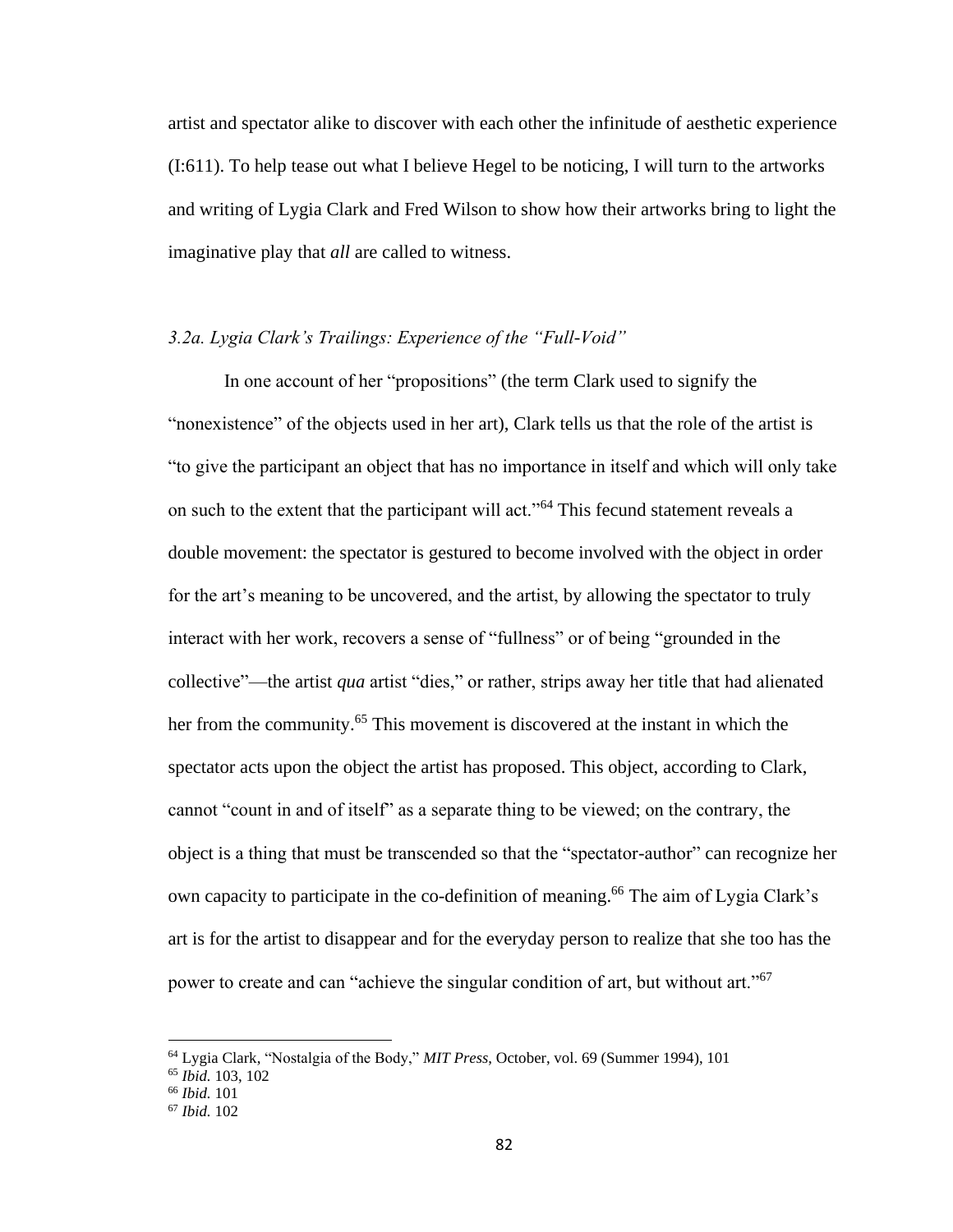artist and spectator alike to discover with each other the infinitude of aesthetic experience (I:611). To help tease out what I believe Hegel to be noticing, I will turn to the artworks and writing of Lygia Clark and Fred Wilson to show how their artworks bring to light the imaginative play that *all* are called to witness.

### *3.2a. Lygia Clark's Trailings: Experience of the "Full-Void"*

In one account of her "propositions" (the term Clark used to signify the "nonexistence" of the objects used in her art), Clark tells us that the role of the artist is "to give the participant an object that has no importance in itself and which will only take on such to the extent that the participant will act."[64] This fecund statement reveals a double movement: the spectator is gestured to become involved with the object in order for the art's meaning to be uncovered, and the artist, by allowing the spectator to truly interact with her work, recovers a sense of "fullness" or of being "grounded in the collective"—the artist *qua* artist "dies," or rather, strips away her title that had alienated her from the community.[65] This movement is discovered at the instant in which the spectator acts upon the object the artist has proposed. This object, according to Clark, cannot "count in and of itself" as a separate thing to be viewed; on the contrary, the object is a thing that must be transcended so that the "spectator-author" can recognize her own capacity to participate in the co-definition of meaning.[66] The aim of Lygia Clark's art is for the artist to disappear and for the everyday person to realize that she too has the power to create and can "achieve the singular condition of art, but without art."[67]

---

[64] Lygia Clark, "Nostalgia of the Body," *MIT Press*, October, vol. 69 (Summer 1994), 101

[65] *Ibid.* 103, 102

[66] *Ibid.* 101

[67] *Ibid.* 102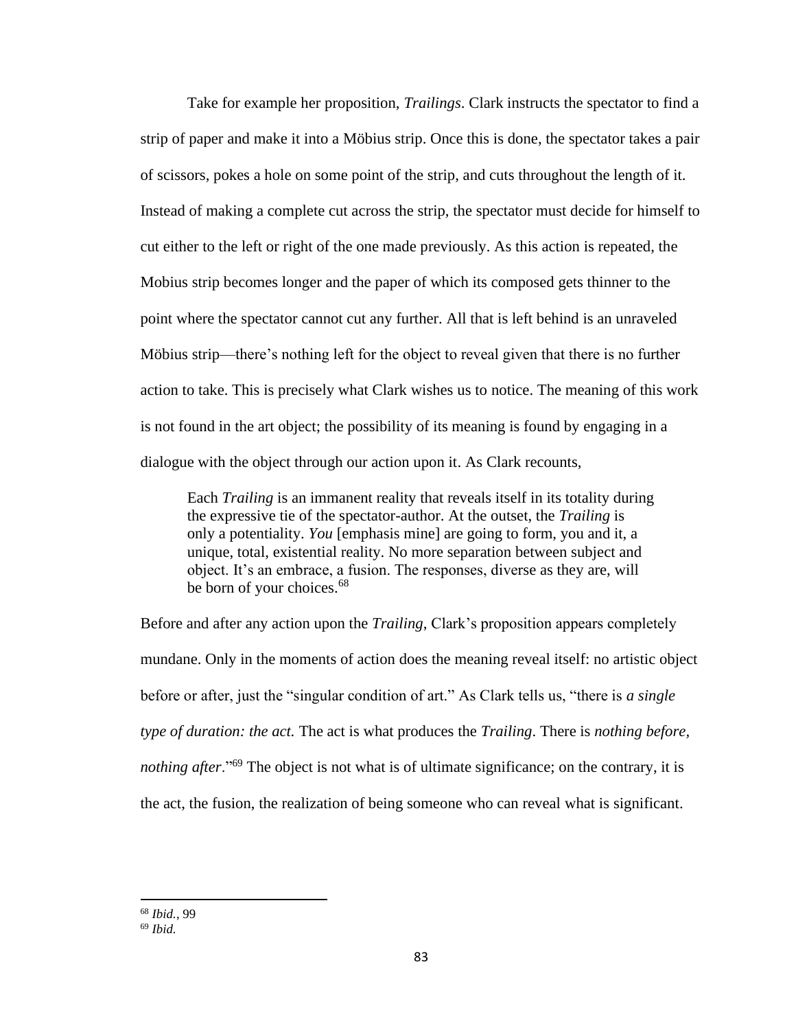Take for example her proposition, *Trailings*. Clark instructs the spectator to find a strip of paper and make it into a Möbius strip. Once this is done, the spectator takes a pair of scissors, pokes a hole on some point of the strip, and cuts throughout the length of it. Instead of making a complete cut across the strip, the spectator must decide for himself to cut either to the left or right of the one made previously. As this action is repeated, the Mobius strip becomes longer and the paper of which its composed gets thinner to the point where the spectator cannot cut any further. All that is left behind is an unraveled Möbius strip—there's nothing left for the object to reveal given that there is no further action to take. This is precisely what Clark wishes us to notice. The meaning of this work is not found in the art object; the possibility of its meaning is found by engaging in a dialogue with the object through our action upon it. As Clark recounts,

> Each *Trailing* is an immanent reality that reveals itself in its totality during the expressive tie of the spectator-author. At the outset, the *Trailing* is only a potentiality. *You* [emphasis mine] are going to form, you and it, a unique, total, existential reality. No more separation between subject and object. It's an embrace, a fusion. The responses, diverse as they are, will be born of your choices.[68]

Before and after any action upon the *Trailing*, Clark's proposition appears completely mundane. Only in the moments of action does the meaning reveal itself: no artistic object before or after, just the "singular condition of art." As Clark tells us, "there is *a single type of duration: the act.* The act is what produces the *Trailing*. There is *nothing before, nothing after*."[69] The object is not what is of ultimate significance; on the contrary, it is the act, the fusion, the realization of being someone who can reveal what is significant.

---

[68] *Ibid.*, 99

[69] *Ibid.*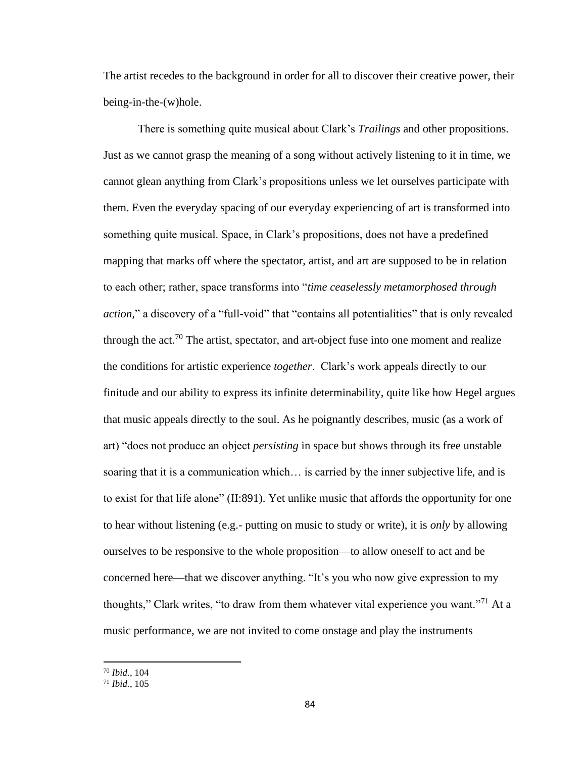The artist recedes to the background in order for all to discover their creative power, their being-in-the-(w)hole.

There is something quite musical about Clark's *Trailings* and other propositions. Just as we cannot grasp the meaning of a song without actively listening to it in time, we cannot glean anything from Clark's propositions unless we let ourselves participate with them. Even the everyday spacing of our everyday experiencing of art is transformed into something quite musical. Space, in Clark's propositions, does not have a predefined mapping that marks off where the spectator, artist, and art are supposed to be in relation to each other; rather, space transforms into "*time ceaselessly metamorphosed through action*," a discovery of a "full-void" that "contains all potentialities" that is only revealed through the act.[70] The artist, spectator, and art-object fuse into one moment and realize the conditions for artistic experience *together*. Clark's work appeals directly to our finitude and our ability to express its infinite determinability, quite like how Hegel argues that music appeals directly to the soul. As he poignantly describes, music (as a work of art) "does not produce an object *persisting* in space but shows through its free unstable soaring that it is a communication which… is carried by the inner subjective life, and is to exist for that life alone" (II:891). Yet unlike music that affords the opportunity for one to hear without listening (e.g.- putting on music to study or write), it is *only* by allowing ourselves to be responsive to the whole proposition—to allow oneself to act and be concerned here—that we discover anything. "It's you who now give expression to my thoughts," Clark writes, "to draw from them whatever vital experience you want."[71] At a music performance, we are not invited to come onstage and play the instruments

---

[70] *Ibid.*, 104

[71] *Ibid.*, 105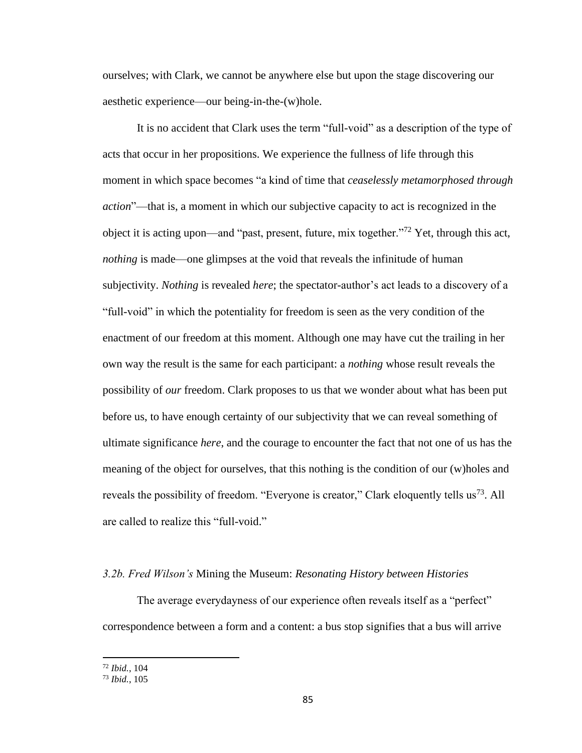ourselves; with Clark, we cannot be anywhere else but upon the stage discovering our aesthetic experience—our being-in-the-(w)hole.

It is no accident that Clark uses the term "full-void" as a description of the type of acts that occur in her propositions. We experience the fullness of life through this moment in which space becomes "a kind of time that *ceaselessly metamorphosed through action*"—that is, a moment in which our subjective capacity to act is recognized in the object it is acting upon—and "past, present, future, mix together."[72] Yet, through this act, *nothing* is made—one glimpses at the void that reveals the infinitude of human subjectivity. *Nothing* is revealed *here*; the spectator-author's act leads to a discovery of a "full-void" in which the potentiality for freedom is seen as the very condition of the enactment of our freedom at this moment. Although one may have cut the trailing in her own way the result is the same for each participant: a *nothing* whose result reveals the possibility of *our* freedom. Clark proposes to us that we wonder about what has been put before us, to have enough certainty of our subjectivity that we can reveal something of ultimate significance *here*, and the courage to encounter the fact that not one of us has the meaning of the object for ourselves, that this nothing is the condition of our (w)holes and reveals the possibility of freedom. "Everyone is creator," Clark eloquently tells us[73]. All are called to realize this "full-void."

### *3.2b. Fred Wilson's* Mining the Museum: *Resonating History between Histories*

The average everydayness of our experience often reveals itself as a "perfect" correspondence between a form and a content: a bus stop signifies that a bus will arrive

[72] *Ibid.*, 104

[73] *Ibid.*, 105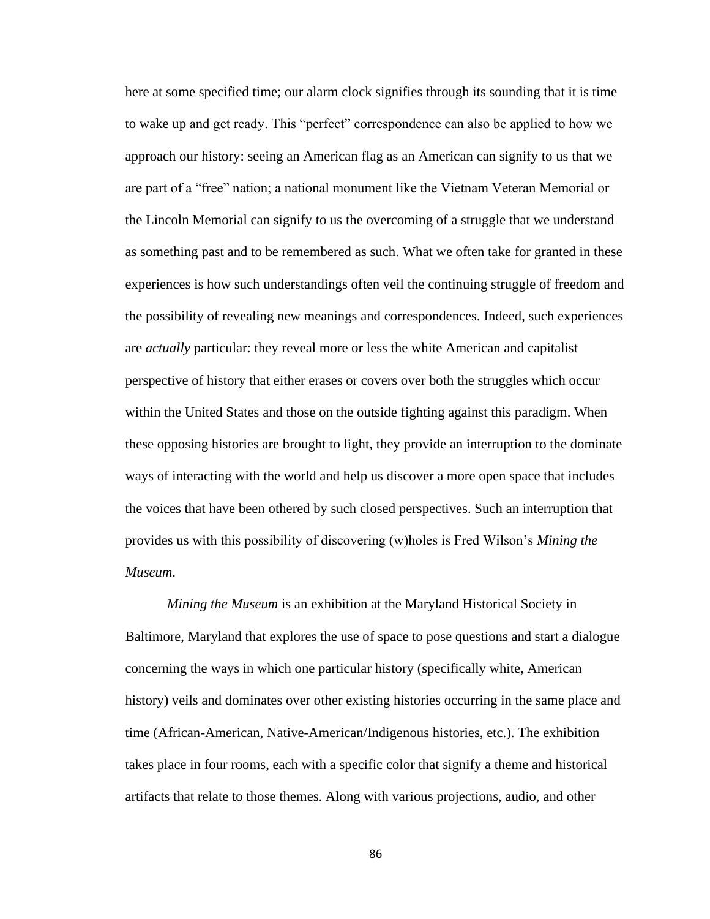here at some specified time; our alarm clock signifies through its sounding that it is time to wake up and get ready. This "perfect" correspondence can also be applied to how we approach our history: seeing an American flag as an American can signify to us that we are part of a "free" nation; a national monument like the Vietnam Veteran Memorial or the Lincoln Memorial can signify to us the overcoming of a struggle that we understand as something past and to be remembered as such. What we often take for granted in these experiences is how such understandings often veil the continuing struggle of freedom and the possibility of revealing new meanings and correspondences. Indeed, such experiences are *actually* particular: they reveal more or less the white American and capitalist perspective of history that either erases or covers over both the struggles which occur within the United States and those on the outside fighting against this paradigm. When these opposing histories are brought to light, they provide an interruption to the dominate ways of interacting with the world and help us discover a more open space that includes the voices that have been othered by such closed perspectives. Such an interruption that provides us with this possibility of discovering (w)holes is Fred Wilson's *Mining the Museum*.

*Mining the Museum* is an exhibition at the Maryland Historical Society in Baltimore, Maryland that explores the use of space to pose questions and start a dialogue concerning the ways in which one particular history (specifically white, American history) veils and dominates over other existing histories occurring in the same place and time (African-American, Native-American/Indigenous histories, etc.). The exhibition takes place in four rooms, each with a specific color that signify a theme and historical artifacts that relate to those themes. Along with various projections, audio, and other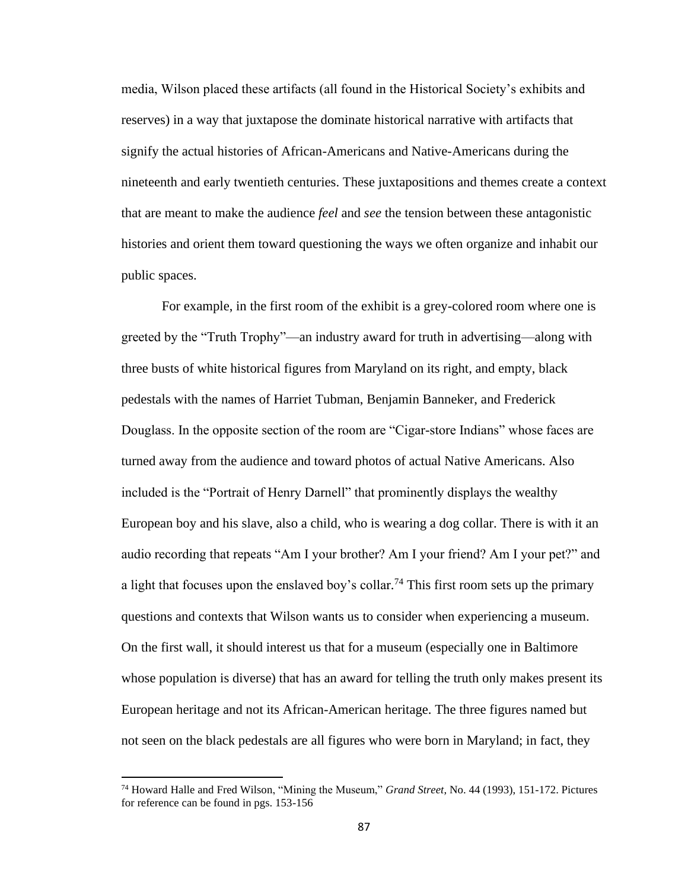media, Wilson placed these artifacts (all found in the Historical Society's exhibits and reserves) in a way that juxtapose the dominate historical narrative with artifacts that signify the actual histories of African-Americans and Native-Americans during the nineteenth and early twentieth centuries. These juxtapositions and themes create a context that are meant to make the audience *feel* and *see* the tension between these antagonistic histories and orient them toward questioning the ways we often organize and inhabit our public spaces.

For example, in the first room of the exhibit is a grey-colored room where one is greeted by the "Truth Trophy"—an industry award for truth in advertising—along with three busts of white historical figures from Maryland on its right, and empty, black pedestals with the names of Harriet Tubman, Benjamin Banneker, and Frederick Douglass. In the opposite section of the room are "Cigar-store Indians" whose faces are turned away from the audience and toward photos of actual Native Americans. Also included is the "Portrait of Henry Darnell" that prominently displays the wealthy European boy and his slave, also a child, who is wearing a dog collar. There is with it an audio recording that repeats "Am I your brother? Am I your friend? Am I your pet?" and a light that focuses upon the enslaved boy's collar.[74] This first room sets up the primary questions and contexts that Wilson wants us to consider when experiencing a museum. On the first wall, it should interest us that for a museum (especially one in Baltimore whose population is diverse) that has an award for telling the truth only makes present its European heritage and not its African-American heritage. The three figures named but not seen on the black pedestals are all figures who were born in Maryland; in fact, they

[74] Howard Halle and Fred Wilson, "Mining the Museum," *Grand Street*, No. 44 (1993), 151-172. Pictures for reference can be found in pgs. 153-156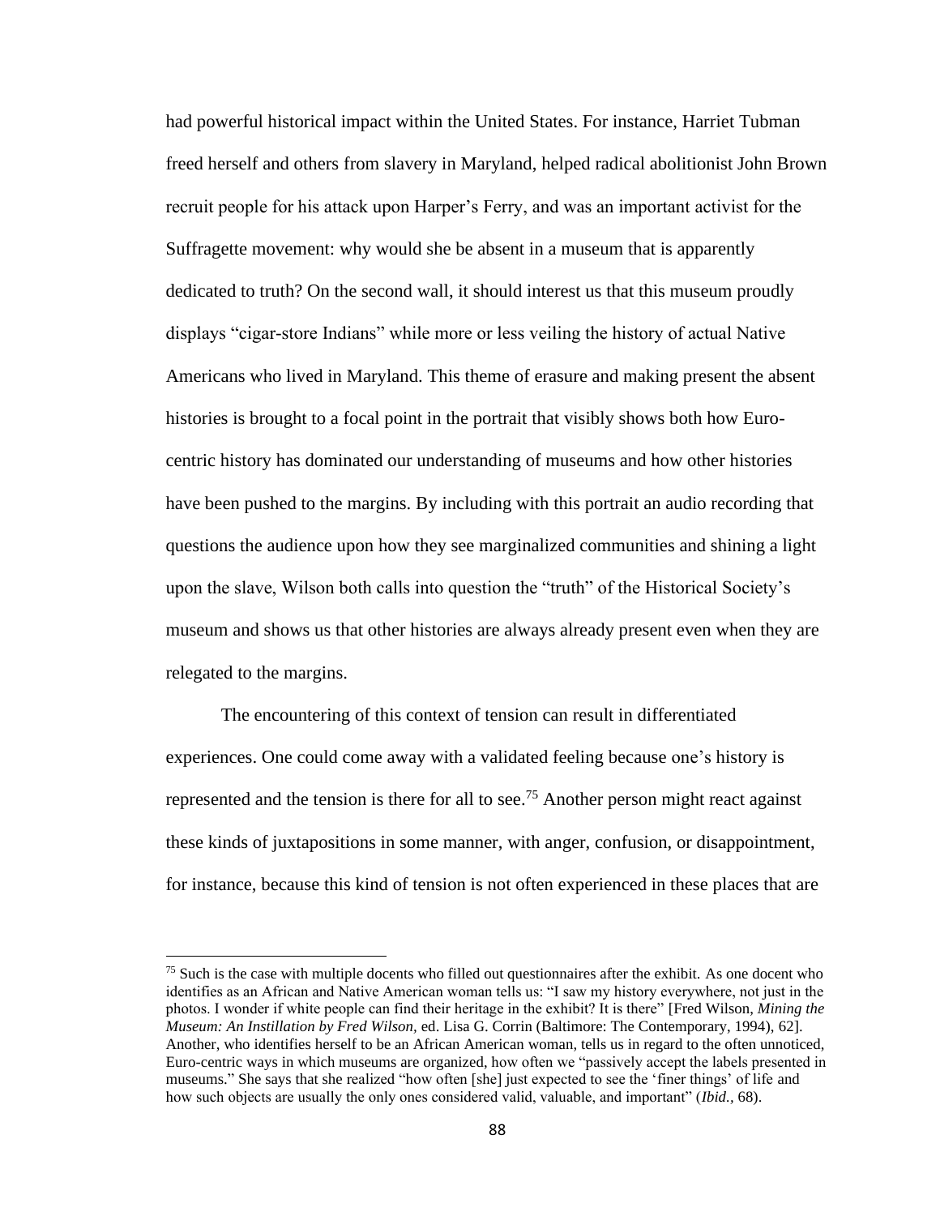had powerful historical impact within the United States. For instance, Harriet Tubman freed herself and others from slavery in Maryland, helped radical abolitionist John Brown recruit people for his attack upon Harper's Ferry, and was an important activist for the Suffragette movement: why would she be absent in a museum that is apparently dedicated to truth? On the second wall, it should interest us that this museum proudly displays "cigar-store Indians" while more or less veiling the history of actual Native Americans who lived in Maryland. This theme of erasure and making present the absent histories is brought to a focal point in the portrait that visibly shows both how Euro-centric history has dominated our understanding of museums and how other histories have been pushed to the margins. By including with this portrait an audio recording that questions the audience upon how they see marginalized communities and shining a light upon the slave, Wilson both calls into question the "truth" of the Historical Society's museum and shows us that other histories are always already present even when they are relegated to the margins.

The encountering of this context of tension can result in differentiated experiences. One could come away with a validated feeling because one's history is represented and the tension is there for all to see.[75] Another person might react against these kinds of juxtapositions in some manner, with anger, confusion, or disappointment, for instance, because this kind of tension is not often experienced in these places that are

---

[75] Such is the case with multiple docents who filled out questionnaires after the exhibit. As one docent who identifies as an African and Native American woman tells us: "I saw my history everywhere, not just in the photos. I wonder if white people can find their heritage in the exhibit? It is there" [Fred Wilson, *Mining the Museum: An Instillation by Fred Wilson*, ed. Lisa G. Corrin (Baltimore: The Contemporary, 1994), 62]. Another, who identifies herself to be an African American woman, tells us in regard to the often unnoticed, Euro-centric ways in which museums are organized, how often we "passively accept the labels presented in museums." She says that she realized "how often [she] just expected to see the 'finer things' of life and how such objects are usually the only ones considered valid, valuable, and important" (*Ibid.*, 68).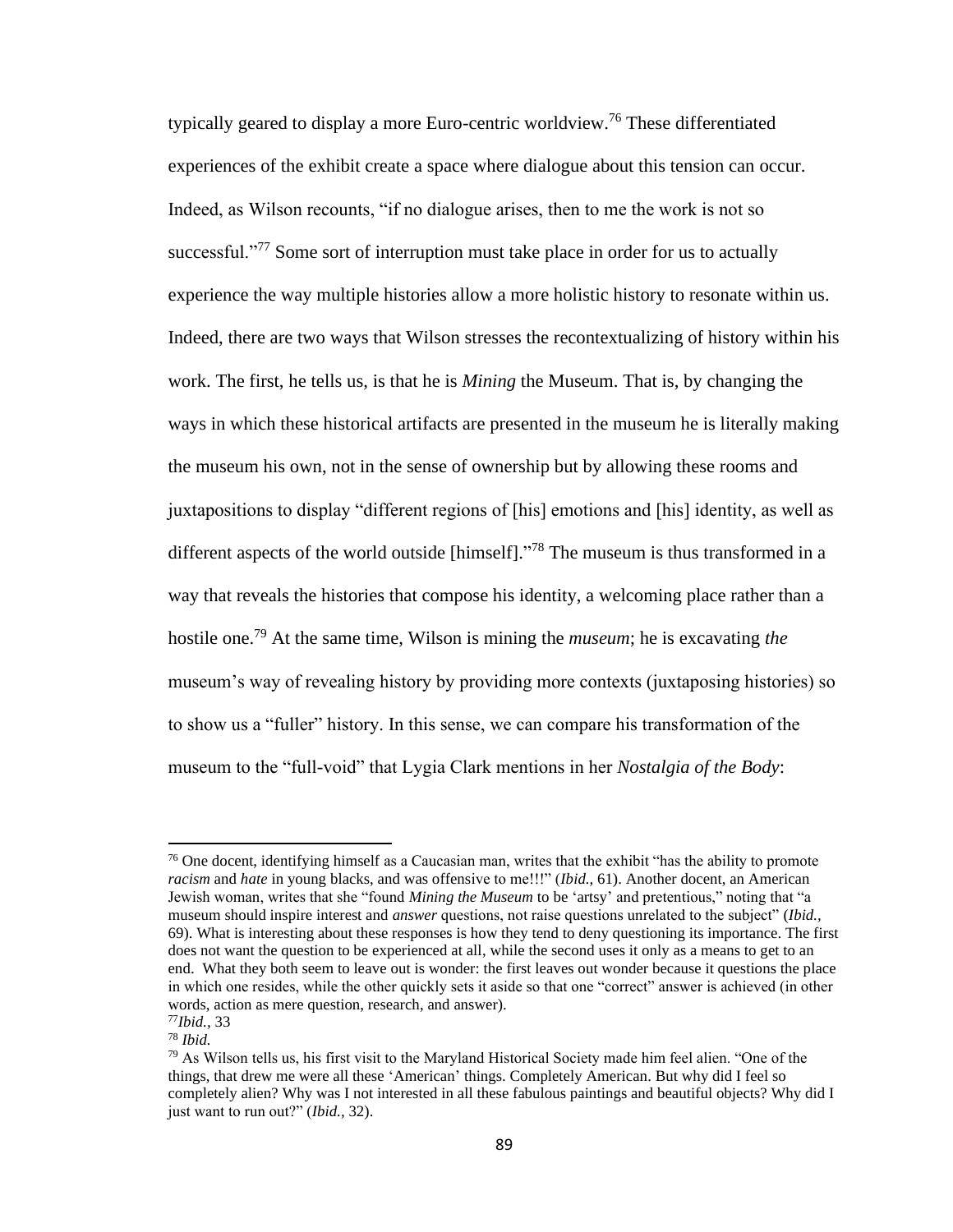typically geared to display a more Euro-centric worldview.[76] These differentiated experiences of the exhibit create a space where dialogue about this tension can occur. Indeed, as Wilson recounts, "if no dialogue arises, then to me the work is not so successful."[77] Some sort of interruption must take place in order for us to actually experience the way multiple histories allow a more holistic history to resonate within us. Indeed, there are two ways that Wilson stresses the recontextualizing of history within his work. The first, he tells us, is that he is *Mining* the Museum. That is, by changing the ways in which these historical artifacts are presented in the museum he is literally making the museum his own, not in the sense of ownership but by allowing these rooms and juxtapositions to display "different regions of [his] emotions and [his] identity, as well as different aspects of the world outside [himself]."[78] The museum is thus transformed in a way that reveals the histories that compose his identity, a welcoming place rather than a hostile one.[79] At the same time, Wilson is mining the *museum*; he is excavating *the* museum's way of revealing history by providing more contexts (juxtaposing histories) so to show us a "fuller" history. In this sense, we can compare his transformation of the museum to the "full-void" that Lygia Clark mentions in her *Nostalgia of the Body*:

---

[76] One docent, identifying himself as a Caucasian man, writes that the exhibit "has the ability to promote *racism* and *hate* in young blacks, and was offensive to me!!!" (*Ibid.,* 61). Another docent, an American Jewish woman, writes that she "found *Mining the Museum* to be 'artsy' and pretentious," noting that "a museum should inspire interest and *answer* questions, not raise questions unrelated to the subject" (*Ibid.,* 69). What is interesting about these responses is how they tend to deny questioning its importance. The first does not want the question to be experienced at all, while the second uses it only as a means to get to an end. What they both seem to leave out is wonder: the first leaves out wonder because it questions the place in which one resides, while the other quickly sets it aside so that one "correct" answer is achieved (in other words, action as mere question, research, and answer).

[77] *Ibid.,* 33

[78] *Ibid.*

[79] As Wilson tells us, his first visit to the Maryland Historical Society made him feel alien. "One of the things, that drew me were all these 'American' things. Completely American. But why did I feel so completely alien? Why was I not interested in all these fabulous paintings and beautiful objects? Why did I just want to run out?" (*Ibid.,* 32).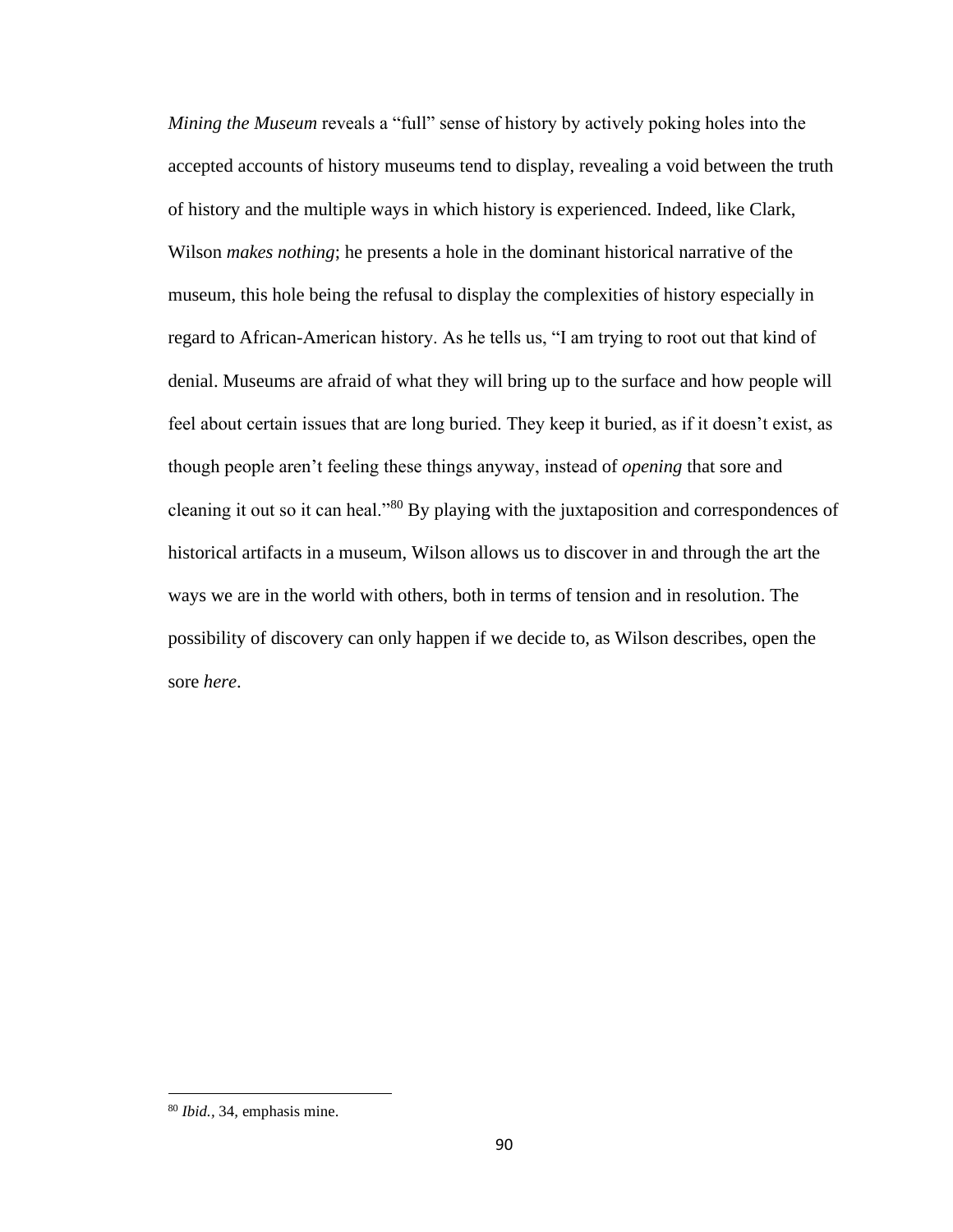*Mining the Museum* reveals a "full" sense of history by actively poking holes into the accepted accounts of history museums tend to display, revealing a void between the truth of history and the multiple ways in which history is experienced. Indeed, like Clark, Wilson *makes nothing*; he presents a hole in the dominant historical narrative of the museum, this hole being the refusal to display the complexities of history especially in regard to African-American history. As he tells us, "I am trying to root out that kind of denial. Museums are afraid of what they will bring up to the surface and how people will feel about certain issues that are long buried. They keep it buried, as if it doesn't exist, as though people aren't feeling these things anyway, instead of *opening* that sore and cleaning it out so it can heal."[80] By playing with the juxtaposition and correspondences of historical artifacts in a museum, Wilson allows us to discover in and through the art the ways we are in the world with others, both in terms of tension and in resolution. The possibility of discovery can only happen if we decide to, as Wilson describes, open the sore *here*.

[80] *Ibid.,* 34, emphasis mine.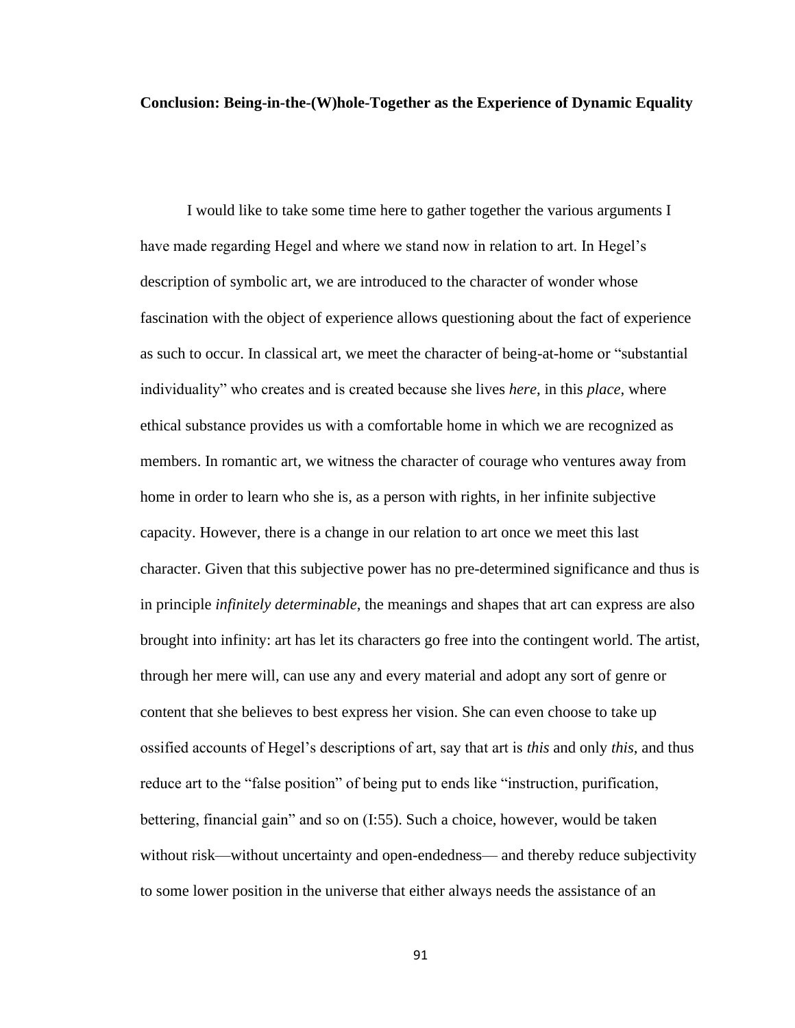**Conclusion: Being-in-the-(W)hole-Together as the Experience of Dynamic Equality**

I would like to take some time here to gather together the various arguments I have made regarding Hegel and where we stand now in relation to art. In Hegel's description of symbolic art, we are introduced to the character of wonder whose fascination with the object of experience allows questioning about the fact of experience as such to occur. In classical art, we meet the character of being-at-home or "substantial individuality" who creates and is created because she lives *here*, in this *place*, where ethical substance provides us with a comfortable home in which we are recognized as members. In romantic art, we witness the character of courage who ventures away from home in order to learn who she is, as a person with rights, in her infinite subjective capacity. However, there is a change in our relation to art once we meet this last character. Given that this subjective power has no pre-determined significance and thus is in principle *infinitely determinable*, the meanings and shapes that art can express are also brought into infinity: art has let its characters go free into the contingent world. The artist, through her mere will, can use any and every material and adopt any sort of genre or content that she believes to best express her vision. She can even choose to take up ossified accounts of Hegel's descriptions of art, say that art is *this* and only *this*, and thus reduce art to the "false position" of being put to ends like "instruction, purification, bettering, financial gain" and so on (I:55). Such a choice, however, would be taken without risk—without uncertainty and open-endedness— and thereby reduce subjectivity to some lower position in the universe that either always needs the assistance of an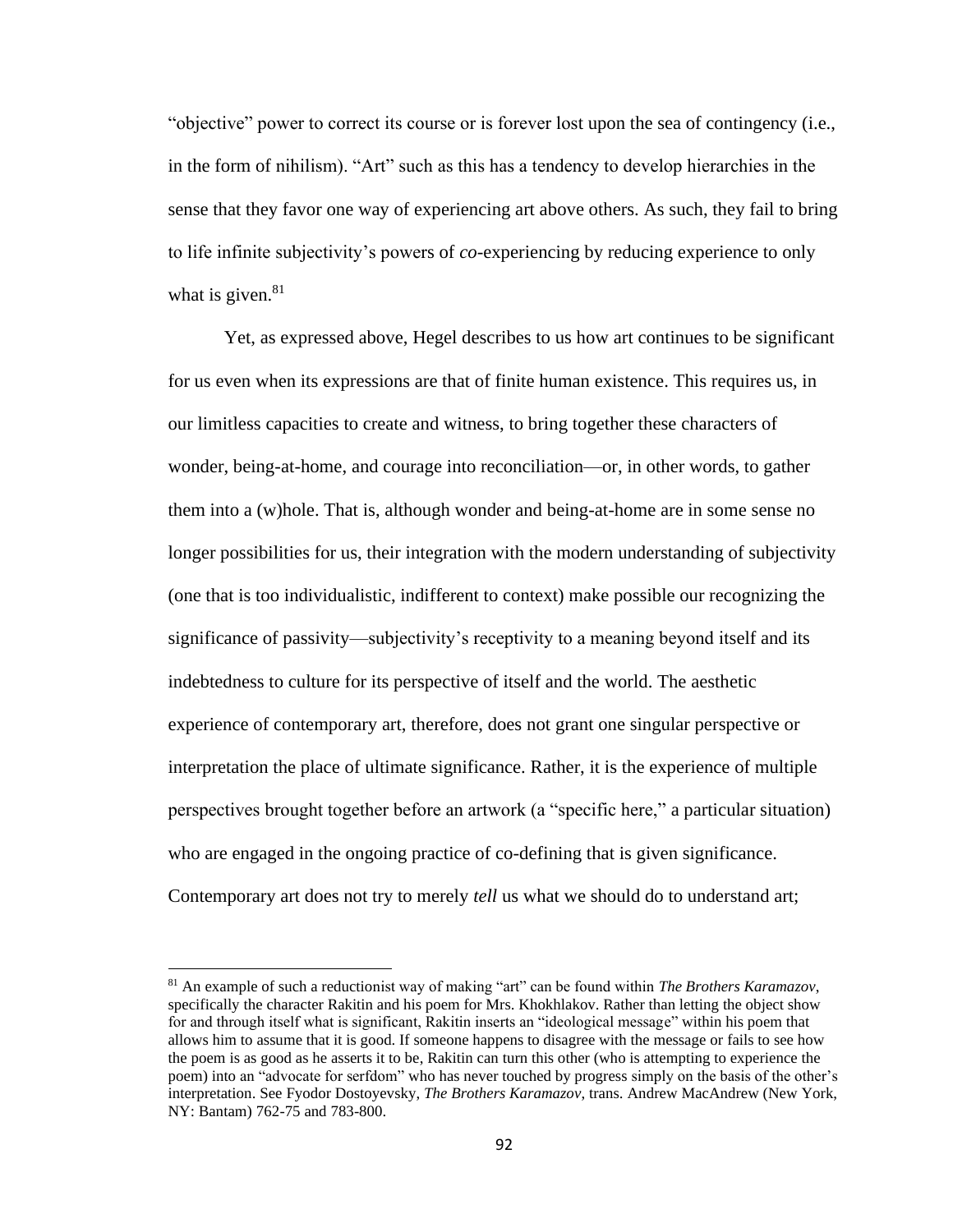"objective" power to correct its course or is forever lost upon the sea of contingency (i.e., in the form of nihilism). "Art" such as this has a tendency to develop hierarchies in the sense that they favor one way of experiencing art above others. As such, they fail to bring to life infinite subjectivity's powers of *co*-experiencing by reducing experience to only what is given.[81]

Yet, as expressed above, Hegel describes to us how art continues to be significant for us even when its expressions are that of finite human existence. This requires us, in our limitless capacities to create and witness, to bring together these characters of wonder, being-at-home, and courage into reconciliation—or, in other words, to gather them into a (w)hole. That is, although wonder and being-at-home are in some sense no longer possibilities for us, their integration with the modern understanding of subjectivity (one that is too individualistic, indifferent to context) make possible our recognizing the significance of passivity—subjectivity's receptivity to a meaning beyond itself and its indebtedness to culture for its perspective of itself and the world. The aesthetic experience of contemporary art, therefore, does not grant one singular perspective or interpretation the place of ultimate significance. Rather, it is the experience of multiple perspectives brought together before an artwork (a "specific here," a particular situation) who are engaged in the ongoing practice of co-defining that is given significance. Contemporary art does not try to merely *tell* us what we should do to understand art;

[81] An example of such a reductionist way of making "art" can be found within *The Brothers Karamazov*, specifically the character Rakitin and his poem for Mrs. Khokhlakov. Rather than letting the object show for and through itself what is significant, Rakitin inserts an "ideological message" within his poem that allows him to assume that it is good. If someone happens to disagree with the message or fails to see how the poem is as good as he asserts it to be, Rakitin can turn this other (who is attempting to experience the poem) into an "advocate for serfdom" who has never touched by progress simply on the basis of the other's interpretation. See Fyodor Dostoyevsky, *The Brothers Karamazov*, trans. Andrew MacAndrew (New York, NY: Bantam) 762-75 and 783-800.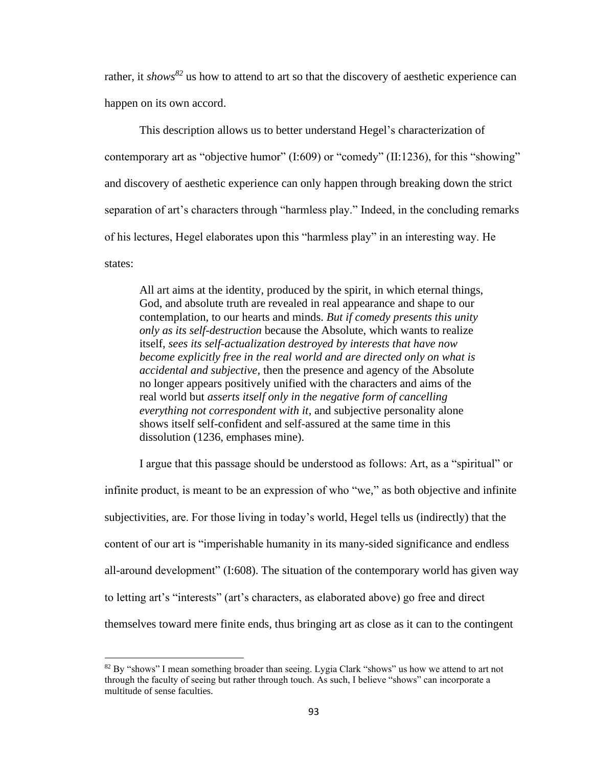rather, it *shows*[82] us how to attend to art so that the discovery of aesthetic experience can happen on its own accord.

This description allows us to better understand Hegel's characterization of contemporary art as "objective humor" (I:609) or "comedy" (II:1236), for this "showing" and discovery of aesthetic experience can only happen through breaking down the strict separation of art's characters through "harmless play." Indeed, in the concluding remarks of his lectures, Hegel elaborates upon this "harmless play" in an interesting way. He states:

> All art aims at the identity, produced by the spirit, in which eternal things, God, and absolute truth are revealed in real appearance and shape to our contemplation, to our hearts and minds. *But if comedy presents this unity only as its self-destruction* because the Absolute, which wants to realize itself, *sees its self-actualization destroyed by interests that have now become explicitly free in the real world and are directed only on what is accidental and subjective*, then the presence and agency of the Absolute no longer appears positively unified with the characters and aims of the real world but *asserts itself only in the negative form of cancelling everything not correspondent with it*, and subjective personality alone shows itself self-confident and self-assured at the same time in this dissolution (1236, emphases mine).

I argue that this passage should be understood as follows: Art, as a "spiritual" or infinite product, is meant to be an expression of who "we," as both objective and infinite subjectivities, are. For those living in today's world, Hegel tells us (indirectly) that the content of our art is "imperishable humanity in its many-sided significance and endless all-around development" (I:608). The situation of the contemporary world has given way to letting art's "interests" (art's characters, as elaborated above) go free and direct themselves toward mere finite ends, thus bringing art as close as it can to the contingent

[82] By "shows" I mean something broader than seeing. Lygia Clark "shows" us how we attend to art not through the faculty of seeing but rather through touch. As such, I believe "shows" can incorporate a multitude of sense faculties.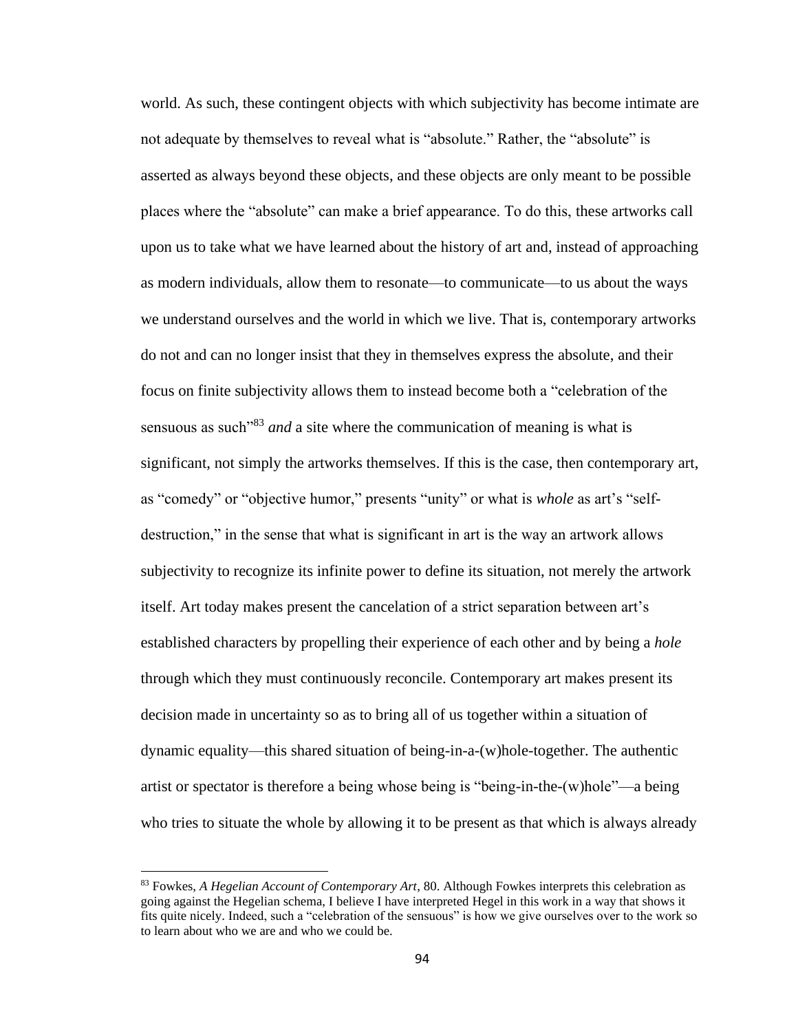world. As such, these contingent objects with which subjectivity has become intimate are not adequate by themselves to reveal what is "absolute." Rather, the "absolute" is asserted as always beyond these objects, and these objects are only meant to be possible places where the "absolute" can make a brief appearance. To do this, these artworks call upon us to take what we have learned about the history of art and, instead of approaching as modern individuals, allow them to resonate—to communicate—to us about the ways we understand ourselves and the world in which we live. That is, contemporary artworks do not and can no longer insist that they in themselves express the absolute, and their focus on finite subjectivity allows them to instead become both a "celebration of the sensuous as such"[83] *and* a site where the communication of meaning is what is significant, not simply the artworks themselves. If this is the case, then contemporary art, as "comedy" or "objective humor," presents "unity" or what is *whole* as art's "self-destruction," in the sense that what is significant in art is the way an artwork allows subjectivity to recognize its infinite power to define its situation, not merely the artwork itself. Art today makes present the cancelation of a strict separation between art's established characters by propelling their experience of each other and by being a *hole* through which they must continuously reconcile. Contemporary art makes present its decision made in uncertainty so as to bring all of us together within a situation of dynamic equality—this shared situation of being-in-a-(w)hole-together. The authentic artist or spectator is therefore a being whose being is "being-in-the-(w)hole"—a being who tries to situate the whole by allowing it to be present as that which is always already

[83] Fowkes, *A Hegelian Account of Contemporary Art*, 80. Although Fowkes interprets this celebration as going against the Hegelian schema, I believe I have interpreted Hegel in this work in a way that shows it fits quite nicely. Indeed, such a "celebration of the sensuous" is how we give ourselves over to the work so to learn about who we are and who we could be.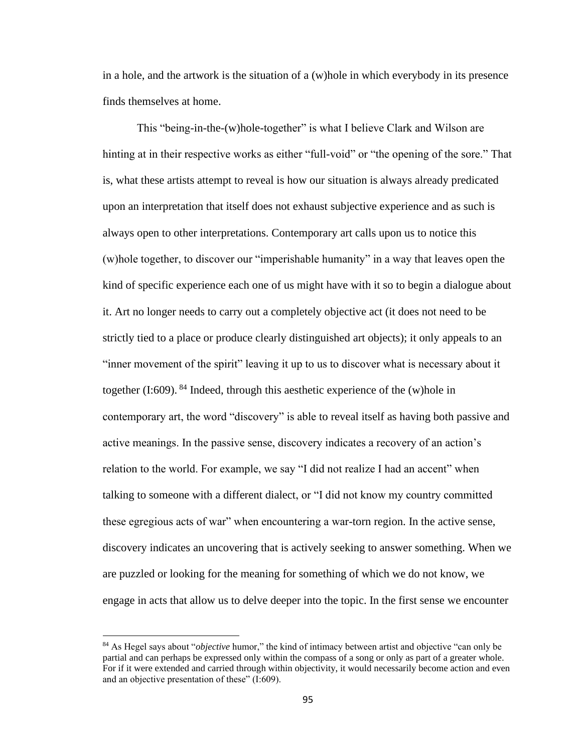in a hole, and the artwork is the situation of a (w)hole in which everybody in its presence finds themselves at home.

This "being-in-the-(w)hole-together" is what I believe Clark and Wilson are hinting at in their respective works as either "full-void" or "the opening of the sore." That is, what these artists attempt to reveal is how our situation is always already predicated upon an interpretation that itself does not exhaust subjective experience and as such is always open to other interpretations. Contemporary art calls upon us to notice this (w)hole together, to discover our "imperishable humanity" in a way that leaves open the kind of specific experience each one of us might have with it so to begin a dialogue about it. Art no longer needs to carry out a completely objective act (it does not need to be strictly tied to a place or produce clearly distinguished art objects); it only appeals to an "inner movement of the spirit" leaving it up to us to discover what is necessary about it together (I:609).[84] Indeed, through this aesthetic experience of the (w)hole in contemporary art, the word "discovery" is able to reveal itself as having both passive and active meanings. In the passive sense, discovery indicates a recovery of an action's relation to the world. For example, we say "I did not realize I had an accent" when talking to someone with a different dialect, or "I did not know my country committed these egregious acts of war" when encountering a war-torn region. In the active sense, discovery indicates an uncovering that is actively seeking to answer something. When we are puzzled or looking for the meaning for something of which we do not know, we engage in acts that allow us to delve deeper into the topic. In the first sense we encounter

---

[84] As Hegel says about "*objective* humor," the kind of intimacy between artist and objective "can only be partial and can perhaps be expressed only within the compass of a song or only as part of a greater whole. For if it were extended and carried through within objectivity, it would necessarily become action and even and an objective presentation of these" (I:609).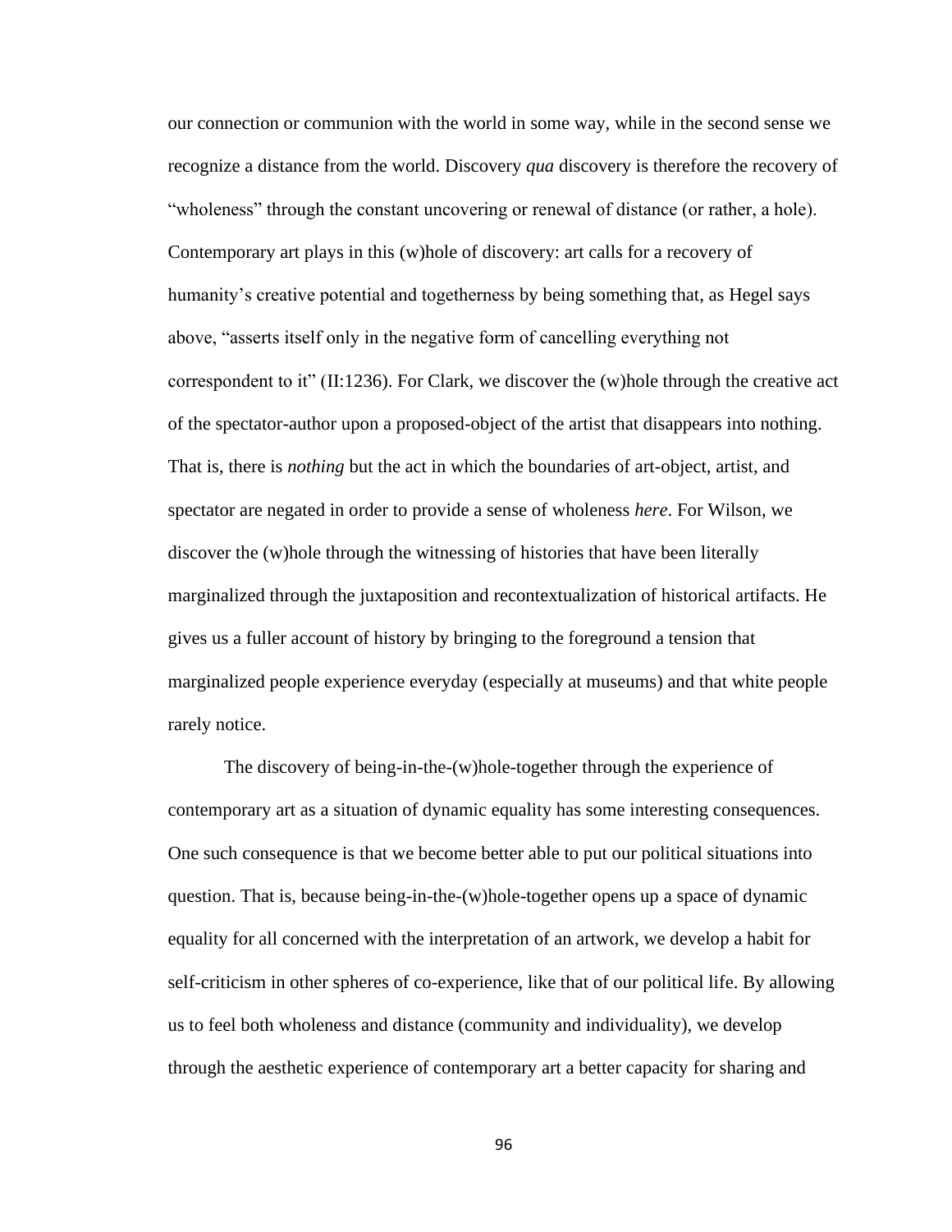our connection or communion with the world in some way, while in the second sense we recognize a distance from the world. Discovery *qua* discovery is therefore the recovery of "wholeness" through the constant uncovering or renewal of distance (or rather, a hole). Contemporary art plays in this (w)hole of discovery: art calls for a recovery of humanity's creative potential and togetherness by being something that, as Hegel says above, "asserts itself only in the negative form of cancelling everything not correspondent to it" (II:1236). For Clark, we discover the (w)hole through the creative act of the spectator-author upon a proposed-object of the artist that disappears into nothing. That is, there is *nothing* but the act in which the boundaries of art-object, artist, and spectator are negated in order to provide a sense of wholeness *here*. For Wilson, we discover the (w)hole through the witnessing of histories that have been literally marginalized through the juxtaposition and recontextualization of historical artifacts. He gives us a fuller account of history by bringing to the foreground a tension that marginalized people experience everyday (especially at museums) and that white people rarely notice.

The discovery of being-in-the-(w)hole-together through the experience of contemporary art as a situation of dynamic equality has some interesting consequences. One such consequence is that we become better able to put our political situations into question. That is, because being-in-the-(w)hole-together opens up a space of dynamic equality for all concerned with the interpretation of an artwork, we develop a habit for self-criticism in other spheres of co-experience, like that of our political life. By allowing us to feel both wholeness and distance (community and individuality), we develop through the aesthetic experience of contemporary art a better capacity for sharing and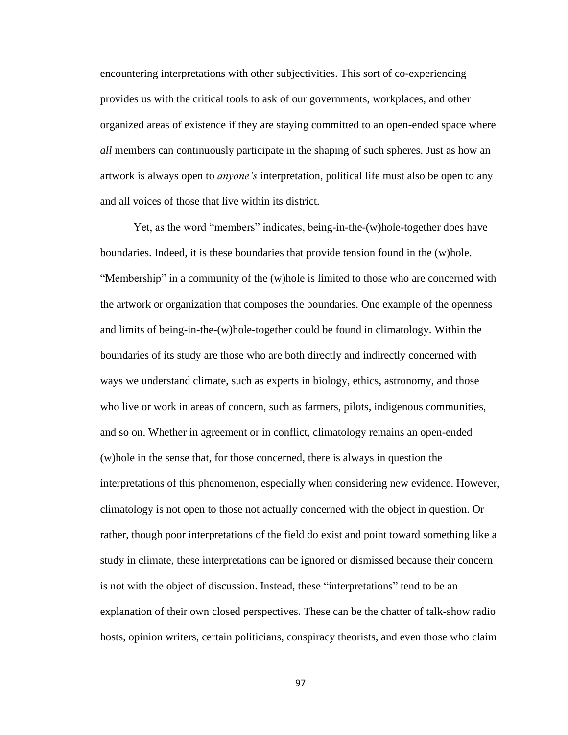encountering interpretations with other subjectivities. This sort of co-experiencing provides us with the critical tools to ask of our governments, workplaces, and other organized areas of existence if they are staying committed to an open-ended space where *all* members can continuously participate in the shaping of such spheres. Just as how an artwork is always open to *anyone's* interpretation, political life must also be open to any and all voices of those that live within its district.

Yet, as the word "members" indicates, being-in-the-(w)hole-together does have boundaries. Indeed, it is these boundaries that provide tension found in the (w)hole. "Membership" in a community of the (w)hole is limited to those who are concerned with the artwork or organization that composes the boundaries. One example of the openness and limits of being-in-the-(w)hole-together could be found in climatology. Within the boundaries of its study are those who are both directly and indirectly concerned with ways we understand climate, such as experts in biology, ethics, astronomy, and those who live or work in areas of concern, such as farmers, pilots, indigenous communities, and so on. Whether in agreement or in conflict, climatology remains an open-ended (w)hole in the sense that, for those concerned, there is always in question the interpretations of this phenomenon, especially when considering new evidence. However, climatology is not open to those not actually concerned with the object in question. Or rather, though poor interpretations of the field do exist and point toward something like a study in climate, these interpretations can be ignored or dismissed because their concern is not with the object of discussion. Instead, these "interpretations" tend to be an explanation of their own closed perspectives. These can be the chatter of talk-show radio hosts, opinion writers, certain politicians, conspiracy theorists, and even those who claim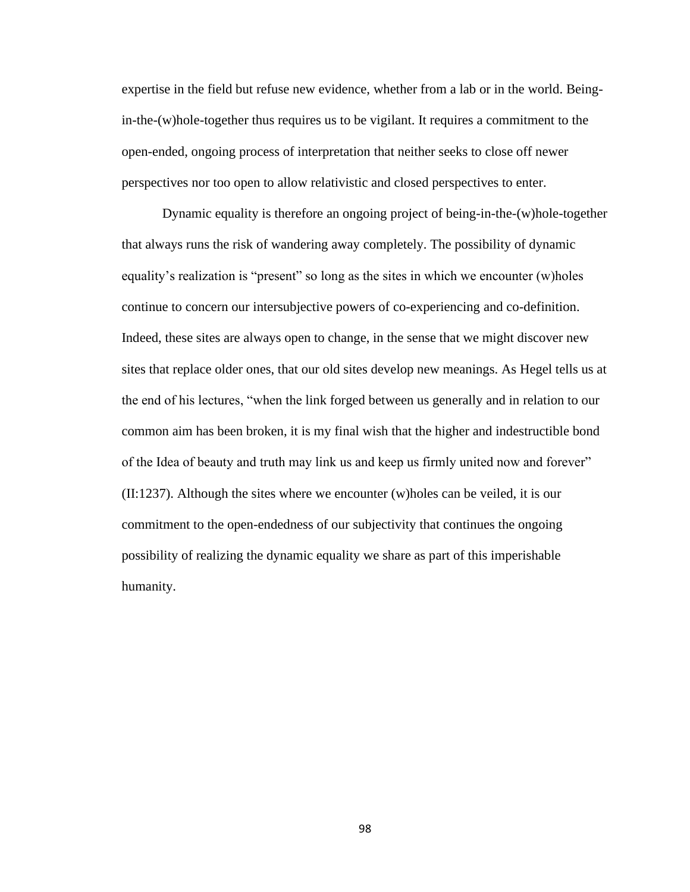expertise in the field but refuse new evidence, whether from a lab or in the world. Being-in-the-(w)hole-together thus requires us to be vigilant. It requires a commitment to the open-ended, ongoing process of interpretation that neither seeks to close off newer perspectives nor too open to allow relativistic and closed perspectives to enter.

Dynamic equality is therefore an ongoing project of being-in-the-(w)hole-together that always runs the risk of wandering away completely. The possibility of dynamic equality's realization is "present" so long as the sites in which we encounter (w)holes continue to concern our intersubjective powers of co-experiencing and co-definition. Indeed, these sites are always open to change, in the sense that we might discover new sites that replace older ones, that our old sites develop new meanings. As Hegel tells us at the end of his lectures, "when the link forged between us generally and in relation to our common aim has been broken, it is my final wish that the higher and indestructible bond of the Idea of beauty and truth may link us and keep us firmly united now and forever" (II:1237). Although the sites where we encounter (w)holes can be veiled, it is our commitment to the open-endedness of our subjectivity that continues the ongoing possibility of realizing the dynamic equality we share as part of this imperishable humanity.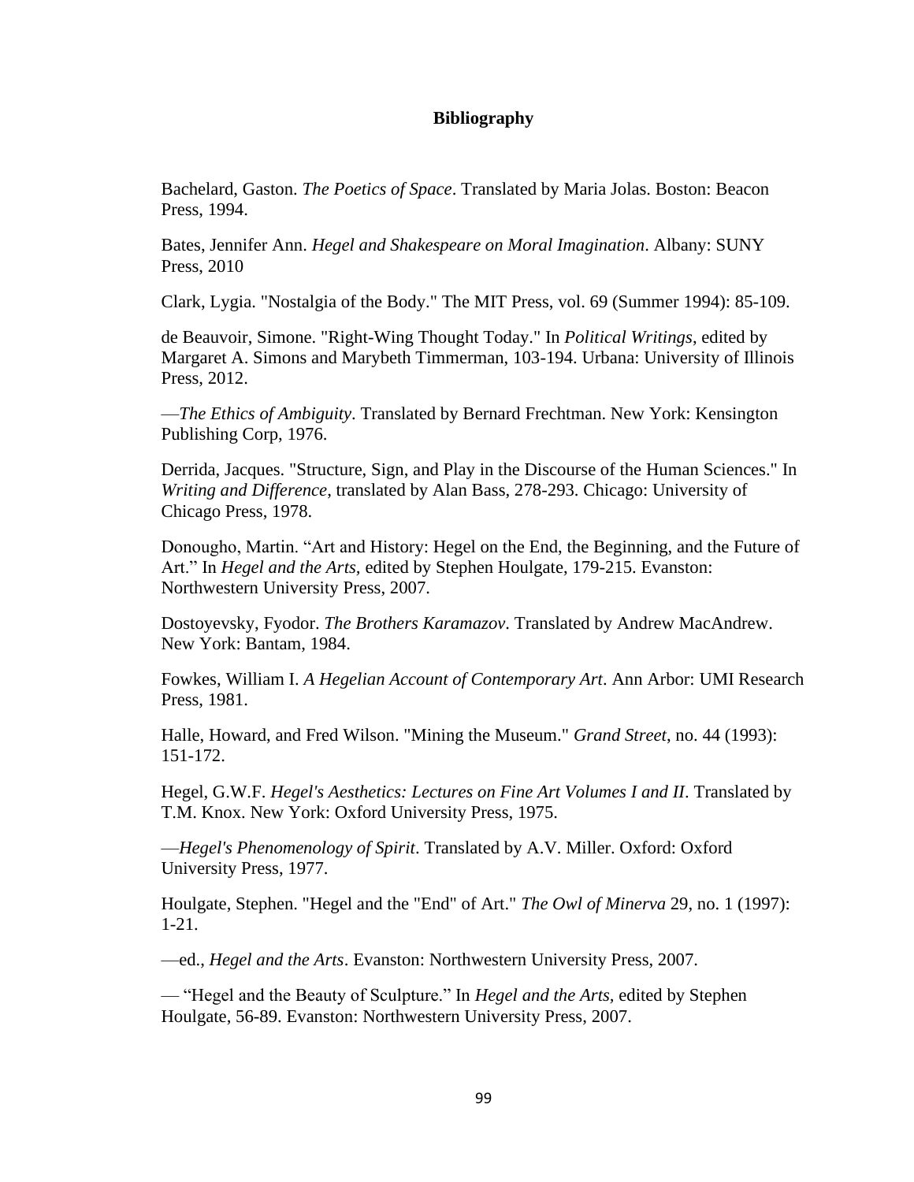# Bibliography

Bachelard, Gaston. *The Poetics of Space*. Translated by Maria Jolas. Boston: Beacon Press, 1994.

Bates, Jennifer Ann. *Hegel and Shakespeare on Moral Imagination*. Albany: SUNY Press, 2010

Clark, Lygia. "Nostalgia of the Body." The MIT Press, vol. 69 (Summer 1994): 85-109.

de Beauvoir, Simone. "Right-Wing Thought Today." In *Political Writings*, edited by Margaret A. Simons and Marybeth Timmerman, 103-194. Urbana: University of Illinois Press, 2012.

—*The Ethics of Ambiguity*. Translated by Bernard Frechtman. New York: Kensington Publishing Corp, 1976.

Derrida, Jacques. "Structure, Sign, and Play in the Discourse of the Human Sciences." In *Writing and Difference*, translated by Alan Bass, 278-293. Chicago: University of Chicago Press, 1978.

Donougho, Martin. "Art and History: Hegel on the End, the Beginning, and the Future of Art." In *Hegel and the Arts,* edited by Stephen Houlgate, 179-215. Evanston: Northwestern University Press, 2007.

Dostoyevsky, Fyodor. *The Brothers Karamazov*. Translated by Andrew MacAndrew. New York: Bantam, 1984.

Fowkes, William I. *A Hegelian Account of Contemporary Art*. Ann Arbor: UMI Research Press, 1981.

Halle, Howard, and Fred Wilson. "Mining the Museum." *Grand Street*, no. 44 (1993): 151-172.

Hegel, G.W.F. *Hegel's Aesthetics: Lectures on Fine Art Volumes I and II*. Translated by T.M. Knox. New York: Oxford University Press, 1975.

—*Hegel's Phenomenology of Spirit*. Translated by A.V. Miller. Oxford: Oxford University Press, 1977.

Houlgate, Stephen. "Hegel and the "End" of Art." *The Owl of Minerva* 29, no. 1 (1997): 1-21.

—ed., *Hegel and the Arts*. Evanston: Northwestern University Press, 2007.

— "Hegel and the Beauty of Sculpture." In *Hegel and the Arts*, edited by Stephen Houlgate, 56-89. Evanston: Northwestern University Press, 2007.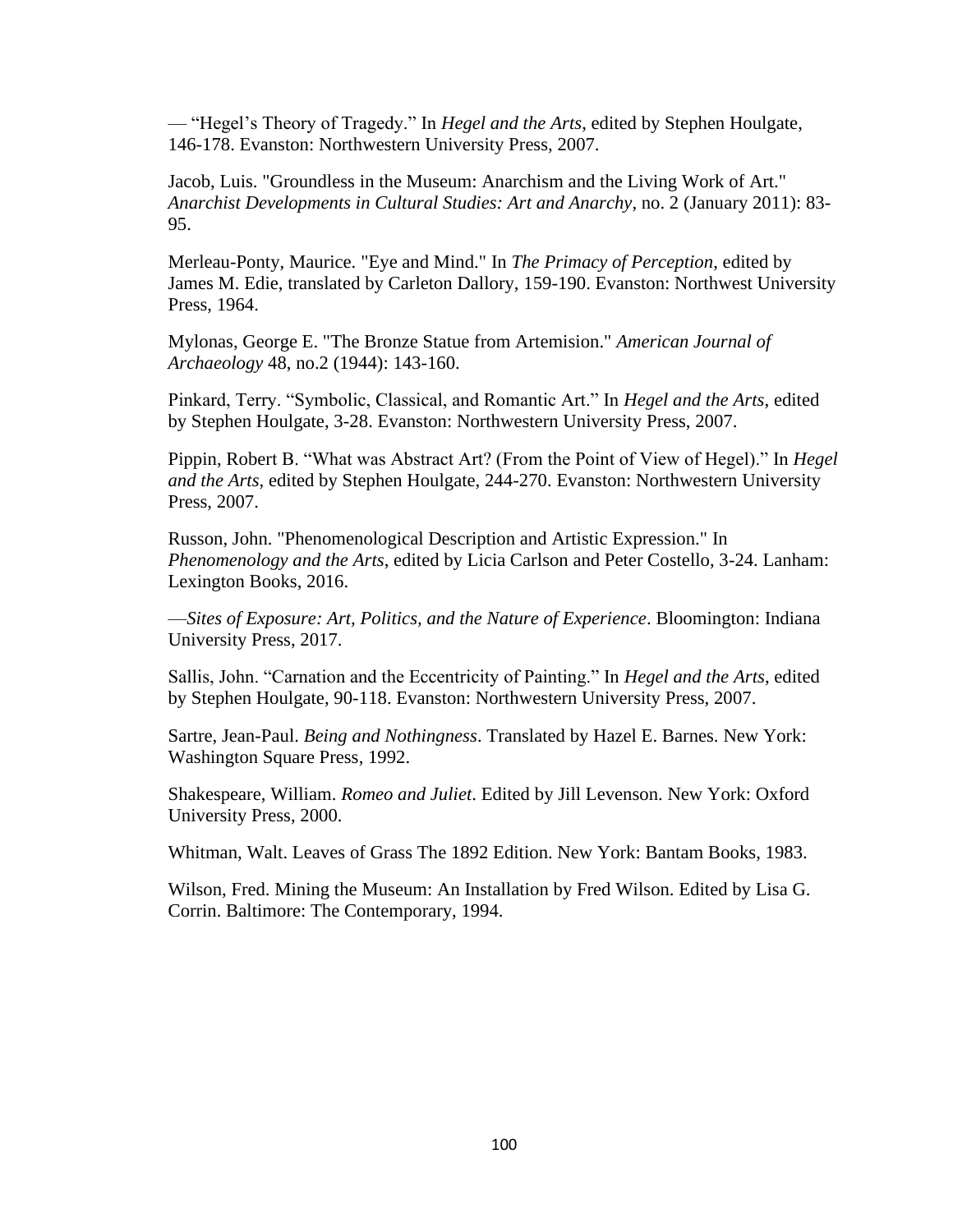— “Hegel’s Theory of Tragedy.” In *Hegel and the Arts*, edited by Stephen Houlgate, 146-178. Evanston: Northwestern University Press, 2007.

Jacob, Luis. "Groundless in the Museum: Anarchism and the Living Work of Art." *Anarchist Developments in Cultural Studies: Art and Anarchy*, no. 2 (January 2011): 83-95.

Merleau-Ponty, Maurice. "Eye and Mind." In *The Primacy of Perception*, edited by James M. Edie, translated by Carleton Dallory, 159-190. Evanston: Northwest University Press, 1964.

Mylonas, George E. "The Bronze Statue from Artemision." *American Journal of Archaeology* 48, no.2 (1944): 143-160.

Pinkard, Terry. “Symbolic, Classical, and Romantic Art.” In *Hegel and the Arts*, edited by Stephen Houlgate, 3-28. Evanston: Northwestern University Press, 2007.

Pippin, Robert B. “What was Abstract Art? (From the Point of View of Hegel).” In *Hegel and the Arts*, edited by Stephen Houlgate, 244-270. Evanston: Northwestern University Press, 2007.

Russon, John. "Phenomenological Description and Artistic Expression." In *Phenomenology and the Arts*, edited by Licia Carlson and Peter Costello, 3-24. Lanham: Lexington Books, 2016.

—*Sites of Exposure: Art, Politics, and the Nature of Experience*. Bloomington: Indiana University Press, 2017.

Sallis, John. “Carnation and the Eccentricity of Painting.” In *Hegel and the Arts*, edited by Stephen Houlgate, 90-118. Evanston: Northwestern University Press, 2007.

Sartre, Jean-Paul. *Being and Nothingness*. Translated by Hazel E. Barnes. New York: Washington Square Press, 1992.

Shakespeare, William. *Romeo and Juliet*. Edited by Jill Levenson. New York: Oxford University Press, 2000.

Whitman, Walt. Leaves of Grass The 1892 Edition. New York: Bantam Books, 1983.

Wilson, Fred. Mining the Museum: An Installation by Fred Wilson. Edited by Lisa G. Corrin. Baltimore: The Contemporary, 1994.